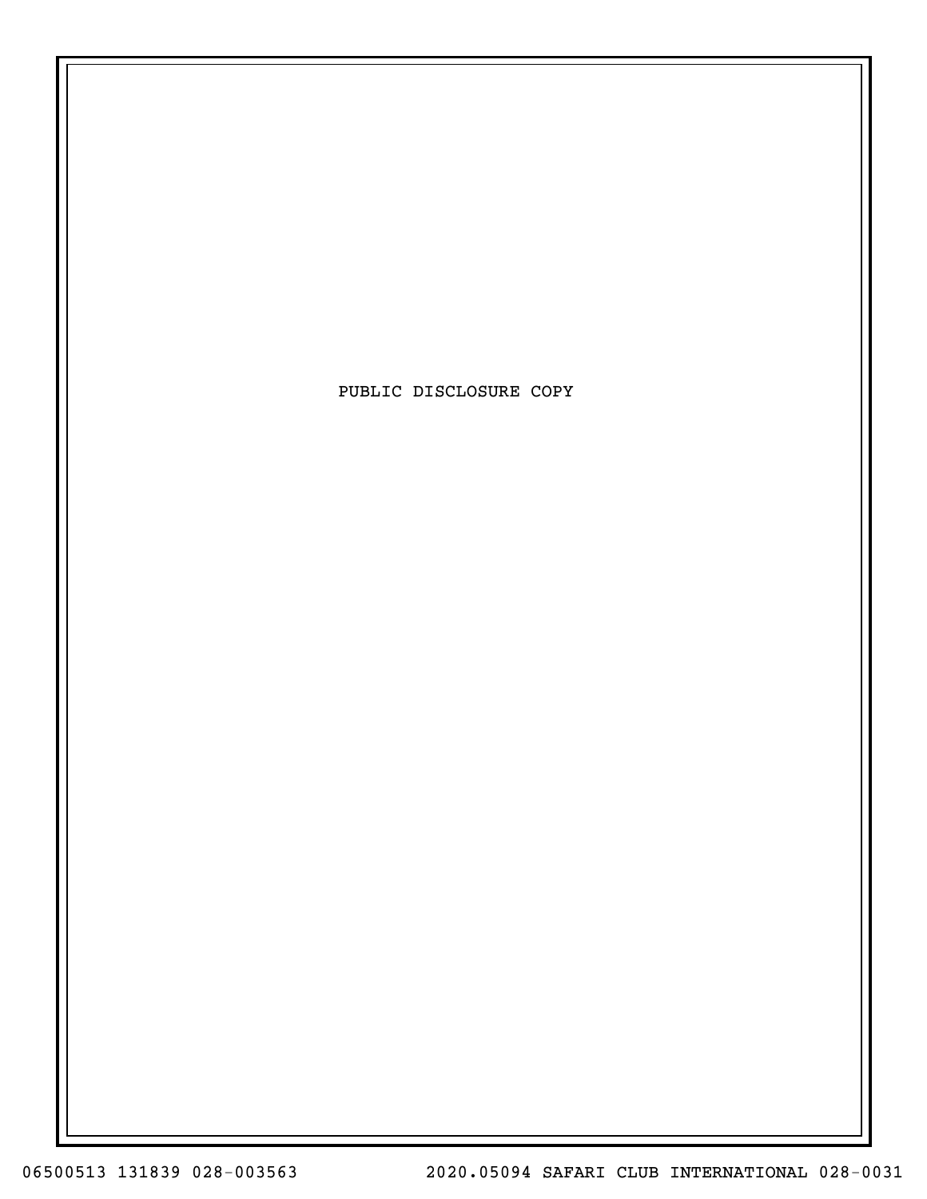PUBLIC DISCLOSURE COPY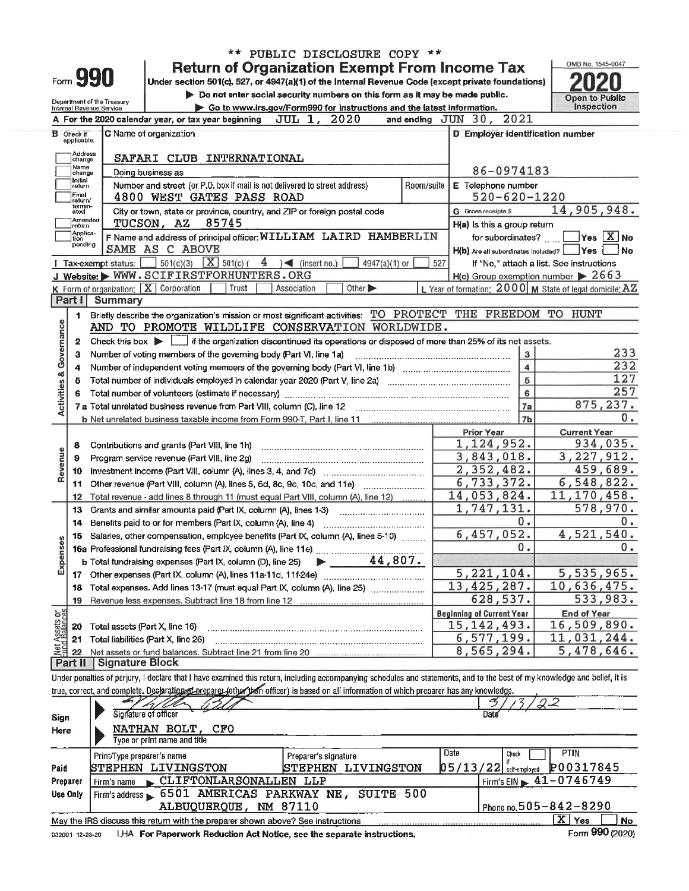\*\* PUBLIC DISCLOSURE COPY \*\*

# Form 990 — Return of Organization Exempt From Income Tax (2020)

Under section 501(c), 527, or 4947(a)(1) of the Internal Revenue Code (except private foundations)

▶ Do not enter social security numbers on this form as it may be made public.

▶ Go to www.irs.gov/Form990 for instructions and the latest information.

Department of the Treasury, Internal Revenue Service

OMB No. 1545-0047 — Open to Public Inspection

**A** For the 2020 calendar year, or tax year beginning JUL 1, 2020 and ending JUN 30, 2021

**B** Check if applicable: Address change, Name change, Initial return, Final return/terminated, Amended return, Application pending

**C** Name of organization: SAFARI CLUB INTERNATIONAL

Doing business as

Number and street (or P.O. box if mail is not delivered to street address): 4800 WEST GATES PASS ROAD — Room/suite

City or town, state or province, country, and ZIP or foreign postal code: TUCSON, AZ 85745

**D** Employer identification number: 86-0974183

**E** Telephone number: 520-620-1220

**G** Gross receipts $ 14,905,948.

**F** Name and address of principal officer: WILLIAM LAIRD HAMBERLIN, SAME AS C ABOVE

**H(a)** Is this a group return for subordinates? ☐ Yes ☒ No

**H(b)** Are all subordinates included? ☐ Yes ☐ No — If "No," attach a list. See instructions

**H(c)** Group exemption number ▶ 2663

**I** Tax-exempt status: ☐ 501(c)(3) ☒ 501(c) ( 4 ) ◀ (insert no.) ☐ 4947(a)(1) or ☐ 527

**J** Website: ▶ WWW.SCIFIRSTFORHUNTERS.ORG

**K** Form of organization: ☒ Corporation ☐ Trust ☐ Association ☐ Other ▶

**L** Year of formation: 2000 **M** State of legal domicile: AZ

## Part I Summary

**Activities & Governance**

1. Briefly describe the organization's mission or most significant activities: TO PROTECT THE FREEDOM TO HUNT AND TO PROMOTE WILDLIFE CONSERVATION WORLDWIDE.
2. Check this box ▶ ☐ if the organization discontinued its operations or disposed of more than 25% of its net assets.

| Line | Description | | Value |
|---|---|---|---|
| 3 | Number of voting members of the governing body (Part VI, line 1a) | 3 | 233 |
| 4 | Number of independent voting members of the governing body (Part VI, line 1b) | 4 | 232 |
| 5 | Total number of individuals employed in calendar year 2020 (Part V, line 2a) | 5 | 127 |
| 6 | Total number of volunteers (estimate if necessary) | 6 | 257 |
| 7a | Total unrelated business revenue from Part VIII, column (C), line 12 | 7a | 875,237. |
| 7b | Net unrelated business taxable income from Form 990-T, Part I, line 11 | 7b | 0. |

| Line | Description | Prior Year | Current Year |
|---|---|---|---|
| | **Revenue** | | |
| 8 | Contributions and grants (Part VIII, line 1h) | 1,124,952. | 934,035. |
| 9 | Program service revenue (Part VIII, line 2g) | 3,843,018. | 3,227,912. |
| 10 | Investment income (Part VIII, column (A), lines 3, 4, and 7d) | 2,352,482. | 459,689. |
| 11 | Other revenue (Part VIII, column (A), lines 5, 6d, 8c, 9c, 10c, and 11e) | 6,733,372. | 6,548,822. |
| 12 | Total revenue - add lines 8 through 11 (must equal Part VIII, column (A), line 12) | 14,053,824. | 11,170,458. |
| | **Expenses** | | |
| 13 | Grants and similar amounts paid (Part IX, column (A), lines 1-3) | 1,747,131. | 578,970. |
| 14 | Benefits paid to or for members (Part IX, column (A), line 4) | 0. | 0. |
| 15 | Salaries, other compensation, employee benefits (Part IX, column (A), lines 5-10) | 6,457,052. | 4,521,540. |
| 16a | Professional fundraising fees (Part IX, column (A), line 11e) | 0. | 0. |
| b | Total fundraising expenses (Part IX, column (D), line 25) ▶ 44,807. | | |
| 17 | Other expenses (Part IX, column (A), lines 11a-11d, 11f-24e) | 5,221,104. | 5,535,965. |
| 18 | Total expenses. Add lines 13-17 (must equal Part IX, column (A), line 25) | 13,425,287. | 10,636,475. |
| 19 | Revenue less expenses. Subtract line 18 from line 12 | 628,537. | 533,983. |

| Line | Net Assets or Fund Balances | Beginning of Current Year | End of Year |
|---|---|---|---|
| 20 | Total assets (Part X, line 16) | 15,142,493. | 16,509,890. |
| 21 | Total liabilities (Part X, line 26) | 6,577,199. | 11,031,244. |
| 22 | Net assets or fund balances. Subtract line 21 from line 20 | 8,565,294. | 5,478,646. |

## Part II Signature Block

Under penalties of perjury, I declare that I have examined this return, including accompanying schedules and statements, and to the best of my knowledge and belief, it is true, correct, and complete. Declaration of preparer (other than officer) is based on all information of which preparer has any knowledge.

**Sign Here**

Signature of officer — Date: 5/13/22

NATHAN BOLT, CFO — Type or print name and title

**Paid Preparer Use Only**

| Print/Type preparer's name | Preparer's signature | Date | Check ☐ if self-employed | PTIN |
|---|---|---|---|---|
| STEPHEN LIVINGSTON | STEPHEN LIVINGSTON | 05/13/22 | | P00317845 |

Firm's name ▶ CLIFTONLARSONALLEN LLP — Firm's EIN ▶ 41-0746749

Firm's address ▶ 6501 AMERICAS PARKWAY NE, SUITE 500, ALBUQUERQUE, NM 87110 — Phone no. 505-842-8290

May the IRS discuss this return with the preparer shown above? See instructions ☒ Yes ☐ No

032001 12-23-20 LHA For Paperwork Reduction Act Notice, see the separate instructions. Form **990** (2020)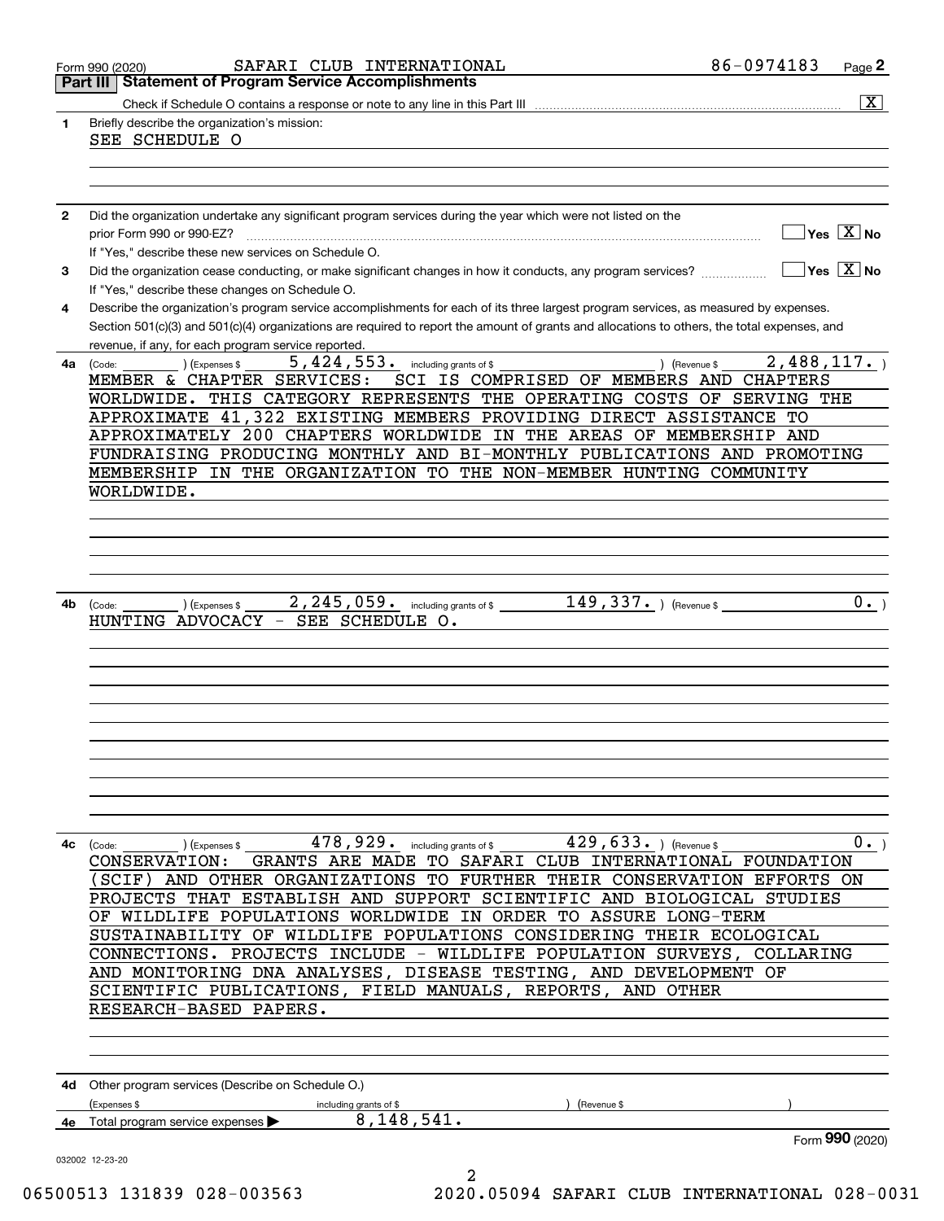Form 990 (2020) SAFARI CLUB INTERNATIONAL 86-0974183

## Part III Statement of Program Service Accomplishments

Check if Schedule O contains a response or note to any line in this Part III [X]

**1** Briefly describe the organization's mission:

SEE SCHEDULE O

**2** Did the organization undertake any significant program services during the year which were not listed on the prior Form 990 or 990-EZ? [ ] Yes [X] No

If "Yes," describe these new services on Schedule O.

**3** Did the organization cease conducting, or make significant changes in how it conducts, any program services? [ ] Yes [X] No

If "Yes," describe these changes on Schedule O.

**4** Describe the organization's program service accomplishments for each of its three largest program services, as measured by expenses. Section 501(c)(3) and 501(c)(4) organizations are required to report the amount of grants and allocations to others, the total expenses, and revenue, if any, for each program service reported.

**4a** (Code: ) (Expenses $ 5,424,553. including grants of $ ) (Revenue $ 2,488,117. )

MEMBER & CHAPTER SERVICES: SCI IS COMPRISED OF MEMBERS AND CHAPTERS WORLDWIDE. THIS CATEGORY REPRESENTS THE OPERATING COSTS OF SERVING THE APPROXIMATE 41,322 EXISTING MEMBERS PROVIDING DIRECT ASSISTANCE TO APPROXIMATELY 200 CHAPTERS WORLDWIDE IN THE AREAS OF MEMBERSHIP AND FUNDRAISING PRODUCING MONTHLY AND BI-MONTHLY PUBLICATIONS AND PROMOTING MEMBERSHIP IN THE ORGANIZATION TO THE NON-MEMBER HUNTING COMMUNITY WORLDWIDE.

**4b** (Code: ) (Expenses $ 2,245,059. including grants of $ 149,337. ) (Revenue $ 0. )

HUNTING ADVOCACY - SEE SCHEDULE O.

**4c** (Code: ) (Expenses $ 478,929. including grants of $ 429,633. ) (Revenue $ 0. )

CONSERVATION: GRANTS ARE MADE TO SAFARI CLUB INTERNATIONAL FOUNDATION (SCIF) AND OTHER ORGANIZATIONS TO FURTHER THEIR CONSERVATION EFFORTS ON PROJECTS THAT ESTABLISH AND SUPPORT SCIENTIFIC AND BIOLOGICAL STUDIES OF WILDLIFE POPULATIONS WORLDWIDE IN ORDER TO ASSURE LONG-TERM SUSTAINABILITY OF WILDLIFE POPULATIONS CONSIDERING THEIR ECOLOGICAL CONNECTIONS. PROJECTS INCLUDE - WILDLIFE POPULATION SURVEYS, COLLARING AND MONITORING DNA ANALYSES, DISEASE TESTING, AND DEVELOPMENT OF SCIENTIFIC PUBLICATIONS, FIELD MANUALS, REPORTS, AND OTHER RESEARCH-BASED PAPERS.

**4d** Other program services (Describe on Schedule O.)

(Expenses $ including grants of $ ) (Revenue $ )

**4e** Total program service expenses ▶ 8,148,541.

Form 990 (2020)

032002 12-23-20

06500513 131839 028-003563 2020.05094 SAFARI CLUB INTERNATIONAL 028-0031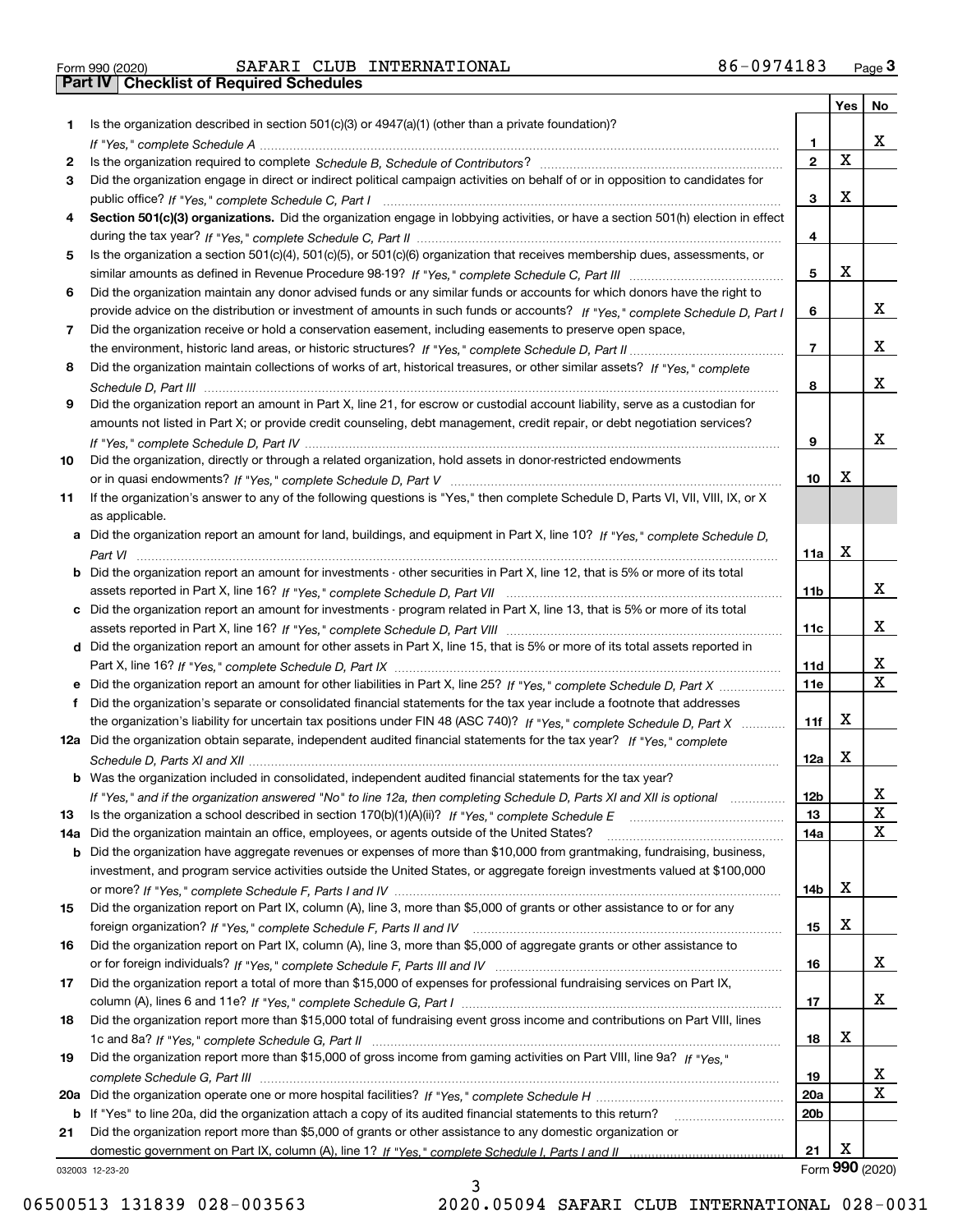Form 990 (2020) SAFARI CLUB INTERNATIONAL 86-0974183 Page **3**

## Part IV Checklist of Required Schedules

| | | | Yes | No |
|---|---|---|---|---|
| **1** | Is the organization described in section 501(c)(3) or 4947(a)(1) (other than a private foundation)? *If "Yes," complete Schedule A* | **1** | | X |
| **2** | Is the organization required to complete *Schedule B, Schedule of Contributors*? | **2** | X | |
| **3** | Did the organization engage in direct or indirect political campaign activities on behalf of or in opposition to candidates for public office? *If "Yes," complete Schedule C, Part I* | **3** | X | |
| **4** | **Section 501(c)(3) organizations.** Did the organization engage in lobbying activities, or have a section 501(h) election in effect during the tax year? *If "Yes," complete Schedule C, Part II* | **4** | | |
| **5** | Is the organization a section 501(c)(4), 501(c)(5), or 501(c)(6) organization that receives membership dues, assessments, or similar amounts as defined in Revenue Procedure 98-19? *If "Yes," complete Schedule C, Part III* | **5** | X | |
| **6** | Did the organization maintain any donor advised funds or any similar funds or accounts for which donors have the right to provide advice on the distribution or investment of amounts in such funds or accounts? *If "Yes," complete Schedule D, Part I* | **6** | | X |
| **7** | Did the organization receive or hold a conservation easement, including easements to preserve open space, the environment, historic land areas, or historic structures? *If "Yes," complete Schedule D, Part II* | **7** | | X |
| **8** | Did the organization maintain collections of works of art, historical treasures, or other similar assets? *If "Yes," complete Schedule D, Part III* | **8** | | X |
| **9** | Did the organization report an amount in Part X, line 21, for escrow or custodial account liability, serve as a custodian for amounts not listed in Part X; or provide credit counseling, debt management, credit repair, or debt negotiation services? *If "Yes," complete Schedule D, Part IV* | **9** | | X |
| **10** | Did the organization, directly or through a related organization, hold assets in donor-restricted endowments or in quasi endowments? *If "Yes," complete Schedule D, Part V* | **10** | X | |
| **11** | If the organization's answer to any of the following questions is "Yes," then complete Schedule D, Parts VI, VII, VIII, IX, or X as applicable. | | | |
| **a** | Did the organization report an amount for land, buildings, and equipment in Part X, line 10? *If "Yes," complete Schedule D, Part VI* | **11a** | X | |
| **b** | Did the organization report an amount for investments - other securities in Part X, line 12, that is 5% or more of its total assets reported in Part X, line 16? *If "Yes," complete Schedule D, Part VII* | **11b** | | X |
| **c** | Did the organization report an amount for investments - program related in Part X, line 13, that is 5% or more of its total assets reported in Part X, line 16? *If "Yes," complete Schedule D, Part VIII* | **11c** | | X |
| **d** | Did the organization report an amount for other assets in Part X, line 15, that is 5% or more of its total assets reported in Part X, line 16? *If "Yes," complete Schedule D, Part IX* | **11d** | | X |
| **e** | Did the organization report an amount for other liabilities in Part X, line 25? *If "Yes," complete Schedule D, Part X* | **11e** | | X |
| **f** | Did the organization's separate or consolidated financial statements for the tax year include a footnote that addresses the organization's liability for uncertain tax positions under FIN 48 (ASC 740)? *If "Yes," complete Schedule D, Part X* | **11f** | X | |
| **12a** | Did the organization obtain separate, independent audited financial statements for the tax year? *If "Yes," complete Schedule D, Parts XI and XII* | **12a** | X | |
| **b** | Was the organization included in consolidated, independent audited financial statements for the tax year? *If "Yes," and if the organization answered "No" to line 12a, then completing Schedule D, Parts XI and XII is optional* | **12b** | | X |
| **13** | Is the organization a school described in section 170(b)(1)(A)(ii)? *If "Yes," complete Schedule E* | **13** | | X |
| **14a** | Did the organization maintain an office, employees, or agents outside of the United States? | **14a** | | X |
| **b** | Did the organization have aggregate revenues or expenses of more than $10,000 from grantmaking, fundraising, business, investment, and program service activities outside the United States, or aggregate foreign investments valued at $100,000 or more? *If "Yes," complete Schedule F, Parts I and IV* | **14b** | X | |
| **15** | Did the organization report on Part IX, column (A), line 3, more than $5,000 of grants or other assistance to or for any foreign organization? *If "Yes," complete Schedule F, Parts II and IV* | **15** | X | |
| **16** | Did the organization report on Part IX, column (A), line 3, more than $5,000 of aggregate grants or other assistance to or for foreign individuals? *If "Yes," complete Schedule F, Parts III and IV* | **16** | | X |
| **17** | Did the organization report a total of more than $15,000 of expenses for professional fundraising services on Part IX, column (A), lines 6 and 11e? *If "Yes," complete Schedule G, Part I* | **17** | | X |
| **18** | Did the organization report more than $15,000 total of fundraising event gross income and contributions on Part VIII, lines 1c and 8a? *If "Yes," complete Schedule G, Part II* | **18** | X | |
| **19** | Did the organization report more than $15,000 of gross income from gaming activities on Part VIII, line 9a? *If "Yes," complete Schedule G, Part III* | **19** | | X |
| **20a** | Did the organization operate one or more hospital facilities? *If "Yes," complete Schedule H* | **20a** | | X |
| **b** | If "Yes" to line 20a, did the organization attach a copy of its audited financial statements to this return? | **20b** | | |
| **21** | Did the organization report more than $5,000 of grants or other assistance to any domestic organization or domestic government on Part IX, column (A), line 1? *If "Yes," complete Schedule I, Parts I and II* | **21** | X | |

032003 12-23-20 Form **990** (2020)

06500513 131839 028-003563 2020.05094 SAFARI CLUB INTERNATIONAL 028-0031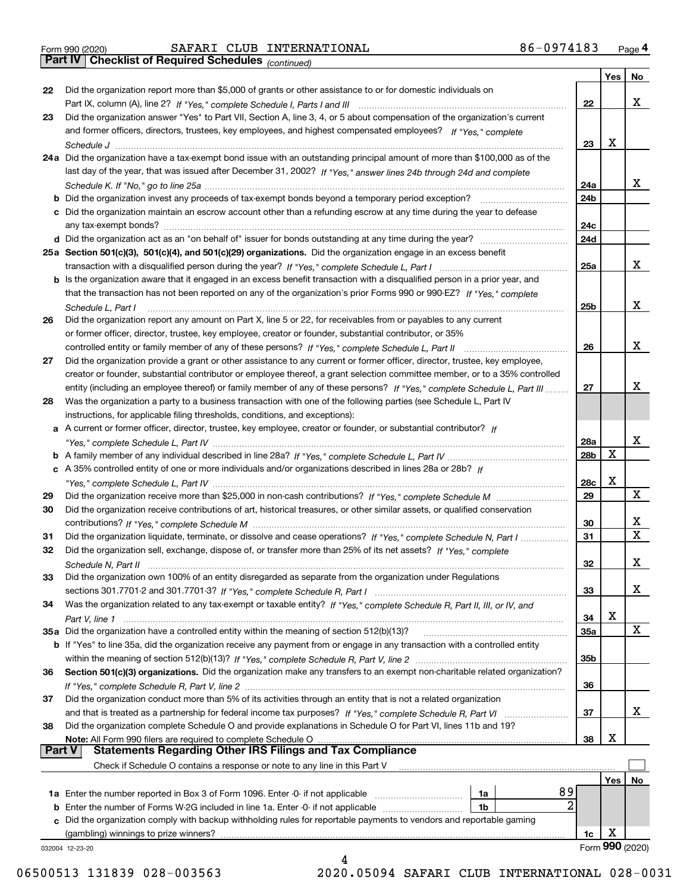Form 990 (2020) SAFARI CLUB INTERNATIONAL 86-0974183 Page **4**

## Part IV | Checklist of Required Schedules *(continued)*

| | | | Yes | No |
|---|---|---|---|---|
| 22 | Did the organization report more than $5,000 of grants or other assistance to or for domestic individuals on Part IX, column (A), line 2? *If "Yes," complete Schedule I, Parts I and III* | 22 | | X |
| 23 | Did the organization answer "Yes" to Part VII, Section A, line 3, 4, or 5 about compensation of the organization's current and former officers, directors, trustees, key employees, and highest compensated employees? *If "Yes," complete Schedule J* | 23 | X | |
| 24a | Did the organization have a tax-exempt bond issue with an outstanding principal amount of more than $100,000 as of the last day of the year, that was issued after December 31, 2002? *If "Yes," answer lines 24b through 24d and complete Schedule K. If "No," go to line 25a* | 24a | | X |
| b | Did the organization invest any proceeds of tax-exempt bonds beyond a temporary period exception? | 24b | | |
| c | Did the organization maintain an escrow account other than a refunding escrow at any time during the year to defease any tax-exempt bonds? | 24c | | |
| d | Did the organization act as an "on behalf of" issuer for bonds outstanding at any time during the year? | 24d | | |
| 25a | **Section 501(c)(3), 501(c)(4), and 501(c)(29) organizations.** Did the organization engage in an excess benefit transaction with a disqualified person during the year? *If "Yes," complete Schedule L, Part I* | 25a | | X |
| b | Is the organization aware that it engaged in an excess benefit transaction with a disqualified person in a prior year, and that the transaction has not been reported on any of the organization's prior Forms 990 or 990-EZ? *If "Yes," complete Schedule L, Part I* | 25b | | X |
| 26 | Did the organization report any amount on Part X, line 5 or 22, for receivables from or payables to any current or former officer, director, trustee, key employee, creator or founder, substantial contributor, or 35% controlled entity or family member of any of these persons? *If "Yes," complete Schedule L, Part II* | 26 | | X |
| 27 | Did the organization provide a grant or other assistance to any current or former officer, director, trustee, key employee, creator or founder, substantial contributor or employee thereof, a grant selection committee member, or to a 35% controlled entity (including an employee thereof) or family member of any of these persons? *If "Yes," complete Schedule L, Part III* | 27 | | X |
| 28 | Was the organization a party to a business transaction with one of the following parties (see Schedule L, Part IV instructions, for applicable filing thresholds, conditions, and exceptions): | | | |
| a | A current or former officer, director, trustee, key employee, creator or founder, or substantial contributor? *If "Yes," complete Schedule L, Part IV* | 28a | | X |
| b | A family member of any individual described in line 28a? *If "Yes," complete Schedule L, Part IV* | 28b | X | |
| c | A 35% controlled entity of one or more individuals and/or organizations described in lines 28a or 28b? *If "Yes," complete Schedule L, Part IV* | 28c | X | |
| 29 | Did the organization receive more than $25,000 in non-cash contributions? *If "Yes," complete Schedule M* | 29 | | X |
| 30 | Did the organization receive contributions of art, historical treasures, or other similar assets, or qualified conservation contributions? *If "Yes," complete Schedule M* | 30 | | X |
| 31 | Did the organization liquidate, terminate, or dissolve and cease operations? *If "Yes," complete Schedule N, Part I* | 31 | | X |
| 32 | Did the organization sell, exchange, dispose of, or transfer more than 25% of its net assets? *If "Yes," complete Schedule N, Part II* | 32 | | X |
| 33 | Did the organization own 100% of an entity disregarded as separate from the organization under Regulations sections 301.7701-2 and 301.7701-3? *If "Yes," complete Schedule R, Part I* | 33 | | X |
| 34 | Was the organization related to any tax-exempt or taxable entity? *If "Yes," complete Schedule R, Part II, III, or IV, and Part V, line 1* | 34 | X | |
| 35a | Did the organization have a controlled entity within the meaning of section 512(b)(13)? | 35a | | X |
| b | If "Yes" to line 35a, did the organization receive any payment from or engage in any transaction with a controlled entity within the meaning of section 512(b)(13)? *If "Yes," complete Schedule R, Part V, line 2* | 35b | | |
| 36 | **Section 501(c)(3) organizations.** Did the organization make any transfers to an exempt non-charitable related organization? *If "Yes," complete Schedule R, Part V, line 2* | 36 | | |
| 37 | Did the organization conduct more than 5% of its activities through an entity that is not a related organization and that is treated as a partnership for federal income tax purposes? *If "Yes," complete Schedule R, Part VI* | 37 | | X |
| 38 | Did the organization complete Schedule O and provide explanations in Schedule O for Part VI, lines 11b and 19? **Note:** All Form 990 filers are required to complete Schedule O | 38 | X | |

## Part V | Statements Regarding Other IRS Filings and Tax Compliance

Check if Schedule O contains a response or note to any line in this Part V ☐

| | | | | | Yes | No |
|---|---|---|---|---|---|---|
| 1a | Enter the number reported in Box 3 of Form 1096. Enter -0- if not applicable | 1a | 89 | | | |
| b | Enter the number of Forms W-2G included in line 1a. Enter -0- if not applicable | 1b | 2 | | | |
| c | Did the organization comply with backup withholding rules for reportable payments to vendors and reportable gaming (gambling) winnings to prize winners? | | | 1c | X | |

032004 12-23-20 Form **990** (2020)

06500513 131839 028-003563 2020.05094 SAFARI CLUB INTERNATIONAL 028-0031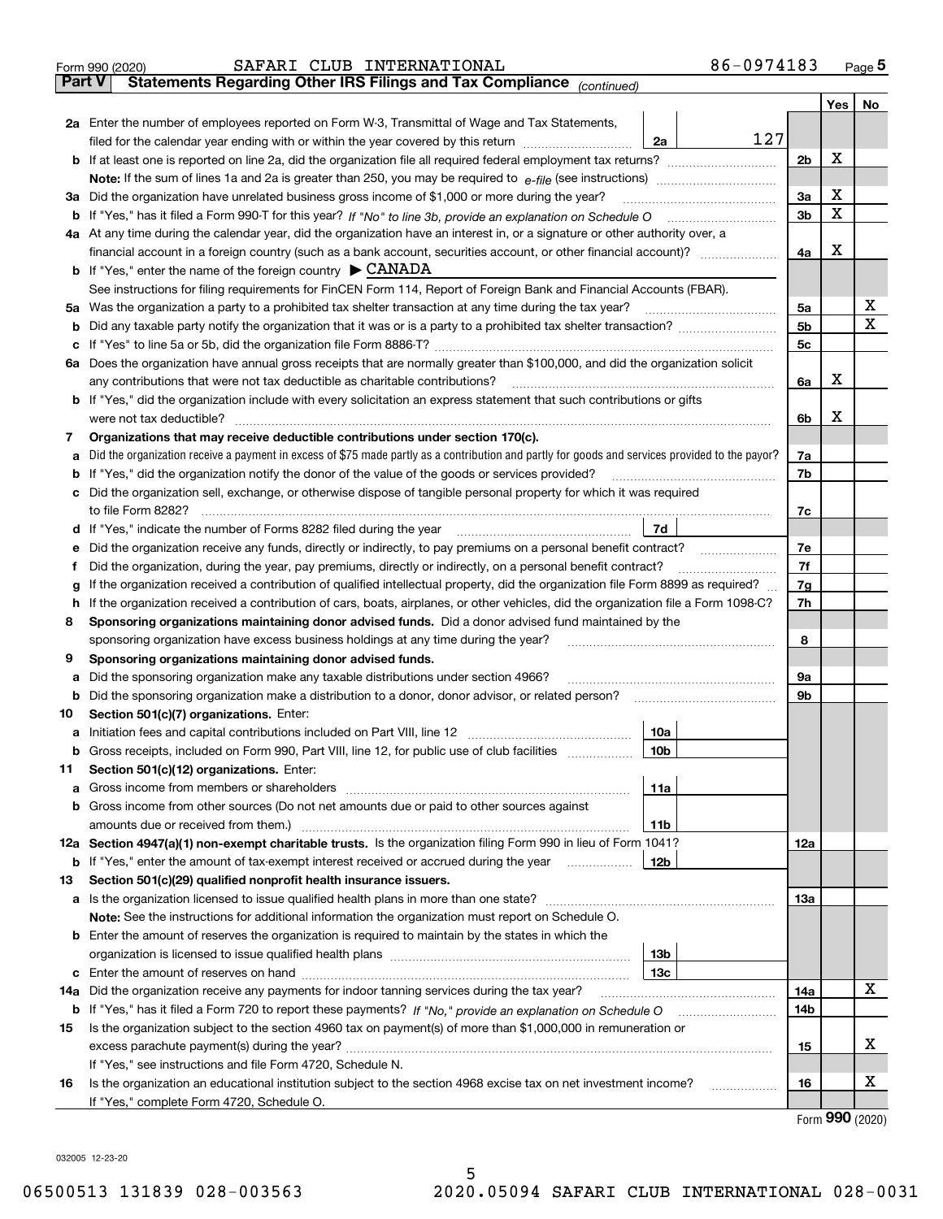Form 990 (2020) SAFARI CLUB INTERNATIONAL 86-0974183 Page 5

**Part V Statements Regarding Other IRS Filings and Tax Compliance** *(continued)*

| | | | | Yes | No |
|---|---|---|---|---|---|
| **2a** | Enter the number of employees reported on Form W-3, Transmittal of Wage and Tax Statements, filed for the calendar year ending with or within the year covered by this return | 2a | 127 | | |
| **b** | If at least one is reported on line 2a, did the organization file all required federal employment tax returns? | | 2b | X | |
| | **Note:** If the sum of lines 1a and 2a is greater than 250, you may be required to *e-file* (see instructions) | | | | |
| **3a** | Did the organization have unrelated business gross income of $1,000 or more during the year? | | 3a | X | |
| **b** | If "Yes," has it filed a Form 990-T for this year? *If "No" to line 3b, provide an explanation on Schedule O* | | 3b | X | |
| **4a** | At any time during the calendar year, did the organization have an interest in, or a signature or other authority over, a financial account in a foreign country (such as a bank account, securities account, or other financial account)? | | 4a | X | |
| **b** | If "Yes," enter the name of the foreign country ▶ CANADA | | | | |
| | See instructions for filing requirements for FinCEN Form 114, Report of Foreign Bank and Financial Accounts (FBAR). | | | | |
| **5a** | Was the organization a party to a prohibited tax shelter transaction at any time during the tax year? | | 5a | | X |
| **b** | Did any taxable party notify the organization that it was or is a party to a prohibited tax shelter transaction? | | 5b | | X |
| **c** | If "Yes" to line 5a or 5b, did the organization file Form 8886-T? | | 5c | | |
| **6a** | Does the organization have annual gross receipts that are normally greater than $100,000, and did the organization solicit any contributions that were not tax deductible as charitable contributions? | | 6a | X | |
| **b** | If "Yes," did the organization include with every solicitation an express statement that such contributions or gifts were not tax deductible? | | 6b | X | |
| **7** | **Organizations that may receive deductible contributions under section 170(c).** | | | | |
| **a** | Did the organization receive a payment in excess of $75 made partly as a contribution and partly for goods and services provided to the payor? | | 7a | | |
| **b** | If "Yes," did the organization notify the donor of the value of the goods or services provided? | | 7b | | |
| **c** | Did the organization sell, exchange, or otherwise dispose of tangible personal property for which it was required to file Form 8282? | | 7c | | |
| **d** | If "Yes," indicate the number of Forms 8282 filed during the year | 7d | | | |
| **e** | Did the organization receive any funds, directly or indirectly, to pay premiums on a personal benefit contract? | | 7e | | |
| **f** | Did the organization, during the year, pay premiums, directly or indirectly, on a personal benefit contract? | | 7f | | |
| **g** | If the organization received a contribution of qualified intellectual property, did the organization file Form 8899 as required? | | 7g | | |
| **h** | If the organization received a contribution of cars, boats, airplanes, or other vehicles, did the organization file a Form 1098-C? | | 7h | | |
| **8** | **Sponsoring organizations maintaining donor advised funds.** Did a donor advised fund maintained by the sponsoring organization have excess business holdings at any time during the year? | | 8 | | |
| **9** | **Sponsoring organizations maintaining donor advised funds.** | | | | |
| **a** | Did the sponsoring organization make any taxable distributions under section 4966? | | 9a | | |
| **b** | Did the sponsoring organization make a distribution to a donor, donor advisor, or related person? | | 9b | | |
| **10** | **Section 501(c)(7) organizations.** Enter: | | | | |
| **a** | Initiation fees and capital contributions included on Part VIII, line 12 | 10a | | | |
| **b** | Gross receipts, included on Form 990, Part VIII, line 12, for public use of club facilities | 10b | | | |
| **11** | **Section 501(c)(12) organizations.** Enter: | | | | |
| **a** | Gross income from members or shareholders | 11a | | | |
| **b** | Gross income from other sources (Do not net amounts due or paid to other sources against amounts due or received from them.) | 11b | | | |
| **12a** | **Section 4947(a)(1) non-exempt charitable trusts.** Is the organization filing Form 990 in lieu of Form 1041? | | 12a | | |
| **b** | If "Yes," enter the amount of tax-exempt interest received or accrued during the year | 12b | | | |
| **13** | **Section 501(c)(29) qualified nonprofit health insurance issuers.** | | | | |
| **a** | Is the organization licensed to issue qualified health plans in more than one state? | | 13a | | |
| | **Note:** See the instructions for additional information the organization must report on Schedule O. | | | | |
| **b** | Enter the amount of reserves the organization is required to maintain by the states in which the organization is licensed to issue qualified health plans | 13b | | | |
| **c** | Enter the amount of reserves on hand | 13c | | | |
| **14a** | Did the organization receive any payments for indoor tanning services during the tax year? | | 14a | | X |
| **b** | If "Yes," has it filed a Form 720 to report these payments? *If "No," provide an explanation on Schedule O* | | 14b | | |
| **15** | Is the organization subject to the section 4960 tax on payment(s) of more than $1,000,000 in remuneration or excess parachute payment(s) during the year? | | 15 | | X |
| | If "Yes," see instructions and file Form 4720, Schedule N. | | | | |
| **16** | Is the organization an educational institution subject to the section 4968 excise tax on net investment income? | | 16 | | X |
| | If "Yes," complete Form 4720, Schedule O. | | | | |

Form **990** (2020)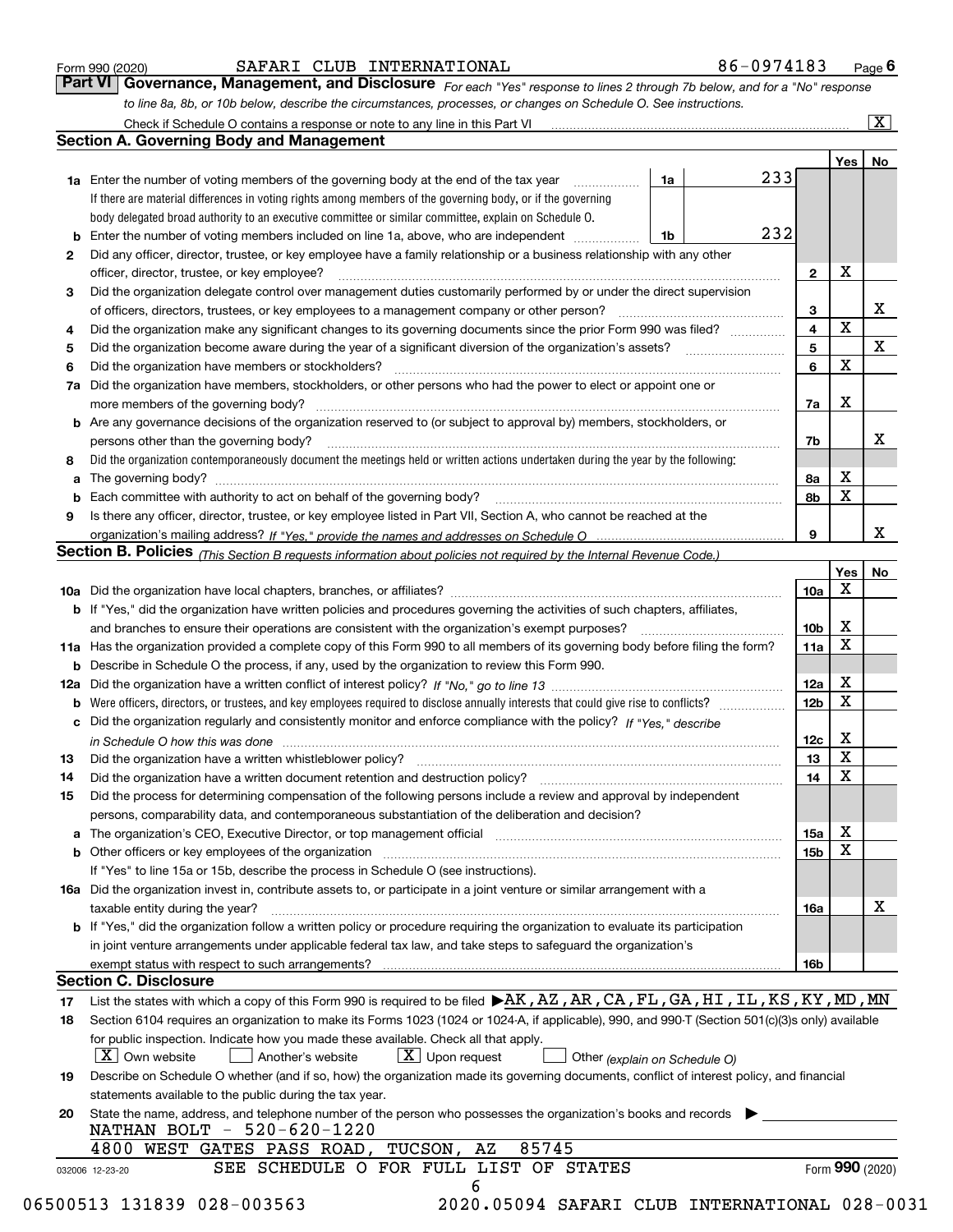Form 990 (2020) SAFARI CLUB INTERNATIONAL 86-0974183 Page 6

## Part VI Governance, Management, and Disclosure

*For each "Yes" response to lines 2 through 7b below, and for a "No" response to line 8a, 8b, or 10b below, describe the circumstances, processes, or changes on Schedule O. See instructions.*

Check if Schedule O contains a response or note to any line in this Part VI [X]

### Section A. Governing Body and Management

| | | | | Yes | No |
|---|---|---|---|---|---|
| **1a** | Enter the number of voting members of the governing body at the end of the tax year | 1a | 233 | | |
| | If there are material differences in voting rights among members of the governing body, or if the governing body delegated broad authority to an executive committee or similar committee, explain on Schedule O. | | | | |
| **b** | Enter the number of voting members included on line 1a, above, who are independent | 1b | 232 | | |
| **2** | Did any officer, director, trustee, or key employee have a family relationship or a business relationship with any other officer, director, trustee, or key employee? | 2 | | X | |
| **3** | Did the organization delegate control over management duties customarily performed by or under the direct supervision of officers, directors, trustees, or key employees to a management company or other person? | 3 | | | X |
| **4** | Did the organization make any significant changes to its governing documents since the prior Form 990 was filed? | 4 | | X | |
| **5** | Did the organization become aware during the year of a significant diversion of the organization's assets? | 5 | | | X |
| **6** | Did the organization have members or stockholders? | 6 | | X | |
| **7a** | Did the organization have members, stockholders, or other persons who had the power to elect or appoint one or more members of the governing body? | 7a | | X | |
| **b** | Are any governance decisions of the organization reserved to (or subject to approval by) members, stockholders, or persons other than the governing body? | 7b | | | X |
| **8** | Did the organization contemporaneously document the meetings held or written actions undertaken during the year by the following: | | | | |
| **a** | The governing body? | 8a | | X | |
| **b** | Each committee with authority to act on behalf of the governing body? | 8b | | X | |
| **9** | Is there any officer, director, trustee, or key employee listed in Part VII, Section A, who cannot be reached at the organization's mailing address? *If "Yes," provide the names and addresses on Schedule O* | 9 | | | X |

### Section B. Policies *(This Section B requests information about policies not required by the Internal Revenue Code.)*

| | | | Yes | No |
|---|---|---|---|---|
| **10a** | Did the organization have local chapters, branches, or affiliates? | 10a | X | |
| **b** | If "Yes," did the organization have written policies and procedures governing the activities of such chapters, affiliates, and branches to ensure their operations are consistent with the organization's exempt purposes? | 10b | X | |
| **11a** | Has the organization provided a complete copy of this Form 990 to all members of its governing body before filing the form? | 11a | X | |
| **b** | Describe in Schedule O the process, if any, used by the organization to review this Form 990. | | | |
| **12a** | Did the organization have a written conflict of interest policy? *If "No," go to line 13* | 12a | X | |
| **b** | Were officers, directors, or trustees, and key employees required to disclose annually interests that could give rise to conflicts? | 12b | X | |
| **c** | Did the organization regularly and consistently monitor and enforce compliance with the policy? *If "Yes," describe in Schedule O how this was done* | 12c | X | |
| **13** | Did the organization have a written whistleblower policy? | 13 | X | |
| **14** | Did the organization have a written document retention and destruction policy? | 14 | X | |
| **15** | Did the process for determining compensation of the following persons include a review and approval by independent persons, comparability data, and contemporaneous substantiation of the deliberation and decision? | | | |
| **a** | The organization's CEO, Executive Director, or top management official | 15a | X | |
| **b** | Other officers or key employees of the organization | 15b | X | |
| | If "Yes" to line 15a or 15b, describe the process in Schedule O (see instructions). | | | |
| **16a** | Did the organization invest in, contribute assets to, or participate in a joint venture or similar arrangement with a taxable entity during the year? | 16a | | X |
| **b** | If "Yes," did the organization follow a written policy or procedure requiring the organization to evaluate its participation in joint venture arrangements under applicable federal tax law, and take steps to safeguard the organization's exempt status with respect to such arrangements? | 16b | | |

### Section C. Disclosure

**17** List the states with which a copy of this Form 990 is required to be filed ▶ AK,AZ,AR,CA,FL,GA,HI,IL,KS,KY,MD,MN

**18** Section 6104 requires an organization to make its Forms 1023 (1024 or 1024-A, if applicable), 990, and 990-T (Section 501(c)(3)s only) available for public inspection. Indicate how you made these available. Check all that apply.

[X] Own website [ ] Another's website [X] Upon request [ ] Other *(explain on Schedule O)*

**19** Describe on Schedule O whether (and if so, how) the organization made its governing documents, conflict of interest policy, and financial statements available to the public during the tax year.

**20** State the name, address, and telephone number of the person who possesses the organization's books and records ▶

NATHAN BOLT - 520-620-1220
4800 WEST GATES PASS ROAD, TUCSON, AZ 85745

SEE SCHEDULE O FOR FULL LIST OF STATES

Form **990** (2020)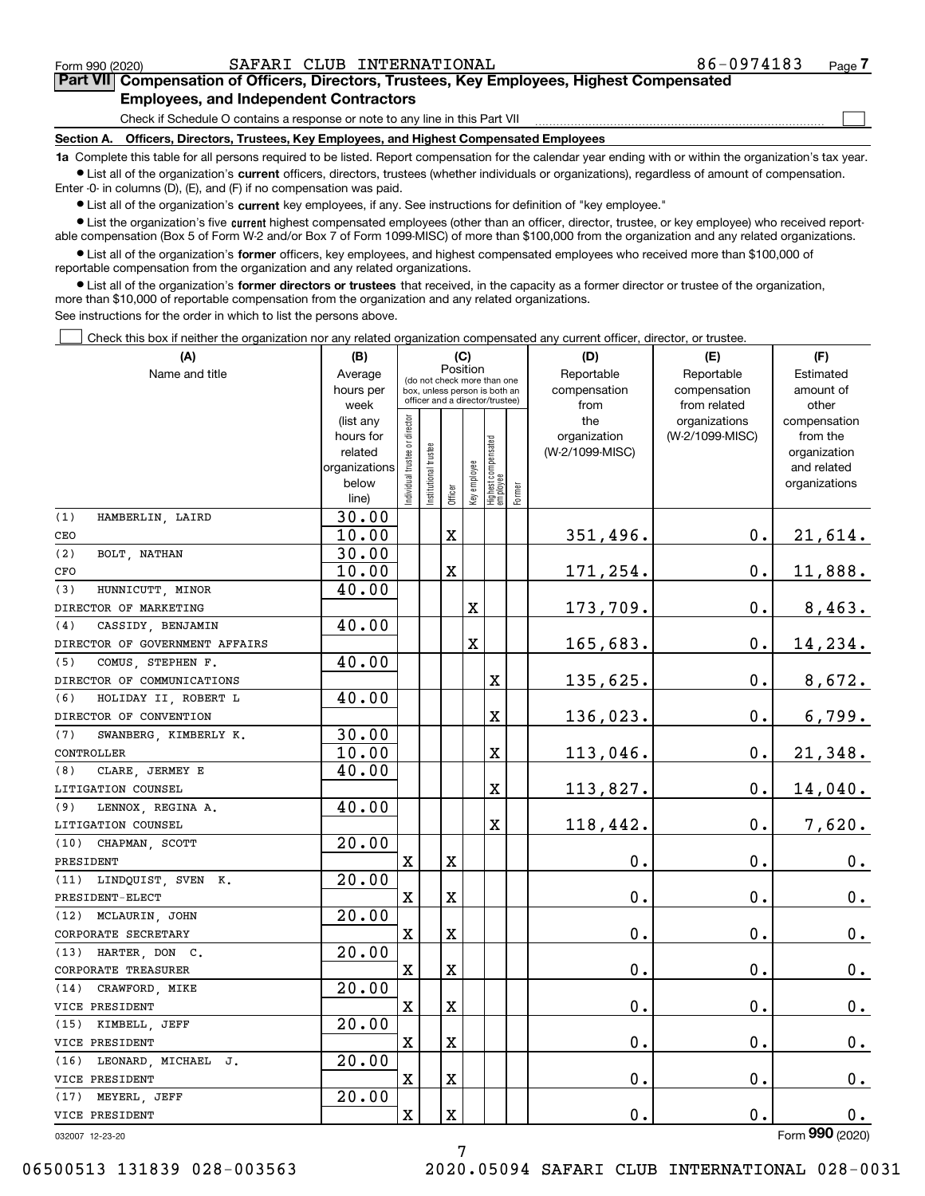Form 990 (2020) SAFARI CLUB INTERNATIONAL 86-0974183 Page 7

## Part VII Compensation of Officers, Directors, Trustees, Key Employees, Highest Compensated Employees, and Independent Contractors

Check if Schedule O contains a response or note to any line in this Part VII

### Section A. Officers, Directors, Trustees, Key Employees, and Highest Compensated Employees

**1a** Complete this table for all persons required to be listed. Report compensation for the calendar year ending with or within the organization's tax year.

- List all of the organization's **current** officers, directors, trustees (whether individuals or organizations), regardless of amount of compensation. Enter -0- in columns (D), (E), and (F) if no compensation was paid.
- List all of the organization's **current** key employees, if any. See instructions for definition of "key employee."
- List the organization's five **current** highest compensated employees (other than an officer, director, trustee, or key employee) who received reportable compensation (Box 5 of Form W-2 and/or Box 7 of Form 1099-MISC) of more than $100,000 from the organization and any related organizations.
- List all of the organization's **former** officers, key employees, and highest compensated employees who received more than $100,000 of reportable compensation from the organization and any related organizations.
- List all of the organization's **former directors or trustees** that received, in the capacity as a former director or trustee of the organization, more than $10,000 of reportable compensation from the organization and any related organizations.

See instructions for the order in which to list the persons above.

Check this box if neither the organization nor any related organization compensated any current officer, director, or trustee.

| (A) Name and title | (B) Average hours per week (list any hours for related organizations below line) | (C) Position: Individual trustee or director | Institutional trustee | Officer | Key employee | Highest compensated employee | Former | (D) Reportable compensation from the organization (W-2/1099-MISC) | (E) Reportable compensation from related organizations (W-2/1099-MISC) | (F) Estimated amount of other compensation from the organization and related organizations |
|---|---|---|---|---|---|---|---|---|---|---|
| (1) HAMBERLIN, LAIRD<br>CEO | 30.00<br>10.00 | | | X | | | | 351,496. | 0. | 21,614. |
| (2) BOLT, NATHAN<br>CFO | 30.00<br>10.00 | | | X | | | | 171,254. | 0. | 11,888. |
| (3) HUNNICUTT, MINOR<br>DIRECTOR OF MARKETING | 40.00 | | | | X | | | 173,709. | 0. | 8,463. |
| (4) CASSIDY, BENJAMIN<br>DIRECTOR OF GOVERNMENT AFFAIRS | 40.00 | | | | X | | | 165,683. | 0. | 14,234. |
| (5) COMUS, STEPHEN F.<br>DIRECTOR OF COMMUNICATIONS | 40.00 | | | | | X | | 135,625. | 0. | 8,672. |
| (6) HOLIDAY II, ROBERT L<br>DIRECTOR OF CONVENTION | 40.00 | | | | | X | | 136,023. | 0. | 6,799. |
| (7) SWANBERG, KIMBERLY K.<br>CONTROLLER | 30.00<br>10.00 | | | | | X | | 113,046. | 0. | 21,348. |
| (8) CLARE, JERMEY E<br>LITIGATION COUNSEL | 40.00 | | | | | X | | 113,827. | 0. | 14,040. |
| (9) LENNOX, REGINA A.<br>LITIGATION COUNSEL | 40.00 | | | | | X | | 118,442. | 0. | 7,620. |
| (10) CHAPMAN, SCOTT<br>PRESIDENT | 20.00 | X | | X | | | | 0. | 0. | 0. |
| (11) LINDQUIST, SVEN K.<br>PRESIDENT-ELECT | 20.00 | X | | X | | | | 0. | 0. | 0. |
| (12) MCLAURIN, JOHN<br>CORPORATE SECRETARY | 20.00 | X | | X | | | | 0. | 0. | 0. |
| (13) HARTER, DON C.<br>CORPORATE TREASURER | 20.00 | X | | X | | | | 0. | 0. | 0. |
| (14) CRAWFORD, MIKE<br>VICE PRESIDENT | 20.00 | X | | X | | | | 0. | 0. | 0. |
| (15) KIMBELL, JEFF<br>VICE PRESIDENT | 20.00 | X | | X | | | | 0. | 0. | 0. |
| (16) LEONARD, MICHAEL J.<br>VICE PRESIDENT | 20.00 | X | | X | | | | 0. | 0. | 0. |
| (17) MEYERL, JEFF<br>VICE PRESIDENT | 20.00 | X | | X | | | | 0. | 0. | 0. |

032007 12-23-20

Form **990** (2020)

06500513 131839 028-003563 2020.05094 SAFARI CLUB INTERNATIONAL 028-0031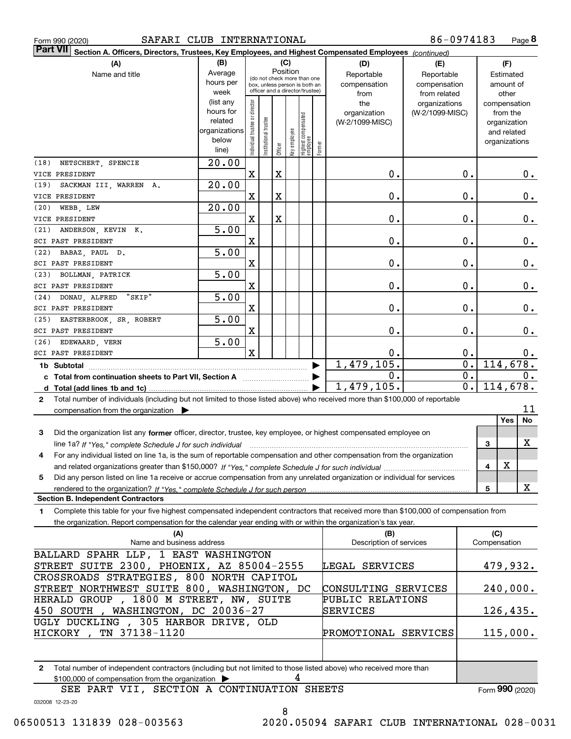Form 990 (2020) SAFARI CLUB INTERNATIONAL 86-0974183 Page **8**

**Part VII** **Section A. Officers, Directors, Trustees, Key Employees, and Highest Compensated Employees** *(continued)*

| (A) Name and title | (B) Average hours per week (list any hours for related organizations below line) | (C) Position: Individual trustee or director | Institutional trustee | Officer | Key employee | Highest compensated employee | Former | (D) Reportable compensation from the organization (W-2/1099-MISC) | (E) Reportable compensation from related organizations (W-2/1099-MISC) | (F) Estimated amount of other compensation from the organization and related organizations |
|---|---|---|---|---|---|---|---|---|---|---|
| (18) NETSCHERT, SPENCIE<br>VICE PRESIDENT | 20.00 | X | | X | | | | 0. | 0. | 0. |
| (19) SACKMAN III, WARREN A.<br>VICE PRESIDENT | 20.00 | X | | X | | | | 0. | 0. | 0. |
| (20) WEBB, LEW<br>VICE PRESIDENT | 20.00 | X | | X | | | | 0. | 0. | 0. |
| (21) ANDERSON, KEVIN K.<br>SCI PAST PRESIDENT | 5.00 | X | | | | | | 0. | 0. | 0. |
| (22) BABAZ, PAUL D.<br>SCI PAST PRESIDENT | 5.00 | X | | | | | | 0. | 0. | 0. |
| (23) BOLLMAN, PATRICK<br>SCI PAST PRESIDENT | 5.00 | X | | | | | | 0. | 0. | 0. |
| (24) DONAU, ALFRED "SKIP"<br>SCI PAST PRESIDENT | 5.00 | X | | | | | | 0. | 0. | 0. |
| (25) EASTERBROOK, SR, ROBERT<br>SCI PAST PRESIDENT | 5.00 | X | | | | | | 0. | 0. | 0. |
| (26) EDEWAARD, VERN<br>SCI PAST PRESIDENT | 5.00 | X | | | | | | 0. | 0. | 0. |
| **1b Subtotal** | | | | | | | | 1,479,105. | 0. | 114,678. |
| **c Total from continuation sheets to Part VII, Section A** | | | | | | | | 0. | 0. | 0. |
| **d Total (add lines 1b and 1c)** | | | | | | | | 1,479,105. | 0. | 114,678. |

**2** Total number of individuals (including but not limited to those listed above) who received more than $100,000 of reportable compensation from the organization ▶ 11

| | | Yes | No |
|---|---|---|---|
| **3** Did the organization list any **former** officer, director, trustee, key employee, or highest compensated employee on line 1a? *If "Yes," complete Schedule J for such individual* | 3 | | X |
| **4** For any individual listed on line 1a, is the sum of reportable compensation and other compensation from the organization and related organizations greater than $150,000? *If "Yes," complete Schedule J for such individual* | 4 | X | |
| **5** Did any person listed on line 1a receive or accrue compensation from any unrelated organization or individual for services rendered to the organization? *If "Yes," complete Schedule J for such person* | 5 | | X |

**Section B. Independent Contractors**

**1** Complete this table for your five highest compensated independent contractors that received more than $100,000 of compensation from the organization. Report compensation for the calendar year ending with or within the organization's tax year.

| (A) Name and business address | (B) Description of services | (C) Compensation |
|---|---|---|
| BALLARD SPAHR LLP, 1 EAST WASHINGTON STREET SUITE 2300, PHOENIX, AZ 85004-2555 | LEGAL SERVICES | 479,932. |
| CROSSROADS STRATEGIES, 800 NORTH CAPITOL STREET NORTHWEST SUITE 800, WASHINGTON, DC | CONSULTING SERVICES | 240,000. |
| HERALD GROUP , 1800 M STREET, NW, SUITE 450 SOUTH , WASHINGTON, DC 20036-27 | PUBLIC RELATIONS SERVICES | 126,435. |
| UGLY DUCKLING , 305 HARBOR DRIVE, OLD HICKORY , TN 37138-1120 | PROMOTIONAL SERVICES | 115,000. |

**2** Total number of independent contractors (including but not limited to those listed above) who received more than $100,000 of compensation from the organization ▶ 4

SEE PART VII, SECTION A CONTINUATION SHEETS

Form **990** (2020)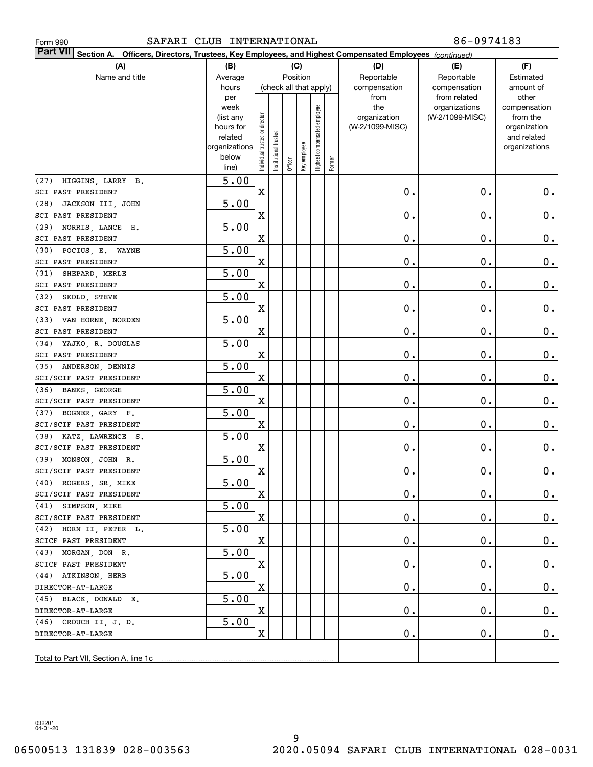Form 990 SAFARI CLUB INTERNATIONAL 86-0974183

**Part VII Section A. Officers, Directors, Trustees, Key Employees, and Highest Compensated Employees** *(continued)*

| (A) Name and title | (B) Average hours per week (list any hours for related organizations below line) | (C) Position (check all that apply): Individual trustee or director | Institutional trustee | Officer | Key employee | Highest compensated employee | Former | (D) Reportable compensation from the organization (W-2/1099-MISC) | (E) Reportable compensation from related organizations (W-2/1099-MISC) | (F) Estimated amount of other compensation from the organization and related organizations |
|---|---|---|---|---|---|---|---|---|---|---|
| (27) HIGGINS, LARRY B. SCI PAST PRESIDENT | 5.00 | X | | | | | | 0. | 0. | 0. |
| (28) JACKSON III, JOHN SCI PAST PRESIDENT | 5.00 | X | | | | | | 0. | 0. | 0. |
| (29) NORRIS, LANCE H. SCI PAST PRESIDENT | 5.00 | X | | | | | | 0. | 0. | 0. |
| (30) POCIUS, E. WAYNE SCI PAST PRESIDENT | 5.00 | X | | | | | | 0. | 0. | 0. |
| (31) SHEPARD, MERLE SCI PAST PRESIDENT | 5.00 | X | | | | | | 0. | 0. | 0. |
| (32) SKOLD, STEVE SCI PAST PRESIDENT | 5.00 | X | | | | | | 0. | 0. | 0. |
| (33) VAN HORNE, NORDEN SCI PAST PRESIDENT | 5.00 | X | | | | | | 0. | 0. | 0. |
| (34) YAJKO, R. DOUGLAS SCI PAST PRESIDENT | 5.00 | X | | | | | | 0. | 0. | 0. |
| (35) ANDERSON, DENNIS SCI/SCIF PAST PRESIDENT | 5.00 | X | | | | | | 0. | 0. | 0. |
| (36) BANKS, GEORGE SCI/SCIF PAST PRESIDENT | 5.00 | X | | | | | | 0. | 0. | 0. |
| (37) BOGNER, GARY F. SCI/SCIF PAST PRESIDENT | 5.00 | X | | | | | | 0. | 0. | 0. |
| (38) KATZ, LAWRENCE S. SCI/SCIF PAST PRESIDENT | 5.00 | X | | | | | | 0. | 0. | 0. |
| (39) MONSON, JOHN R. SCI/SCIF PAST PRESIDENT | 5.00 | X | | | | | | 0. | 0. | 0. |
| (40) ROGERS, SR, MIKE SCI/SCIF PAST PRESIDENT | 5.00 | X | | | | | | 0. | 0. | 0. |
| (41) SIMPSON, MIKE SCI/SCIF PAST PRESIDENT | 5.00 | X | | | | | | 0. | 0. | 0. |
| (42) HORN II, PETER L. SCICF PAST PRESIDENT | 5.00 | X | | | | | | 0. | 0. | 0. |
| (43) MORGAN, DON R. SCICF PAST PRESIDENT | 5.00 | X | | | | | | 0. | 0. | 0. |
| (44) ATKINSON, HERB DIRECTOR-AT-LARGE | 5.00 | X | | | | | | 0. | 0. | 0. |
| (45) BLACK, DONALD E. DIRECTOR-AT-LARGE | 5.00 | X | | | | | | 0. | 0. | 0. |
| (46) CROUCH II, J. D. DIRECTOR-AT-LARGE | 5.00 | X | | | | | | 0. | 0. | 0. |
| Total to Part VII, Section A, line 1c | | | | | | | | | | |

032201 04-01-20

06500513 131839 028-003563 2020.05094 SAFARI CLUB INTERNATIONAL 028-0031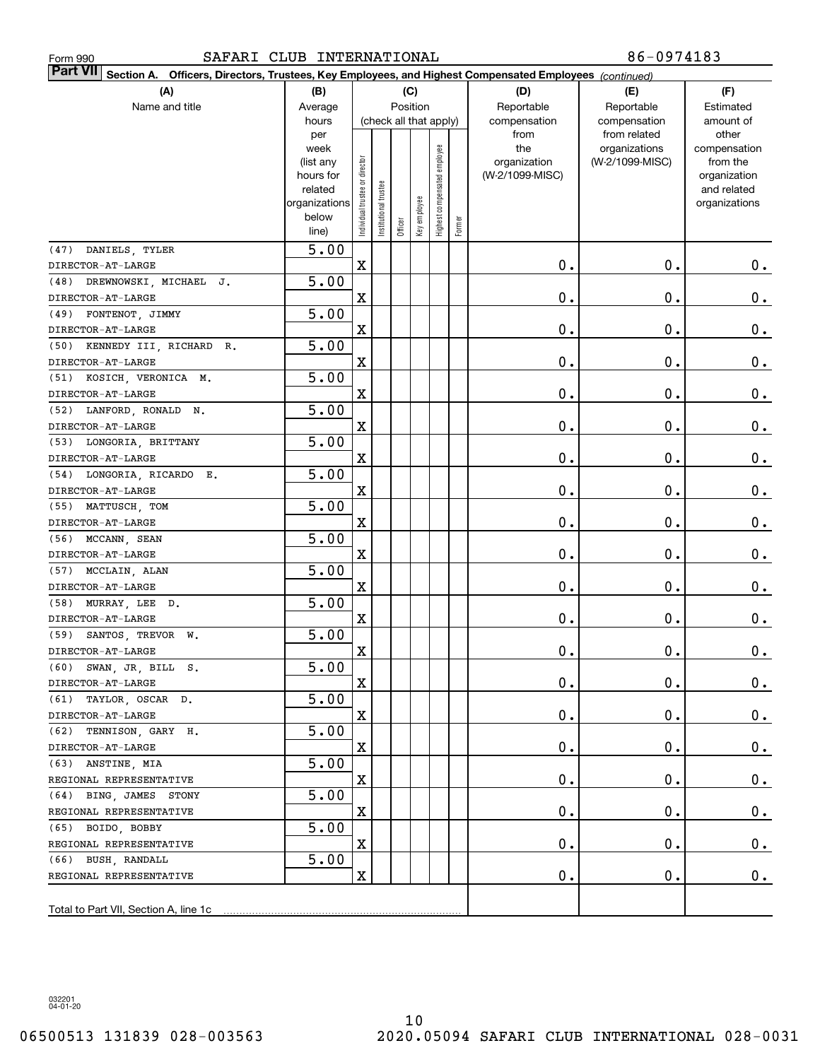Form 990 SAFARI CLUB INTERNATIONAL 86-0974183

**Part VII Section A. Officers, Directors, Trustees, Key Employees, and Highest Compensated Employees** *(continued)*

| (A) Name and title | (B) Average hours per week (list any hours for related organizations below line) | (C) Position (check all that apply): Individual trustee or director | Institutional trustee | Officer | Key employee | Highest compensated employee | Former | (D) Reportable compensation from the organization (W-2/1099-MISC) | (E) Reportable compensation from related organizations (W-2/1099-MISC) | (F) Estimated amount of other compensation from the organization and related organizations |
|---|---|---|---|---|---|---|---|---|---|---|
| (47) DANIELS, TYLER<br>DIRECTOR-AT-LARGE | 5.00 | X | | | | | | 0. | 0. | 0. |
| (48) DREWNOWSKI, MICHAEL J.<br>DIRECTOR-AT-LARGE | 5.00 | X | | | | | | 0. | 0. | 0. |
| (49) FONTENOT, JIMMY<br>DIRECTOR-AT-LARGE | 5.00 | X | | | | | | 0. | 0. | 0. |
| (50) KENNEDY III, RICHARD R.<br>DIRECTOR-AT-LARGE | 5.00 | X | | | | | | 0. | 0. | 0. |
| (51) KOSICH, VERONICA M.<br>DIRECTOR-AT-LARGE | 5.00 | X | | | | | | 0. | 0. | 0. |
| (52) LANFORD, RONALD N.<br>DIRECTOR-AT-LARGE | 5.00 | X | | | | | | 0. | 0. | 0. |
| (53) LONGORIA, BRITTANY<br>DIRECTOR-AT-LARGE | 5.00 | X | | | | | | 0. | 0. | 0. |
| (54) LONGORIA, RICARDO E.<br>DIRECTOR-AT-LARGE | 5.00 | X | | | | | | 0. | 0. | 0. |
| (55) MATTUSCH, TOM<br>DIRECTOR-AT-LARGE | 5.00 | X | | | | | | 0. | 0. | 0. |
| (56) MCCANN, SEAN<br>DIRECTOR-AT-LARGE | 5.00 | X | | | | | | 0. | 0. | 0. |
| (57) MCCLAIN, ALAN<br>DIRECTOR-AT-LARGE | 5.00 | X | | | | | | 0. | 0. | 0. |
| (58) MURRAY, LEE D.<br>DIRECTOR-AT-LARGE | 5.00 | X | | | | | | 0. | 0. | 0. |
| (59) SANTOS, TREVOR W.<br>DIRECTOR-AT-LARGE | 5.00 | X | | | | | | 0. | 0. | 0. |
| (60) SWAN, JR, BILL S.<br>DIRECTOR-AT-LARGE | 5.00 | X | | | | | | 0. | 0. | 0. |
| (61) TAYLOR, OSCAR D.<br>DIRECTOR-AT-LARGE | 5.00 | X | | | | | | 0. | 0. | 0. |
| (62) TENNISON, GARY H.<br>DIRECTOR-AT-LARGE | 5.00 | X | | | | | | 0. | 0. | 0. |
| (63) ANSTINE, MIA<br>REGIONAL REPRESENTATIVE | 5.00 | X | | | | | | 0. | 0. | 0. |
| (64) BING, JAMES STONY<br>REGIONAL REPRESENTATIVE | 5.00 | X | | | | | | 0. | 0. | 0. |
| (65) BOIDO, BOBBY<br>REGIONAL REPRESENTATIVE | 5.00 | X | | | | | | 0. | 0. | 0. |
| (66) BUSH, RANDALL<br>REGIONAL REPRESENTATIVE | 5.00 | X | | | | | | 0. | 0. | 0. |
| Total to Part VII, Section A, line 1c | | | | | | | | | | |

032201 04-01-20

06500513 131839 028-003563 2020.05094 SAFARI CLUB INTERNATIONAL 028-0031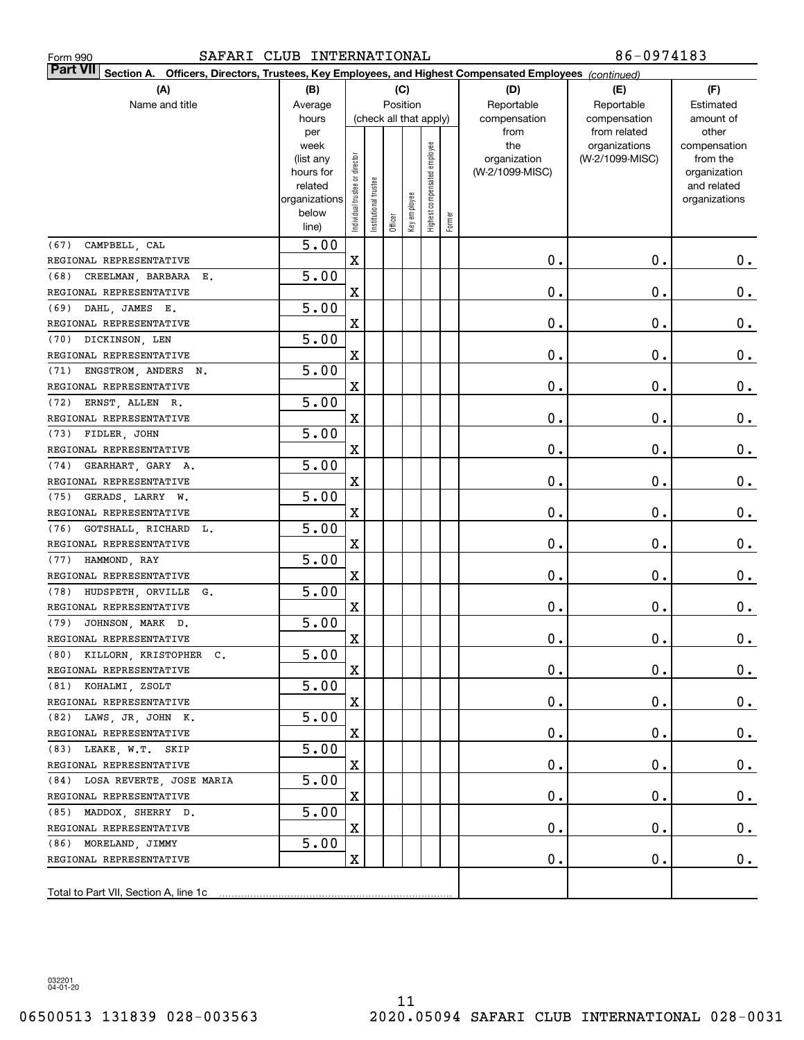Form 990 SAFARI CLUB INTERNATIONAL 86-0974183

**Part VII Section A. Officers, Directors, Trustees, Key Employees, and Highest Compensated Employees** *(continued)*

| (A) Name and title | (B) Average hours per week (list any hours for related organizations below line) | (C) Position (check all that apply): Individual trustee or director | Institutional trustee | Officer | Key employee | Highest compensated employee | Former | (D) Reportable compensation from the organization (W-2/1099-MISC) | (E) Reportable compensation from related organizations (W-2/1099-MISC) | (F) Estimated amount of other compensation from the organization and related organizations |
|---|---|---|---|---|---|---|---|---|---|---|
| (67) CAMPBELL, CAL<br>REGIONAL REPRESENTATIVE | 5.00 | X | | | | | | 0. | 0. | 0. |
| (68) CREELMAN, BARBARA E.<br>REGIONAL REPRESENTATIVE | 5.00 | X | | | | | | 0. | 0. | 0. |
| (69) DAHL, JAMES E.<br>REGIONAL REPRESENTATIVE | 5.00 | X | | | | | | 0. | 0. | 0. |
| (70) DICKINSON, LEN<br>REGIONAL REPRESENTATIVE | 5.00 | X | | | | | | 0. | 0. | 0. |
| (71) ENGSTROM, ANDERS N.<br>REGIONAL REPRESENTATIVE | 5.00 | X | | | | | | 0. | 0. | 0. |
| (72) ERNST, ALLEN R.<br>REGIONAL REPRESENTATIVE | 5.00 | X | | | | | | 0. | 0. | 0. |
| (73) FIDLER, JOHN<br>REGIONAL REPRESENTATIVE | 5.00 | X | | | | | | 0. | 0. | 0. |
| (74) GEARHART, GARY A.<br>REGIONAL REPRESENTATIVE | 5.00 | X | | | | | | 0. | 0. | 0. |
| (75) GERADS, LARRY W.<br>REGIONAL REPRESENTATIVE | 5.00 | X | | | | | | 0. | 0. | 0. |
| (76) GOTSHALL, RICHARD L.<br>REGIONAL REPRESENTATIVE | 5.00 | X | | | | | | 0. | 0. | 0. |
| (77) HAMMOND, RAY<br>REGIONAL REPRESENTATIVE | 5.00 | X | | | | | | 0. | 0. | 0. |
| (78) HUDSPETH, ORVILLE G.<br>REGIONAL REPRESENTATIVE | 5.00 | X | | | | | | 0. | 0. | 0. |
| (79) JOHNSON, MARK D.<br>REGIONAL REPRESENTATIVE | 5.00 | X | | | | | | 0. | 0. | 0. |
| (80) KILLORN, KRISTOPHER C.<br>REGIONAL REPRESENTATIVE | 5.00 | X | | | | | | 0. | 0. | 0. |
| (81) KOHALMI, ZSOLT<br>REGIONAL REPRESENTATIVE | 5.00 | X | | | | | | 0. | 0. | 0. |
| (82) LAWS, JR, JOHN K.<br>REGIONAL REPRESENTATIVE | 5.00 | X | | | | | | 0. | 0. | 0. |
| (83) LEAKE, W.T. SKIP<br>REGIONAL REPRESENTATIVE | 5.00 | X | | | | | | 0. | 0. | 0. |
| (84) LOSA REVERTE, JOSE MARIA<br>REGIONAL REPRESENTATIVE | 5.00 | X | | | | | | 0. | 0. | 0. |
| (85) MADDOX, SHERRY D.<br>REGIONAL REPRESENTATIVE | 5.00 | X | | | | | | 0. | 0. | 0. |
| (86) MORELAND, JIMMY<br>REGIONAL REPRESENTATIVE | 5.00 | X | | | | | | 0. | 0. | 0. |
| Total to Part VII, Section A, line 1c | | | | | | | | | | |

032201 04-01-20

06500513 131839 028-003563 2020.05094 SAFARI CLUB INTERNATIONAL 028-0031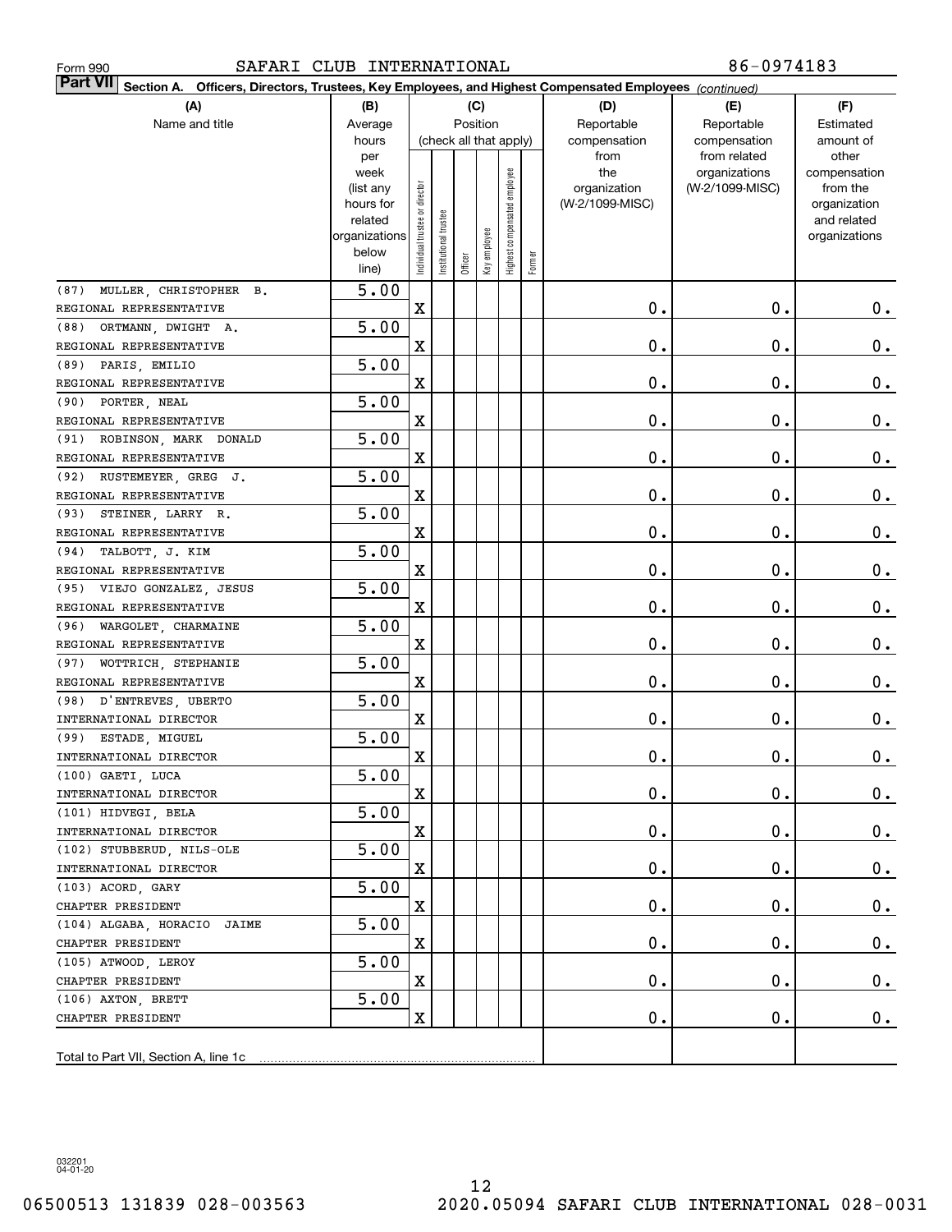Form 990 SAFARI CLUB INTERNATIONAL 86-0974183

**Part VII Section A. Officers, Directors, Trustees, Key Employees, and Highest Compensated Employees** *(continued)*

| (A) Name and title | (B) Average hours per week (list any hours for related organizations below line) | (C) Individual trustee or director | Institutional trustee | Officer | Key employee | Highest compensated employee | Former | (D) Reportable compensation from the organization (W-2/1099-MISC) | (E) Reportable compensation from related organizations (W-2/1099-MISC) | (F) Estimated amount of other compensation from the organization and related organizations |
|---|---|---|---|---|---|---|---|---|---|---|
| (87) MULLER, CHRISTOPHER B. REGIONAL REPRESENTATIVE | 5.00 | X | | | | | | 0. | 0. | 0. |
| (88) ORTMANN, DWIGHT A. REGIONAL REPRESENTATIVE | 5.00 | X | | | | | | 0. | 0. | 0. |
| (89) PARIS, EMILIO REGIONAL REPRESENTATIVE | 5.00 | X | | | | | | 0. | 0. | 0. |
| (90) PORTER, NEAL REGIONAL REPRESENTATIVE | 5.00 | X | | | | | | 0. | 0. | 0. |
| (91) ROBINSON, MARK DONALD REGIONAL REPRESENTATIVE | 5.00 | X | | | | | | 0. | 0. | 0. |
| (92) RUSTEMEYER, GREG J. REGIONAL REPRESENTATIVE | 5.00 | X | | | | | | 0. | 0. | 0. |
| (93) STEINER, LARRY R. REGIONAL REPRESENTATIVE | 5.00 | X | | | | | | 0. | 0. | 0. |
| (94) TALBOTT, J. KIM REGIONAL REPRESENTATIVE | 5.00 | X | | | | | | 0. | 0. | 0. |
| (95) VIEJO GONZALEZ, JESUS REGIONAL REPRESENTATIVE | 5.00 | X | | | | | | 0. | 0. | 0. |
| (96) WARGOLET, CHARMAINE REGIONAL REPRESENTATIVE | 5.00 | X | | | | | | 0. | 0. | 0. |
| (97) WOTTRICH, STEPHANIE REGIONAL REPRESENTATIVE | 5.00 | X | | | | | | 0. | 0. | 0. |
| (98) D'ENTREVES, UBERTO INTERNATIONAL DIRECTOR | 5.00 | X | | | | | | 0. | 0. | 0. |
| (99) ESTADE, MIGUEL INTERNATIONAL DIRECTOR | 5.00 | X | | | | | | 0. | 0. | 0. |
| (100) GAETI, LUCA INTERNATIONAL DIRECTOR | 5.00 | X | | | | | | 0. | 0. | 0. |
| (101) HIDVEGI, BELA INTERNATIONAL DIRECTOR | 5.00 | X | | | | | | 0. | 0. | 0. |
| (102) STUBBERUD, NILS-OLE INTERNATIONAL DIRECTOR | 5.00 | X | | | | | | 0. | 0. | 0. |
| (103) ACORD, GARY CHAPTER PRESIDENT | 5.00 | X | | | | | | 0. | 0. | 0. |
| (104) ALGABA, HORACIO JAIME CHAPTER PRESIDENT | 5.00 | X | | | | | | 0. | 0. | 0. |
| (105) ATWOOD, LEROY CHAPTER PRESIDENT | 5.00 | X | | | | | | 0. | 0. | 0. |
| (106) AXTON, BRETT CHAPTER PRESIDENT | 5.00 | X | | | | | | 0. | 0. | 0. |
| Total to Part VII, Section A, line 1c | | | | | | | | | | |

032201 04-01-20

06500513 131839 028-003563 2020.05094 SAFARI CLUB INTERNATIONAL 028-0031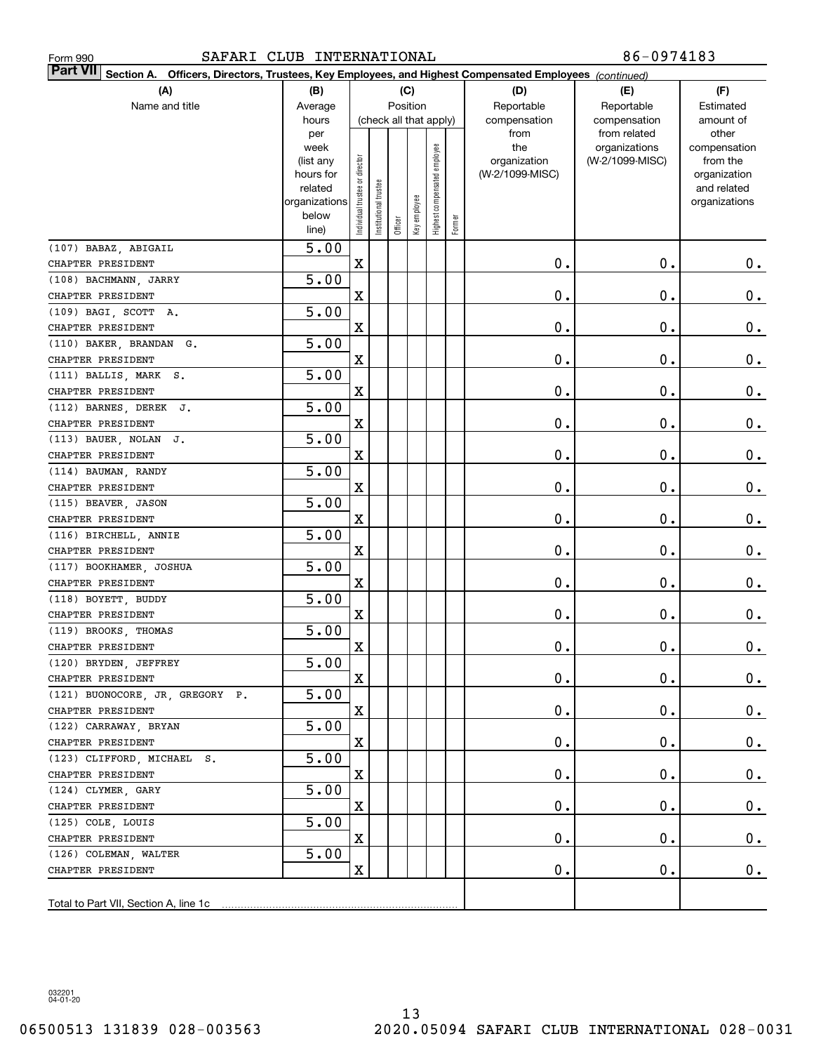Form 990 SAFARI CLUB INTERNATIONAL 86-0974183

**Part VII Section A. Officers, Directors, Trustees, Key Employees, and Highest Compensated Employees** *(continued)*

| (A) Name and title | (B) Average hours per week (list any hours for related organizations below line) | (C) Position (check all that apply): Individual trustee or director | Institutional trustee | Officer | Key employee | Highest compensated employee | Former | (D) Reportable compensation from the organization (W-2/1099-MISC) | (E) Reportable compensation from related organizations (W-2/1099-MISC) | (F) Estimated amount of other compensation from the organization and related organizations |
|---|---|---|---|---|---|---|---|---|---|---|
| (107) BABAZ, ABIGAIL<br>CHAPTER PRESIDENT | 5.00 | X | | | | | | 0. | 0. | 0. |
| (108) BACHMANN, JARRY<br>CHAPTER PRESIDENT | 5.00 | X | | | | | | 0. | 0. | 0. |
| (109) BAGI, SCOTT A.<br>CHAPTER PRESIDENT | 5.00 | X | | | | | | 0. | 0. | 0. |
| (110) BAKER, BRANDAN G.<br>CHAPTER PRESIDENT | 5.00 | X | | | | | | 0. | 0. | 0. |
| (111) BALLIS, MARK S.<br>CHAPTER PRESIDENT | 5.00 | X | | | | | | 0. | 0. | 0. |
| (112) BARNES, DEREK J.<br>CHAPTER PRESIDENT | 5.00 | X | | | | | | 0. | 0. | 0. |
| (113) BAUER, NOLAN J.<br>CHAPTER PRESIDENT | 5.00 | X | | | | | | 0. | 0. | 0. |
| (114) BAUMAN, RANDY<br>CHAPTER PRESIDENT | 5.00 | X | | | | | | 0. | 0. | 0. |
| (115) BEAVER, JASON<br>CHAPTER PRESIDENT | 5.00 | X | | | | | | 0. | 0. | 0. |
| (116) BIRCHELL, ANNIE<br>CHAPTER PRESIDENT | 5.00 | X | | | | | | 0. | 0. | 0. |
| (117) BOOKHAMER, JOSHUA<br>CHAPTER PRESIDENT | 5.00 | X | | | | | | 0. | 0. | 0. |
| (118) BOYETT, BUDDY<br>CHAPTER PRESIDENT | 5.00 | X | | | | | | 0. | 0. | 0. |
| (119) BROOKS, THOMAS<br>CHAPTER PRESIDENT | 5.00 | X | | | | | | 0. | 0. | 0. |
| (120) BRYDEN, JEFFREY<br>CHAPTER PRESIDENT | 5.00 | X | | | | | | 0. | 0. | 0. |
| (121) BUONOCORE, JR, GREGORY P.<br>CHAPTER PRESIDENT | 5.00 | X | | | | | | 0. | 0. | 0. |
| (122) CARRAWAY, BRYAN<br>CHAPTER PRESIDENT | 5.00 | X | | | | | | 0. | 0. | 0. |
| (123) CLIFFORD, MICHAEL S.<br>CHAPTER PRESIDENT | 5.00 | X | | | | | | 0. | 0. | 0. |
| (124) CLYMER, GARY<br>CHAPTER PRESIDENT | 5.00 | X | | | | | | 0. | 0. | 0. |
| (125) COLE, LOUIS<br>CHAPTER PRESIDENT | 5.00 | X | | | | | | 0. | 0. | 0. |
| (126) COLEMAN, WALTER<br>CHAPTER PRESIDENT | 5.00 | X | | | | | | 0. | 0. | 0. |
| Total to Part VII, Section A, line 1c | | | | | | | | | | |

032201 04-01-20

06500513 131839 028-003563 2020.05094 SAFARI CLUB INTERNATIONAL 028-0031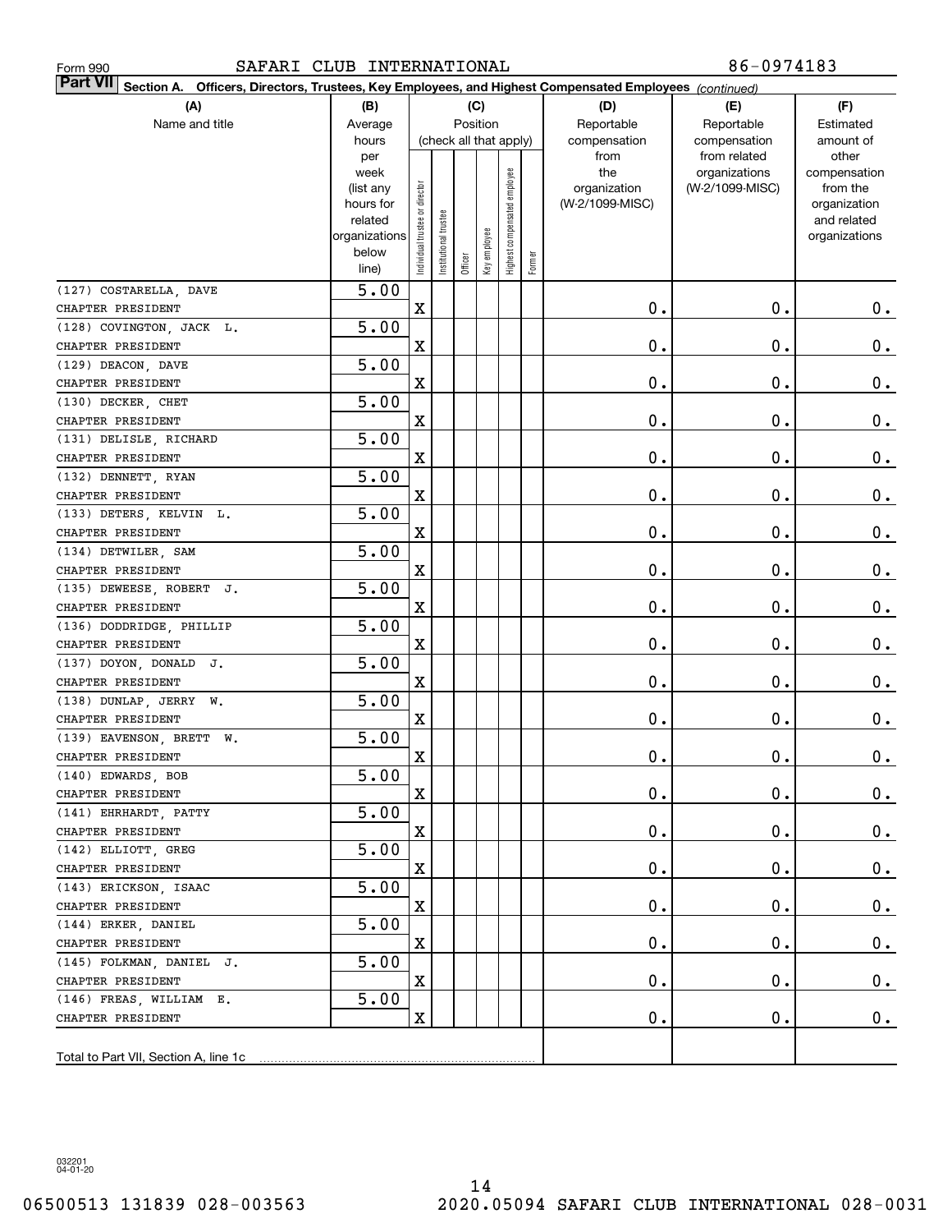Form 990 SAFARI CLUB INTERNATIONAL 86-0974183

**Part VII** Section A. Officers, Directors, Trustees, Key Employees, and Highest Compensated Employees *(continued)*

| (A) Name and title | (B) Average hours per week (list any hours for related organizations below line) | (C) Position: Individual trustee or director | Institutional trustee | Officer | Key employee | Highest compensated employee | Former | (D) Reportable compensation from the organization (W-2/1099-MISC) | (E) Reportable compensation from related organizations (W-2/1099-MISC) | (F) Estimated amount of other compensation from the organization and related organizations |
|---|---|---|---|---|---|---|---|---|---|---|
| (127) COSTARELLA, DAVE<br>CHAPTER PRESIDENT | 5.00 | X | | | | | | 0. | 0. | 0. |
| (128) COVINGTON, JACK L.<br>CHAPTER PRESIDENT | 5.00 | X | | | | | | 0. | 0. | 0. |
| (129) DEACON, DAVE<br>CHAPTER PRESIDENT | 5.00 | X | | | | | | 0. | 0. | 0. |
| (130) DECKER, CHET<br>CHAPTER PRESIDENT | 5.00 | X | | | | | | 0. | 0. | 0. |
| (131) DELISLE, RICHARD<br>CHAPTER PRESIDENT | 5.00 | X | | | | | | 0. | 0. | 0. |
| (132) DENNETT, RYAN<br>CHAPTER PRESIDENT | 5.00 | X | | | | | | 0. | 0. | 0. |
| (133) DETERS, KELVIN L.<br>CHAPTER PRESIDENT | 5.00 | X | | | | | | 0. | 0. | 0. |
| (134) DETWILER, SAM<br>CHAPTER PRESIDENT | 5.00 | X | | | | | | 0. | 0. | 0. |
| (135) DEWEESE, ROBERT J.<br>CHAPTER PRESIDENT | 5.00 | X | | | | | | 0. | 0. | 0. |
| (136) DODDRIDGE, PHILLIP<br>CHAPTER PRESIDENT | 5.00 | X | | | | | | 0. | 0. | 0. |
| (137) DOYON, DONALD J.<br>CHAPTER PRESIDENT | 5.00 | X | | | | | | 0. | 0. | 0. |
| (138) DUNLAP, JERRY W.<br>CHAPTER PRESIDENT | 5.00 | X | | | | | | 0. | 0. | 0. |
| (139) EAVENSON, BRETT W.<br>CHAPTER PRESIDENT | 5.00 | X | | | | | | 0. | 0. | 0. |
| (140) EDWARDS, BOB<br>CHAPTER PRESIDENT | 5.00 | X | | | | | | 0. | 0. | 0. |
| (141) EHRHARDT, PATTY<br>CHAPTER PRESIDENT | 5.00 | X | | | | | | 0. | 0. | 0. |
| (142) ELLIOTT, GREG<br>CHAPTER PRESIDENT | 5.00 | X | | | | | | 0. | 0. | 0. |
| (143) ERICKSON, ISAAC<br>CHAPTER PRESIDENT | 5.00 | X | | | | | | 0. | 0. | 0. |
| (144) ERKER, DANIEL<br>CHAPTER PRESIDENT | 5.00 | X | | | | | | 0. | 0. | 0. |
| (145) FOLKMAN, DANIEL J.<br>CHAPTER PRESIDENT | 5.00 | X | | | | | | 0. | 0. | 0. |
| (146) FREAS, WILLIAM E.<br>CHAPTER PRESIDENT | 5.00 | X | | | | | | 0. | 0. | 0. |
| Total to Part VII, Section A, line 1c | | | | | | | | | | |

032201 04-01-20

06500513 131839 028-003563 2020.05094 SAFARI CLUB INTERNATIONAL 028-0031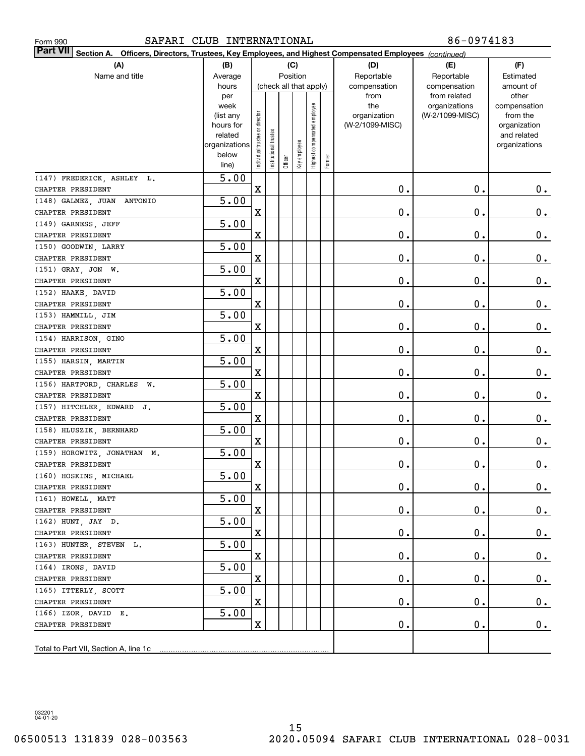Form 990 SAFARI CLUB INTERNATIONAL 86-0974183

**Part VII Section A. Officers, Directors, Trustees, Key Employees, and Highest Compensated Employees** *(continued)*

| (A) Name and title | (B) Average hours per week (list any hours for related organizations below line) | (C) Position: Individual trustee or director | Institutional trustee | Officer | Key employee | Highest compensated employee | Former | (D) Reportable compensation from the organization (W-2/1099-MISC) | (E) Reportable compensation from related organizations (W-2/1099-MISC) | (F) Estimated amount of other compensation from the organization and related organizations |
|---|---|---|---|---|---|---|---|---|---|---|
| (147) FREDERICK, ASHLEY L. CHAPTER PRESIDENT | 5.00 | X | | | | | | 0. | 0. | 0. |
| (148) GALMEZ, JUAN ANTONIO CHAPTER PRESIDENT | 5.00 | X | | | | | | 0. | 0. | 0. |
| (149) GARNESS, JEFF CHAPTER PRESIDENT | 5.00 | X | | | | | | 0. | 0. | 0. |
| (150) GOODWIN, LARRY CHAPTER PRESIDENT | 5.00 | X | | | | | | 0. | 0. | 0. |
| (151) GRAY, JON W. CHAPTER PRESIDENT | 5.00 | X | | | | | | 0. | 0. | 0. |
| (152) HAAKE, DAVID CHAPTER PRESIDENT | 5.00 | X | | | | | | 0. | 0. | 0. |
| (153) HAMMILL, JIM CHAPTER PRESIDENT | 5.00 | X | | | | | | 0. | 0. | 0. |
| (154) HARRISON, GINO CHAPTER PRESIDENT | 5.00 | X | | | | | | 0. | 0. | 0. |
| (155) HARSIN, MARTIN CHAPTER PRESIDENT | 5.00 | X | | | | | | 0. | 0. | 0. |
| (156) HARTFORD, CHARLES W. CHAPTER PRESIDENT | 5.00 | X | | | | | | 0. | 0. | 0. |
| (157) HITCHLER, EDWARD J. CHAPTER PRESIDENT | 5.00 | X | | | | | | 0. | 0. | 0. |
| (158) HLUSZIK, BERNHARD CHAPTER PRESIDENT | 5.00 | X | | | | | | 0. | 0. | 0. |
| (159) HOROWITZ, JONATHAN M. CHAPTER PRESIDENT | 5.00 | X | | | | | | 0. | 0. | 0. |
| (160) HOSKINS, MICHAEL CHAPTER PRESIDENT | 5.00 | X | | | | | | 0. | 0. | 0. |
| (161) HOWELL, MATT CHAPTER PRESIDENT | 5.00 | X | | | | | | 0. | 0. | 0. |
| (162) HUNT, JAY D. CHAPTER PRESIDENT | 5.00 | X | | | | | | 0. | 0. | 0. |
| (163) HUNTER, STEVEN L. CHAPTER PRESIDENT | 5.00 | X | | | | | | 0. | 0. | 0. |
| (164) IRONS, DAVID CHAPTER PRESIDENT | 5.00 | X | | | | | | 0. | 0. | 0. |
| (165) ITTERLY, SCOTT CHAPTER PRESIDENT | 5.00 | X | | | | | | 0. | 0. | 0. |
| (166) IZOR, DAVID E. CHAPTER PRESIDENT | 5.00 | X | | | | | | 0. | 0. | 0. |
| Total to Part VII, Section A, line 1c | | | | | | | | | | |

032201 04-01-20

06500513 131839 028-003563 2020.05094 SAFARI CLUB INTERNATIONAL 028-0031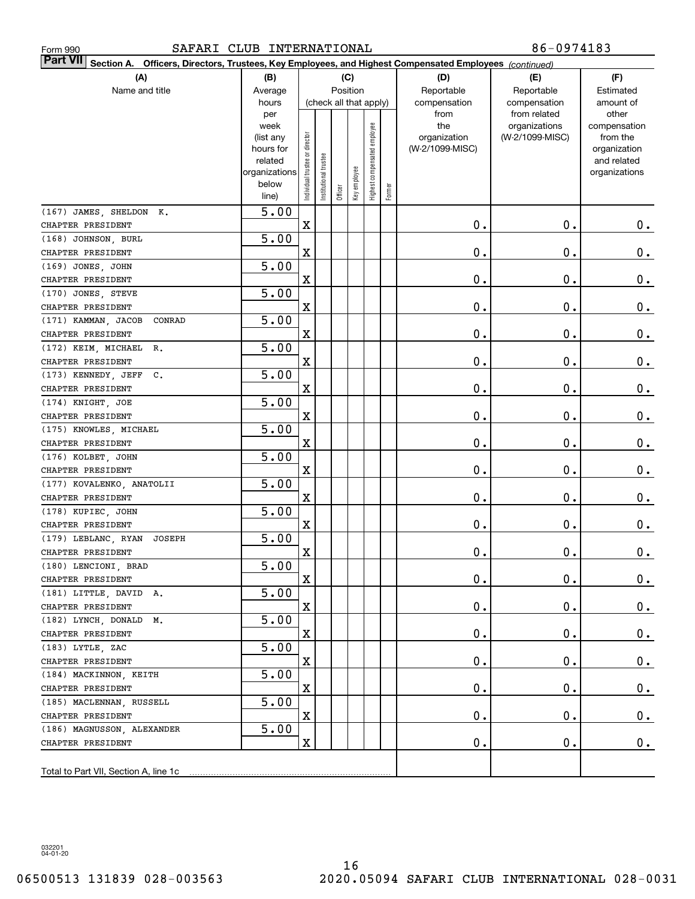Form 990 SAFARI CLUB INTERNATIONAL 86-0974183

**Part VII Section A. Officers, Directors, Trustees, Key Employees, and Highest Compensated Employees** *(continued)*

| (A) Name and title | (B) Average hours per week (list any hours for related organizations below line) | (C) Position: Individual trustee or director | Institutional trustee | Officer | Key employee | Highest compensated employee | Former | (D) Reportable compensation from the organization (W-2/1099-MISC) | (E) Reportable compensation from related organizations (W-2/1099-MISC) | (F) Estimated amount of other compensation from the organization and related organizations |
|---|---|---|---|---|---|---|---|---|---|---|
| (167) JAMES, SHELDON K. CHAPTER PRESIDENT | 5.00 | X | | | | | | 0. | 0. | 0. |
| (168) JOHNSON, BURL CHAPTER PRESIDENT | 5.00 | X | | | | | | 0. | 0. | 0. |
| (169) JONES, JOHN CHAPTER PRESIDENT | 5.00 | X | | | | | | 0. | 0. | 0. |
| (170) JONES, STEVE CHAPTER PRESIDENT | 5.00 | X | | | | | | 0. | 0. | 0. |
| (171) KAMMAN, JACOB CONRAD CHAPTER PRESIDENT | 5.00 | X | | | | | | 0. | 0. | 0. |
| (172) KEIM, MICHAEL R. CHAPTER PRESIDENT | 5.00 | X | | | | | | 0. | 0. | 0. |
| (173) KENNEDY, JEFF C. CHAPTER PRESIDENT | 5.00 | X | | | | | | 0. | 0. | 0. |
| (174) KNIGHT, JOE CHAPTER PRESIDENT | 5.00 | X | | | | | | 0. | 0. | 0. |
| (175) KNOWLES, MICHAEL CHAPTER PRESIDENT | 5.00 | X | | | | | | 0. | 0. | 0. |
| (176) KOLBET, JOHN CHAPTER PRESIDENT | 5.00 | X | | | | | | 0. | 0. | 0. |
| (177) KOVALENKO, ANATOLII CHAPTER PRESIDENT | 5.00 | X | | | | | | 0. | 0. | 0. |
| (178) KUPIEC, JOHN CHAPTER PRESIDENT | 5.00 | X | | | | | | 0. | 0. | 0. |
| (179) LEBLANC, RYAN JOSEPH CHAPTER PRESIDENT | 5.00 | X | | | | | | 0. | 0. | 0. |
| (180) LENCIONI, BRAD CHAPTER PRESIDENT | 5.00 | X | | | | | | 0. | 0. | 0. |
| (181) LITTLE, DAVID A. CHAPTER PRESIDENT | 5.00 | X | | | | | | 0. | 0. | 0. |
| (182) LYNCH, DONALD M. CHAPTER PRESIDENT | 5.00 | X | | | | | | 0. | 0. | 0. |
| (183) LYTLE, ZAC CHAPTER PRESIDENT | 5.00 | X | | | | | | 0. | 0. | 0. |
| (184) MACKINNON, KEITH CHAPTER PRESIDENT | 5.00 | X | | | | | | 0. | 0. | 0. |
| (185) MACLENNAN, RUSSELL CHAPTER PRESIDENT | 5.00 | X | | | | | | 0. | 0. | 0. |
| (186) MAGNUSSON, ALEXANDER CHAPTER PRESIDENT | 5.00 | X | | | | | | 0. | 0. | 0. |
| Total to Part VII, Section A, line 1c | | | | | | | | | | |

032201 04-01-20

06500513 131839 028-003563 2020.05094 SAFARI CLUB INTERNATIONAL 028-0031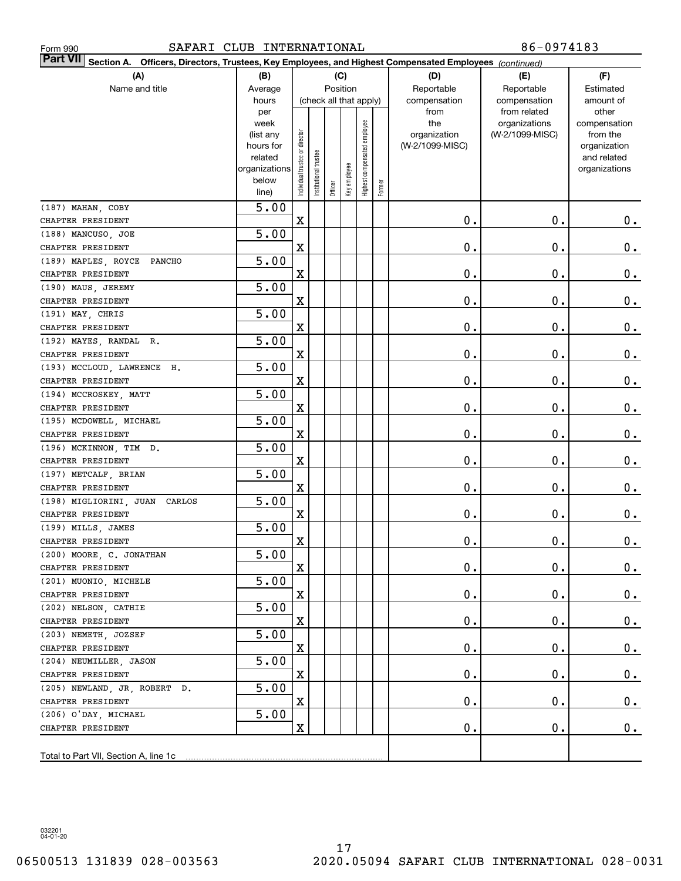Form 990 SAFARI CLUB INTERNATIONAL 86-0974183

**Part VII Section A. Officers, Directors, Trustees, Key Employees, and Highest Compensated Employees** *(continued)*

| (A) Name and title | (B) Average hours per week (list any hours for related organizations below line) | (C) Position (check all that apply): Individual trustee or director | Institutional trustee | Officer | Key employee | Highest compensated employee | Former | (D) Reportable compensation from the organization (W-2/1099-MISC) | (E) Reportable compensation from related organizations (W-2/1099-MISC) | (F) Estimated amount of other compensation from the organization and related organizations |
|---|---|---|---|---|---|---|---|---|---|---|
| (187) MAHAN, COBY<br>CHAPTER PRESIDENT | 5.00 | X | | | | | | 0. | 0. | 0. |
| (188) MANCUSO, JOE<br>CHAPTER PRESIDENT | 5.00 | X | | | | | | 0. | 0. | 0. |
| (189) MAPLES, ROYCE PANCHO<br>CHAPTER PRESIDENT | 5.00 | X | | | | | | 0. | 0. | 0. |
| (190) MAUS, JEREMY<br>CHAPTER PRESIDENT | 5.00 | X | | | | | | 0. | 0. | 0. |
| (191) MAY, CHRIS<br>CHAPTER PRESIDENT | 5.00 | X | | | | | | 0. | 0. | 0. |
| (192) MAYES, RANDAL R.<br>CHAPTER PRESIDENT | 5.00 | X | | | | | | 0. | 0. | 0. |
| (193) MCCLOUD, LAWRENCE H.<br>CHAPTER PRESIDENT | 5.00 | X | | | | | | 0. | 0. | 0. |
| (194) MCCROSKEY, MATT<br>CHAPTER PRESIDENT | 5.00 | X | | | | | | 0. | 0. | 0. |
| (195) MCDOWELL, MICHAEL<br>CHAPTER PRESIDENT | 5.00 | X | | | | | | 0. | 0. | 0. |
| (196) MCKINNON, TIM D.<br>CHAPTER PRESIDENT | 5.00 | X | | | | | | 0. | 0. | 0. |
| (197) METCALF, BRIAN<br>CHAPTER PRESIDENT | 5.00 | X | | | | | | 0. | 0. | 0. |
| (198) MIGLIORINI, JUAN CARLOS<br>CHAPTER PRESIDENT | 5.00 | X | | | | | | 0. | 0. | 0. |
| (199) MILLS, JAMES<br>CHAPTER PRESIDENT | 5.00 | X | | | | | | 0. | 0. | 0. |
| (200) MOORE, C. JONATHAN<br>CHAPTER PRESIDENT | 5.00 | X | | | | | | 0. | 0. | 0. |
| (201) MUONIO, MICHELE<br>CHAPTER PRESIDENT | 5.00 | X | | | | | | 0. | 0. | 0. |
| (202) NELSON, CATHIE<br>CHAPTER PRESIDENT | 5.00 | X | | | | | | 0. | 0. | 0. |
| (203) NEMETH, JOZSEF<br>CHAPTER PRESIDENT | 5.00 | X | | | | | | 0. | 0. | 0. |
| (204) NEUMILLER, JASON<br>CHAPTER PRESIDENT | 5.00 | X | | | | | | 0. | 0. | 0. |
| (205) NEWLAND, JR, ROBERT D.<br>CHAPTER PRESIDENT | 5.00 | X | | | | | | 0. | 0. | 0. |
| (206) O'DAY, MICHAEL<br>CHAPTER PRESIDENT | 5.00 | X | | | | | | 0. | 0. | 0. |
| Total to Part VII, Section A, line 1c | | | | | | | | | | |

032201 04-01-20

06500513 131839 028-003563 2020.05094 SAFARI CLUB INTERNATIONAL 028-0031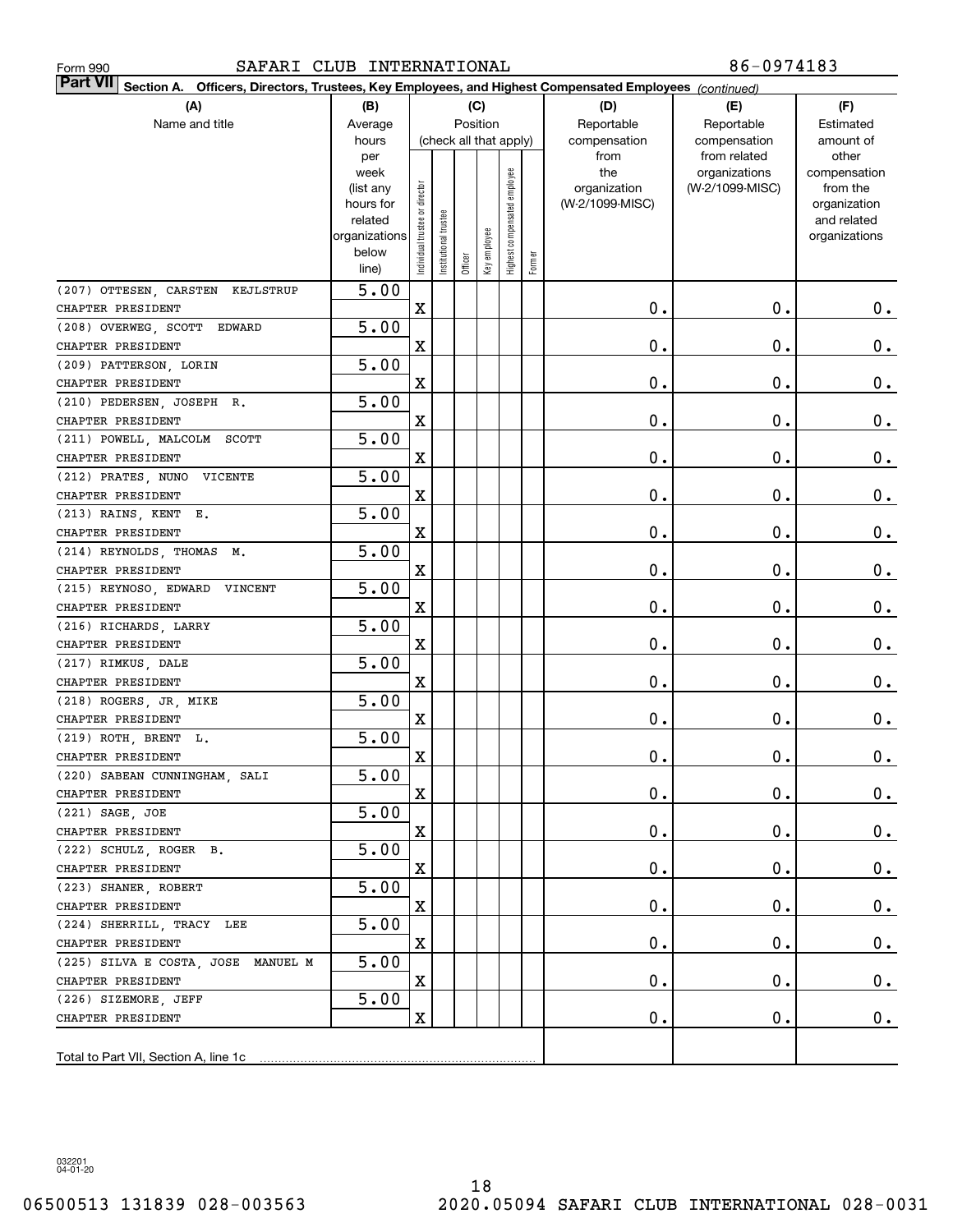Form 990 SAFARI CLUB INTERNATIONAL 86-0974183

**Part VII Section A. Officers, Directors, Trustees, Key Employees, and Highest Compensated Employees** *(continued)*

| (A) Name and title | (B) Average hours per week (list any hours for related organizations below line) | (C) Position: Individual trustee or director | Institutional trustee | Officer | Key employee | Highest compensated employee | Former | (D) Reportable compensation from the organization (W-2/1099-MISC) | (E) Reportable compensation from related organizations (W-2/1099-MISC) | (F) Estimated amount of other compensation from the organization and related organizations |
|---|---|---|---|---|---|---|---|---|---|---|
| (207) OTTESEN, CARSTEN KEJLSTRUP<br>CHAPTER PRESIDENT | 5.00 | X | | | | | | 0. | 0. | 0. |
| (208) OVERWEG, SCOTT EDWARD<br>CHAPTER PRESIDENT | 5.00 | X | | | | | | 0. | 0. | 0. |
| (209) PATTERSON, LORIN<br>CHAPTER PRESIDENT | 5.00 | X | | | | | | 0. | 0. | 0. |
| (210) PEDERSEN, JOSEPH R.<br>CHAPTER PRESIDENT | 5.00 | X | | | | | | 0. | 0. | 0. |
| (211) POWELL, MALCOLM SCOTT<br>CHAPTER PRESIDENT | 5.00 | X | | | | | | 0. | 0. | 0. |
| (212) PRATES, NUNO VICENTE<br>CHAPTER PRESIDENT | 5.00 | X | | | | | | 0. | 0. | 0. |
| (213) RAINS, KENT E.<br>CHAPTER PRESIDENT | 5.00 | X | | | | | | 0. | 0. | 0. |
| (214) REYNOLDS, THOMAS M.<br>CHAPTER PRESIDENT | 5.00 | X | | | | | | 0. | 0. | 0. |
| (215) REYNOSO, EDWARD VINCENT<br>CHAPTER PRESIDENT | 5.00 | X | | | | | | 0. | 0. | 0. |
| (216) RICHARDS, LARRY<br>CHAPTER PRESIDENT | 5.00 | X | | | | | | 0. | 0. | 0. |
| (217) RIMKUS, DALE<br>CHAPTER PRESIDENT | 5.00 | X | | | | | | 0. | 0. | 0. |
| (218) ROGERS, JR, MIKE<br>CHAPTER PRESIDENT | 5.00 | X | | | | | | 0. | 0. | 0. |
| (219) ROTH, BRENT L.<br>CHAPTER PRESIDENT | 5.00 | X | | | | | | 0. | 0. | 0. |
| (220) SABEAN CUNNINGHAM, SALI<br>CHAPTER PRESIDENT | 5.00 | X | | | | | | 0. | 0. | 0. |
| (221) SAGE, JOE<br>CHAPTER PRESIDENT | 5.00 | X | | | | | | 0. | 0. | 0. |
| (222) SCHULZ, ROGER B.<br>CHAPTER PRESIDENT | 5.00 | X | | | | | | 0. | 0. | 0. |
| (223) SHANER, ROBERT<br>CHAPTER PRESIDENT | 5.00 | X | | | | | | 0. | 0. | 0. |
| (224) SHERRILL, TRACY LEE<br>CHAPTER PRESIDENT | 5.00 | X | | | | | | 0. | 0. | 0. |
| (225) SILVA E COSTA, JOSE MANUEL M<br>CHAPTER PRESIDENT | 5.00 | X | | | | | | 0. | 0. | 0. |
| (226) SIZEMORE, JEFF<br>CHAPTER PRESIDENT | 5.00 | X | | | | | | 0. | 0. | 0. |
| Total to Part VII, Section A, line 1c | | | | | | | | | | |

032201 04-01-20

06500513 131839 028-003563 2020.05094 SAFARI CLUB INTERNATIONAL 028-0031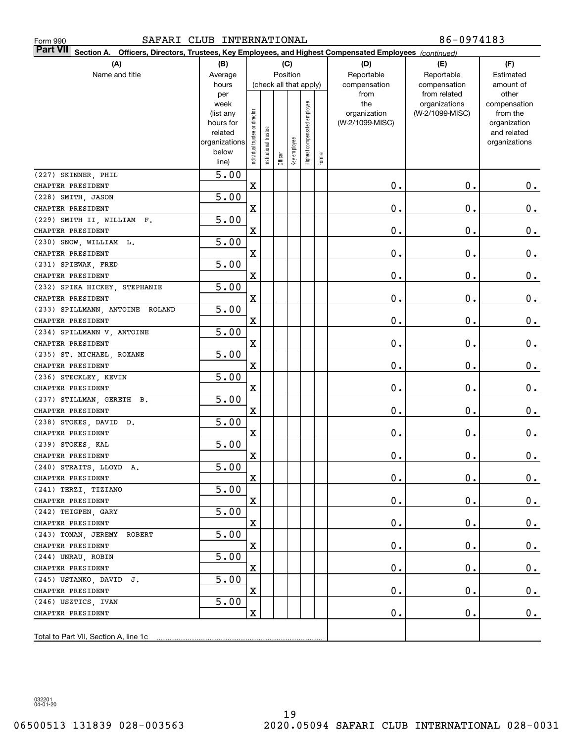Form 990    SAFARI CLUB INTERNATIONAL    86-0974183

**Part VII Section A. Officers, Directors, Trustees, Key Employees, and Highest Compensated Employees** *(continued)*

| (A) Name and title | (B) Average hours per week (list any hours for related organizations below line) | (C) Position (check all that apply): Individual trustee or director | Institutional trustee | Officer | Key employee | Highest compensated employee | Former | (D) Reportable compensation from the organization (W-2/1099-MISC) | (E) Reportable compensation from related organizations (W-2/1099-MISC) | (F) Estimated amount of other compensation from the organization and related organizations |
|---|---|---|---|---|---|---|---|---|---|---|
| (227) SKINNER, PHIL<br>CHAPTER PRESIDENT | 5.00 | X | | | | | | 0. | 0. | 0. |
| (228) SMITH, JASON<br>CHAPTER PRESIDENT | 5.00 | X | | | | | | 0. | 0. | 0. |
| (229) SMITH II, WILLIAM F.<br>CHAPTER PRESIDENT | 5.00 | X | | | | | | 0. | 0. | 0. |
| (230) SNOW, WILLIAM L.<br>CHAPTER PRESIDENT | 5.00 | X | | | | | | 0. | 0. | 0. |
| (231) SPIEWAK, FRED<br>CHAPTER PRESIDENT | 5.00 | X | | | | | | 0. | 0. | 0. |
| (232) SPIKA HICKEY, STEPHANIE<br>CHAPTER PRESIDENT | 5.00 | X | | | | | | 0. | 0. | 0. |
| (233) SPILLMANN, ANTOINE ROLAND<br>CHAPTER PRESIDENT | 5.00 | X | | | | | | 0. | 0. | 0. |
| (234) SPILLMANN V, ANTOINE<br>CHAPTER PRESIDENT | 5.00 | X | | | | | | 0. | 0. | 0. |
| (235) ST. MICHAEL, ROXANE<br>CHAPTER PRESIDENT | 5.00 | X | | | | | | 0. | 0. | 0. |
| (236) STECKLEY, KEVIN<br>CHAPTER PRESIDENT | 5.00 | X | | | | | | 0. | 0. | 0. |
| (237) STILLMAN, GERETH B.<br>CHAPTER PRESIDENT | 5.00 | X | | | | | | 0. | 0. | 0. |
| (238) STOKES, DAVID D.<br>CHAPTER PRESIDENT | 5.00 | X | | | | | | 0. | 0. | 0. |
| (239) STOKES, KAL<br>CHAPTER PRESIDENT | 5.00 | X | | | | | | 0. | 0. | 0. |
| (240) STRAITS, LLOYD A.<br>CHAPTER PRESIDENT | 5.00 | X | | | | | | 0. | 0. | 0. |
| (241) TERZI, TIZIANO<br>CHAPTER PRESIDENT | 5.00 | X | | | | | | 0. | 0. | 0. |
| (242) THIGPEN, GARY<br>CHAPTER PRESIDENT | 5.00 | X | | | | | | 0. | 0. | 0. |
| (243) TOMAN, JEREMY ROBERT<br>CHAPTER PRESIDENT | 5.00 | X | | | | | | 0. | 0. | 0. |
| (244) UNRAU, ROBIN<br>CHAPTER PRESIDENT | 5.00 | X | | | | | | 0. | 0. | 0. |
| (245) USTANKO, DAVID J.<br>CHAPTER PRESIDENT | 5.00 | X | | | | | | 0. | 0. | 0. |
| (246) USZTICS, IVAN<br>CHAPTER PRESIDENT | 5.00 | X | | | | | | 0. | 0. | 0. |
| Total to Part VII, Section A, line 1c | | | | | | | | | | |

032201 04-01-20

06500513 131839 028-003563    2020.05094 SAFARI CLUB INTERNATIONAL 028-0031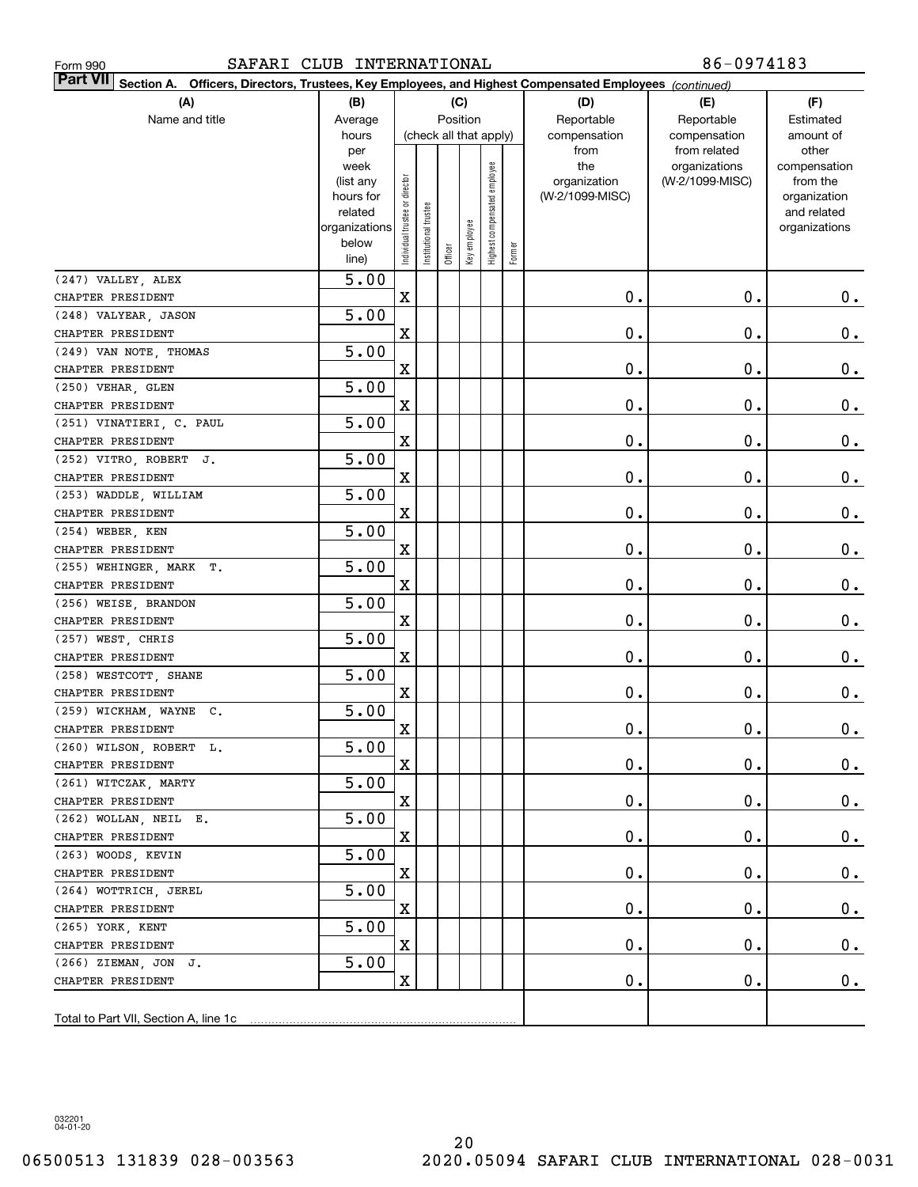Form 990 SAFARI CLUB INTERNATIONAL 86-0974183

**Part VII Section A. Officers, Directors, Trustees, Key Employees, and Highest Compensated Employees** *(continued)*

| (A) Name and title | (B) Average hours per week (list any hours for related organizations below line) | (C) Individual trustee or director | Institutional trustee | Officer | Key employee | Highest compensated employee | Former | (D) Reportable compensation from the organization (W-2/1099-MISC) | (E) Reportable compensation from related organizations (W-2/1099-MISC) | (F) Estimated amount of other compensation from the organization and related organizations |
|---|---|---|---|---|---|---|---|---|---|---|
| (247) VALLEY, ALEX<br>CHAPTER PRESIDENT | 5.00 | X | | | | | | 0. | 0. | 0. |
| (248) VALYEAR, JASON<br>CHAPTER PRESIDENT | 5.00 | X | | | | | | 0. | 0. | 0. |
| (249) VAN NOTE, THOMAS<br>CHAPTER PRESIDENT | 5.00 | X | | | | | | 0. | 0. | 0. |
| (250) VEHAR, GLEN<br>CHAPTER PRESIDENT | 5.00 | X | | | | | | 0. | 0. | 0. |
| (251) VINATIERI, C. PAUL<br>CHAPTER PRESIDENT | 5.00 | X | | | | | | 0. | 0. | 0. |
| (252) VITRO, ROBERT J.<br>CHAPTER PRESIDENT | 5.00 | X | | | | | | 0. | 0. | 0. |
| (253) WADDLE, WILLIAM<br>CHAPTER PRESIDENT | 5.00 | X | | | | | | 0. | 0. | 0. |
| (254) WEBER, KEN<br>CHAPTER PRESIDENT | 5.00 | X | | | | | | 0. | 0. | 0. |
| (255) WEHINGER, MARK T.<br>CHAPTER PRESIDENT | 5.00 | X | | | | | | 0. | 0. | 0. |
| (256) WEISE, BRANDON<br>CHAPTER PRESIDENT | 5.00 | X | | | | | | 0. | 0. | 0. |
| (257) WEST, CHRIS<br>CHAPTER PRESIDENT | 5.00 | X | | | | | | 0. | 0. | 0. |
| (258) WESTCOTT, SHANE<br>CHAPTER PRESIDENT | 5.00 | X | | | | | | 0. | 0. | 0. |
| (259) WICKHAM, WAYNE C.<br>CHAPTER PRESIDENT | 5.00 | X | | | | | | 0. | 0. | 0. |
| (260) WILSON, ROBERT L.<br>CHAPTER PRESIDENT | 5.00 | X | | | | | | 0. | 0. | 0. |
| (261) WITCZAK, MARTY<br>CHAPTER PRESIDENT | 5.00 | X | | | | | | 0. | 0. | 0. |
| (262) WOLLAN, NEIL E.<br>CHAPTER PRESIDENT | 5.00 | X | | | | | | 0. | 0. | 0. |
| (263) WOODS, KEVIN<br>CHAPTER PRESIDENT | 5.00 | X | | | | | | 0. | 0. | 0. |
| (264) WOTTRICH, JEREL<br>CHAPTER PRESIDENT | 5.00 | X | | | | | | 0. | 0. | 0. |
| (265) YORK, KENT<br>CHAPTER PRESIDENT | 5.00 | X | | | | | | 0. | 0. | 0. |
| (266) ZIEMAN, JON J.<br>CHAPTER PRESIDENT | 5.00 | X | | | | | | 0. | 0. | 0. |
| Total to Part VII, Section A, line 1c | | | | | | | | | | |

032201 04-01-20

06500513 131839 028-003563 2020.05094 SAFARI CLUB INTERNATIONAL 028-0031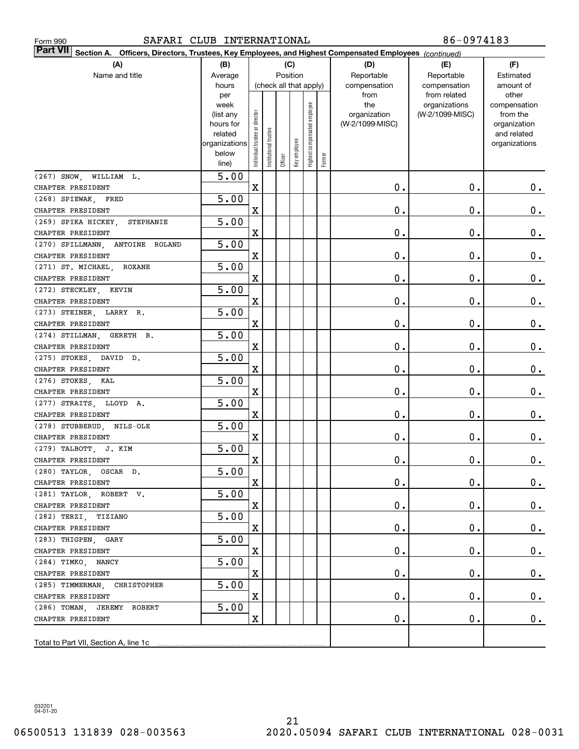Form 990 SAFARI CLUB INTERNATIONAL 86-0974183

**Part VII Section A. Officers, Directors, Trustees, Key Employees, and Highest Compensated Employees** *(continued)*

| (A) Name and title | (B) Average hours per week (list any hours for related organizations below line) | (C) Position: Individual trustee or director | Institutional trustee | Officer | Key employee | Highest compensated employee | Former | (D) Reportable compensation from the organization (W-2/1099-MISC) | (E) Reportable compensation from related organizations (W-2/1099-MISC) | (F) Estimated amount of other compensation from the organization and related organizations |
|---|---|---|---|---|---|---|---|---|---|---|
| (267) SNOW, WILLIAM L. CHAPTER PRESIDENT | 5.00 | X | | | | | | 0. | 0. | 0. |
| (268) SPIEWAK, FRED CHAPTER PRESIDENT | 5.00 | X | | | | | | 0. | 0. | 0. |
| (269) SPIKA HICKEY, STEPHANIE CHAPTER PRESIDENT | 5.00 | X | | | | | | 0. | 0. | 0. |
| (270) SPILLMANN, ANTOINE ROLAND CHAPTER PRESIDENT | 5.00 | X | | | | | | 0. | 0. | 0. |
| (271) ST. MICHAEL, ROXANE CHAPTER PRESIDENT | 5.00 | X | | | | | | 0. | 0. | 0. |
| (272) STECKLEY, KEVIN CHAPTER PRESIDENT | 5.00 | X | | | | | | 0. | 0. | 0. |
| (273) STEINER, LARRY R. CHAPTER PRESIDENT | 5.00 | X | | | | | | 0. | 0. | 0. |
| (274) STILLMAN, GERETH B. CHAPTER PRESIDENT | 5.00 | X | | | | | | 0. | 0. | 0. |
| (275) STOKES, DAVID D. CHAPTER PRESIDENT | 5.00 | X | | | | | | 0. | 0. | 0. |
| (276) STOKES, KAL CHAPTER PRESIDENT | 5.00 | X | | | | | | 0. | 0. | 0. |
| (277) STRAITS, LLOYD A. CHAPTER PRESIDENT | 5.00 | X | | | | | | 0. | 0. | 0. |
| (278) STUBBERUD, NILS-OLE CHAPTER PRESIDENT | 5.00 | X | | | | | | 0. | 0. | 0. |
| (279) TALBOTT, J. KIM CHAPTER PRESIDENT | 5.00 | X | | | | | | 0. | 0. | 0. |
| (280) TAYLOR, OSCAR D. CHAPTER PRESIDENT | 5.00 | X | | | | | | 0. | 0. | 0. |
| (281) TAYLOR, ROBERT V. CHAPTER PRESIDENT | 5.00 | X | | | | | | 0. | 0. | 0. |
| (282) TERZI, TIZIANO CHAPTER PRESIDENT | 5.00 | X | | | | | | 0. | 0. | 0. |
| (283) THIGPEN, GARY CHAPTER PRESIDENT | 5.00 | X | | | | | | 0. | 0. | 0. |
| (284) TIMKO, NANCY CHAPTER PRESIDENT | 5.00 | X | | | | | | 0. | 0. | 0. |
| (285) TIMMERMAN, CHRISTOPHER CHAPTER PRESIDENT | 5.00 | X | | | | | | 0. | 0. | 0. |
| (286) TOMAN, JEREMY ROBERT CHAPTER PRESIDENT | 5.00 | X | | | | | | 0. | 0. | 0. |
| Total to Part VII, Section A, line 1c | | | | | | | | | | |

032201 04-01-20

06500513 131839 028-003563 2020.05094 SAFARI CLUB INTERNATIONAL 028-0031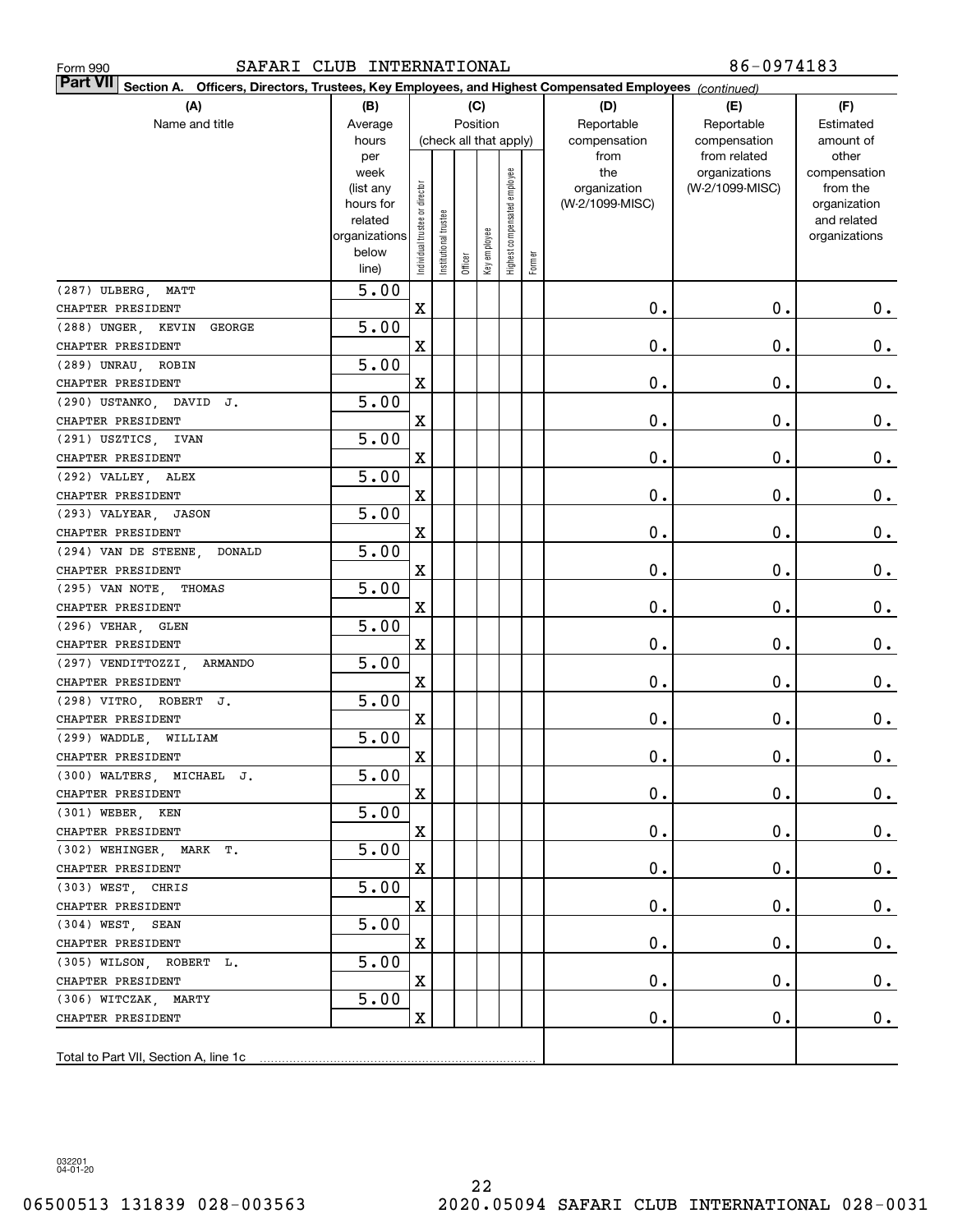Form 990 SAFARI CLUB INTERNATIONAL 86-0974183

**Part VII** Section A. Officers, Directors, Trustees, Key Employees, and Highest Compensated Employees *(continued)*

| (A) Name and title | (B) Average hours per week (list any hours for related organizations below line) | (C) Position: Individual trustee or director | Institutional trustee | Officer | Key employee | Highest compensated employee | Former | (D) Reportable compensation from the organization (W-2/1099-MISC) | (E) Reportable compensation from related organizations (W-2/1099-MISC) | (F) Estimated amount of other compensation from the organization and related organizations |
|---|---|---|---|---|---|---|---|---|---|---|
| (287) ULBERG, MATT<br>CHAPTER PRESIDENT | 5.00 | X | | | | | | 0. | 0. | 0. |
| (288) UNGER, KEVIN GEORGE<br>CHAPTER PRESIDENT | 5.00 | X | | | | | | 0. | 0. | 0. |
| (289) UNRAU, ROBIN<br>CHAPTER PRESIDENT | 5.00 | X | | | | | | 0. | 0. | 0. |
| (290) USTANKO, DAVID J.<br>CHAPTER PRESIDENT | 5.00 | X | | | | | | 0. | 0. | 0. |
| (291) USZTICS, IVAN<br>CHAPTER PRESIDENT | 5.00 | X | | | | | | 0. | 0. | 0. |
| (292) VALLEY, ALEX<br>CHAPTER PRESIDENT | 5.00 | X | | | | | | 0. | 0. | 0. |
| (293) VALYEAR, JASON<br>CHAPTER PRESIDENT | 5.00 | X | | | | | | 0. | 0. | 0. |
| (294) VAN DE STEENE, DONALD<br>CHAPTER PRESIDENT | 5.00 | X | | | | | | 0. | 0. | 0. |
| (295) VAN NOTE, THOMAS<br>CHAPTER PRESIDENT | 5.00 | X | | | | | | 0. | 0. | 0. |
| (296) VEHAR, GLEN<br>CHAPTER PRESIDENT | 5.00 | X | | | | | | 0. | 0. | 0. |
| (297) VENDITTOZZI, ARMANDO<br>CHAPTER PRESIDENT | 5.00 | X | | | | | | 0. | 0. | 0. |
| (298) VITRO, ROBERT J.<br>CHAPTER PRESIDENT | 5.00 | X | | | | | | 0. | 0. | 0. |
| (299) WADDLE, WILLIAM<br>CHAPTER PRESIDENT | 5.00 | X | | | | | | 0. | 0. | 0. |
| (300) WALTERS, MICHAEL J.<br>CHAPTER PRESIDENT | 5.00 | X | | | | | | 0. | 0. | 0. |
| (301) WEBER, KEN<br>CHAPTER PRESIDENT | 5.00 | X | | | | | | 0. | 0. | 0. |
| (302) WEHINGER, MARK T.<br>CHAPTER PRESIDENT | 5.00 | X | | | | | | 0. | 0. | 0. |
| (303) WEST, CHRIS<br>CHAPTER PRESIDENT | 5.00 | X | | | | | | 0. | 0. | 0. |
| (304) WEST, SEAN<br>CHAPTER PRESIDENT | 5.00 | X | | | | | | 0. | 0. | 0. |
| (305) WILSON, ROBERT L.<br>CHAPTER PRESIDENT | 5.00 | X | | | | | | 0. | 0. | 0. |
| (306) WITCZAK, MARTY<br>CHAPTER PRESIDENT | 5.00 | X | | | | | | 0. | 0. | 0. |
| Total to Part VII, Section A, line 1c | | | | | | | | | | |

032201 04-01-20

06500513 131839 028-003563 2020.05094 SAFARI CLUB INTERNATIONAL 028-0031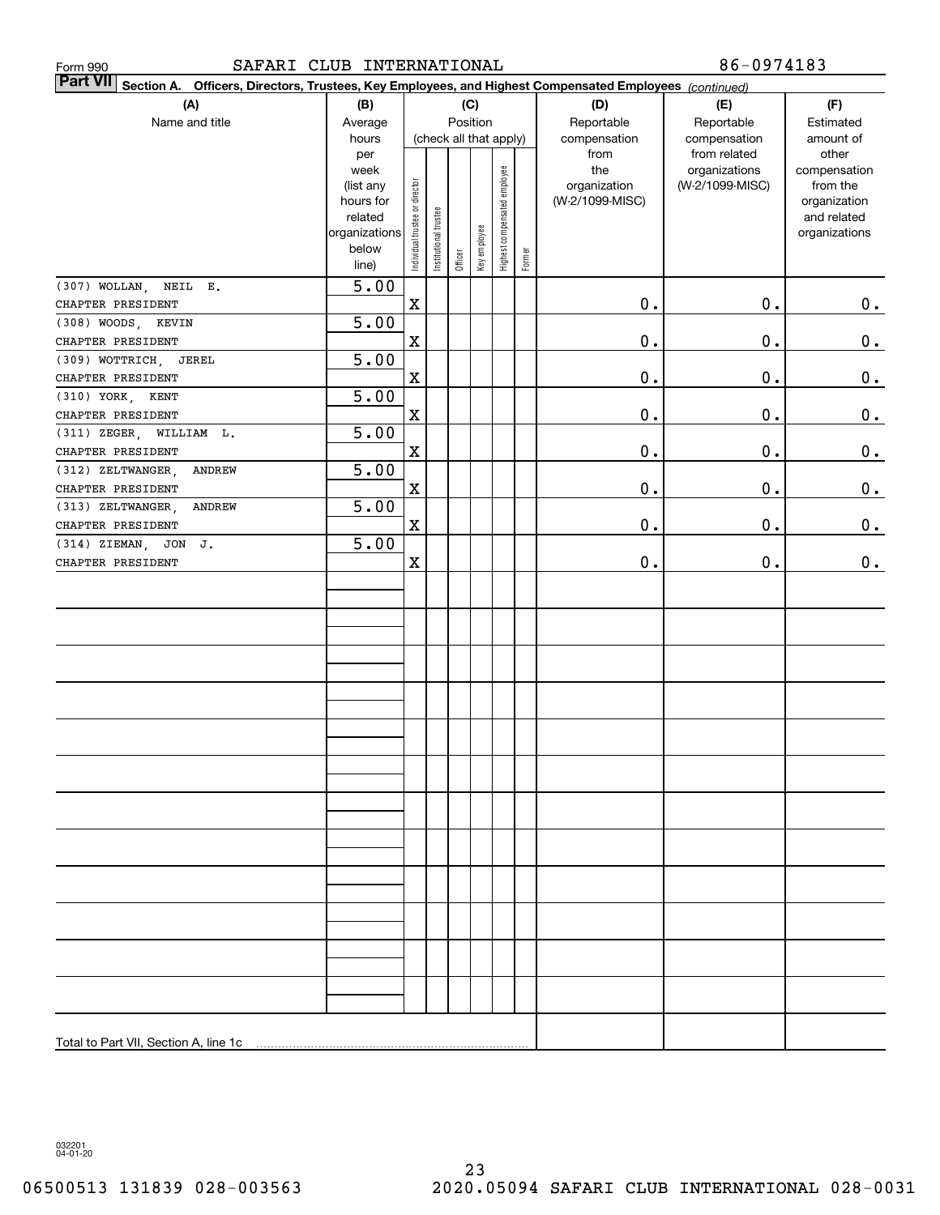Form 990 SAFARI CLUB INTERNATIONAL 86-0974183

**Part VII Section A. Officers, Directors, Trustees, Key Employees, and Highest Compensated Employees** *(continued)*

| (A) Name and title | (B) Average hours per week (list any hours for related organizations below line) | (C) Position (check all that apply): Individual trustee or director | Institutional trustee | Officer | Key employee | Highest compensated employee | Former | (D) Reportable compensation from the organization (W-2/1099-MISC) | (E) Reportable compensation from related organizations (W-2/1099-MISC) | (F) Estimated amount of other compensation from the organization and related organizations |
|---|---|---|---|---|---|---|---|---|---|---|
| (307) WOLLAN, NEIL E. CHAPTER PRESIDENT | 5.00 | X | | | | | | 0. | 0. | 0. |
| (308) WOODS, KEVIN CHAPTER PRESIDENT | 5.00 | X | | | | | | 0. | 0. | 0. |
| (309) WOTTRICH, JEREL CHAPTER PRESIDENT | 5.00 | X | | | | | | 0. | 0. | 0. |
| (310) YORK, KENT CHAPTER PRESIDENT | 5.00 | X | | | | | | 0. | 0. | 0. |
| (311) ZEGER, WILLIAM L. CHAPTER PRESIDENT | 5.00 | X | | | | | | 0. | 0. | 0. |
| (312) ZELTWANGER, ANDREW CHAPTER PRESIDENT | 5.00 | X | | | | | | 0. | 0. | 0. |
| (313) ZELTWANGER, ANDREW CHAPTER PRESIDENT | 5.00 | X | | | | | | 0. | 0. | 0. |
| (314) ZIEMAN, JON J. CHAPTER PRESIDENT | 5.00 | X | | | | | | 0. | 0. | 0. |
| Total to Part VII, Section A, line 1c | | | | | | | | | | |

032201 04-01-20

06500513 131839 028-003563 2020.05094 SAFARI CLUB INTERNATIONAL 028-0031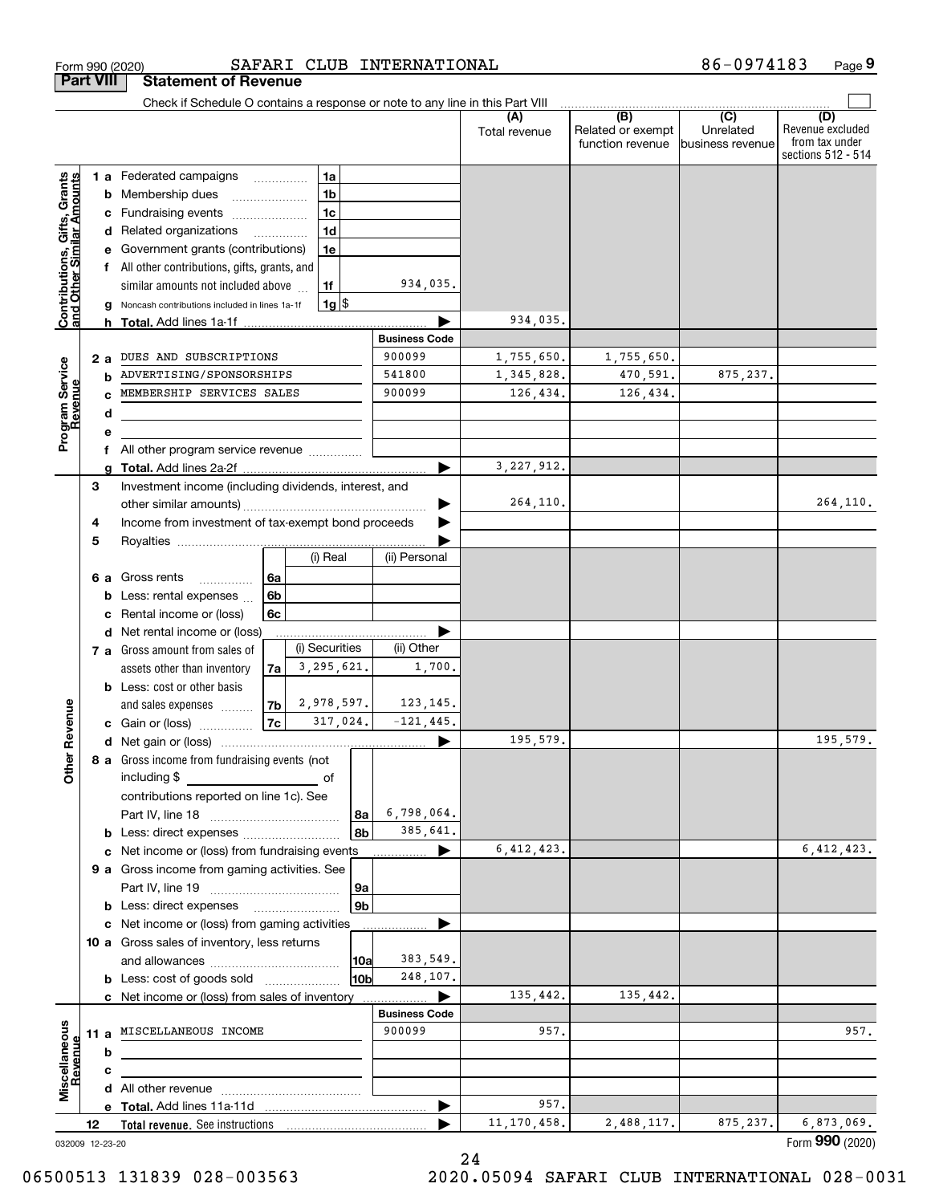Form 990 (2020) SAFARI CLUB INTERNATIONAL 86-0974183 Page 9

**Part VIII Statement of Revenue**

Check if Schedule O contains a response or note to any line in this Part VIII

| | | | | (A) Total revenue | (B) Related or exempt function revenue | (C) Unrelated business revenue | (D) Revenue excluded from tax under sections 512 - 514 |
|---|---|---|---|---|---|---|---|
| **Contributions, Gifts, Grants and Other Similar Amounts** | 1a Federated campaigns | 1a | | | | | |
| | b Membership dues | 1b | | | | | |
| | c Fundraising events | 1c | | | | | |
| | d Related organizations | 1d | | | | | |
| | e Government grants (contributions) | 1e | | | | | |
| | f All other contributions, gifts, grants, and similar amounts not included above | 1f | 934,035. | | | | |
| | g Noncash contributions included in lines 1a-1f | 1g | $ | | | | |
| | h **Total.** Add lines 1a-1f | | | 934,035. | | | |
| **Program Service Revenue** | | | **Business Code** | | | | |
| | 2a DUES AND SUBSCRIPTIONS | | 900099 | 1,755,650. | 1,755,650. | | |
| | b ADVERTISING/SPONSORSHIPS | | 541800 | 1,345,828. | 470,591. | 875,237. | |
| | c MEMBERSHIP SERVICES SALES | | 900099 | 126,434. | 126,434. | | |
| | d | | | | | | |
| | e | | | | | | |
| | f All other program service revenue | | | | | | |
| | g **Total.** Add lines 2a-2f | | | 3,227,912. | | | |
| **Other Revenue** | 3 Investment income (including dividends, interest, and other similar amounts) | | | 264,110. | | | 264,110. |
| | 4 Income from investment of tax-exempt bond proceeds | | | | | | |
| | 5 Royalties | | | | | | |
| | | | (i) Real | (ii) Personal | | | |
| | 6a Gross rents | 6a | | | | | |
| | b Less: rental expenses | 6b | | | | | |
| | c Rental income or (loss) | 6c | | | | | |
| | d Net rental income or (loss) | | | | | | |
| | | | (i) Securities | (ii) Other | | | |
| | 7a Gross amount from sales of assets other than inventory | 7a | 3,295,621. | 1,700. | | | |
| | b Less: cost or other basis and sales expenses | 7b | 2,978,597. | 123,145. | | | |
| | c Gain or (loss) | 7c | 317,024. | -121,445. | | | |
| | d Net gain or (loss) | | | | 195,579. | | | 195,579. |
| | 8a Gross income from fundraising events (not including $ ___ of contributions reported on line 1c). See Part IV, line 18 | 8a | | 6,798,064. | | | |
| | b Less: direct expenses | 8b | | 385,641. | | | |
| | c Net income or (loss) from fundraising events | | | | 6,412,423. | | | 6,412,423. |
| | 9a Gross income from gaming activities. See Part IV, line 19 | 9a | | | | | |
| | b Less: direct expenses | 9b | | | | | |
| | c Net income or (loss) from gaming activities | | | | | | | |
| | 10a Gross sales of inventory, less returns and allowances | 10a | | 383,549. | | | |
| | b Less: cost of goods sold | 10b | | 248,107. | | | |
| | c Net income or (loss) from sales of inventory | | | 135,442. | 135,442. | | |
| **Miscellaneous Revenue** | | | **Business Code** | | | | |
| | 11a MISCELLANEOUS INCOME | | 900099 | 957. | | | 957. |
| | b | | | | | | |
| | c | | | | | | |
| | d All other revenue | | | | | | |
| | e **Total.** Add lines 11a-11d | | | 957. | | | |
| | 12 **Total revenue.** See instructions | | | 11,170,458. | 2,488,117. | 875,237. | 6,873,069. |

032009 12-23-20 Form **990** (2020)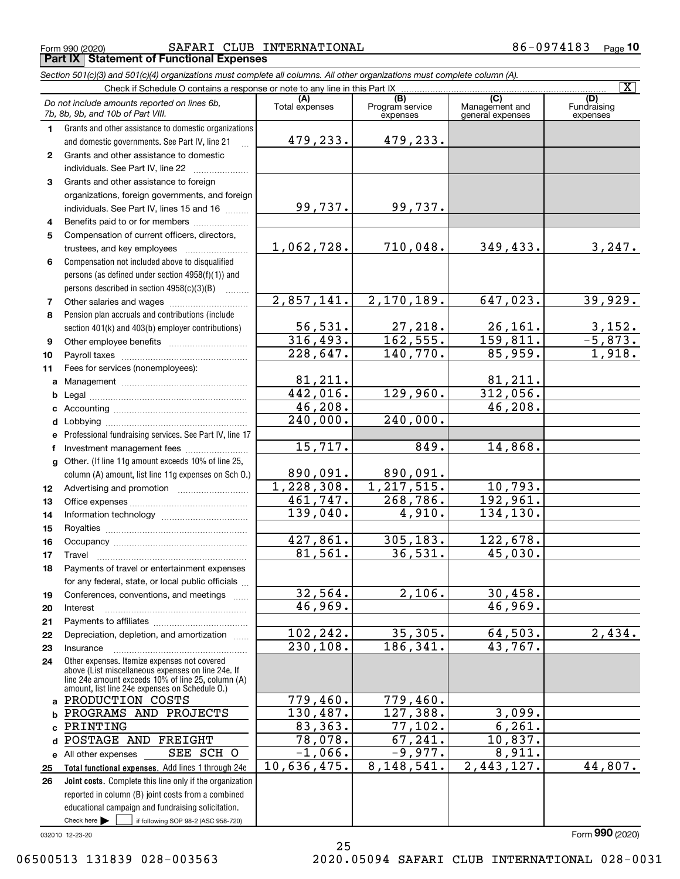Form 990 (2020) SAFARI CLUB INTERNATIONAL 86-0974183 Page 10

**Part IX Statement of Functional Expenses**

*Section 501(c)(3) and 501(c)(4) organizations must complete all columns. All other organizations must complete column (A).*

Check if Schedule O contains a response or note to any line in this Part IX [X]

| | *Do not include amounts reported on lines 6b, 7b, 8b, 9b, and 10b of Part VIII.* | (A) Total expenses | (B) Program service expenses | (C) Management and general expenses | (D) Fundraising expenses |
|---|---|---|---|---|---|
| 1 | Grants and other assistance to domestic organizations and domestic governments. See Part IV, line 21 | 479,233. | 479,233. | | |
| 2 | Grants and other assistance to domestic individuals. See Part IV, line 22 | | | | |
| 3 | Grants and other assistance to foreign organizations, foreign governments, and foreign individuals. See Part IV, lines 15 and 16 | 99,737. | 99,737. | | |
| 4 | Benefits paid to or for members | | | | |
| 5 | Compensation of current officers, directors, trustees, and key employees | 1,062,728. | 710,048. | 349,433. | 3,247. |
| 6 | Compensation not included above to disqualified persons (as defined under section 4958(f)(1)) and persons described in section 4958(c)(3)(B) | | | | |
| 7 | Other salaries and wages | 2,857,141. | 2,170,189. | 647,023. | 39,929. |
| 8 | Pension plan accruals and contributions (include section 401(k) and 403(b) employer contributions) | 56,531. | 27,218. | 26,161. | 3,152. |
| 9 | Other employee benefits | 316,493. | 162,555. | 159,811. | -5,873. |
| 10 | Payroll taxes | 228,647. | 140,770. | 85,959. | 1,918. |
| 11 | Fees for services (nonemployees): | | | | |
| a | Management | 81,211. | | 81,211. | |
| b | Legal | 442,016. | 129,960. | 312,056. | |
| c | Accounting | 46,208. | | 46,208. | |
| d | Lobbying | 240,000. | 240,000. | | |
| e | Professional fundraising services. See Part IV, line 17 | | | | |
| f | Investment management fees | 15,717. | 849. | 14,868. | |
| g | Other. (If line 11g amount exceeds 10% of line 25, column (A) amount, list line 11g expenses on Sch O.) | 890,091. | 890,091. | | |
| 12 | Advertising and promotion | 1,228,308. | 1,217,515. | 10,793. | |
| 13 | Office expenses | 461,747. | 268,786. | 192,961. | |
| 14 | Information technology | 139,040. | 4,910. | 134,130. | |
| 15 | Royalties | | | | |
| 16 | Occupancy | 427,861. | 305,183. | 122,678. | |
| 17 | Travel | 81,561. | 36,531. | 45,030. | |
| 18 | Payments of travel or entertainment expenses for any federal, state, or local public officials | | | | |
| 19 | Conferences, conventions, and meetings | 32,564. | 2,106. | 30,458. | |
| 20 | Interest | 46,969. | | 46,969. | |
| 21 | Payments to affiliates | | | | |
| 22 | Depreciation, depletion, and amortization | 102,242. | 35,305. | 64,503. | 2,434. |
| 23 | Insurance | 230,108. | 186,341. | 43,767. | |
| 24 | Other expenses. Itemize expenses not covered above (List miscellaneous expenses on line 24e. If line 24e amount exceeds 10% of line 25, column (A) amount, list line 24e expenses on Schedule O.) | | | | |
| a | PRODUCTION COSTS | 779,460. | 779,460. | | |
| b | PROGRAMS AND PROJECTS | 130,487. | 127,388. | 3,099. | |
| c | PRINTING | 83,363. | 77,102. | 6,261. | |
| d | POSTAGE AND FREIGHT | 78,078. | 67,241. | 10,837. | |
| e | All other expenses SEE SCH O | -1,066. | -9,977. | 8,911. | |
| 25 | **Total functional expenses.** Add lines 1 through 24e | 10,636,475. | 8,148,541. | 2,443,127. | 44,807. |
| 26 | **Joint costs.** Complete this line only if the organization reported in column (B) joint costs from a combined educational campaign and fundraising solicitation. Check here [ ] if following SOP 98-2 (ASC 958-720) | | | | |

032010 12-23-20 Form **990** (2020)

06500513 131839 028-003563 2020.05094 SAFARI CLUB INTERNATIONAL 028-0031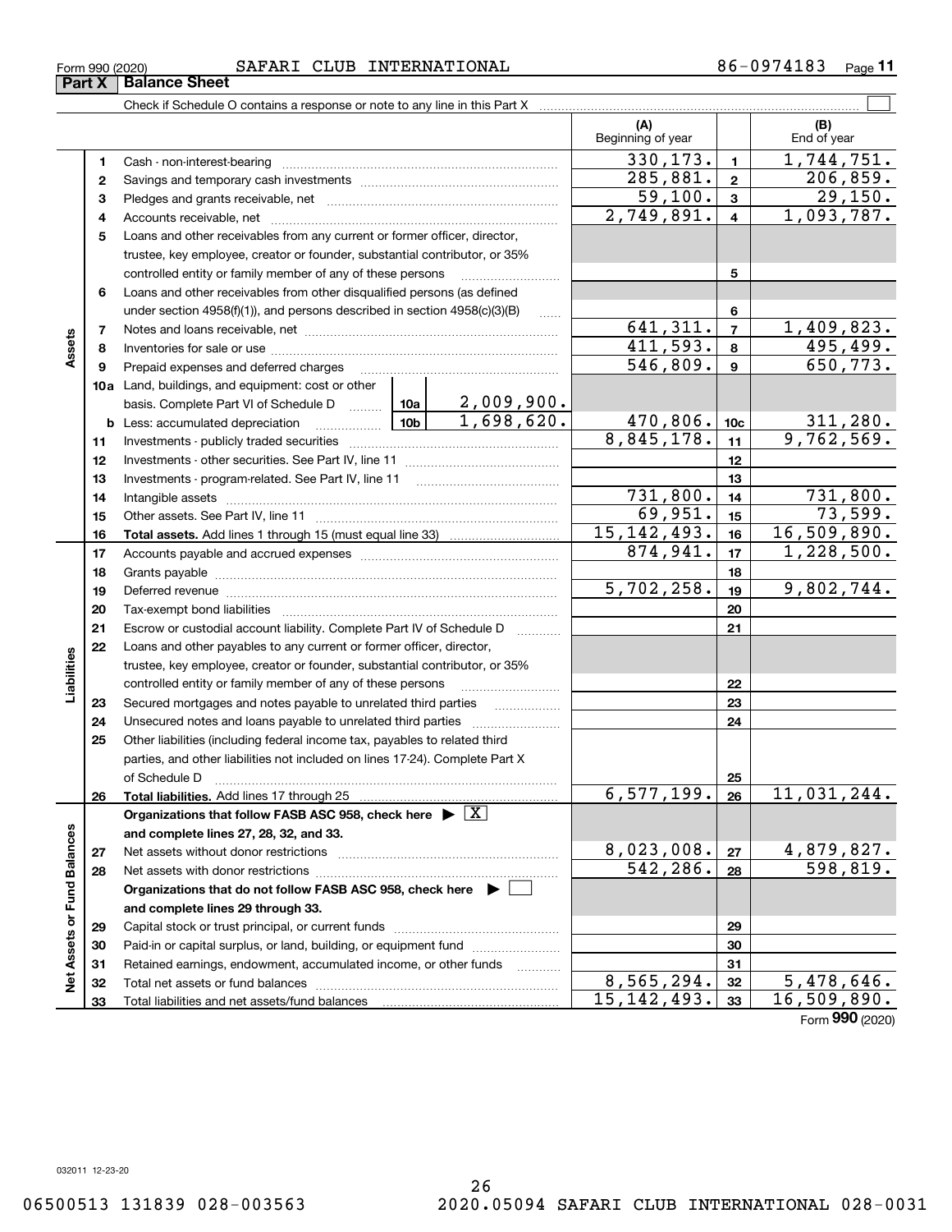Form 990 (2020) SAFARI CLUB INTERNATIONAL 86-0974183

## Part X Balance Sheet

Check if Schedule O contains a response or note to any line in this Part X

| | | | | (A) Beginning of year | | (B) End of year |
|---|---|---|---|---|---|---|
| **Assets** | 1 | Cash - non-interest-bearing | | 330,173. | 1 | 1,744,751. |
| | 2 | Savings and temporary cash investments | | 285,881. | 2 | 206,859. |
| | 3 | Pledges and grants receivable, net | | 59,100. | 3 | 29,150. |
| | 4 | Accounts receivable, net | | 2,749,891. | 4 | 1,093,787. |
| | 5 | Loans and other receivables from any current or former officer, director, trustee, key employee, creator or founder, substantial contributor, or 35% controlled entity or family member of any of these persons | | | 5 | |
| | 6 | Loans and other receivables from other disqualified persons (as defined under section 4958(f)(1)), and persons described in section 4958(c)(3)(B) | | | 6 | |
| | 7 | Notes and loans receivable, net | | 641,311. | 7 | 1,409,823. |
| | 8 | Inventories for sale or use | | 411,593. | 8 | 495,499. |
| | 9 | Prepaid expenses and deferred charges | | 546,809. | 9 | 650,773. |
| | 10a | Land, buildings, and equipment: cost or other basis. Complete Part VI of Schedule D | 10a 2,009,900. | | | |
| | b | Less: accumulated depreciation | 10b 1,698,620. | 470,806. | 10c | 311,280. |
| | 11 | Investments - publicly traded securities | | 8,845,178. | 11 | 9,762,569. |
| | 12 | Investments - other securities. See Part IV, line 11 | | | 12 | |
| | 13 | Investments - program-related. See Part IV, line 11 | | | 13 | |
| | 14 | Intangible assets | | 731,800. | 14 | 731,800. |
| | 15 | Other assets. See Part IV, line 11 | | 69,951. | 15 | 73,599. |
| | 16 | **Total assets.** Add lines 1 through 15 (must equal line 33) | | 15,142,493. | 16 | 16,509,890. |
| **Liabilities** | 17 | Accounts payable and accrued expenses | | 874,941. | 17 | 1,228,500. |
| | 18 | Grants payable | | | 18 | |
| | 19 | Deferred revenue | | 5,702,258. | 19 | 9,802,744. |
| | 20 | Tax-exempt bond liabilities | | | 20 | |
| | 21 | Escrow or custodial account liability. Complete Part IV of Schedule D | | | 21 | |
| | 22 | Loans and other payables to any current or former officer, director, trustee, key employee, creator or founder, substantial contributor, or 35% controlled entity or family member of any of these persons | | | 22 | |
| | 23 | Secured mortgages and notes payable to unrelated third parties | | | 23 | |
| | 24 | Unsecured notes and loans payable to unrelated third parties | | | 24 | |
| | 25 | Other liabilities (including federal income tax, payables to related third parties, and other liabilities not included on lines 17-24). Complete Part X of Schedule D | | | 25 | |
| | 26 | **Total liabilities.** Add lines 17 through 25 | | 6,577,199. | 26 | 11,031,244. |
| **Net Assets or Fund Balances** | | **Organizations that follow FASB ASC 958, check here ▶ [X] and complete lines 27, 28, 32, and 33.** | | | | |
| | 27 | Net assets without donor restrictions | | 8,023,008. | 27 | 4,879,827. |
| | 28 | Net assets with donor restrictions | | 542,286. | 28 | 598,819. |
| | | **Organizations that do not follow FASB ASC 958, check here ▶ [ ] and complete lines 29 through 33.** | | | | |
| | 29 | Capital stock or trust principal, or current funds | | | 29 | |
| | 30 | Paid-in or capital surplus, or land, building, or equipment fund | | | 30 | |
| | 31 | Retained earnings, endowment, accumulated income, or other funds | | | 31 | |
| | 32 | Total net assets or fund balances | | 8,565,294. | 32 | 5,478,646. |
| | 33 | Total liabilities and net assets/fund balances | | 15,142,493. | 33 | 16,509,890. |

Form **990** (2020)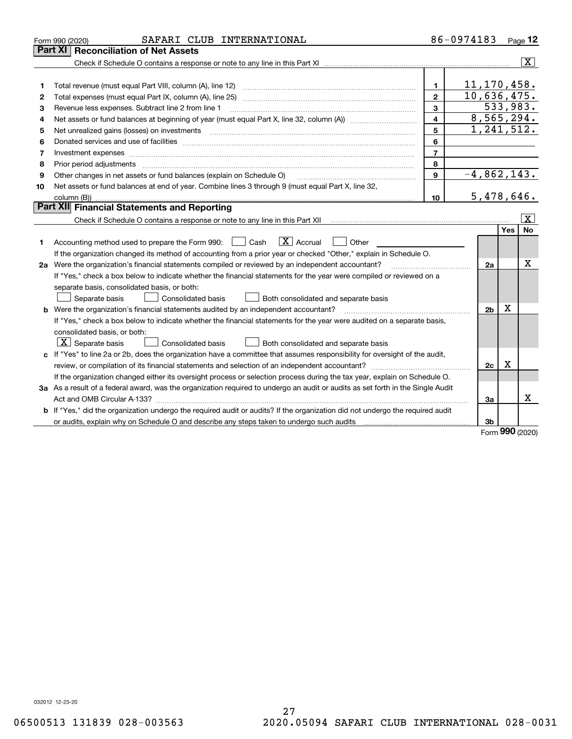Form 990 (2020) SAFARI CLUB INTERNATIONAL 86-0974183

## Part XI Reconciliation of Net Assets

Check if Schedule O contains a response or note to any line in this Part XI ..... [X]

| | | | |
|---|---|---|---|
| 1 | Total revenue (must equal Part VIII, column (A), line 12) | 1 | 11,170,458. |
| 2 | Total expenses (must equal Part IX, column (A), line 25) | 2 | 10,636,475. |
| 3 | Revenue less expenses. Subtract line 2 from line 1 | 3 | 533,983. |
| 4 | Net assets or fund balances at beginning of year (must equal Part X, line 32, column (A)) | 4 | 8,565,294. |
| 5 | Net unrealized gains (losses) on investments | 5 | 1,241,512. |
| 6 | Donated services and use of facilities | 6 | |
| 7 | Investment expenses | 7 | |
| 8 | Prior period adjustments | 8 | |
| 9 | Other changes in net assets or fund balances (explain on Schedule O) | 9 | -4,862,143. |
| 10 | Net assets or fund balances at end of year. Combine lines 3 through 9 (must equal Part X, line 32, column (B)) | 10 | 5,478,646. |

## Part XII Financial Statements and Reporting

Check if Schedule O contains a response or note to any line in this Part XII ..... [X]

| | | | Yes | No |
|---|---|---|---|---|
| 1 | Accounting method used to prepare the Form 990: [ ] Cash [X] Accrual [ ] Other<br>If the organization changed its method of accounting from a prior year or checked "Other," explain in Schedule O. | | | |
| 2a | Were the organization's financial statements compiled or reviewed by an independent accountant?<br>If "Yes," check a box below to indicate whether the financial statements for the year were compiled or reviewed on a separate basis, consolidated basis, or both:<br>[ ] Separate basis [ ] Consolidated basis [ ] Both consolidated and separate basis | 2a | | X |
| b | Were the organization's financial statements audited by an independent accountant?<br>If "Yes," check a box below to indicate whether the financial statements for the year were audited on a separate basis, consolidated basis, or both:<br>[X] Separate basis [ ] Consolidated basis [ ] Both consolidated and separate basis | 2b | X | |
| c | If "Yes" to line 2a or 2b, does the organization have a committee that assumes responsibility for oversight of the audit, review, or compilation of its financial statements and selection of an independent accountant?<br>If the organization changed either its oversight process or selection process during the tax year, explain on Schedule O. | 2c | X | |
| 3a | As a result of a federal award, was the organization required to undergo an audit or audits as set forth in the Single Audit Act and OMB Circular A-133? | 3a | | X |
| b | If "Yes," did the organization undergo the required audit or audits? If the organization did not undergo the required audit or audits, explain why on Schedule O and describe any steps taken to undergo such audits | 3b | | |

Form **990** (2020)

032012 12-23-20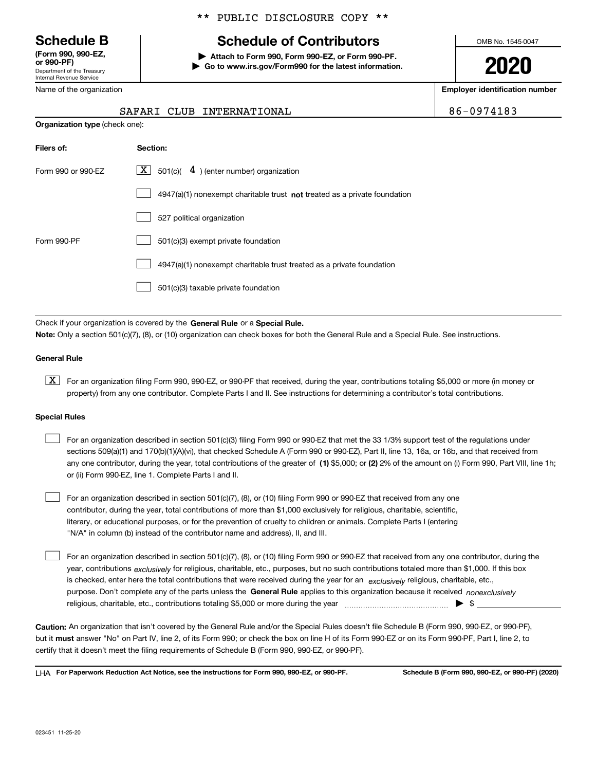\*\* PUBLIC DISCLOSURE COPY \*\*

**Schedule B**
**(Form 990, 990-EZ, or 990-PF)**
Department of the Treasury
Internal Revenue Service

# Schedule of Contributors

▶ **Attach to Form 990, Form 990-EZ, or Form 990-PF.**
▶ **Go to www.irs.gov/Form990 for the latest information.**

OMB No. 1545-0047

**2020**

| Name of the organization | **Employer identification number** |
|---|---|
| SAFARI CLUB INTERNATIONAL | 86-0974183 |

**Organization type** (check one):

| **Filers of:** | **Section:** |
|---|---|
| Form 990 or 990-EZ | [X] 501(c)( 4 ) (enter number) organization |
| | [ ] 4947(a)(1) nonexempt charitable trust **not** treated as a private foundation |
| | [ ] 527 political organization |
| Form 990-PF | [ ] 501(c)(3) exempt private foundation |
| | [ ] 4947(a)(1) nonexempt charitable trust treated as a private foundation |
| | [ ] 501(c)(3) taxable private foundation |

Check if your organization is covered by the **General Rule** or a **Special Rule.**
**Note:** Only a section 501(c)(7), (8), or (10) organization can check boxes for both the General Rule and a Special Rule. See instructions.

**General Rule**

[X] For an organization filing Form 990, 990-EZ, or 990-PF that received, during the year, contributions totaling $5,000 or more (in money or property) from any one contributor. Complete Parts I and II. See instructions for determining a contributor's total contributions.

**Special Rules**

[ ] For an organization described in section 501(c)(3) filing Form 990 or 990-EZ that met the 33 1/3% support test of the regulations under sections 509(a)(1) and 170(b)(1)(A)(vi), that checked Schedule A (Form 990 or 990-EZ), Part II, line 13, 16a, or 16b, and that received from any one contributor, during the year, total contributions of the greater of **(1)** $5,000; or **(2)** 2% of the amount on (i) Form 990, Part VIII, line 1h; or (ii) Form 990-EZ, line 1. Complete Parts I and II.

[ ] For an organization described in section 501(c)(7), (8), or (10) filing Form 990 or 990-EZ that received from any one contributor, during the year, total contributions of more than $1,000 exclusively for religious, charitable, scientific, literary, or educational purposes, or for the prevention of cruelty to children or animals. Complete Parts I (entering "N/A" in column (b) instead of the contributor name and address), II, and III.

[ ] For an organization described in section 501(c)(7), (8), or (10) filing Form 990 or 990-EZ that received from any one contributor, during the year, contributions *exclusively* for religious, charitable, etc., purposes, but no such contributions totaled more than $1,000. If this box is checked, enter here the total contributions that were received during the year for an *exclusively* religious, charitable, etc., purpose. Don't complete any of the parts unless the **General Rule** applies to this organization because it received *nonexclusively* religious, charitable, etc., contributions totaling $5,000 or more during the year ▶ $

**Caution:** An organization that isn't covered by the General Rule and/or the Special Rules doesn't file Schedule B (Form 990, 990-EZ, or 990-PF), but it **must** answer "No" on Part IV, line 2, of its Form 990; or check the box on line H of its Form 990-EZ or on its Form 990-PF, Part I, line 2, to certify that it doesn't meet the filing requirements of Schedule B (Form 990, 990-EZ, or 990-PF).

LHA **For Paperwork Reduction Act Notice, see the instructions for Form 990, 990-EZ, or 990-PF.** **Schedule B (Form 990, 990-EZ, or 990-PF) (2020)**

023451 11-25-20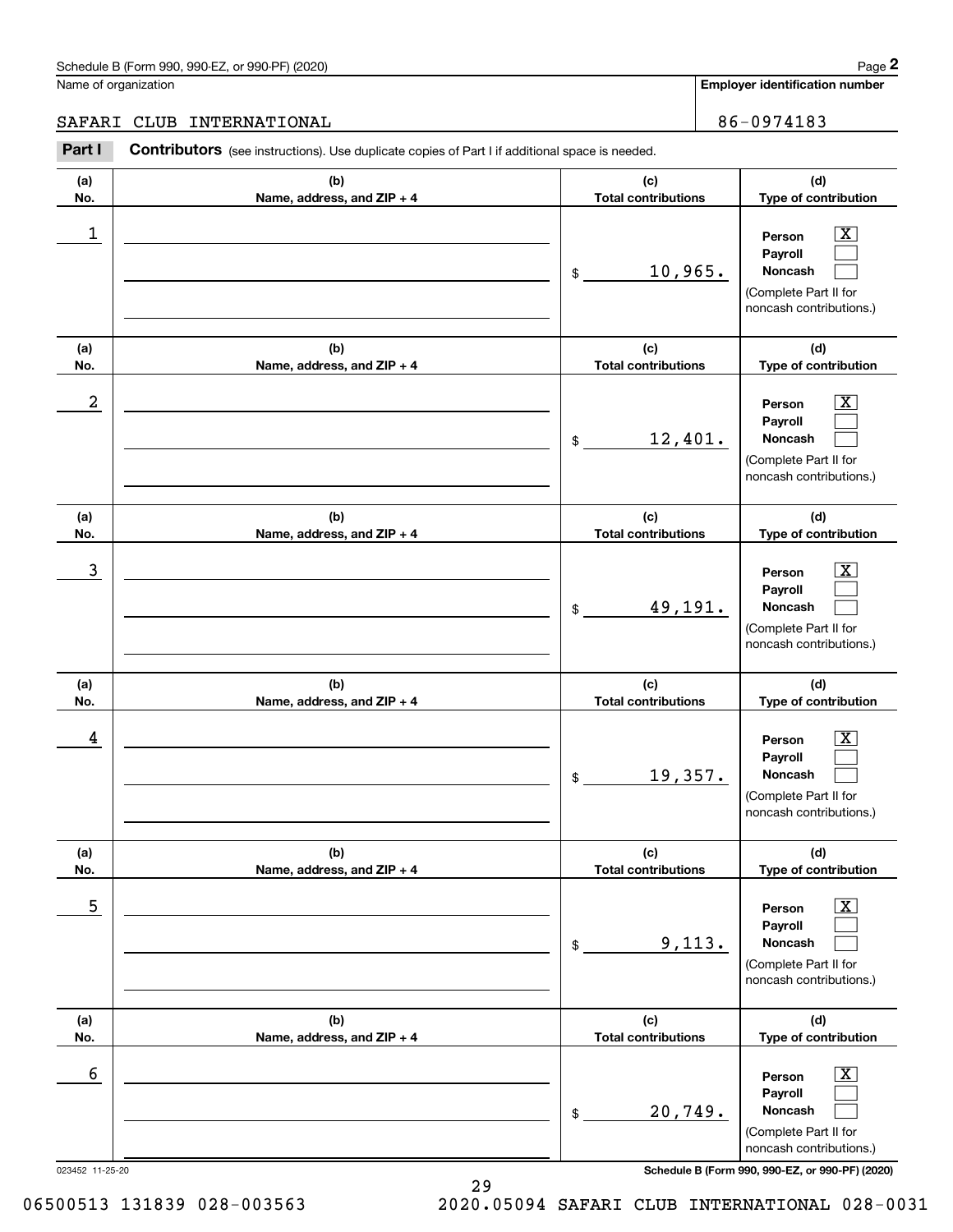Schedule B (Form 990, 990-EZ, or 990-PF) (2020)

Name of organization: SAFARI CLUB INTERNATIONAL

**Employer identification number**: 86-0974183

**Part I** **Contributors** (see instructions). Use duplicate copies of Part I if additional space is needed.

| (a) No. | (b) Name, address, and ZIP + 4 | (c) Total contributions | (d) Type of contribution |
|---|---|---|---|
| 1 | | $ 10,965. | Person [X] Payroll [ ] Noncash [ ] (Complete Part II for noncash contributions.) |
| 2 | | $ 12,401. | Person [X] Payroll [ ] Noncash [ ] (Complete Part II for noncash contributions.) |
| 3 | | $ 49,191. | Person [X] Payroll [ ] Noncash [ ] (Complete Part II for noncash contributions.) |
| 4 | | $ 19,357. | Person [X] Payroll [ ] Noncash [ ] (Complete Part II for noncash contributions.) |
| 5 | | $ 9,113. | Person [X] Payroll [ ] Noncash [ ] (Complete Part II for noncash contributions.) |
| 6 | | $ 20,749. | Person [X] Payroll [ ] Noncash [ ] (Complete Part II for noncash contributions.) |

023452 11-25-20

06500513 131839 028-003563 2020.05094 SAFARI CLUB INTERNATIONAL 028-0031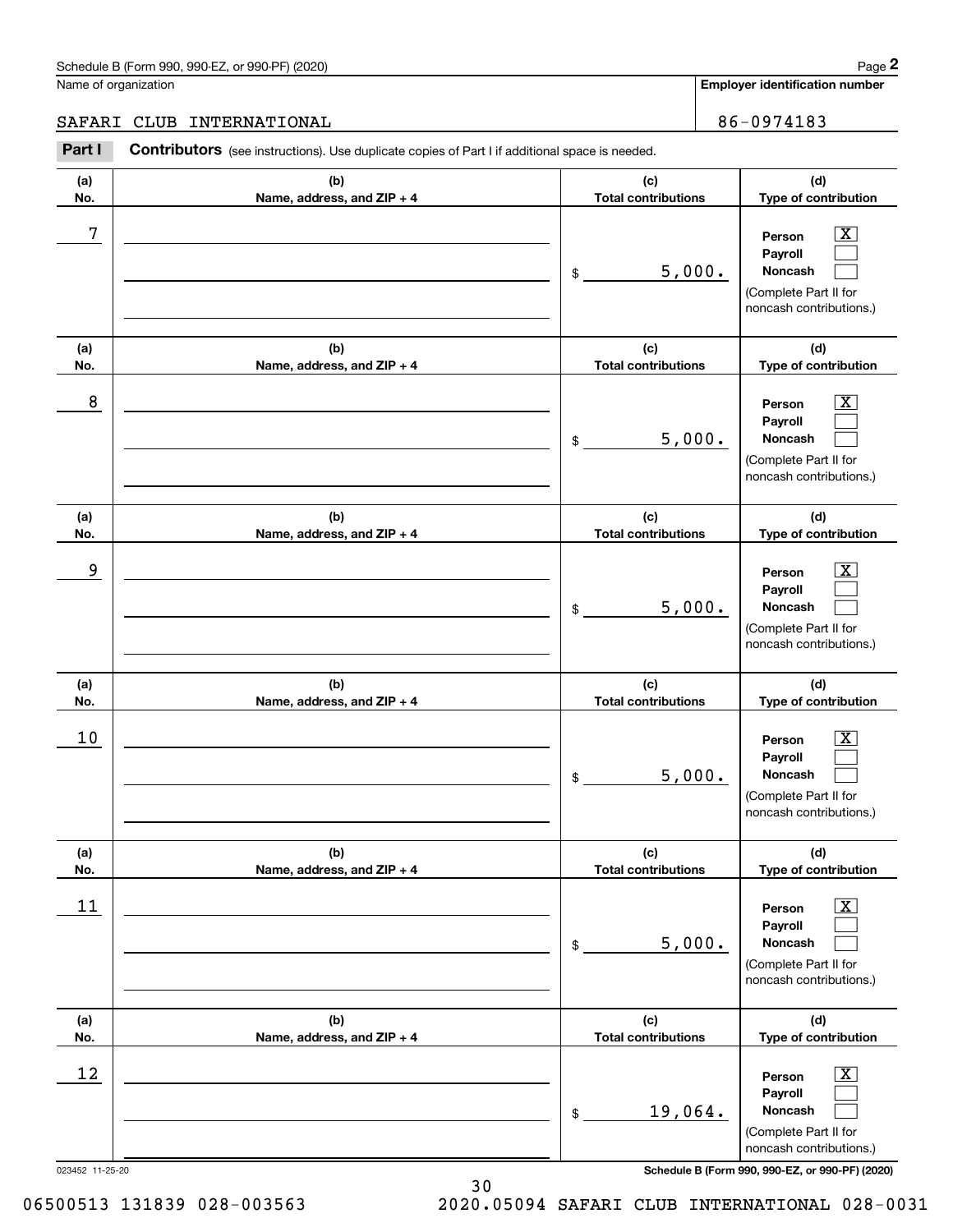Schedule B (Form 990, 990-EZ, or 990-PF) (2020)

Name of organization: SAFARI CLUB INTERNATIONAL

Employer identification number: 86-0974183

**Part I** **Contributors** (see instructions). Use duplicate copies of Part I if additional space is needed.

| (a) No. | (b) Name, address, and ZIP + 4 | (c) Total contributions | (d) Type of contribution |
|---|---|---|---|
| 7 | | $ 5,000. | Person [X] Payroll [ ] Noncash [ ] (Complete Part II for noncash contributions.) |
| 8 | | $ 5,000. | Person [X] Payroll [ ] Noncash [ ] (Complete Part II for noncash contributions.) |
| 9 | | $ 5,000. | Person [X] Payroll [ ] Noncash [ ] (Complete Part II for noncash contributions.) |
| 10 | | $ 5,000. | Person [X] Payroll [ ] Noncash [ ] (Complete Part II for noncash contributions.) |
| 11 | | $ 5,000. | Person [X] Payroll [ ] Noncash [ ] (Complete Part II for noncash contributions.) |
| 12 | | $ 19,064. | Person [X] Payroll [ ] Noncash [ ] (Complete Part II for noncash contributions.) |

023452 11-25-20

06500513 131839 028-003563 2020.05094 SAFARI CLUB INTERNATIONAL 028-0031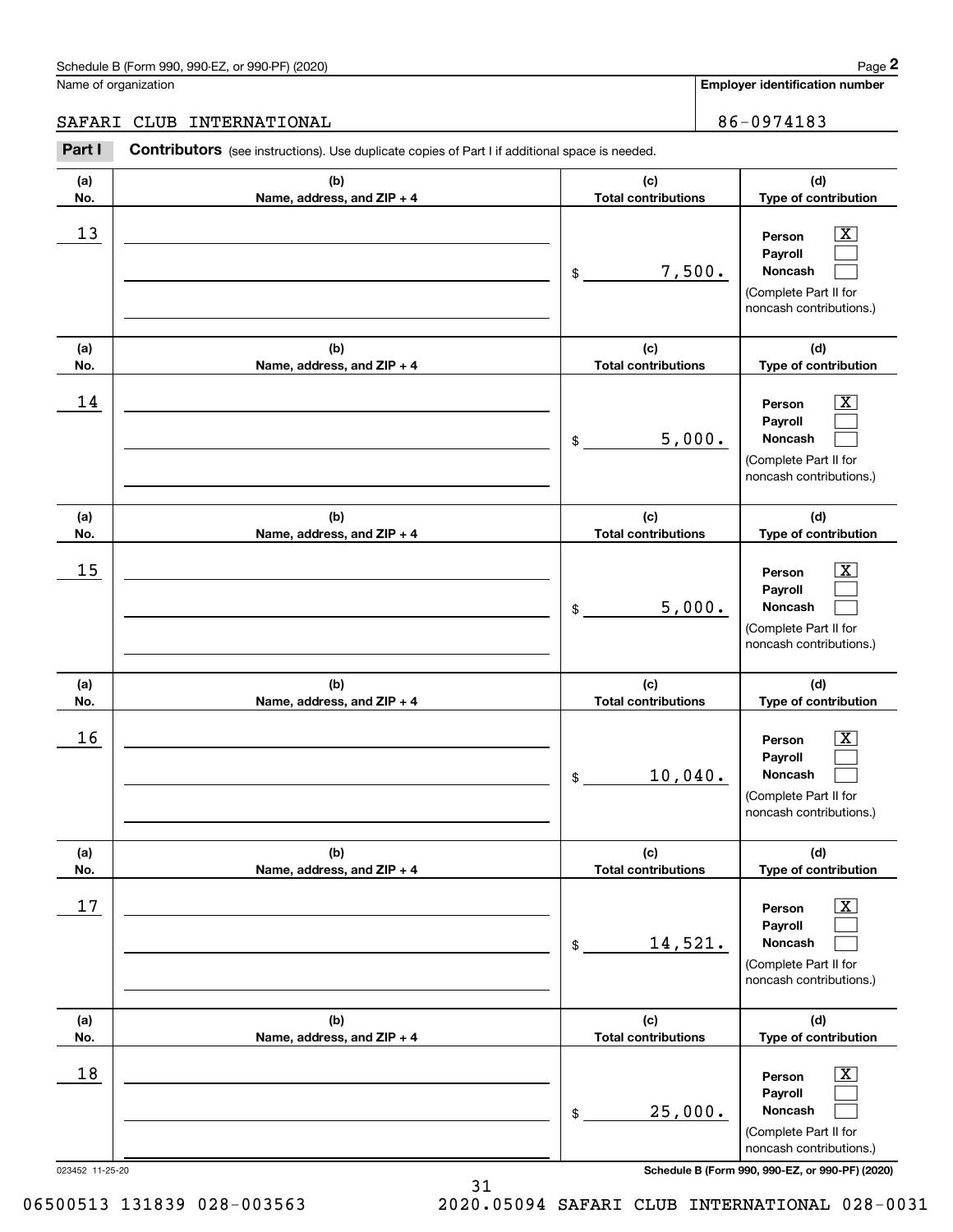Schedule B (Form 990, 990-EZ, or 990-PF) (2020)

Name of organization: SAFARI CLUB INTERNATIONAL

Employer identification number: 86-0974183

**Part I** **Contributors** (see instructions). Use duplicate copies of Part I if additional space is needed.

| (a) No. | (b) Name, address, and ZIP + 4 | (c) Total contributions | (d) Type of contribution |
|---|---|---|---|
| 13 | | $ 7,500. | Person [X] Payroll [ ] Noncash [ ] (Complete Part II for noncash contributions.) |
| 14 | | $ 5,000. | Person [X] Payroll [ ] Noncash [ ] (Complete Part II for noncash contributions.) |
| 15 | | $ 5,000. | Person [X] Payroll [ ] Noncash [ ] (Complete Part II for noncash contributions.) |
| 16 | | $ 10,040. | Person [X] Payroll [ ] Noncash [ ] (Complete Part II for noncash contributions.) |
| 17 | | $ 14,521. | Person [X] Payroll [ ] Noncash [ ] (Complete Part II for noncash contributions.) |
| 18 | | $ 25,000. | Person [X] Payroll [ ] Noncash [ ] (Complete Part II for noncash contributions.) |

023452 11-25-20

Schedule B (Form 990, 990-EZ, or 990-PF) (2020)

06500513 131839 028-003563 2020.05094 SAFARI CLUB INTERNATIONAL 028-0031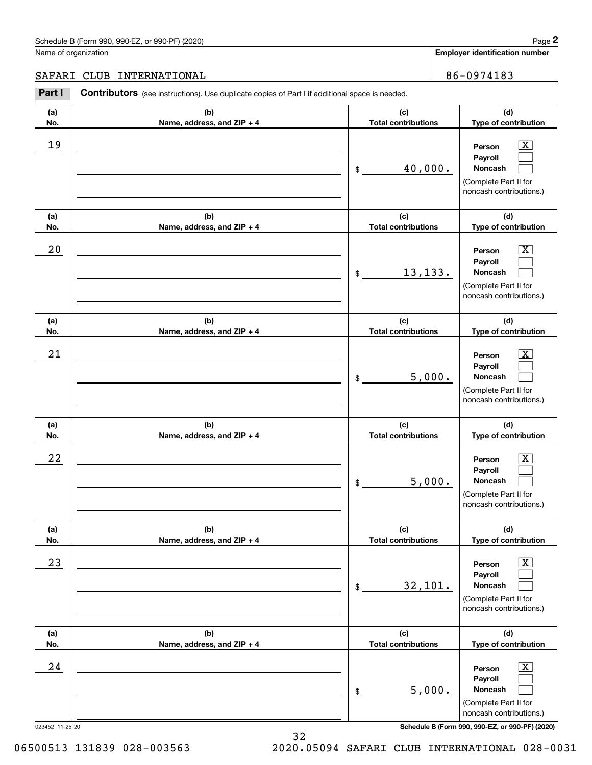Schedule B (Form 990, 990-EZ, or 990-PF) (2020)

Name of organization: SAFARI CLUB INTERNATIONAL

Employer identification number: 86-0974183

**Part I** **Contributors** (see instructions). Use duplicate copies of Part I if additional space is needed.

| (a) No. | (b) Name, address, and ZIP + 4 | (c) Total contributions | (d) Type of contribution |
|---|---|---|---|
| 19 | | $ 40,000. | Person [X] Payroll [ ] Noncash [ ] (Complete Part II for noncash contributions.) |
| 20 | | $ 13,133. | Person [X] Payroll [ ] Noncash [ ] (Complete Part II for noncash contributions.) |
| 21 | | $ 5,000. | Person [X] Payroll [ ] Noncash [ ] (Complete Part II for noncash contributions.) |
| 22 | | $ 5,000. | Person [X] Payroll [ ] Noncash [ ] (Complete Part II for noncash contributions.) |
| 23 | | $ 32,101. | Person [X] Payroll [ ] Noncash [ ] (Complete Part II for noncash contributions.) |
| 24 | | $ 5,000. | Person [X] Payroll [ ] Noncash [ ] (Complete Part II for noncash contributions.) |

023452 11-25-20

Schedule B (Form 990, 990-EZ, or 990-PF) (2020)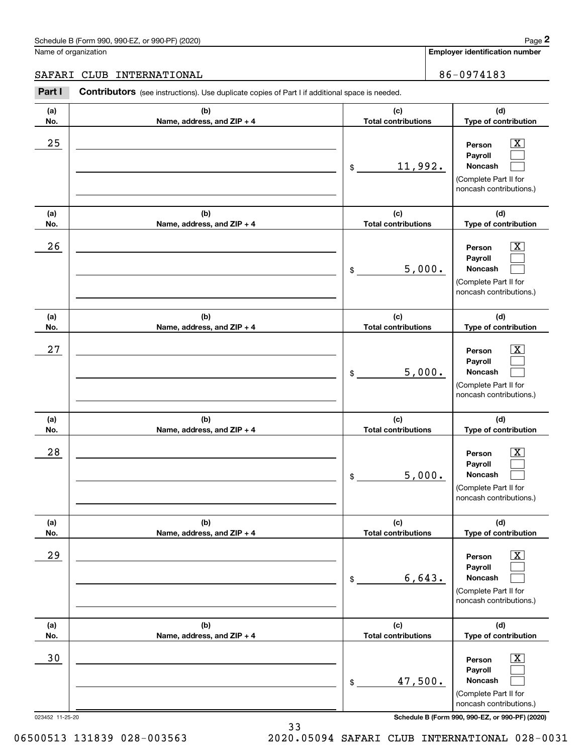Schedule B (Form 990, 990-EZ, or 990-PF) (2020)

Name of organization: SAFARI CLUB INTERNATIONAL

Employer identification number: 86-0974183

**Part I** **Contributors** (see instructions). Use duplicate copies of Part I if additional space is needed.

| (a) No. | (b) Name, address, and ZIP + 4 | (c) Total contributions | (d) Type of contribution |
|---|---|---|---|
| 25 | | $ 11,992. | Person [X] Payroll [ ] Noncash [ ] (Complete Part II for noncash contributions.) |
| 26 | | $ 5,000. | Person [X] Payroll [ ] Noncash [ ] (Complete Part II for noncash contributions.) |
| 27 | | $ 5,000. | Person [X] Payroll [ ] Noncash [ ] (Complete Part II for noncash contributions.) |
| 28 | | $ 5,000. | Person [X] Payroll [ ] Noncash [ ] (Complete Part II for noncash contributions.) |
| 29 | | $ 6,643. | Person [X] Payroll [ ] Noncash [ ] (Complete Part II for noncash contributions.) |
| 30 | | $ 47,500. | Person [X] Payroll [ ] Noncash [ ] (Complete Part II for noncash contributions.) |

023452 11-25-20

Schedule B (Form 990, 990-EZ, or 990-PF) (2020)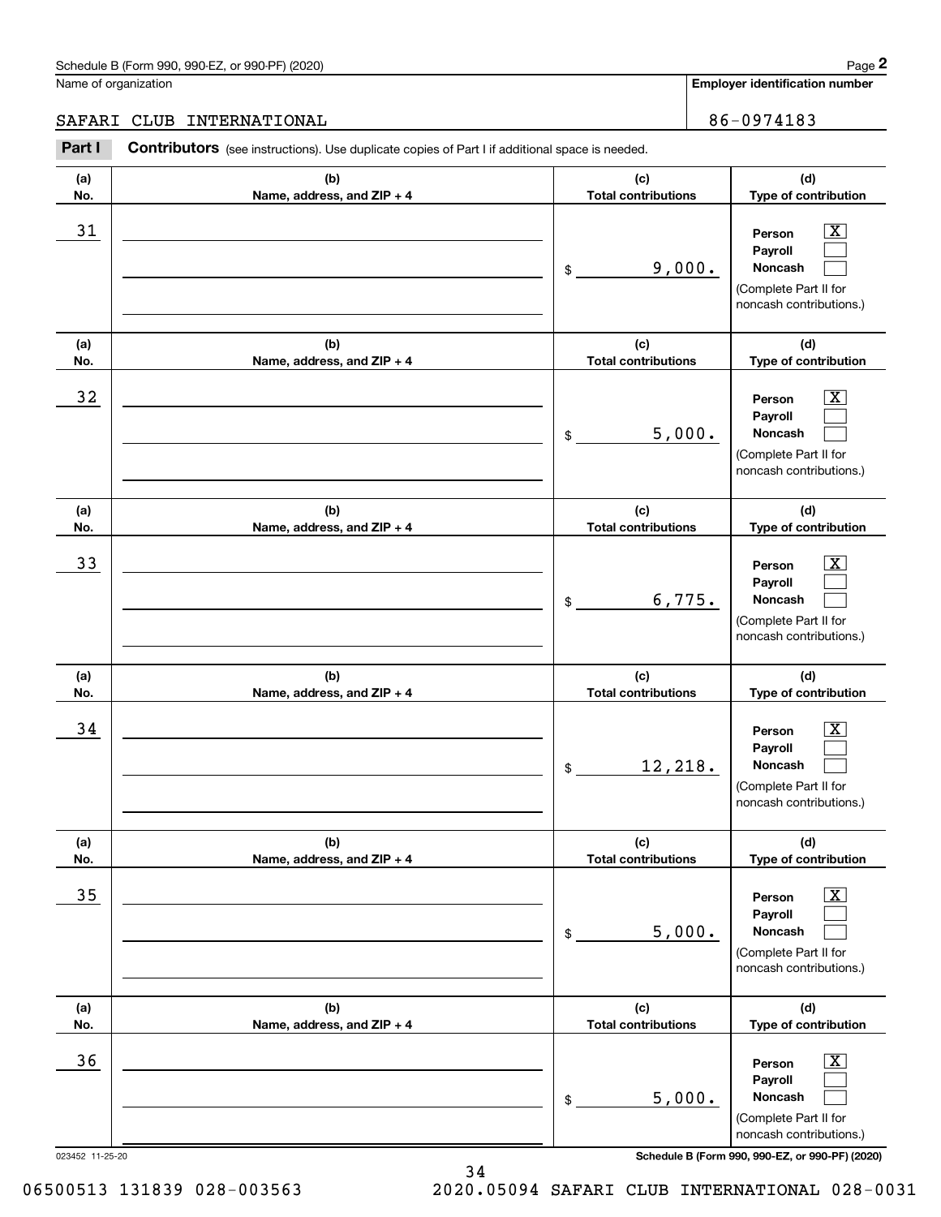Schedule B (Form 990, 990-EZ, or 990-PF) (2020)

Name of organization: SAFARI CLUB INTERNATIONAL

**Employer identification number:** 86-0974183

**Part I** **Contributors** (see instructions). Use duplicate copies of Part I if additional space is needed.

| (a) No. | (b) Name, address, and ZIP + 4 | (c) Total contributions | (d) Type of contribution |
|---|---|---|---|
| 31 | | $ 9,000. | Person [X] Payroll [ ] Noncash [ ] (Complete Part II for noncash contributions.) |
| 32 | | $ 5,000. | Person [X] Payroll [ ] Noncash [ ] (Complete Part II for noncash contributions.) |
| 33 | | $ 6,775. | Person [X] Payroll [ ] Noncash [ ] (Complete Part II for noncash contributions.) |
| 34 | | $ 12,218. | Person [X] Payroll [ ] Noncash [ ] (Complete Part II for noncash contributions.) |
| 35 | | $ 5,000. | Person [X] Payroll [ ] Noncash [ ] (Complete Part II for noncash contributions.) |
| 36 | | $ 5,000. | Person [X] Payroll [ ] Noncash [ ] (Complete Part II for noncash contributions.) |

023452 11-25-20 **Schedule B (Form 990, 990-EZ, or 990-PF) (2020)**

06500513 131839 028-003563 2020.05094 SAFARI CLUB INTERNATIONAL 028-0031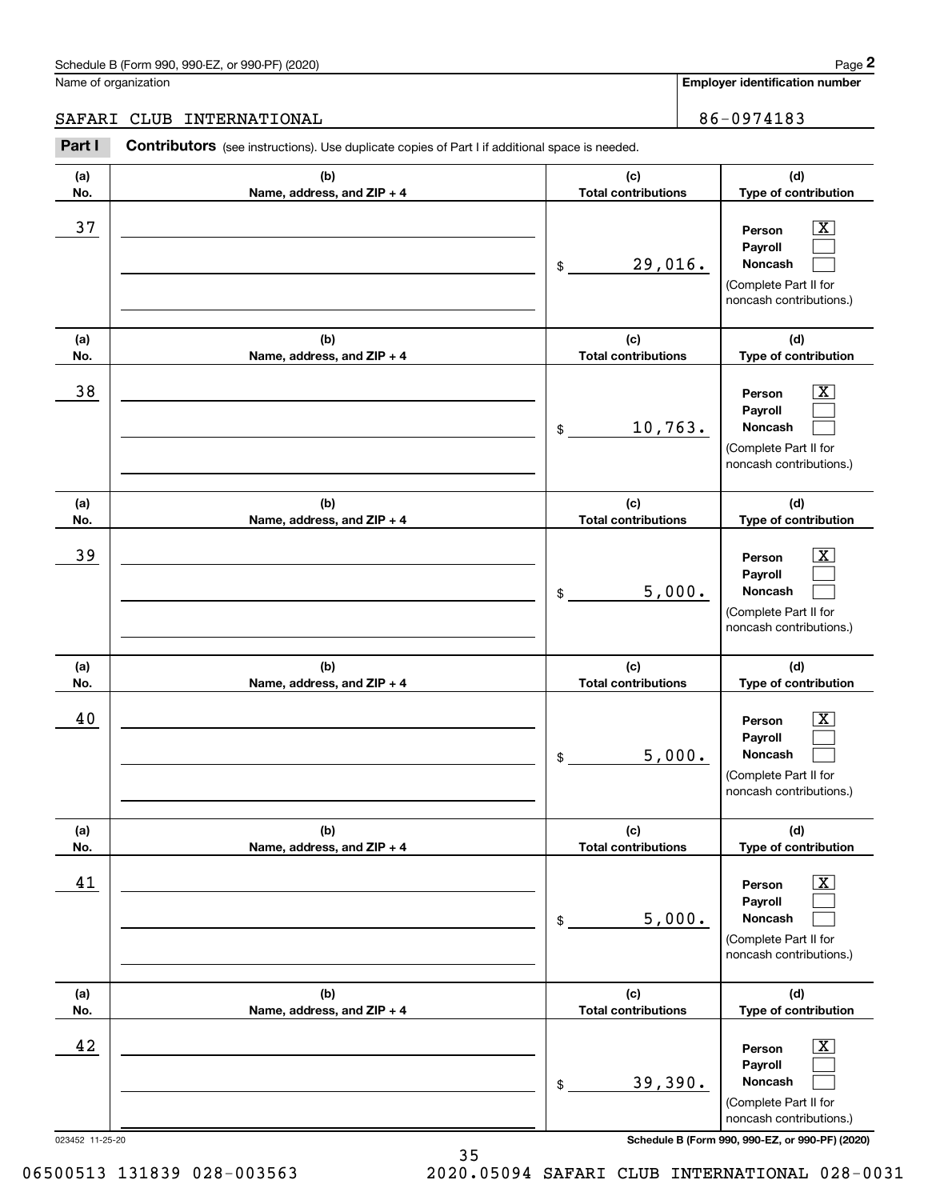Name of organization

**Employer identification number**

SAFARI CLUB INTERNATIONAL 86-0974183

**Part I** **Contributors** (see instructions). Use duplicate copies of Part I if additional space is needed.

| (a) No. | (b) Name, address, and ZIP + 4 | (c) Total contributions | (d) Type of contribution |
|---|---|---|---|
| 37 | | $ 29,016. | Person [X] Payroll [ ] Noncash [ ] (Complete Part II for noncash contributions.) |
| 38 | | $ 10,763. | Person [X] Payroll [ ] Noncash [ ] (Complete Part II for noncash contributions.) |
| 39 | | $ 5,000. | Person [X] Payroll [ ] Noncash [ ] (Complete Part II for noncash contributions.) |
| 40 | | $ 5,000. | Person [X] Payroll [ ] Noncash [ ] (Complete Part II for noncash contributions.) |
| 41 | | $ 5,000. | Person [X] Payroll [ ] Noncash [ ] (Complete Part II for noncash contributions.) |
| 42 | | $ 39,390. | Person [X] Payroll [ ] Noncash [ ] (Complete Part II for noncash contributions.) |

023452 11-25-20 **Schedule B (Form 990, 990-EZ, or 990-PF) (2020)**

06500513 131839 028-003563 2020.05094 SAFARI CLUB INTERNATIONAL 028-0031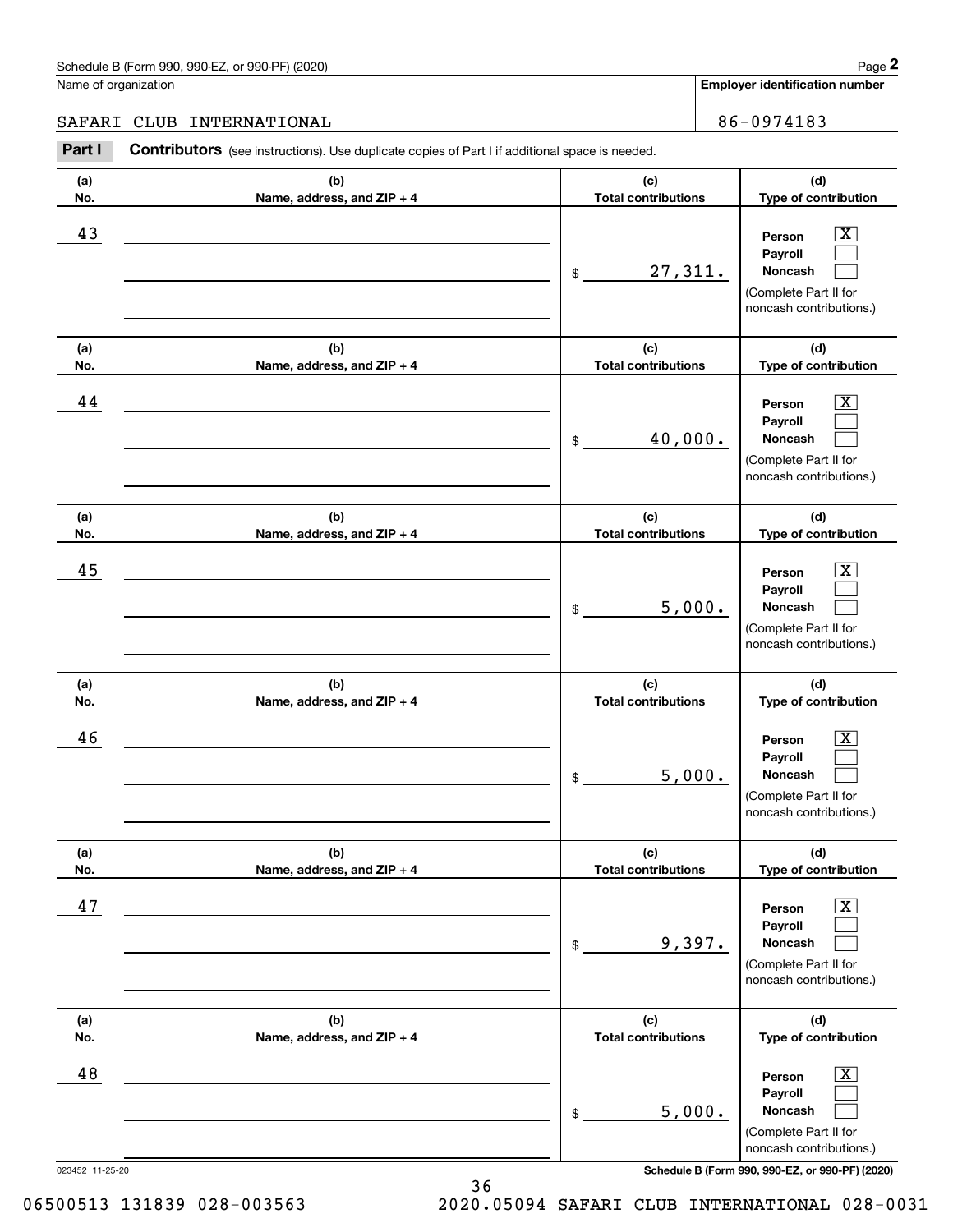Name of organization

SAFARI CLUB INTERNATIONAL

**Employer identification number**

86-0974183

**Part I** **Contributors** (see instructions). Use duplicate copies of Part I if additional space is needed.

| (a) No. | (b) Name, address, and ZIP + 4 | (c) Total contributions | (d) Type of contribution |
|---|---|---|---|
| 43 | | $ 27,311. | Person [X] Payroll [ ] Noncash [ ] (Complete Part II for noncash contributions.) |
| 44 | | $ 40,000. | Person [X] Payroll [ ] Noncash [ ] (Complete Part II for noncash contributions.) |
| 45 | | $ 5,000. | Person [X] Payroll [ ] Noncash [ ] (Complete Part II for noncash contributions.) |
| 46 | | $ 5,000. | Person [X] Payroll [ ] Noncash [ ] (Complete Part II for noncash contributions.) |
| 47 | | $ 9,397. | Person [X] Payroll [ ] Noncash [ ] (Complete Part II for noncash contributions.) |
| 48 | | $ 5,000. | Person [X] Payroll [ ] Noncash [ ] (Complete Part II for noncash contributions.) |

023452 11-25-20

06500513 131839 028-003563 2020.05094 SAFARI CLUB INTERNATIONAL 028-0031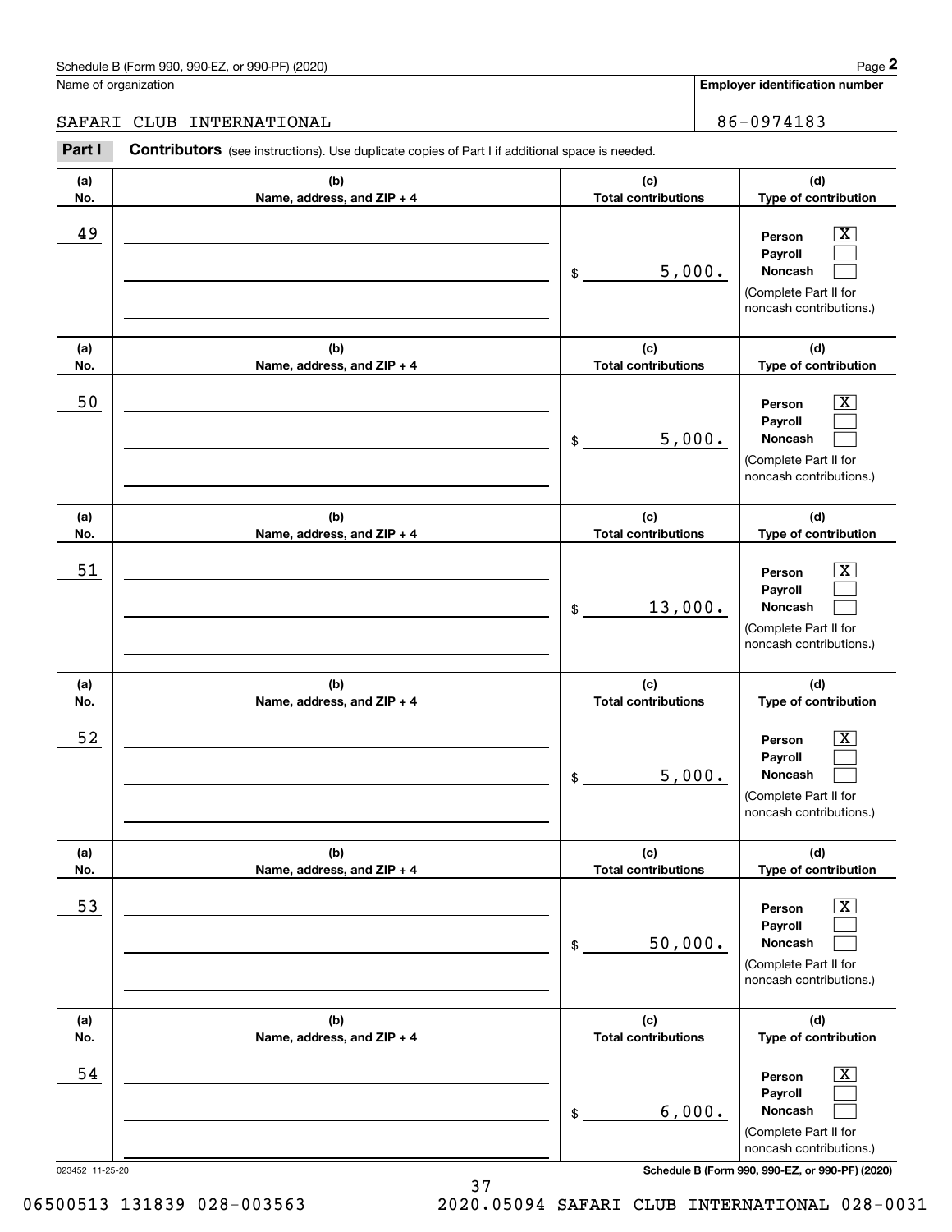Schedule B (Form 990, 990-EZ, or 990-PF) (2020)

Name of organization: SAFARI CLUB INTERNATIONAL

Employer identification number: 86-0974183

**Part I** **Contributors** (see instructions). Use duplicate copies of Part I if additional space is needed.

| (a) No. | (b) Name, address, and ZIP + 4 | (c) Total contributions | (d) Type of contribution |
|---|---|---|---|
| 49 | | $ 5,000. | Person [X] Payroll [ ] Noncash [ ] (Complete Part II for noncash contributions.) |
| 50 | | $ 5,000. | Person [X] Payroll [ ] Noncash [ ] (Complete Part II for noncash contributions.) |
| 51 | | $ 13,000. | Person [X] Payroll [ ] Noncash [ ] (Complete Part II for noncash contributions.) |
| 52 | | $ 5,000. | Person [X] Payroll [ ] Noncash [ ] (Complete Part II for noncash contributions.) |
| 53 | | $ 50,000. | Person [X] Payroll [ ] Noncash [ ] (Complete Part II for noncash contributions.) |
| 54 | | $ 6,000. | Person [X] Payroll [ ] Noncash [ ] (Complete Part II for noncash contributions.) |

023452 11-25-20

Schedule B (Form 990, 990-EZ, or 990-PF) (2020)

06500513 131839 028-003563 2020.05094 SAFARI CLUB INTERNATIONAL 028-0031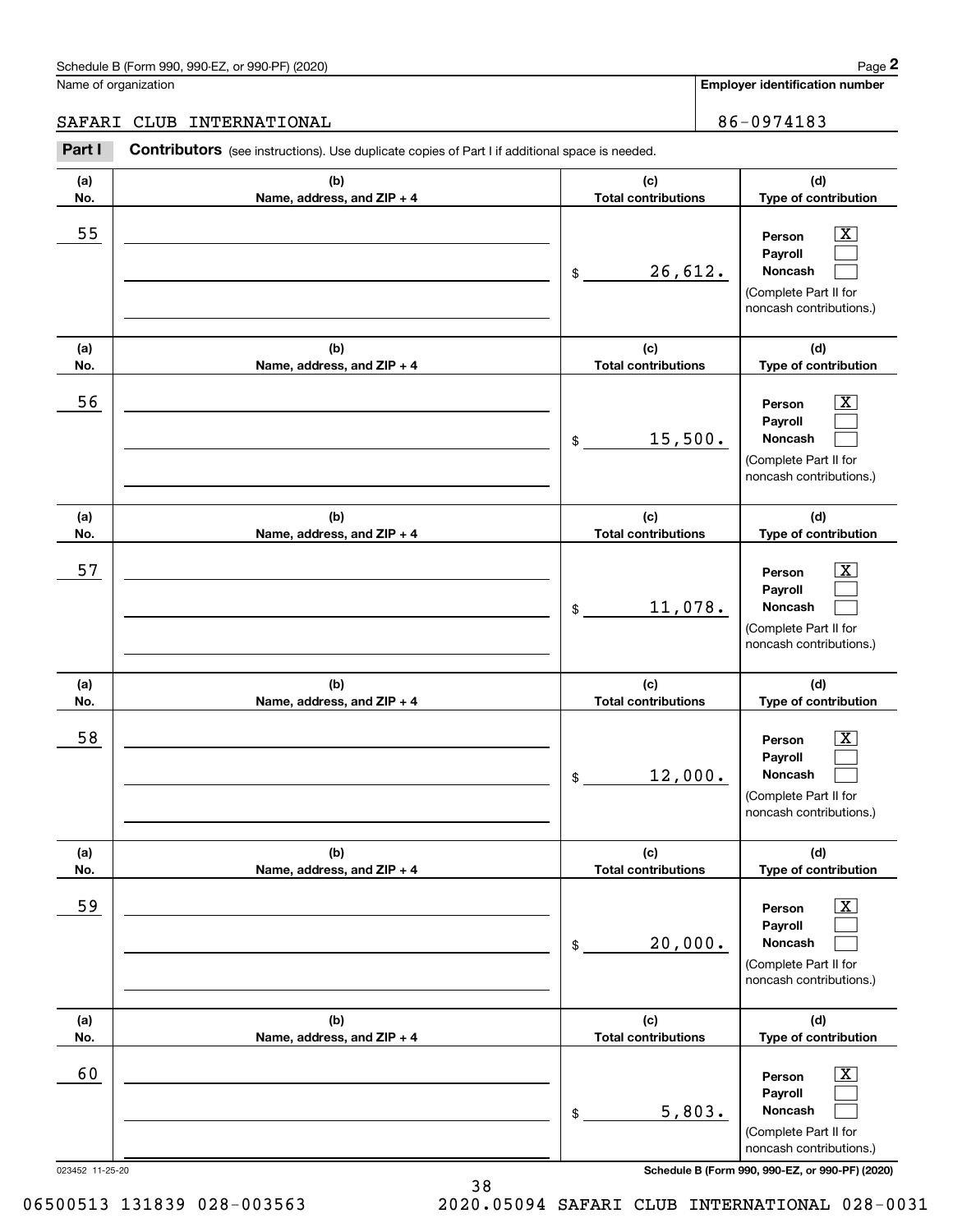Name of organization

**Employer identification number**

SAFARI CLUB INTERNATIONAL 86-0974183

**Part I** **Contributors** (see instructions). Use duplicate copies of Part I if additional space is needed.

| (a) No. | (b) Name, address, and ZIP + 4 | (c) Total contributions | (d) Type of contribution |
|---|---|---|---|
| 55 | | $ 26,612. | Person [X] Payroll [ ] Noncash [ ] (Complete Part II for noncash contributions.) |
| 56 | | $ 15,500. | Person [X] Payroll [ ] Noncash [ ] (Complete Part II for noncash contributions.) |
| 57 | | $ 11,078. | Person [X] Payroll [ ] Noncash [ ] (Complete Part II for noncash contributions.) |
| 58 | | $ 12,000. | Person [X] Payroll [ ] Noncash [ ] (Complete Part II for noncash contributions.) |
| 59 | | $ 20,000. | Person [X] Payroll [ ] Noncash [ ] (Complete Part II for noncash contributions.) |
| 60 | | $ 5,803. | Person [X] Payroll [ ] Noncash [ ] (Complete Part II for noncash contributions.) |

023452 11-25-20 **Schedule B (Form 990, 990-EZ, or 990-PF) (2020)**

06500513 131839 028-003563 2020.05094 SAFARI CLUB INTERNATIONAL 028-0031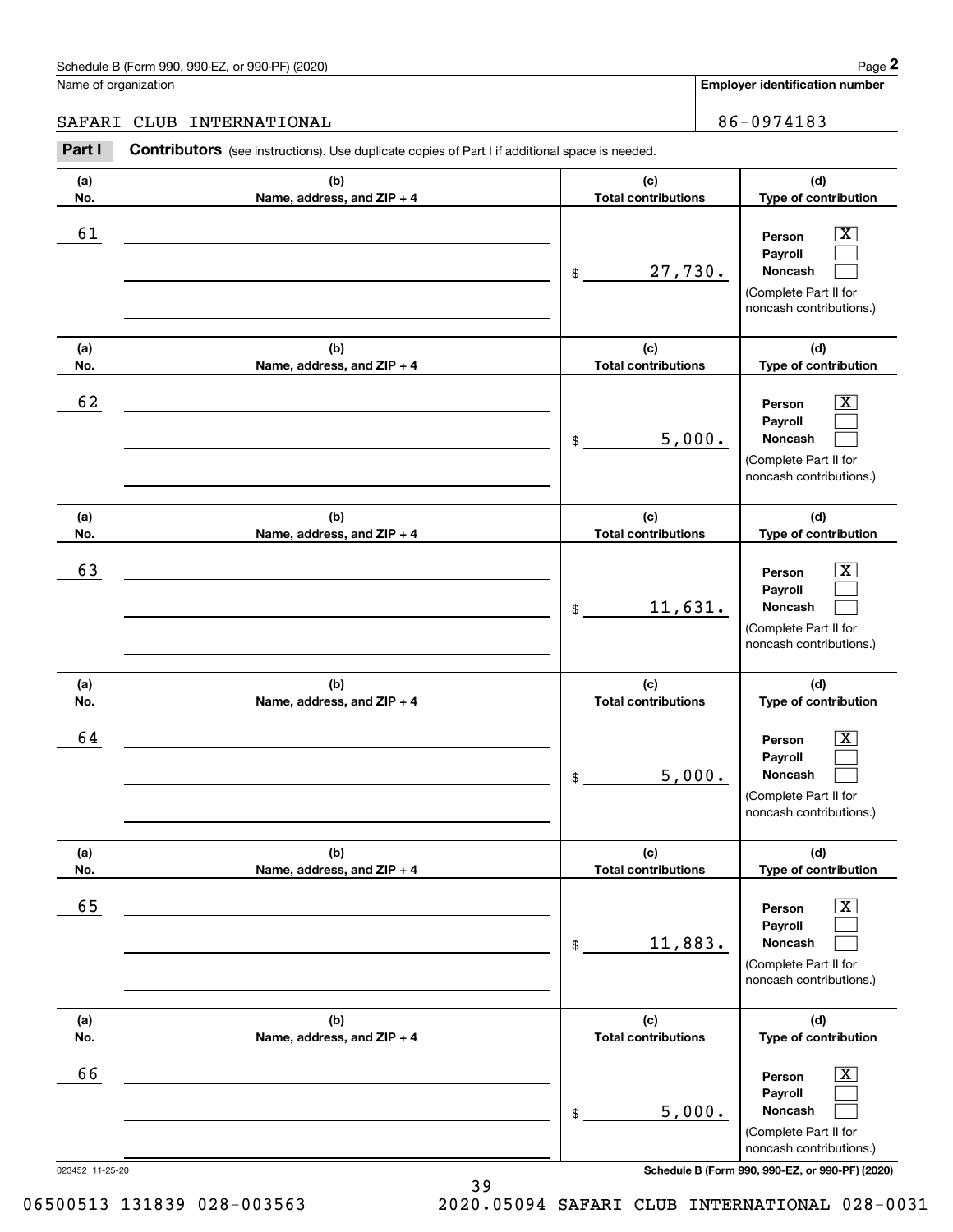Schedule B (Form 990, 990-EZ, or 990-PF) (2020)

Name of organization: SAFARI CLUB INTERNATIONAL

Employer identification number: 86-0974183

**Part I** **Contributors** (see instructions). Use duplicate copies of Part I if additional space is needed.

| (a) No. | (b) Name, address, and ZIP + 4 | (c) Total contributions | (d) Type of contribution |
|---|---|---|---|
| 61 | | $ 27,730. | Person [X] Payroll [ ] Noncash [ ] (Complete Part II for noncash contributions.) |
| 62 | | $ 5,000. | Person [X] Payroll [ ] Noncash [ ] (Complete Part II for noncash contributions.) |
| 63 | | $ 11,631. | Person [X] Payroll [ ] Noncash [ ] (Complete Part II for noncash contributions.) |
| 64 | | $ 5,000. | Person [X] Payroll [ ] Noncash [ ] (Complete Part II for noncash contributions.) |
| 65 | | $ 11,883. | Person [X] Payroll [ ] Noncash [ ] (Complete Part II for noncash contributions.) |
| 66 | | $ 5,000. | Person [X] Payroll [ ] Noncash [ ] (Complete Part II for noncash contributions.) |

023452 11-25-20

06500513 131839 028-003563 2020.05094 SAFARI CLUB INTERNATIONAL 028-0031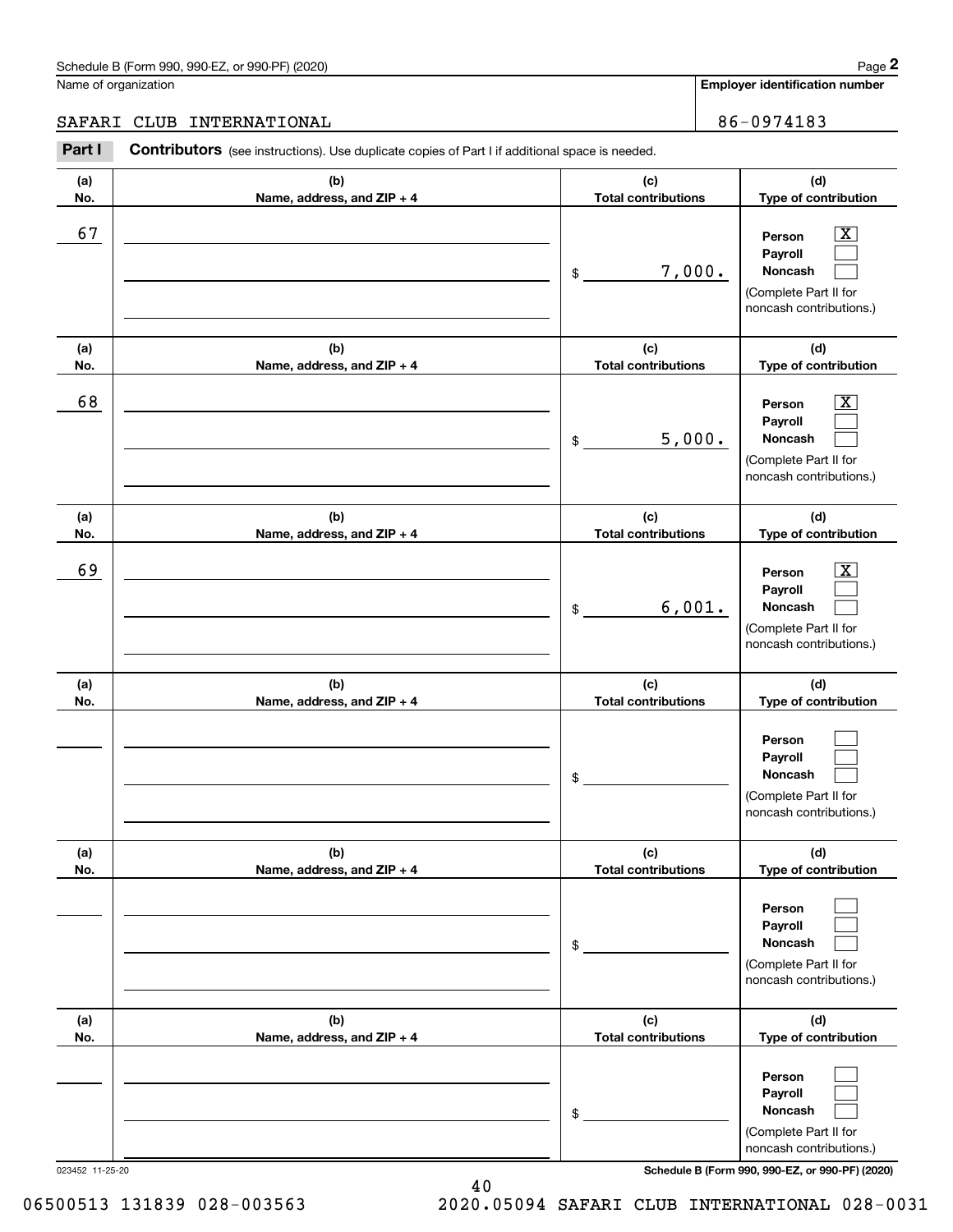Name of organization: SAFARI CLUB INTERNATIONAL

Employer identification number: 86-0974183

**Part I** **Contributors** (see instructions). Use duplicate copies of Part I if additional space is needed.

| (a) No. | (b) Name, address, and ZIP + 4 | (c) Total contributions | (d) Type of contribution |
|---|---|---|---|
| 67 | | $ 7,000. | Person [X] Payroll [ ] Noncash [ ] (Complete Part II for noncash contributions.) |
| 68 | | $ 5,000. | Person [X] Payroll [ ] Noncash [ ] (Complete Part II for noncash contributions.) |
| 69 | | $ 6,001. | Person [X] Payroll [ ] Noncash [ ] (Complete Part II for noncash contributions.) |
| | | $ | Person [ ] Payroll [ ] Noncash [ ] (Complete Part II for noncash contributions.) |
| | | $ | Person [ ] Payroll [ ] Noncash [ ] (Complete Part II for noncash contributions.) |
| | | $ | Person [ ] Payroll [ ] Noncash [ ] (Complete Part II for noncash contributions.) |

023452 11-25-20

**Schedule B (Form 990, 990-EZ, or 990-PF) (2020)**

06500513 131839 028-003563 2020.05094 SAFARI CLUB INTERNATIONAL 028-0031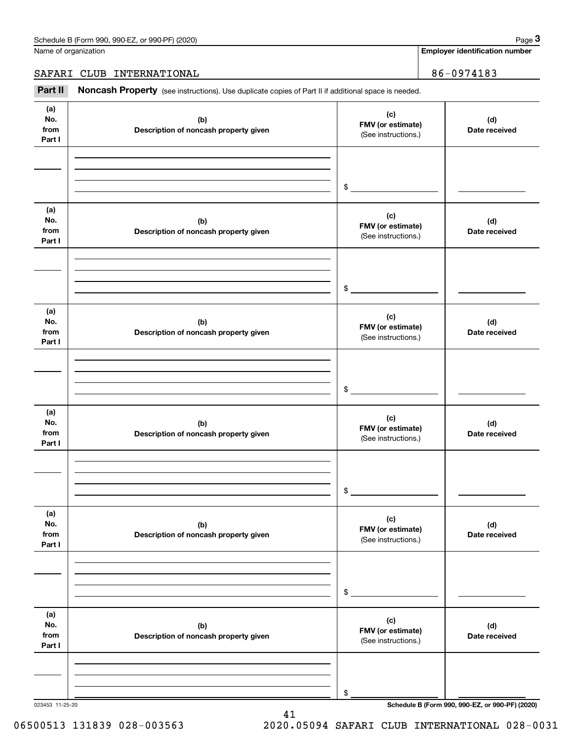Name of organization

**Employer identification number**

SAFARI CLUB INTERNATIONAL

86-0974183

## Part II Noncash Property

(see instructions). Use duplicate copies of Part II if additional space is needed.

| (a) No. from Part I | (b) Description of noncash property given | (c) FMV (or estimate) (See instructions.) | (d) Date received |
|---|---|---|---|
| | | $ | |

| (a) No. from Part I | (b) Description of noncash property given | (c) FMV (or estimate) (See instructions.) | (d) Date received |
|---|---|---|---|
| | | $ | |

| (a) No. from Part I | (b) Description of noncash property given | (c) FMV (or estimate) (See instructions.) | (d) Date received |
|---|---|---|---|
| | | $ | |

| (a) No. from Part I | (b) Description of noncash property given | (c) FMV (or estimate) (See instructions.) | (d) Date received |
|---|---|---|---|
| | | $ | |

| (a) No. from Part I | (b) Description of noncash property given | (c) FMV (or estimate) (See instructions.) | (d) Date received |
|---|---|---|---|
| | | $ | |

| (a) No. from Part I | (b) Description of noncash property given | (c) FMV (or estimate) (See instructions.) | (d) Date received |
|---|---|---|---|
| | | $ | |

023453 11-25-20

**Schedule B (Form 990, 990-EZ, or 990-PF) (2020)**

06500513 131839 028-003563 2020.05094 SAFARI CLUB INTERNATIONAL 028-0031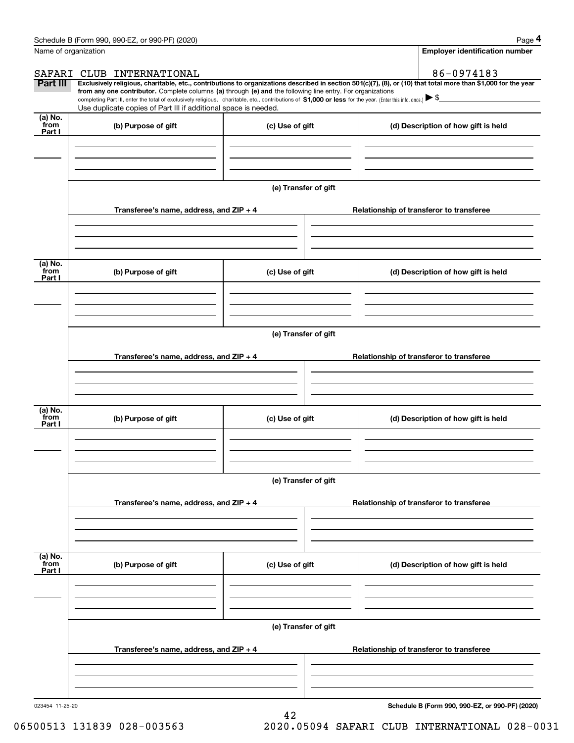Name of organization

SAFARI CLUB INTERNATIONAL

**Employer identification number**

86-0974183

**Part III** **Exclusively religious, charitable, etc., contributions to organizations described in section 501(c)(7), (8), or (10) that total more than $1,000 for the year from any one contributor.** Complete columns **(a)** through **(e) and** the following line entry. For organizations completing Part III, enter the total of exclusively religious, charitable, etc., contributions of **$1,000 or less** for the year. (Enter this info. once.) ▶ $

Use duplicate copies of Part III if additional space is needed.

| (a) No. from Part I | (b) Purpose of gift | (c) Use of gift | (d) Description of how gift is held |
|---|---|---|---|
| | | | |

**(e) Transfer of gift**

| Transferee's name, address, and ZIP + 4 | Relationship of transferor to transferee |
|---|---|
| | |

| (a) No. from Part I | (b) Purpose of gift | (c) Use of gift | (d) Description of how gift is held |
|---|---|---|---|
| | | | |

**(e) Transfer of gift**

| Transferee's name, address, and ZIP + 4 | Relationship of transferor to transferee |
|---|---|
| | |

| (a) No. from Part I | (b) Purpose of gift | (c) Use of gift | (d) Description of how gift is held |
|---|---|---|---|
| | | | |

**(e) Transfer of gift**

| Transferee's name, address, and ZIP + 4 | Relationship of transferor to transferee |
|---|---|
| | |

| (a) No. from Part I | (b) Purpose of gift | (c) Use of gift | (d) Description of how gift is held |
|---|---|---|---|
| | | | |

**(e) Transfer of gift**

| Transferee's name, address, and ZIP + 4 | Relationship of transferor to transferee |
|---|---|
| | |

023454 11-25-20

**Schedule B (Form 990, 990-EZ, or 990-PF) (2020)**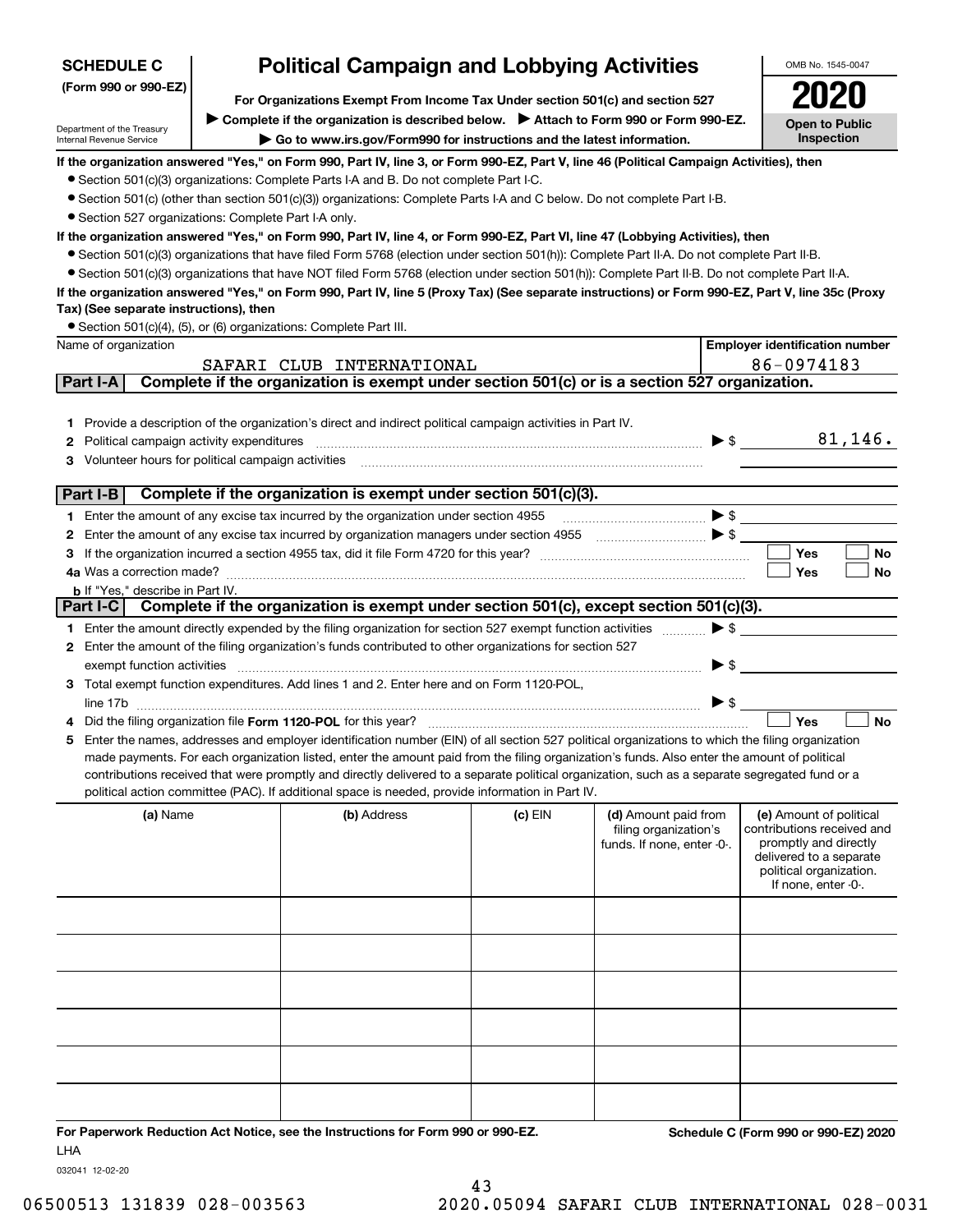**SCHEDULE C (Form 990 or 990-EZ)**

Department of the Treasury
Internal Revenue Service

# Political Campaign and Lobbying Activities

**For Organizations Exempt From Income Tax Under section 501(c) and section 527**

▶ **Complete if the organization is described below.** ▶ **Attach to Form 990 or Form 990-EZ.**

▶ **Go to www.irs.gov/Form990 for instructions and the latest information.**

OMB No. 1545-0047

**2020**

**Open to Public Inspection**

**If the organization answered "Yes," on Form 990, Part IV, line 3, or Form 990-EZ, Part V, line 46 (Political Campaign Activities), then**

- Section 501(c)(3) organizations: Complete Parts I-A and B. Do not complete Part I-C.
- Section 501(c) (other than section 501(c)(3)) organizations: Complete Parts I-A and C below. Do not complete Part I-B.
- Section 527 organizations: Complete Part I-A only.

**If the organization answered "Yes," on Form 990, Part IV, line 4, or Form 990-EZ, Part VI, line 47 (Lobbying Activities), then**

- Section 501(c)(3) organizations that have filed Form 5768 (election under section 501(h)): Complete Part II-A. Do not complete Part II-B.
- Section 501(c)(3) organizations that have NOT filed Form 5768 (election under section 501(h)): Complete Part II-B. Do not complete Part II-A.

**If the organization answered "Yes," on Form 990, Part IV, line 5 (Proxy Tax) (See separate instructions) or Form 990-EZ, Part V, line 35c (Proxy Tax) (See separate instructions), then**

- Section 501(c)(4), (5), or (6) organizations: Complete Part III.

| Name of organization | Employer identification number |
|---|---|
| SAFARI CLUB INTERNATIONAL | 86-0974183 |

## Part I-A Complete if the organization is exempt under section 501(c) or is a section 527 organization.

1. Provide a description of the organization's direct and indirect political campaign activities in Part IV.
2. Political campaign activity expenditures ▶ $ 81,146.
3. Volunteer hours for political campaign activities

## Part I-B Complete if the organization is exempt under section 501(c)(3).

1. Enter the amount of any excise tax incurred by the organization under section 4955 ▶ $
2. Enter the amount of any excise tax incurred by organization managers under section 4955 ▶ $
3. If the organization incurred a section 4955 tax, did it file Form 4720 for this year? ☐ Yes ☐ No

4a. Was a correction made? ☐ Yes ☐ No

b. If "Yes," describe in Part IV.

## Part I-C Complete if the organization is exempt under section 501(c), except section 501(c)(3).

1. Enter the amount directly expended by the filing organization for section 527 exempt function activities ▶ $
2. Enter the amount of the filing organization's funds contributed to other organizations for section 527 exempt function activities ▶ $
3. Total exempt function expenditures. Add lines 1 and 2. Enter here and on Form 1120-POL, line 17b ▶ $
4. Did the filing organization file **Form 1120-POL** for this year? ☐ Yes ☐ No
5. Enter the names, addresses and employer identification number (EIN) of all section 527 political organizations to which the filing organization made payments. For each organization listed, enter the amount paid from the filing organization's funds. Also enter the amount of political contributions received that were promptly and directly delivered to a separate political organization, such as a separate segregated fund or a political action committee (PAC). If additional space is needed, provide information in Part IV.

| (a) Name | (b) Address | (c) EIN | (d) Amount paid from filing organization's funds. If none, enter -0-. | (e) Amount of political contributions received and promptly and directly delivered to a separate political organization. If none, enter -0-. |
|---|---|---|---|---|
| | | | | |
| | | | | |
| | | | | |
| | | | | |
| | | | | |
| | | | | |

**For Paperwork Reduction Act Notice, see the Instructions for Form 990 or 990-EZ.**

LHA

032041 12-02-20

**Schedule C (Form 990 or 990-EZ) 2020**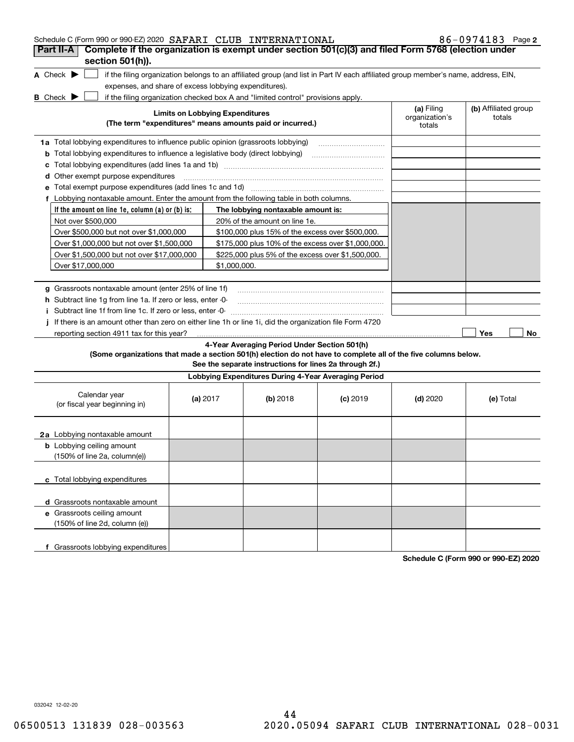Schedule C (Form 990 or 990-EZ) 2020 SAFARI CLUB INTERNATIONAL 86-0974183 Page 2

**Part II-A** **Complete if the organization is exempt under section 501(c)(3) and filed Form 5768 (election under section 501(h)).**

**A** Check ▶ ☐ if the filing organization belongs to an affiliated group (and list in Part IV each affiliated group member's name, address, EIN, expenses, and share of excess lobbying expenditures).

**B** Check ▶ ☐ if the filing organization checked box A and "limited control" provisions apply.

| **Limits on Lobbying Expenditures** (The term "expenditures" means amounts paid or incurred.) | **(a)** Filing organization's totals | **(b)** Affiliated group totals |
|---|---|---|
| **1a** Total lobbying expenditures to influence public opinion (grassroots lobbying) | | |
| **b** Total lobbying expenditures to influence a legislative body (direct lobbying) | | |
| **c** Total lobbying expenditures (add lines 1a and 1b) | | |
| **d** Other exempt purpose expenditures | | |
| **e** Total exempt purpose expenditures (add lines 1c and 1d) | | |
| **f** Lobbying nontaxable amount. Enter the amount from the following table in both columns. | | |

| If the amount on line 1e, column (a) or (b) is: | The lobbying nontaxable amount is: |
|---|---|
| Not over $500,000 | 20% of the amount on line 1e. |
| Over $500,000 but not over $1,000,000 | $100,000 plus 15% of the excess over $500,000. |
| Over $1,000,000 but not over $1,500,000 | $175,000 plus 10% of the excess over $1,000,000. |
| Over $1,500,000 but not over $17,000,000 | $225,000 plus 5% of the excess over $1,500,000. |
| Over $17,000,000 | $1,000,000. |

| | (a) | (b) |
|---|---|---|
| **g** Grassroots nontaxable amount (enter 25% of line 1f) | | |
| **h** Subtract line 1g from line 1a. If zero or less, enter -0- | | |
| **i** Subtract line 1f from line 1c. If zero or less, enter -0- | | |
| **j** If there is an amount other than zero on either line 1h or line 1i, did the organization file Form 4720 reporting section 4911 tax for this year? | ☐ Yes | ☐ No |

**4-Year Averaging Period Under Section 501(h)**
**(Some organizations that made a section 501(h) election do not have to complete all of the five columns below. See the separate instructions for lines 2a through 2f.)**

**Lobbying Expenditures During 4-Year Averaging Period**

| Calendar year (or fiscal year beginning in) | **(a)** 2017 | **(b)** 2018 | **(c)** 2019 | **(d)** 2020 | **(e)** Total |
|---|---|---|---|---|---|
| **2a** Lobbying nontaxable amount | | | | | |
| **b** Lobbying ceiling amount (150% of line 2a, column(e)) | | | | | |
| **c** Total lobbying expenditures | | | | | |
| **d** Grassroots nontaxable amount | | | | | |
| **e** Grassroots ceiling amount (150% of line 2d, column (e)) | | | | | |
| **f** Grassroots lobbying expenditures | | | | | |

**Schedule C (Form 990 or 990-EZ) 2020**

032042 12-02-20

06500513 131839 028-003563 2020.05094 SAFARI CLUB INTERNATIONAL 028-0031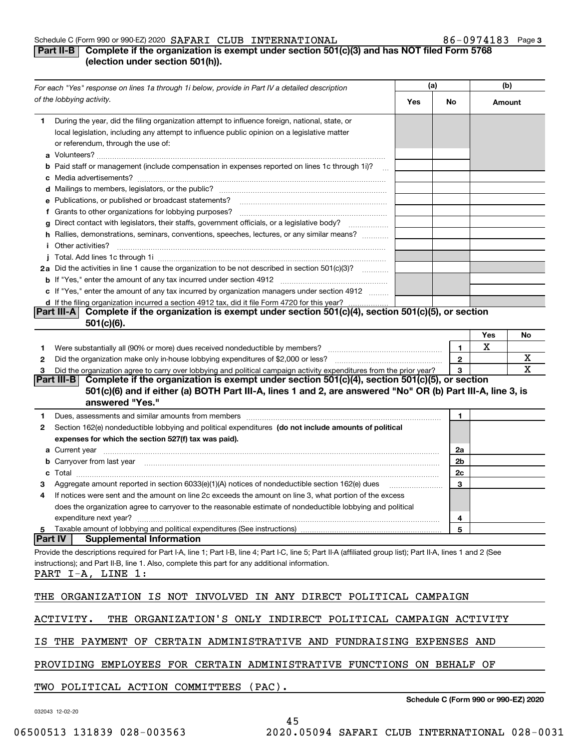Schedule C (Form 990 or 990-EZ) 2020 SAFARI CLUB INTERNATIONAL 86-0974183 Page 3

## Part II-B Complete if the organization is exempt under section 501(c)(3) and has NOT filed Form 5768 (election under section 501(h)).

| For each "Yes" response on lines 1a through 1i below, provide in Part IV a detailed description of the lobbying activity. | (a) Yes | (a) No | (b) Amount |
|---|---|---|---|
| **1** During the year, did the filing organization attempt to influence foreign, national, state, or local legislation, including any attempt to influence public opinion on a legislative matter or referendum, through the use of: | | | |
| **a** Volunteers? | | | |
| **b** Paid staff or management (include compensation in expenses reported on lines 1c through 1i)? | | | |
| **c** Media advertisements? | | | |
| **d** Mailings to members, legislators, or the public? | | | |
| **e** Publications, or published or broadcast statements? | | | |
| **f** Grants to other organizations for lobbying purposes? | | | |
| **g** Direct contact with legislators, their staffs, government officials, or a legislative body? | | | |
| **h** Rallies, demonstrations, seminars, conventions, speeches, lectures, or any similar means? | | | |
| **i** Other activities? | | | |
| **j** Total. Add lines 1c through 1i | | | |
| **2a** Did the activities in line 1 cause the organization to be not described in section 501(c)(3)? | | | |
| **b** If "Yes," enter the amount of any tax incurred under section 4912 | | | |
| **c** If "Yes," enter the amount of any tax incurred by organization managers under section 4912 | | | |
| **d** If the filing organization incurred a section 4912 tax, did it file Form 4720 for this year? | | | |

## Part III-A Complete if the organization is exempt under section 501(c)(4), section 501(c)(5), or section 501(c)(6).

| | | | Yes | No |
|---|---|---|---|---|
| **1** | Were substantially all (90% or more) dues received nondeductible by members? | 1 | X | |
| **2** | Did the organization make only in-house lobbying expenditures of $2,000 or less? | 2 | | X |
| **3** | Did the organization agree to carry over lobbying and political campaign activity expenditures from the prior year? | 3 | | X |

## Part III-B Complete if the organization is exempt under section 501(c)(4), section 501(c)(5), or section 501(c)(6) and if either (a) BOTH Part III-A, lines 1 and 2, are answered "No" OR (b) Part III-A, line 3, is answered "Yes."

| | | | |
|---|---|---|---|
| **1** | Dues, assessments and similar amounts from members | 1 | |
| **2** | Section 162(e) nondeductible lobbying and political expenditures **(do not include amounts of political expenses for which the section 527(f) tax was paid).** | | |
| **a** | Current year | 2a | |
| **b** | Carryover from last year | 2b | |
| **c** | Total | 2c | |
| **3** | Aggregate amount reported in section 6033(e)(1)(A) notices of nondeductible section 162(e) dues | 3 | |
| **4** | If notices were sent and the amount on line 2c exceeds the amount on line 3, what portion of the excess does the organization agree to carryover to the reasonable estimate of nondeductible lobbying and political expenditure next year? | 4 | |
| **5** | Taxable amount of lobbying and political expenditures (See instructions) | 5 | |

## Part IV Supplemental Information

Provide the descriptions required for Part I-A, line 1; Part I-B, line 4; Part I-C, line 5; Part II-A (affiliated group list); Part II-A, lines 1 and 2 (See instructions); and Part II-B, line 1. Also, complete this part for any additional information.

PART I-A, LINE 1:

THE ORGANIZATION IS NOT INVOLVED IN ANY DIRECT POLITICAL CAMPAIGN ACTIVITY. THE ORGANIZATION'S ONLY INDIRECT POLITICAL CAMPAIGN ACTIVITY IS THE PAYMENT OF CERTAIN ADMINISTRATIVE AND FUNDRAISING EXPENSES AND PROVIDING EMPLOYEES FOR CERTAIN ADMINISTRATIVE FUNCTIONS ON BEHALF OF TWO POLITICAL ACTION COMMITTEES (PAC).

032043 12-02-20

Schedule C (Form 990 or 990-EZ) 2020

06500513 131839 028-003563 2020.05094 SAFARI CLUB INTERNATIONAL 028-0031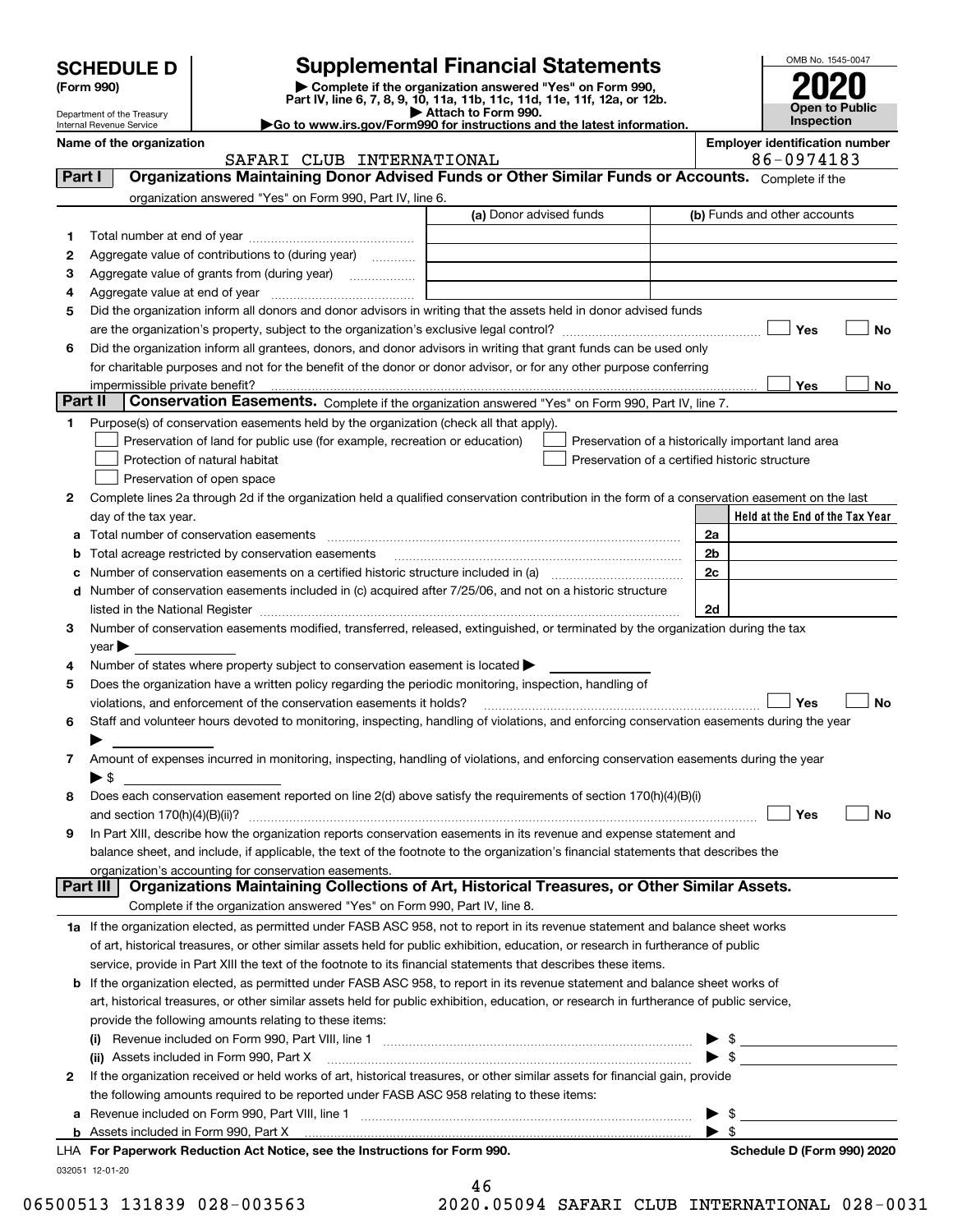# SCHEDULE D (Form 990)

Department of the Treasury
Internal Revenue Service

## Supplemental Financial Statements

▶ Complete if the organization answered "Yes" on Form 990, Part IV, line 6, 7, 8, 9, 10, 11a, 11b, 11c, 11d, 11e, 11f, 12a, or 12b.
▶ Attach to Form 990.
▶Go to www.irs.gov/Form990 for instructions and the latest information.

OMB No. 1545-0047

**2020**

**Open to Public Inspection**

**Name of the organization**
SAFARI CLUB INTERNATIONAL

**Employer identification number**
86-0974183

## Part I Organizations Maintaining Donor Advised Funds or Other Similar Funds or Accounts.
Complete if the organization answered "Yes" on Form 990, Part IV, line 6.

| | | (a) Donor advised funds | (b) Funds and other accounts |
|---|---|---|---|
| 1 | Total number at end of year | | |
| 2 | Aggregate value of contributions to (during year) | | |
| 3 | Aggregate value of grants from (during year) | | |
| 4 | Aggregate value at end of year | | |

5 Did the organization inform all donors and donor advisors in writing that the assets held in donor advised funds are the organization's property, subject to the organization's exclusive legal control? ☐ Yes ☐ No

6 Did the organization inform all grantees, donors, and donor advisors in writing that grant funds can be used only for charitable purposes and not for the benefit of the donor or donor advisor, or for any other purpose conferring impermissible private benefit? ☐ Yes ☐ No

## Part II Conservation Easements.
Complete if the organization answered "Yes" on Form 990, Part IV, line 7.

1 Purpose(s) of conservation easements held by the organization (check all that apply).

- ☐ Preservation of land for public use (for example, recreation or education)
- ☐ Protection of natural habitat
- ☐ Preservation of open space
- ☐ Preservation of a historically important land area
- ☐ Preservation of a certified historic structure

2 Complete lines 2a through 2d if the organization held a qualified conservation contribution in the form of a conservation easement on the last day of the tax year.

| | | | Held at the End of the Tax Year |
|---|---|---|---|
| a | Total number of conservation easements | 2a | |
| b | Total acreage restricted by conservation easements | 2b | |
| c | Number of conservation easements on a certified historic structure included in (a) | 2c | |
| d | Number of conservation easements included in (c) acquired after 7/25/06, and not on a historic structure listed in the National Register | 2d | |

3 Number of conservation easements modified, transferred, released, extinguished, or terminated by the organization during the tax year ▶

4 Number of states where property subject to conservation easement is located ▶

5 Does the organization have a written policy regarding the periodic monitoring, inspection, handling of violations, and enforcement of the conservation easements it holds? ☐ Yes ☐ No

6 Staff and volunteer hours devoted to monitoring, inspecting, handling of violations, and enforcing conservation easements during the year ▶

7 Amount of expenses incurred in monitoring, inspecting, handling of violations, and enforcing conservation easements during the year ▶ $

8 Does each conservation easement reported on line 2(d) above satisfy the requirements of section 170(h)(4)(B)(i) and section 170(h)(4)(B)(ii)? ☐ Yes ☐ No

9 In Part XIII, describe how the organization reports conservation easements in its revenue and expense statement and balance sheet, and include, if applicable, the text of the footnote to the organization's financial statements that describes the organization's accounting for conservation easements.

## Part III Organizations Maintaining Collections of Art, Historical Treasures, or Other Similar Assets.
Complete if the organization answered "Yes" on Form 990, Part IV, line 8.

1a If the organization elected, as permitted under FASB ASC 958, not to report in its revenue statement and balance sheet works of art, historical treasures, or other similar assets held for public exhibition, education, or research in furtherance of public service, provide in Part XIII the text of the footnote to its financial statements that describes these items.

b If the organization elected, as permitted under FASB ASC 958, to report in its revenue statement and balance sheet works of art, historical treasures, or other similar assets held for public exhibition, education, or research in furtherance of public service, provide the following amounts relating to these items:

(i) Revenue included on Form 990, Part VIII, line 1 ▶ $

(ii) Assets included in Form 990, Part X ▶ $

2 If the organization received or held works of art, historical treasures, or other similar assets for financial gain, provide the following amounts required to be reported under FASB ASC 958 relating to these items:

a Revenue included on Form 990, Part VIII, line 1 ▶ $

b Assets included in Form 990, Part X ▶ $

**LHA For Paperwork Reduction Act Notice, see the Instructions for Form 990.** **Schedule D (Form 990) 2020**

032051 12-01-20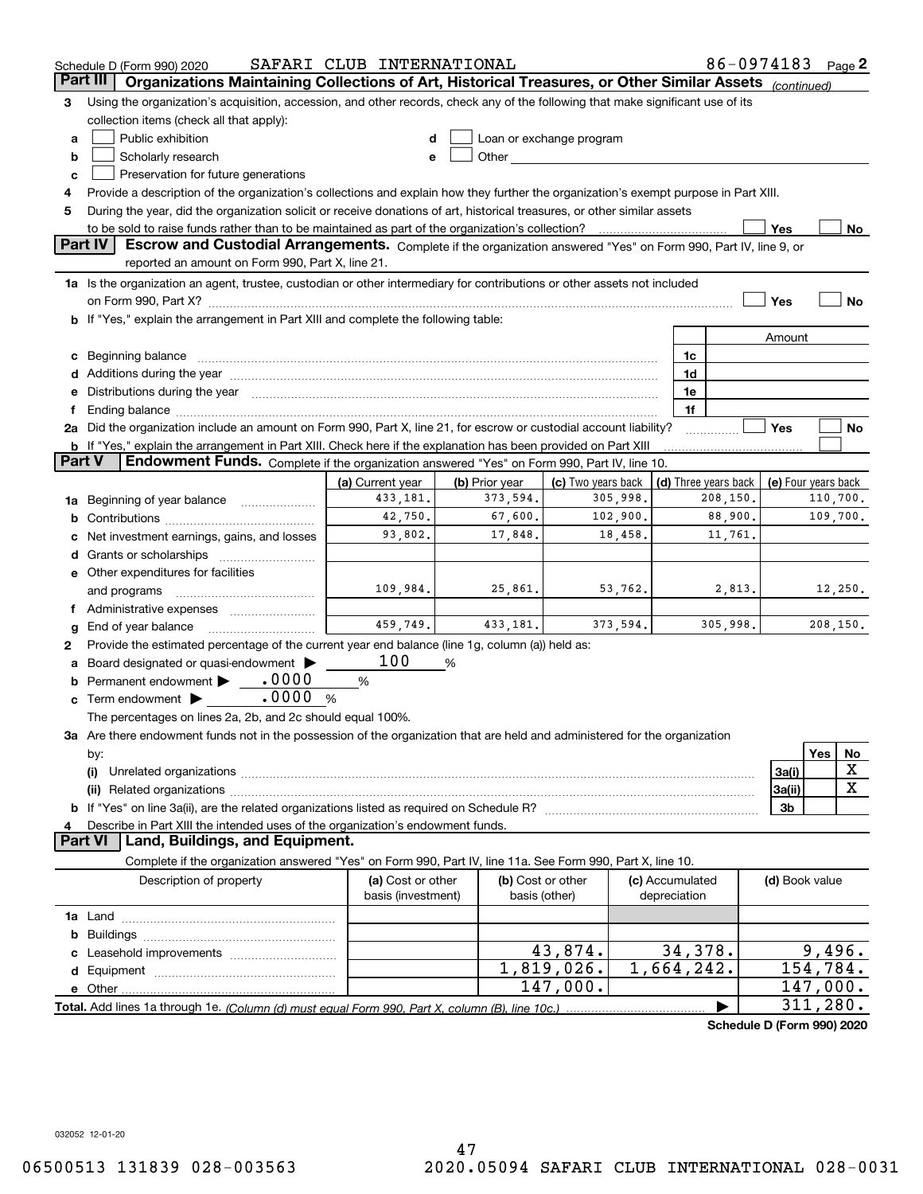Schedule D (Form 990) 2020 SAFARI CLUB INTERNATIONAL 86-0974183 Page 2

## Part III Organizations Maintaining Collections of Art, Historical Treasures, or Other Similar Assets *(continued)*

**3** Using the organization's acquisition, accession, and other records, check any of the following that make significant use of its collection items (check all that apply):

- **a** ☐ Public exhibition
- **b** ☐ Scholarly research
- **c** ☐ Preservation for future generations
- **d** ☐ Loan or exchange program
- **e** ☐ Other

**4** Provide a description of the organization's collections and explain how they further the organization's exempt purpose in Part XIII.

**5** During the year, did the organization solicit or receive donations of art, historical treasures, or other similar assets to be sold to raise funds rather than to be maintained as part of the organization's collection? ☐ Yes ☐ No

## Part IV Escrow and Custodial Arrangements.

Complete if the organization answered "Yes" on Form 990, Part IV, line 9, or reported an amount on Form 990, Part X, line 21.

**1a** Is the organization an agent, trustee, custodian or other intermediary for contributions or other assets not included on Form 990, Part X? ☐ Yes ☐ No

**b** If "Yes," explain the arrangement in Part XIII and complete the following table:

| | | Amount |
|---|---|---|
| **c** Beginning balance | 1c | |
| **d** Additions during the year | 1d | |
| **e** Distributions during the year | 1e | |
| **f** Ending balance | 1f | |

**2a** Did the organization include an amount on Form 990, Part X, line 21, for escrow or custodial account liability? ☐ Yes ☐ No

**b** If "Yes," explain the arrangement in Part XIII. Check here if the explanation has been provided on Part XIII ☐

## Part V Endowment Funds.

Complete if the organization answered "Yes" on Form 990, Part IV, line 10.

| | (a) Current year | (b) Prior year | (c) Two years back | (d) Three years back | (e) Four years back |
|---|---|---|---|---|---|
| **1a** Beginning of year balance | 433,181. | 373,594. | 305,998. | 208,150. | 110,700. |
| **b** Contributions | 42,750. | 67,600. | 102,900. | 88,900. | 109,700. |
| **c** Net investment earnings, gains, and losses | 93,802. | 17,848. | 18,458. | 11,761. | |
| **d** Grants or scholarships | | | | | |
| **e** Other expenditures for facilities and programs | 109,984. | 25,861. | 53,762. | 2,813. | 12,250. |
| **f** Administrative expenses | | | | | |
| **g** End of year balance | 459,749. | 433,181. | 373,594. | 305,998. | 208,150. |

**2** Provide the estimated percentage of the current year end balance (line 1g, column (a)) held as:

- **a** Board designated or quasi-endowment ▶ 100 %
- **b** Permanent endowment ▶ .0000 %
- **c** Term endowment ▶ .0000 %

The percentages on lines 2a, 2b, and 2c should equal 100%.

**3a** Are there endowment funds not in the possession of the organization that are held and administered for the organization by:

| | | Yes | No |
|---|---|---|---|
| **(i)** Unrelated organizations | 3a(i) | | X |
| **(ii)** Related organizations | 3a(ii) | | X |
| **b** If "Yes" on line 3a(ii), are the related organizations listed as required on Schedule R? | 3b | | |

**4** Describe in Part XIII the intended uses of the organization's endowment funds.

## Part VI Land, Buildings, and Equipment.

Complete if the organization answered "Yes" on Form 990, Part IV, line 11a. See Form 990, Part X, line 10.

| Description of property | (a) Cost or other basis (investment) | (b) Cost or other basis (other) | (c) Accumulated depreciation | (d) Book value |
|---|---|---|---|---|
| **1a** Land | | | | |
| **b** Buildings | | | | |
| **c** Leasehold improvements | | 43,874. | 34,378. | 9,496. |
| **d** Equipment | | 1,819,026. | 1,664,242. | 154,784. |
| **e** Other | | 147,000. | | 147,000. |
| **Total.** Add lines 1a through 1e. *(Column (d) must equal Form 990, Part X, column (B), line 10c.)* | | | ▶ | 311,280. |

**Schedule D (Form 990) 2020**

032052 12-01-20

06500513 131839 028-003563 2020.05094 SAFARI CLUB INTERNATIONAL 028-0031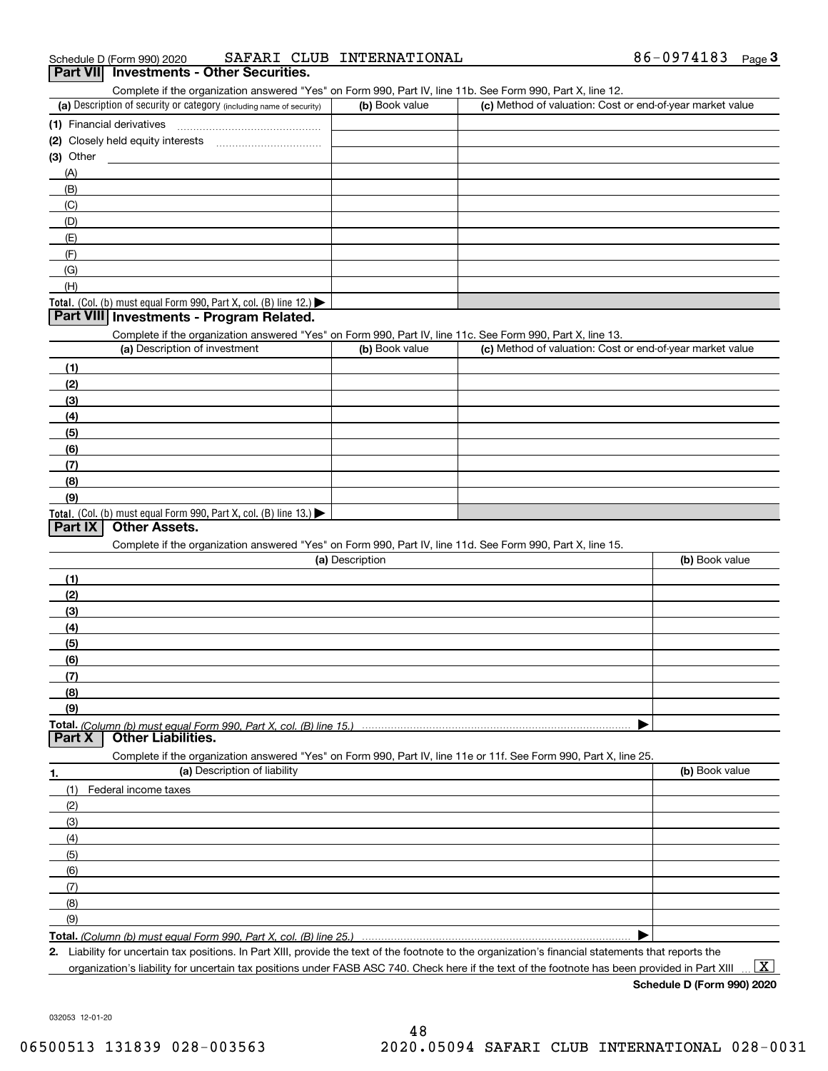Schedule D (Form 990) 2020 SAFARI CLUB INTERNATIONAL 86-0974183 Page 3

## Part VII Investments - Other Securities.

Complete if the organization answered "Yes" on Form 990, Part IV, line 11b. See Form 990, Part X, line 12.

| (a) Description of security or category (including name of security) | (b) Book value | (c) Method of valuation: Cost or end-of-year market value |
|---|---|---|
| (1) Financial derivatives | | |
| (2) Closely held equity interests | | |
| (3) Other | | |
| (A) | | |
| (B) | | |
| (C) | | |
| (D) | | |
| (E) | | |
| (F) | | |
| (G) | | |
| (H) | | |
| Total. (Col. (b) must equal Form 990, Part X, col. (B) line 12.) | | |

## Part VIII Investments - Program Related.

Complete if the organization answered "Yes" on Form 990, Part IV, line 11c. See Form 990, Part X, line 13.

| (a) Description of investment | (b) Book value | (c) Method of valuation: Cost or end-of-year market value |
|---|---|---|
| (1) | | |
| (2) | | |
| (3) | | |
| (4) | | |
| (5) | | |
| (6) | | |
| (7) | | |
| (8) | | |
| (9) | | |
| Total. (Col. (b) must equal Form 990, Part X, col. (B) line 13.) | | |

## Part IX Other Assets.

Complete if the organization answered "Yes" on Form 990, Part IV, line 11d. See Form 990, Part X, line 15.

| (a) Description | (b) Book value |
|---|---|
| (1) | |
| (2) | |
| (3) | |
| (4) | |
| (5) | |
| (6) | |
| (7) | |
| (8) | |
| (9) | |
| Total. *(Column (b) must equal Form 990, Part X, col. (B) line 15.)* | |

## Part X Other Liabilities.

Complete if the organization answered "Yes" on Form 990, Part IV, line 11e or 11f. See Form 990, Part X, line 25.

| 1. (a) Description of liability | (b) Book value |
|---|---|
| (1) Federal income taxes | |
| (2) | |
| (3) | |
| (4) | |
| (5) | |
| (6) | |
| (7) | |
| (8) | |
| (9) | |
| Total. *(Column (b) must equal Form 990, Part X, col. (B) line 25.)* | |

**2.** Liability for uncertain tax positions. In Part XIII, provide the text of the footnote to the organization's financial statements that reports the organization's liability for uncertain tax positions under FASB ASC 740. Check here if the text of the footnote has been provided in Part XIII ... [X]

**Schedule D (Form 990) 2020**

032053 12-01-20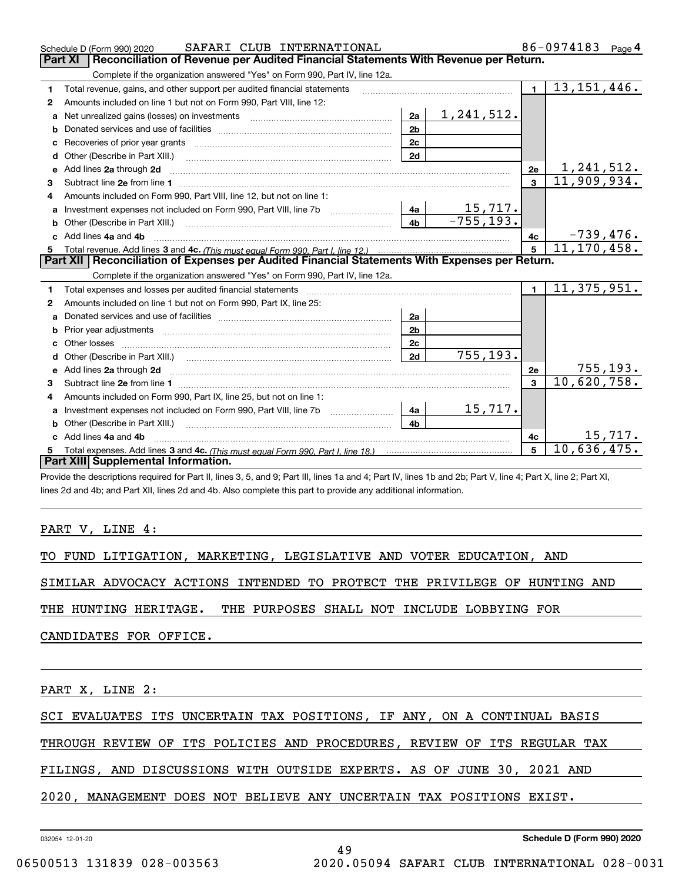Schedule D (Form 990) 2020 SAFARI CLUB INTERNATIONAL 86-0974183 Page 4

## Part XI Reconciliation of Revenue per Audited Financial Statements With Revenue per Return.

Complete if the organization answered "Yes" on Form 990, Part IV, line 12a.

| | | | | | |
|---|---|---|---|---|---|
| 1 | Total revenue, gains, and other support per audited financial statements | | | 1 | 13,151,446. |
| 2 | Amounts included on line 1 but not on Form 990, Part VIII, line 12: | | | | |
| a | Net unrealized gains (losses) on investments | 2a | 1,241,512. | | |
| b | Donated services and use of facilities | 2b | | | |
| c | Recoveries of prior year grants | 2c | | | |
| d | Other (Describe in Part XIII.) | 2d | | | |
| e | Add lines 2a through 2d | | | 2e | 1,241,512. |
| 3 | Subtract line 2e from line 1 | | | 3 | 11,909,934. |
| 4 | Amounts included on Form 990, Part VIII, line 12, but not on line 1: | | | | |
| a | Investment expenses not included on Form 990, Part VIII, line 7b | 4a | 15,717. | | |
| b | Other (Describe in Part XIII.) | 4b | -755,193. | | |
| c | Add lines 4a and 4b | | | 4c | -739,476. |
| 5 | Total revenue. Add lines 3 and 4c. *(This must equal Form 990, Part I, line 12.)* | | | 5 | 11,170,458. |

## Part XII Reconciliation of Expenses per Audited Financial Statements With Expenses per Return.

Complete if the organization answered "Yes" on Form 990, Part IV, line 12a.

| | | | | | |
|---|---|---|---|---|---|
| 1 | Total expenses and losses per audited financial statements | | | 1 | 11,375,951. |
| 2 | Amounts included on line 1 but not on Form 990, Part IX, line 25: | | | | |
| a | Donated services and use of facilities | 2a | | | |
| b | Prior year adjustments | 2b | | | |
| c | Other losses | 2c | | | |
| d | Other (Describe in Part XIII.) | 2d | 755,193. | | |
| e | Add lines 2a through 2d | | | 2e | 755,193. |
| 3 | Subtract line 2e from line 1 | | | 3 | 10,620,758. |
| 4 | Amounts included on Form 990, Part IX, line 25, but not on line 1: | | | | |
| a | Investment expenses not included on Form 990, Part VIII, line 7b | 4a | 15,717. | | |
| b | Other (Describe in Part XIII.) | 4b | | | |
| c | Add lines 4a and 4b | | | 4c | 15,717. |
| 5 | Total expenses. Add lines 3 and 4c. *(This must equal Form 990, Part I, line 18.)* | | | 5 | 10,636,475. |

## Part XIII Supplemental Information.

Provide the descriptions required for Part II, lines 3, 5, and 9; Part III, lines 1a and 4; Part IV, lines 1b and 2b; Part V, line 4; Part X, line 2; Part XI, lines 2d and 4b; and Part XII, lines 2d and 4b. Also complete this part to provide any additional information.

PART V, LINE 4:

TO FUND LITIGATION, MARKETING, LEGISLATIVE AND VOTER EDUCATION, AND SIMILAR ADVOCACY ACTIONS INTENDED TO PROTECT THE PRIVILEGE OF HUNTING AND THE HUNTING HERITAGE. THE PURPOSES SHALL NOT INCLUDE LOBBYING FOR CANDIDATES FOR OFFICE.

PART X, LINE 2:

SCI EVALUATES ITS UNCERTAIN TAX POSITIONS, IF ANY, ON A CONTINUAL BASIS THROUGH REVIEW OF ITS POLICIES AND PROCEDURES, REVIEW OF ITS REGULAR TAX FILINGS, AND DISCUSSIONS WITH OUTSIDE EXPERTS. AS OF JUNE 30, 2021 AND 2020, MANAGEMENT DOES NOT BELIEVE ANY UNCERTAIN TAX POSITIONS EXIST.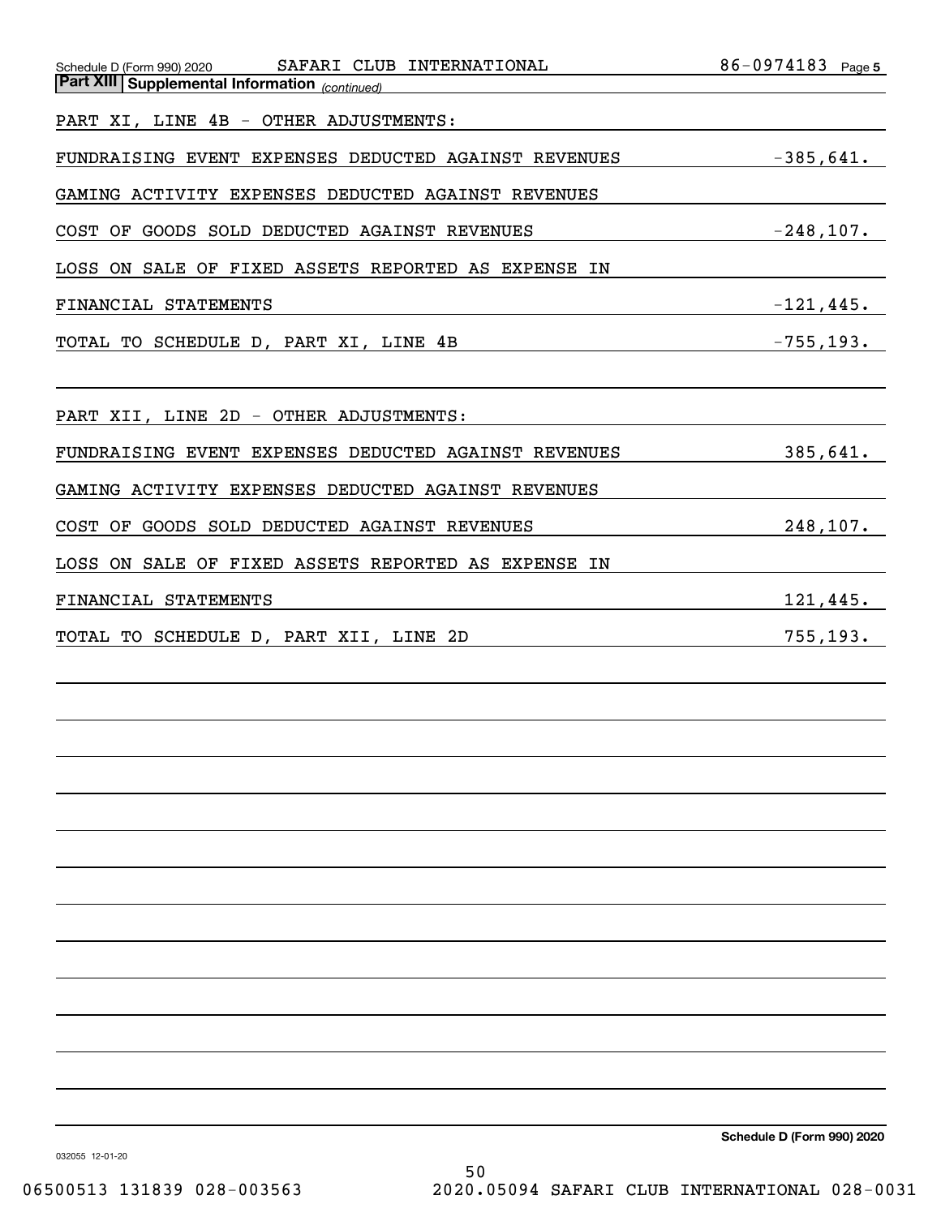## Part XIII Supplemental Information *(continued)*

PART XI, LINE 4B - OTHER ADJUSTMENTS:

| | |
|---|---|
| FUNDRAISING EVENT EXPENSES DEDUCTED AGAINST REVENUES | -385,641. |
| GAMING ACTIVITY EXPENSES DEDUCTED AGAINST REVENUES | |
| COST OF GOODS SOLD DEDUCTED AGAINST REVENUES | -248,107. |
| LOSS ON SALE OF FIXED ASSETS REPORTED AS EXPENSE IN FINANCIAL STATEMENTS | -121,445. |
| TOTAL TO SCHEDULE D, PART XI, LINE 4B | -755,193. |

PART XII, LINE 2D - OTHER ADJUSTMENTS:

| | |
|---|---|
| FUNDRAISING EVENT EXPENSES DEDUCTED AGAINST REVENUES | 385,641. |
| GAMING ACTIVITY EXPENSES DEDUCTED AGAINST REVENUES | |
| COST OF GOODS SOLD DEDUCTED AGAINST REVENUES | 248,107. |
| LOSS ON SALE OF FIXED ASSETS REPORTED AS EXPENSE IN FINANCIAL STATEMENTS | 121,445. |
| TOTAL TO SCHEDULE D, PART XII, LINE 2D | 755,193. |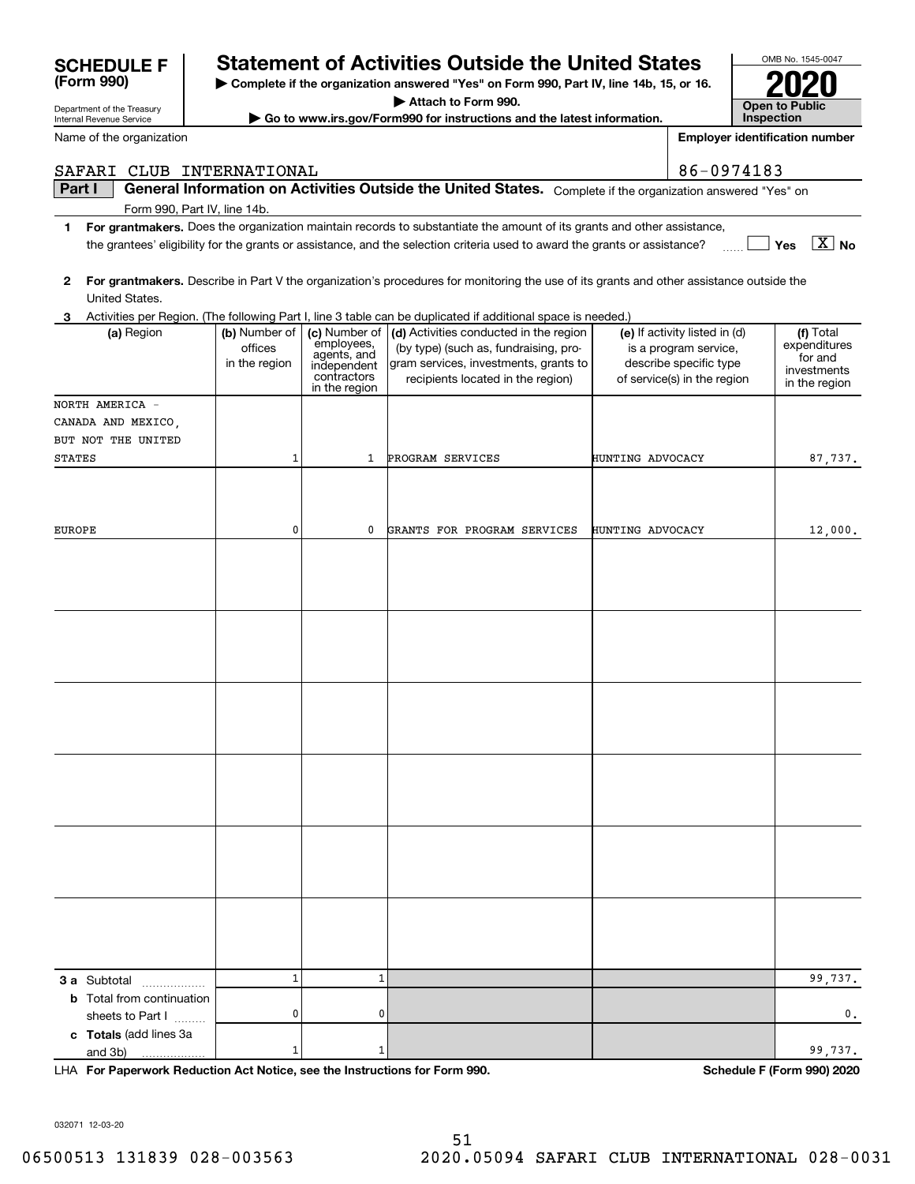**SCHEDULE F (Form 990)**

Department of the Treasury
Internal Revenue Service

# Statement of Activities Outside the United States

▶ Complete if the organization answered "Yes" on Form 990, Part IV, line 14b, 15, or 16.
▶ Attach to Form 990.
▶ Go to www.irs.gov/Form990 for instructions and the latest information.

OMB No. 1545-0047

**2020**

**Open to Public Inspection**

Name of the organization: SAFARI CLUB INTERNATIONAL

Employer identification number: 86-0974183

**Part I — General Information on Activities Outside the United States.** Complete if the organization answered "Yes" on Form 990, Part IV, line 14b.

**1 For grantmakers.** Does the organization maintain records to substantiate the amount of its grants and other assistance, the grantees' eligibility for the grants or assistance, and the selection criteria used to award the grants or assistance? ☐ Yes ☒ No

**2 For grantmakers.** Describe in Part V the organization's procedures for monitoring the use of its grants and other assistance outside the United States.

**3** Activities per Region. (The following Part I, line 3 table can be duplicated if additional space is needed.)

| (a) Region | (b) Number of offices in the region | (c) Number of employees, agents, and independent contractors in the region | (d) Activities conducted in the region (by type) (such as, fundraising, program services, investments, grants to recipients located in the region) | (e) If activity listed in (d) is a program service, describe specific type of service(s) in the region | (f) Total expenditures for and investments in the region |
|---|---|---|---|---|---|
| NORTH AMERICA - CANADA AND MEXICO, BUT NOT THE UNITED STATES | 1 | 1 | PROGRAM SERVICES | HUNTING ADVOCACY | 87,737. |
| EUROPE | 0 | 0 | GRANTS FOR PROGRAM SERVICES | HUNTING ADVOCACY | 12,000. |
| | | | | | |
| | | | | | |
| | | | | | |
| | | | | | |
| | | | | | |
| | | | | | |
| **3 a** Subtotal | 1 | 1 | | | 99,737. |
| **b** Total from continuation sheets to Part I | 0 | 0 | | | 0. |
| **c Totals** (add lines 3a and 3b) | 1 | 1 | | | 99,737. |

LHA **For Paperwork Reduction Act Notice, see the Instructions for Form 990.** **Schedule F (Form 990) 2020**

032071 12-03-20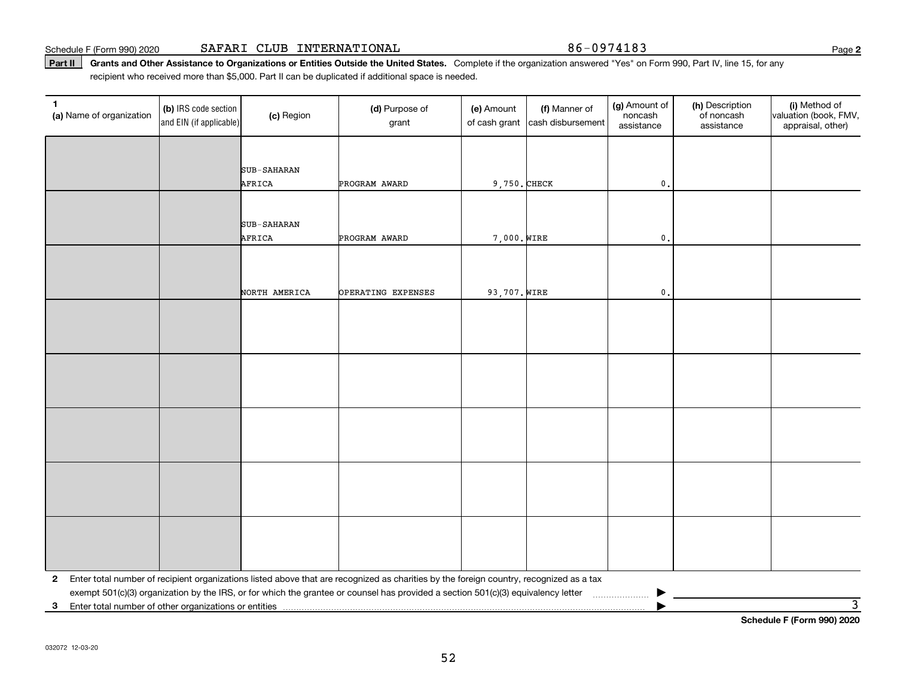Schedule F (Form 990) 2020 SAFARI CLUB INTERNATIONAL 86-0974183

**Part II** **Grants and Other Assistance to Organizations or Entities Outside the United States.** Complete if the organization answered "Yes" on Form 990, Part IV, line 15, for any recipient who received more than $5,000. Part II can be duplicated if additional space is needed.

| 1 (a) Name of organization | (b) IRS code section and EIN (if applicable) | (c) Region | (d) Purpose of grant | (e) Amount of cash grant | (f) Manner of cash disbursement | (g) Amount of noncash assistance | (h) Description of noncash assistance | (i) Method of valuation (book, FMV, appraisal, other) |
|---|---|---|---|---|---|---|---|---|
| | | SUB-SAHARAN AFRICA | PROGRAM AWARD | 9,750. | CHECK | 0. | | |
| | | SUB-SAHARAN AFRICA | PROGRAM AWARD | 7,000. | WIRE | 0. | | |
| | | NORTH AMERICA | OPERATING EXPENSES | 93,707. | WIRE | 0. | | |
| | | | | | | | | |
| | | | | | | | | |
| | | | | | | | | |
| | | | | | | | | |
| | | | | | | | | |

**2** Enter total number of recipient organizations listed above that are recognized as charities by the foreign country, recognized as a tax exempt 501(c)(3) organization by the IRS, or for which the grantee or counsel has provided a section 501(c)(3) equivalency letter ▶

**3** Enter total number of other organizations or entities ▶ 3

**Schedule F (Form 990) 2020**

032072 12-03-20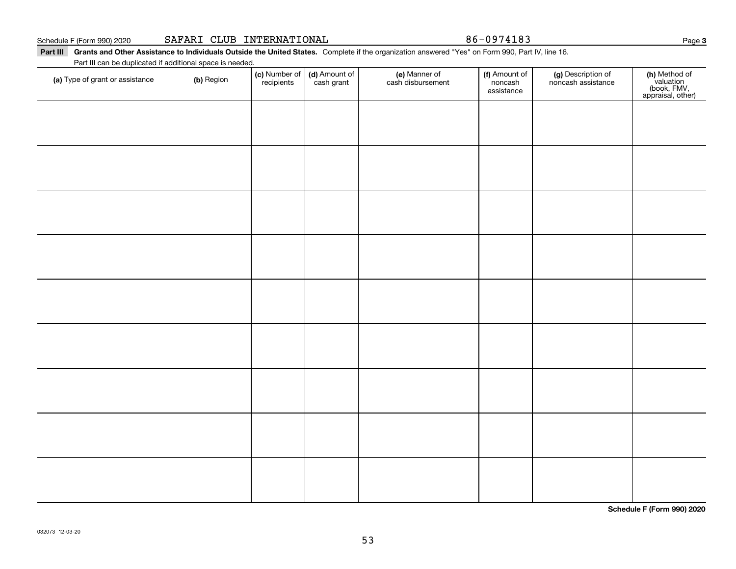Schedule F (Form 990) 2020 SAFARI CLUB INTERNATIONAL 86-0974183 Page **3**

**Part III** **Grants and Other Assistance to Individuals Outside the United States.** Complete if the organization answered "Yes" on Form 990, Part IV, line 16.

Part III can be duplicated if additional space is needed.

| (a) Type of grant or assistance | (b) Region | (c) Number of recipients | (d) Amount of cash grant | (e) Manner of cash disbursement | (f) Amount of noncash assistance | (g) Description of noncash assistance | (h) Method of valuation (book, FMV, appraisal, other) |
|---|---|---|---|---|---|---|---|
| | | | | | | | |
| | | | | | | | |
| | | | | | | | |
| | | | | | | | |
| | | | | | | | |
| | | | | | | | |
| | | | | | | | |
| | | | | | | | |
| | | | | | | | |

**Schedule F (Form 990) 2020**

032073 12-03-20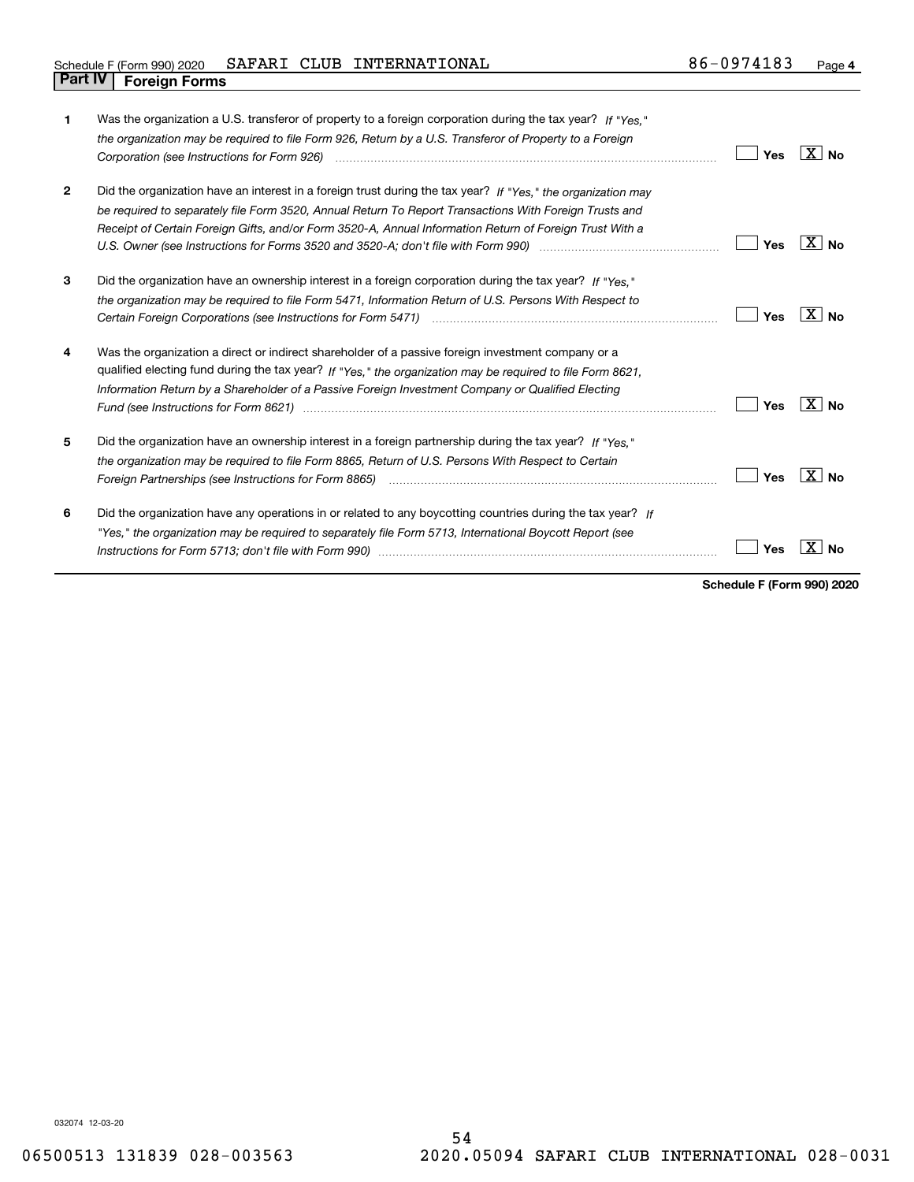Schedule F (Form 990) 2020 SAFARI CLUB INTERNATIONAL 86-0974183

## Part IV Foreign Forms

| | | Yes | No |
|---|---|---|---|
| 1 | Was the organization a U.S. transferor of property to a foreign corporation during the tax year? *If "Yes," the organization may be required to file Form 926, Return by a U.S. Transferor of Property to a Foreign Corporation (see Instructions for Form 926)* | | X |
| 2 | Did the organization have an interest in a foreign trust during the tax year? *If "Yes," the organization may be required to separately file Form 3520, Annual Return To Report Transactions With Foreign Trusts and Receipt of Certain Foreign Gifts, and/or Form 3520-A, Annual Information Return of Foreign Trust With a U.S. Owner (see Instructions for Forms 3520 and 3520-A; don't file with Form 990)* | | X |
| 3 | Did the organization have an ownership interest in a foreign corporation during the tax year? *If "Yes," the organization may be required to file Form 5471, Information Return of U.S. Persons With Respect to Certain Foreign Corporations (see Instructions for Form 5471)* | | X |
| 4 | Was the organization a direct or indirect shareholder of a passive foreign investment company or a qualified electing fund during the tax year? *If "Yes," the organization may be required to file Form 8621, Information Return by a Shareholder of a Passive Foreign Investment Company or Qualified Electing Fund (see Instructions for Form 8621)* | | X |
| 5 | Did the organization have an ownership interest in a foreign partnership during the tax year? *If "Yes," the organization may be required to file Form 8865, Return of U.S. Persons With Respect to Certain Foreign Partnerships (see Instructions for Form 8865)* | | X |
| 6 | Did the organization have any operations in or related to any boycotting countries during the tax year? *If "Yes," the organization may be required to separately file Form 5713, International Boycott Report (see Instructions for Form 5713; don't file with Form 990)* | | X |

**Schedule F (Form 990) 2020**

032074 12-03-20

06500513 131839 028-003563 2020.05094 SAFARI CLUB INTERNATIONAL 028-0031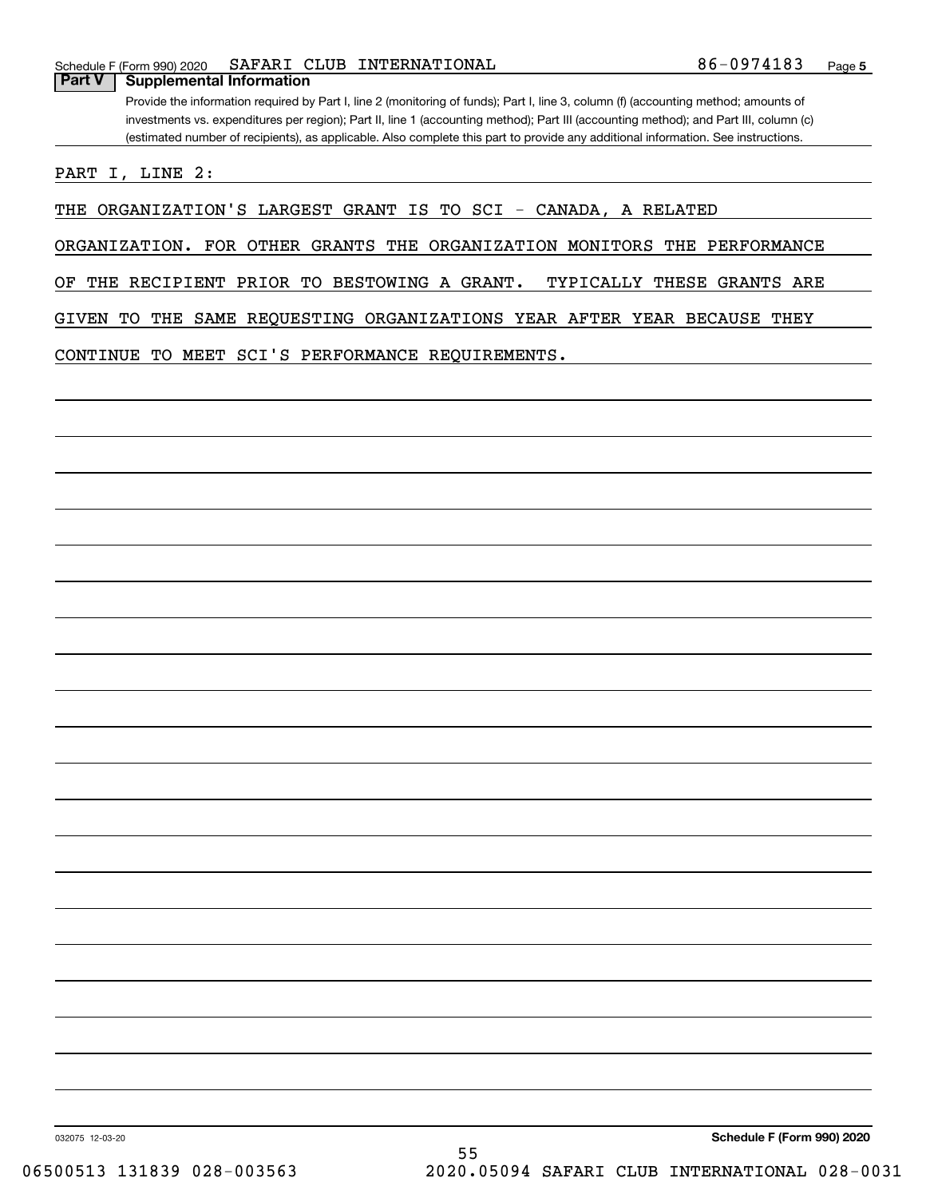## Part V Supplemental Information

Provide the information required by Part I, line 2 (monitoring of funds); Part I, line 3, column (f) (accounting method; amounts of investments vs. expenditures per region); Part II, line 1 (accounting method); Part III (accounting method); and Part III, column (c) (estimated number of recipients), as applicable. Also complete this part to provide any additional information. See instructions.

PART I, LINE 2:

THE ORGANIZATION'S LARGEST GRANT IS TO SCI - CANADA, A RELATED ORGANIZATION. FOR OTHER GRANTS THE ORGANIZATION MONITORS THE PERFORMANCE OF THE RECIPIENT PRIOR TO BESTOWING A GRANT. TYPICALLY THESE GRANTS ARE GIVEN TO THE SAME REQUESTING ORGANIZATIONS YEAR AFTER YEAR BECAUSE THEY CONTINUE TO MEET SCI'S PERFORMANCE REQUIREMENTS.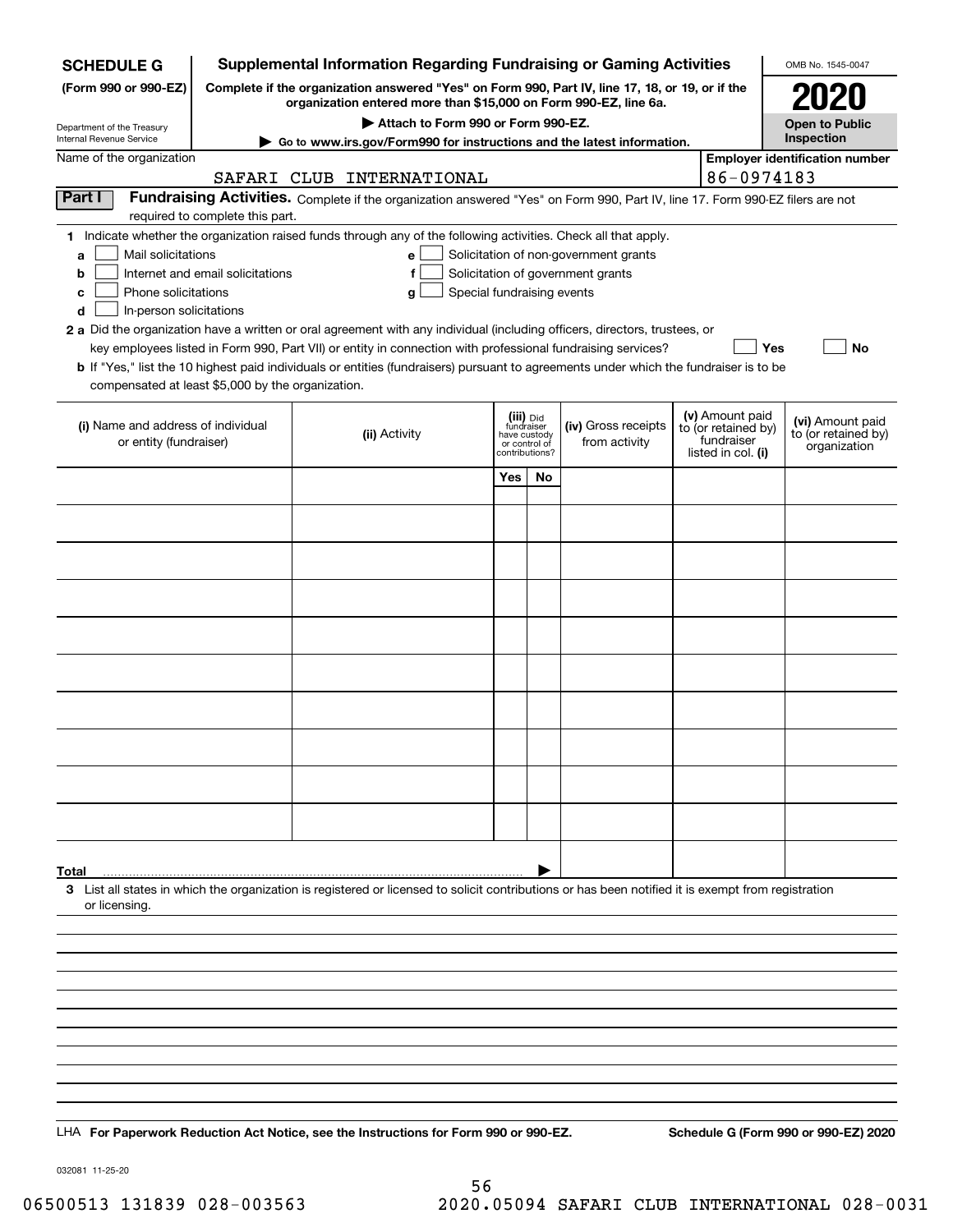**SCHEDULE G**
**(Form 990 or 990-EZ)**

Department of the Treasury
Internal Revenue Service

# Supplemental Information Regarding Fundraising or Gaming Activities

**Complete if the organization answered "Yes" on Form 990, Part IV, line 17, 18, or 19, or if the organization entered more than $15,000 on Form 990-EZ, line 6a.**

▶ **Attach to Form 990 or Form 990-EZ.**

▶ **Go to www.irs.gov/Form990 for instructions and the latest information.**

OMB No. 1545-0047

**2020**

**Open to Public Inspection**

Name of the organization: SAFARI CLUB INTERNATIONAL

**Employer identification number** 86-0974183

## Part I Fundraising Activities.

Complete if the organization answered "Yes" on Form 990, Part IV, line 17. Form 990-EZ filers are not required to complete this part.

**1** Indicate whether the organization raised funds through any of the following activities. Check all that apply.

- **a** ☐ Mail solicitations
- **b** ☐ Internet and email solicitations
- **c** ☐ Phone solicitations
- **d** ☐ In-person solicitations
- **e** ☐ Solicitation of non-government grants
- **f** ☐ Solicitation of government grants
- **g** ☐ Special fundraising events

**2 a** Did the organization have a written or oral agreement with any individual (including officers, directors, trustees, or key employees listed in Form 990, Part VII) or entity in connection with professional fundraising services? ☐ **Yes** ☐ **No**

**b** If "Yes," list the 10 highest paid individuals or entities (fundraisers) pursuant to agreements under which the fundraiser is to be compensated at least $5,000 by the organization.

| (i) Name and address of individual or entity (fundraiser) | (ii) Activity | (iii) Did fundraiser have custody or control of contributions? Yes | No | (iv) Gross receipts from activity | (v) Amount paid to (or retained by) fundraiser listed in col. (i) | (vi) Amount paid to (or retained by) organization |
|---|---|---|---|---|---|---|
| | | | | | | |
| | | | | | | |
| | | | | | | |
| | | | | | | |
| | | | | | | |
| | | | | | | |
| | | | | | | |
| | | | | | | |
| | | | | | | |
| | | | | | | |
| **Total** ▶ | | | | | | |

**3** List all states in which the organization is registered or licensed to solicit contributions or has been notified it is exempt from registration or licensing.

LHA **For Paperwork Reduction Act Notice, see the Instructions for Form 990 or 990-EZ.** **Schedule G (Form 990 or 990-EZ) 2020**

032081 11-25-20

06500513 131839 028-003563 2020.05094 SAFARI CLUB INTERNATIONAL 028-0031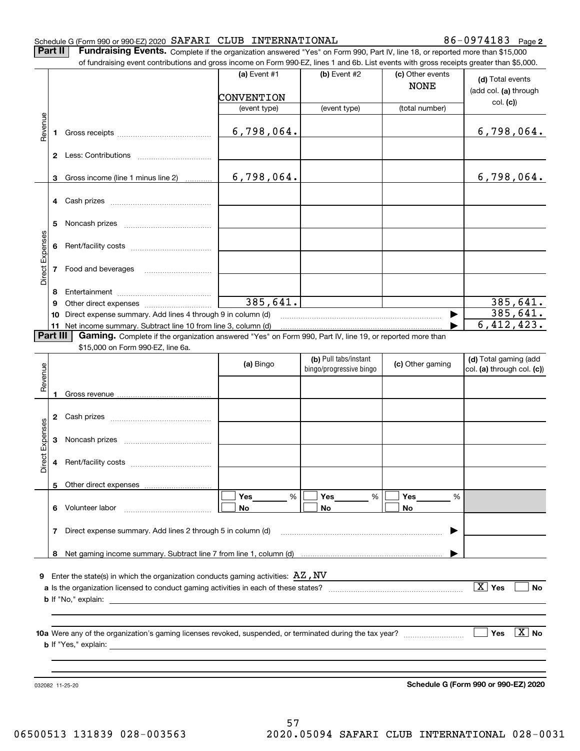Schedule G (Form 990 or 990-EZ) 2020 SAFARI CLUB INTERNATIONAL 86-0974183 Page 2

**Part II** **Fundraising Events.** Complete if the organization answered "Yes" on Form 990, Part IV, line 18, or reported more than $15,000 of fundraising event contributions and gross income on Form 990-EZ, lines 1 and 6b. List events with gross receipts greater than $5,000.

| | | (a) Event #1 | (b) Event #2 | (c) Other events | (d) Total events (add col. (a) through col. (c)) |
|---|---|---|---|---|---|
| | | CONVENTION | | NONE | |
| | | (event type) | (event type) | (total number) | |
| Revenue | 1 Gross receipts | 6,798,064. | | | 6,798,064. |
| | 2 Less: Contributions | | | | |
| | 3 Gross income (line 1 minus line 2) | 6,798,064. | | | 6,798,064. |
| Direct Expenses | 4 Cash prizes | | | | |
| | 5 Noncash prizes | | | | |
| | 6 Rent/facility costs | | | | |
| | 7 Food and beverages | | | | |
| | 8 Entertainment | | | | |
| | 9 Other direct expenses | 385,641. | | | 385,641. |
| | 10 Direct expense summary. Add lines 4 through 9 in column (d) | | | ▶ | 385,641. |
| | 11 Net income summary. Subtract line 10 from line 3, column (d) | | | ▶ | 6,412,423. |

**Part III** **Gaming.** Complete if the organization answered "Yes" on Form 990, Part IV, line 19, or reported more than $15,000 on Form 990-EZ, line 6a.

| | | (a) Bingo | (b) Pull tabs/instant bingo/progressive bingo | (c) Other gaming | (d) Total gaming (add col. (a) through col. (c)) |
|---|---|---|---|---|---|
| Revenue | 1 Gross revenue | | | | |
| Direct Expenses | 2 Cash prizes | | | | |
| | 3 Noncash prizes | | | | |
| | 4 Rent/facility costs | | | | |
| | 5 Other direct expenses | | | | |
| | 6 Volunteer labor | ☐ Yes ___ % ☐ No | ☐ Yes ___ % ☐ No | ☐ Yes ___ % ☐ No | |
| | 7 Direct expense summary. Add lines 2 through 5 in column (d) | | | ▶ | |
| | 8 Net gaming income summary. Subtract line 7 from line 1, column (d) | | | ▶ | |

9 Enter the state(s) in which the organization conducts gaming activities: AZ,NV

a Is the organization licensed to conduct gaming activities in each of these states? [X] Yes [ ] No

b If "No," explain:

10a Were any of the organization's gaming licenses revoked, suspended, or terminated during the tax year? [ ] Yes [X] No

b If "Yes," explain:

032082 11-25-20 **Schedule G (Form 990 or 990-EZ) 2020**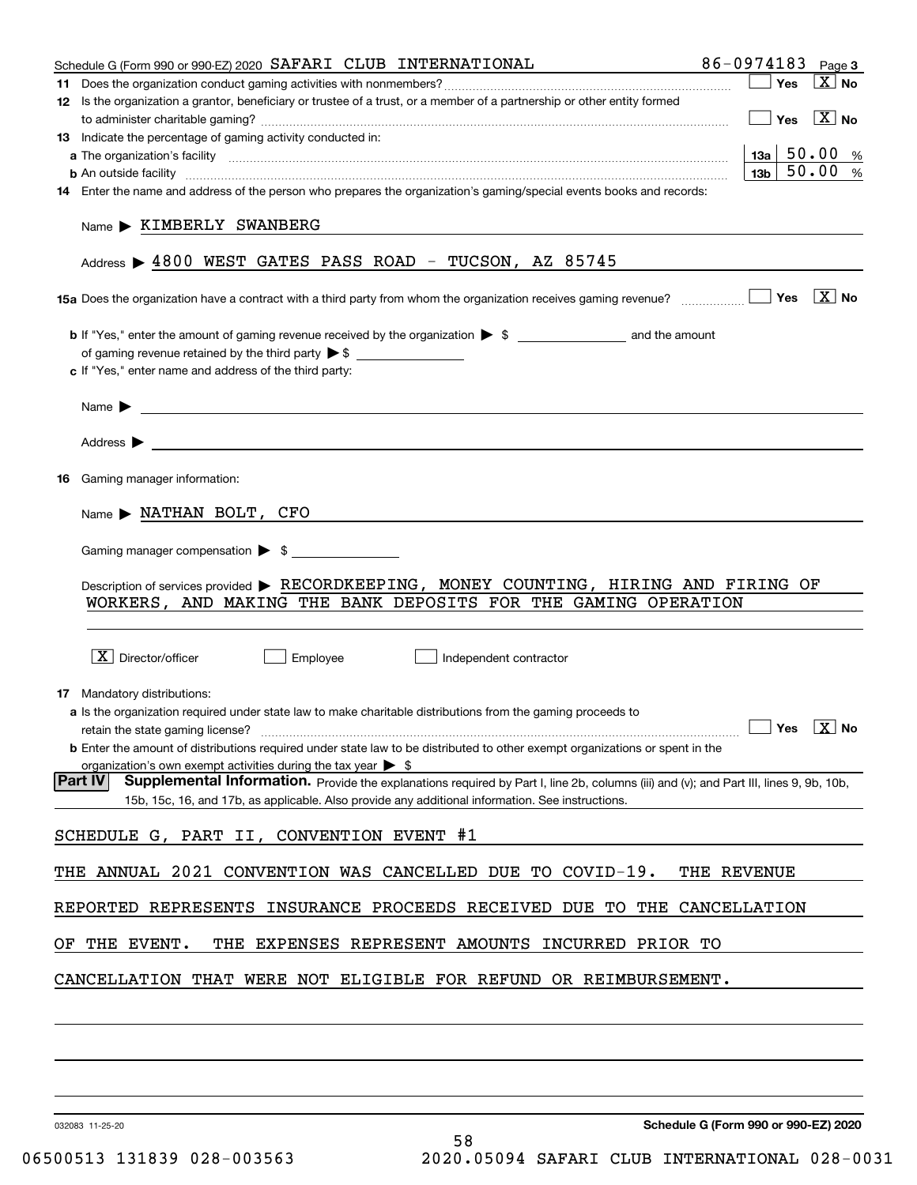Schedule G (Form 990 or 990-EZ) 2020 SAFARI CLUB INTERNATIONAL 86-0974183 Page 3

**11** Does the organization conduct gaming activities with nonmembers? ☐ Yes ☒ No

**12** Is the organization a grantor, beneficiary or trustee of a trust, or a member of a partnership or other entity formed to administer charitable gaming? ☐ Yes ☒ No

**13** Indicate the percentage of gaming activity conducted in:

**a** The organization's facility **13a** 50.00 %

**b** An outside facility **13b** 50.00 %

**14** Enter the name and address of the person who prepares the organization's gaming/special events books and records:

Name ▶ KIMBERLY SWANBERG

Address ▶ 4800 WEST GATES PASS ROAD - TUCSON, AZ 85745

**15a** Does the organization have a contract with a third party from whom the organization receives gaming revenue? ☐ Yes ☒ No

**b** If "Yes," enter the amount of gaming revenue received by the organization ▶ $ ______ and the amount of gaming revenue retained by the third party ▶ $ ______

**c** If "Yes," enter name and address of the third party:

Name ▶

Address ▶

**16** Gaming manager information:

Name ▶ NATHAN BOLT, CFO

Gaming manager compensation ▶ $

Description of services provided ▶ RECORDKEEPING, MONEY COUNTING, HIRING AND FIRING OF WORKERS, AND MAKING THE BANK DEPOSITS FOR THE GAMING OPERATION

☒ Director/officer ☐ Employee ☐ Independent contractor

**17** Mandatory distributions:

**a** Is the organization required under state law to make charitable distributions from the gaming proceeds to retain the state gaming license? ☐ Yes ☒ No

**b** Enter the amount of distributions required under state law to be distributed to other exempt organizations or spent in the organization's own exempt activities during the tax year ▶ $

**Part IV** **Supplemental Information.** Provide the explanations required by Part I, line 2b, columns (iii) and (v); and Part III, lines 9, 9b, 10b, 15b, 15c, 16, and 17b, as applicable. Also provide any additional information. See instructions.

SCHEDULE G, PART II, CONVENTION EVENT #1

THE ANNUAL 2021 CONVENTION WAS CANCELLED DUE TO COVID-19. THE REVENUE REPORTED REPRESENTS INSURANCE PROCEEDS RECEIVED DUE TO THE CANCELLATION OF THE EVENT. THE EXPENSES REPRESENT AMOUNTS INCURRED PRIOR TO CANCELLATION THAT WERE NOT ELIGIBLE FOR REFUND OR REIMBURSEMENT.

032083 11-25-20 **Schedule G (Form 990 or 990-EZ) 2020**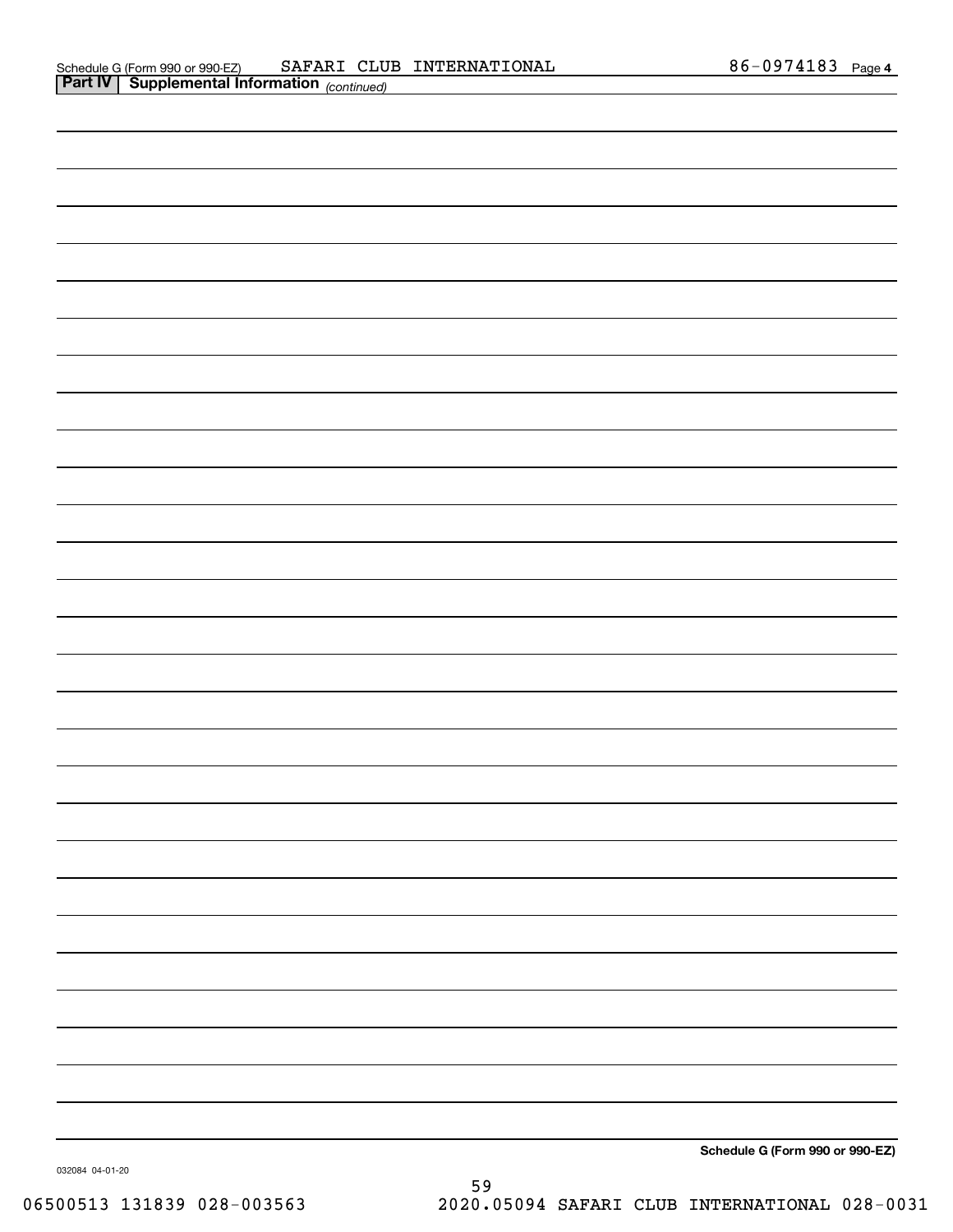Schedule G (Form 990 or 990-EZ) SAFARI CLUB INTERNATIONAL 86-0974183 Page 4

**Part IV | Supplemental Information** *(continued)*

**Schedule G (Form 990 or 990-EZ)**

032084 04-01-20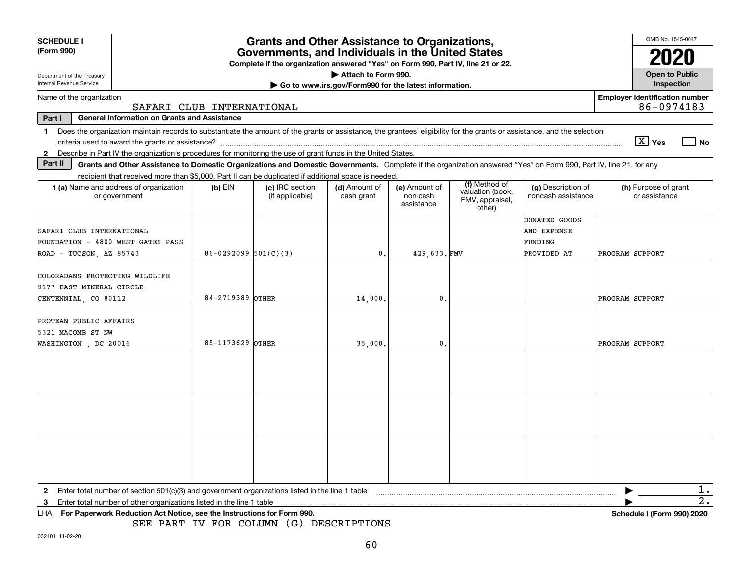**SCHEDULE I (Form 990)**

Department of the Treasury
Internal Revenue Service

# Grants and Other Assistance to Organizations, Governments, and Individuals in the United States

**Complete if the organization answered "Yes" on Form 990, Part IV, line 21 or 22.**

▶ Attach to Form 990.

▶ Go to www.irs.gov/Form990 for the latest information.

OMB No. 1545-0047

**2020**

**Open to Public Inspection**

Name of the organization: SAFARI CLUB INTERNATIONAL

Employer identification number: 86-0974183

**Part I — General Information on Grants and Assistance**

1 Does the organization maintain records to substantiate the amount of the grants or assistance, the grantees' eligibility for the grants or assistance, and the selection criteria used to award the grants or assistance? [X] Yes [ ] No

2 Describe in Part IV the organization's procedures for monitoring the use of grant funds in the United States.

**Part II — Grants and Other Assistance to Domestic Organizations and Domestic Governments.** Complete if the organization answered "Yes" on Form 990, Part IV, line 21, for any recipient that received more than $5,000. Part II can be duplicated if additional space is needed.

| 1 (a) Name and address of organization or government | (b) EIN | (c) IRC section (if applicable) | (d) Amount of cash grant | (e) Amount of non-cash assistance | (f) Method of valuation (book, FMV, appraisal, other) | (g) Description of noncash assistance | (h) Purpose of grant or assistance |
|---|---|---|---|---|---|---|---|
| SAFARI CLUB INTERNATIONAL FOUNDATION - 4800 WEST GATES PASS ROAD - TUCSON, AZ 85743 | 86-0292099 | 501(C)(3) | 0. | 429,633. | FMV | DONATED GOODS AND EXPENSE FUNDING PROVIDED AT | PROGRAM SUPPORT |
| COLORADANS PROTECTING WILDLIFE 9177 EAST MINERAL CIRCLE CENTENNIAL, CO 80112 | 84-2719389 | OTHER | 14,000. | 0. | | | PROGRAM SUPPORT |
| PROTEAN PUBLIC AFFAIRS 5321 MACOMB ST NW WASHINGTON , DC 20016 | 85-1173629 | OTHER | 35,000. | 0. | | | PROGRAM SUPPORT |
| | | | | | | | |
| | | | | | | | |
| | | | | | | | |

2 Enter total number of section 501(c)(3) and government organizations listed in the line 1 table ▶ 1.

3 Enter total number of other organizations listed in the line 1 table ▶ 2.

LHA **For Paperwork Reduction Act Notice, see the Instructions for Form 990.** **Schedule I (Form 990) 2020**

SEE PART IV FOR COLUMN (G) DESCRIPTIONS

032101 11-02-20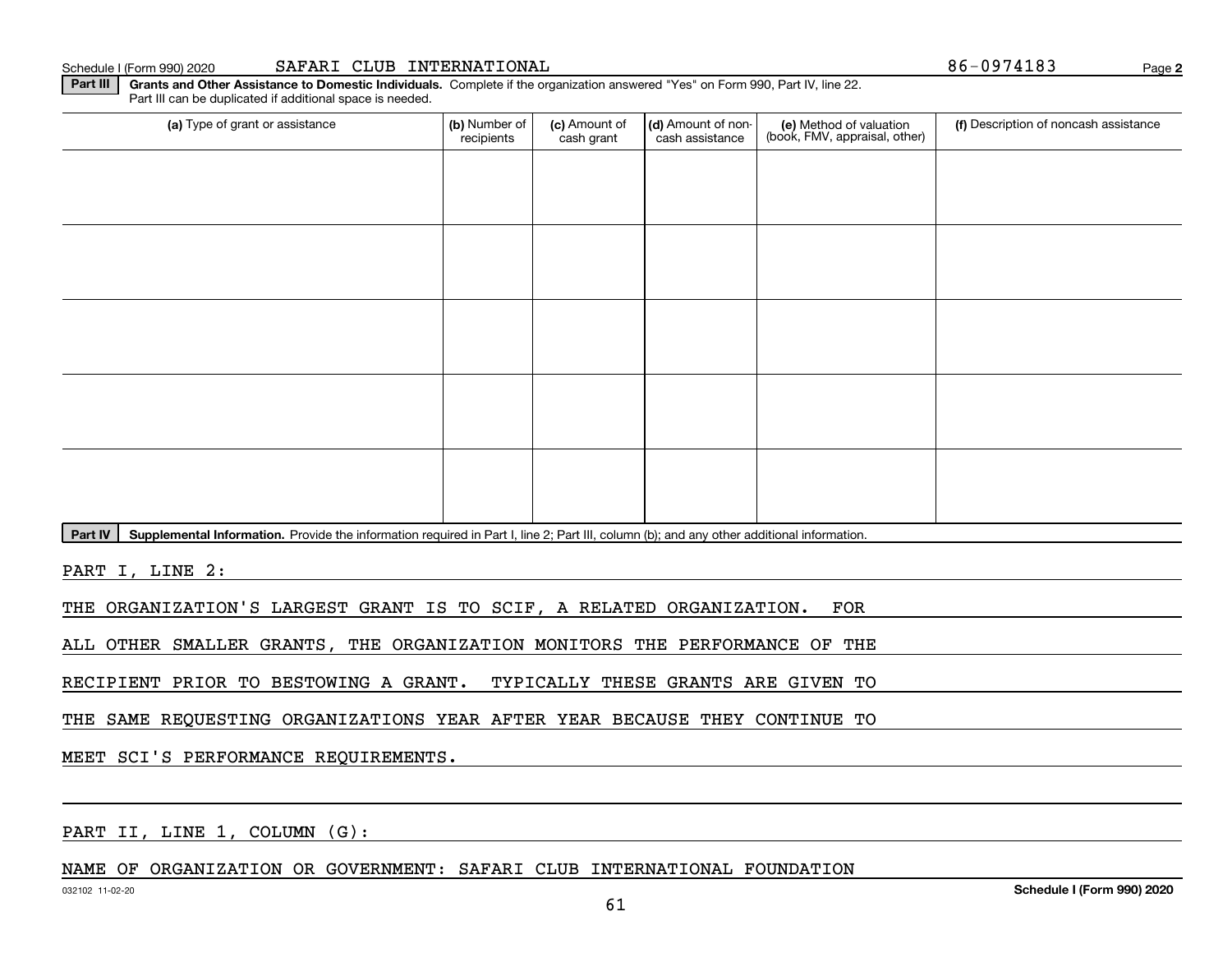Schedule I (Form 990) 2020 SAFARI CLUB INTERNATIONAL 86-0974183

**Part III** **Grants and Other Assistance to Domestic Individuals.** Complete if the organization answered "Yes" on Form 990, Part IV, line 22. Part III can be duplicated if additional space is needed.

| (a) Type of grant or assistance | (b) Number of recipients | (c) Amount of cash grant | (d) Amount of non-cash assistance | (e) Method of valuation (book, FMV, appraisal, other) | (f) Description of noncash assistance |
|---|---|---|---|---|---|
| | | | | | |
| | | | | | |
| | | | | | |
| | | | | | |
| | | | | | |

**Part IV** **Supplemental Information.** Provide the information required in Part I, line 2; Part III, column (b); and any other additional information.

PART I, LINE 2:

THE ORGANIZATION'S LARGEST GRANT IS TO SCIF, A RELATED ORGANIZATION. FOR ALL OTHER SMALLER GRANTS, THE ORGANIZATION MONITORS THE PERFORMANCE OF THE RECIPIENT PRIOR TO BESTOWING A GRANT. TYPICALLY THESE GRANTS ARE GIVEN TO THE SAME REQUESTING ORGANIZATIONS YEAR AFTER YEAR BECAUSE THEY CONTINUE TO MEET SCI'S PERFORMANCE REQUIREMENTS.

PART II, LINE 1, COLUMN (G):

NAME OF ORGANIZATION OR GOVERNMENT: SAFARI CLUB INTERNATIONAL FOUNDATION

032102 11-02-20 **Schedule I (Form 990) 2020**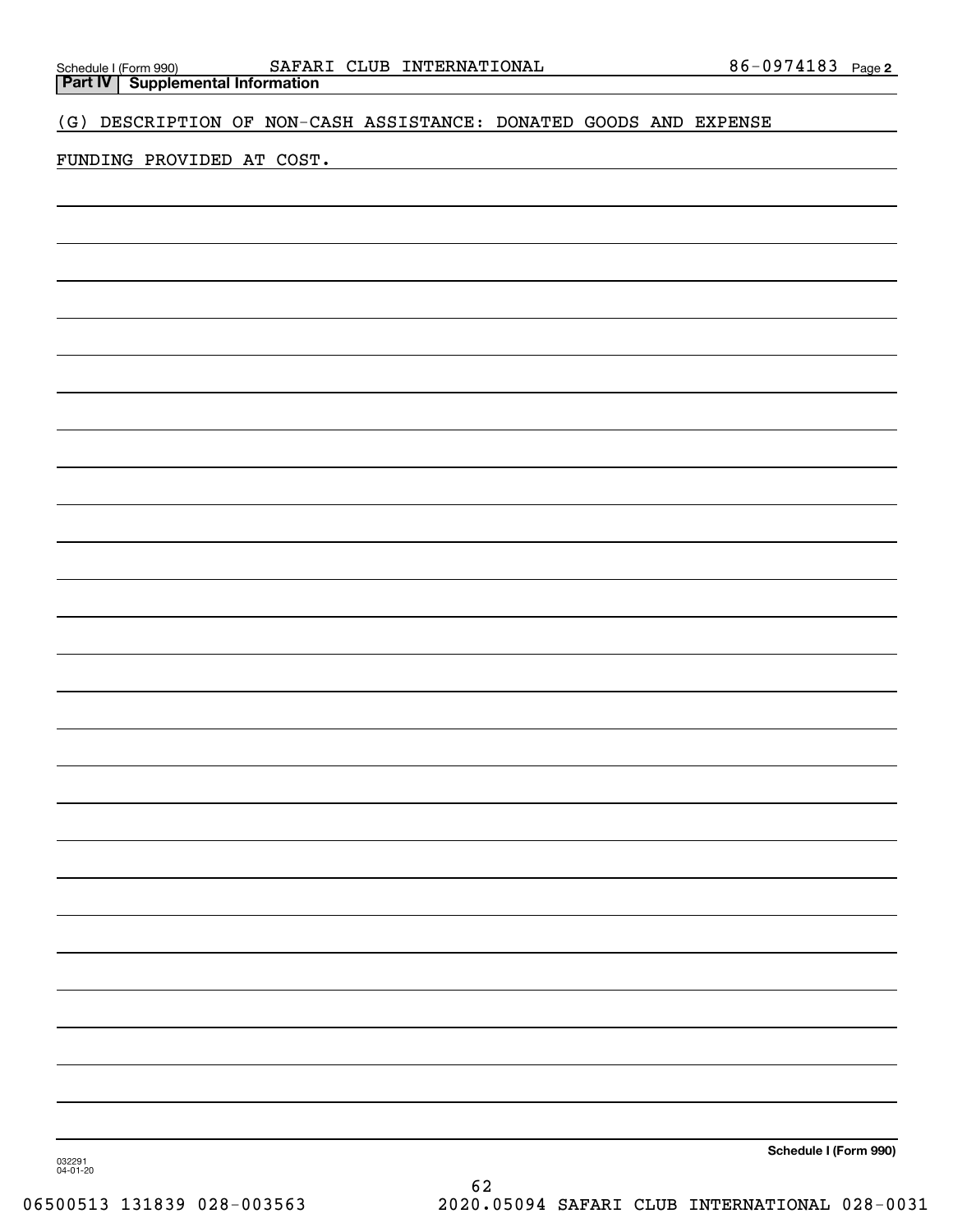Schedule I (Form 990) SAFARI CLUB INTERNATIONAL 86-0974183 Page 2

**Part IV Supplemental Information**

(G) DESCRIPTION OF NON-CASH ASSISTANCE: DONATED GOODS AND EXPENSE FUNDING PROVIDED AT COST.

**Schedule I (Form 990)**

032291
04-01-20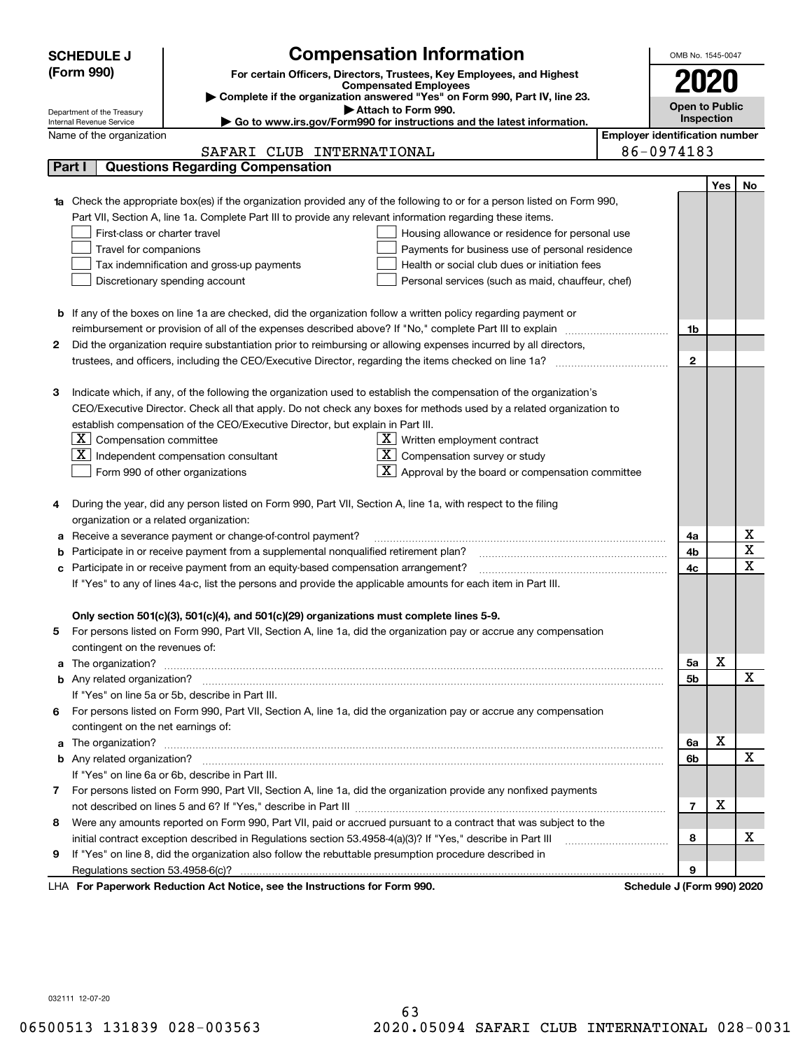**SCHEDULE J (Form 990)**

Department of the Treasury
Internal Revenue Service

# Compensation Information

**For certain Officers, Directors, Trustees, Key Employees, and Highest Compensated Employees**

▶ Complete if the organization answered "Yes" on Form 990, Part IV, line 23.
▶ Attach to Form 990.
▶ Go to www.irs.gov/Form990 for instructions and the latest information.

OMB No. 1545-0047

**2020**

**Open to Public Inspection**

Name of the organization: SAFARI CLUB INTERNATIONAL

**Employer identification number:** 86-0974183

## Part I Questions Regarding Compensation

| | | | Yes | No |
|---|---|---|---|---|
| **1a** | Check the appropriate box(es) if the organization provided any of the following to or for a person listed on Form 990, Part VII, Section A, line 1a. Complete Part III to provide any relevant information regarding these items.<br>☐ First-class or charter travel ☐ Housing allowance or residence for personal use<br>☐ Travel for companions ☐ Payments for business use of personal residence<br>☐ Tax indemnification and gross-up payments ☐ Health or social club dues or initiation fees<br>☐ Discretionary spending account ☐ Personal services (such as maid, chauffeur, chef) | | | |
| **b** | If any of the boxes on line 1a are checked, did the organization follow a written policy regarding payment or reimbursement or provision of all of the expenses described above? If "No," complete Part III to explain | 1b | | |
| **2** | Did the organization require substantiation prior to reimbursing or allowing expenses incurred by all directors, trustees, and officers, including the CEO/Executive Director, regarding the items checked on line 1a? | 2 | | |
| **3** | Indicate which, if any, of the following the organization used to establish the compensation of the organization's CEO/Executive Director. Check all that apply. Do not check any boxes for methods used by a related organization to establish compensation of the CEO/Executive Director, but explain in Part III.<br>☒ Compensation committee ☒ Written employment contract<br>☒ Independent compensation consultant ☒ Compensation survey or study<br>☐ Form 990 of other organizations ☒ Approval by the board or compensation committee | | | |
| **4** | During the year, did any person listed on Form 990, Part VII, Section A, line 1a, with respect to the filing organization or a related organization: | | | |
| **a** | Receive a severance payment or change-of-control payment? | 4a | | X |
| **b** | Participate in or receive payment from a supplemental nonqualified retirement plan? | 4b | | X |
| **c** | Participate in or receive payment from an equity-based compensation arrangement? | 4c | | X |
| | If "Yes" to any of lines 4a-c, list the persons and provide the applicable amounts for each item in Part III. | | | |
| | **Only section 501(c)(3), 501(c)(4), and 501(c)(29) organizations must complete lines 5-9.** | | | |
| **5** | For persons listed on Form 990, Part VII, Section A, line 1a, did the organization pay or accrue any compensation contingent on the revenues of: | | | |
| **a** | The organization? | 5a | X | |
| **b** | Any related organization? | 5b | | X |
| | If "Yes" on line 5a or 5b, describe in Part III. | | | |
| **6** | For persons listed on Form 990, Part VII, Section A, line 1a, did the organization pay or accrue any compensation contingent on the net earnings of: | | | |
| **a** | The organization? | 6a | X | |
| **b** | Any related organization? | 6b | | X |
| | If "Yes" on line 6a or 6b, describe in Part III. | | | |
| **7** | For persons listed on Form 990, Part VII, Section A, line 1a, did the organization provide any nonfixed payments not described on lines 5 and 6? If "Yes," describe in Part III | 7 | X | |
| **8** | Were any amounts reported on Form 990, Part VII, paid or accrued pursuant to a contract that was subject to the initial contract exception described in Regulations section 53.4958-4(a)(3)? If "Yes," describe in Part III | 8 | | X |
| **9** | If "Yes" on line 8, did the organization also follow the rebuttable presumption procedure described in Regulations section 53.4958-6(c)? | 9 | | |

LHA **For Paperwork Reduction Act Notice, see the Instructions for Form 990.** **Schedule J (Form 990) 2020**

032111 12-07-20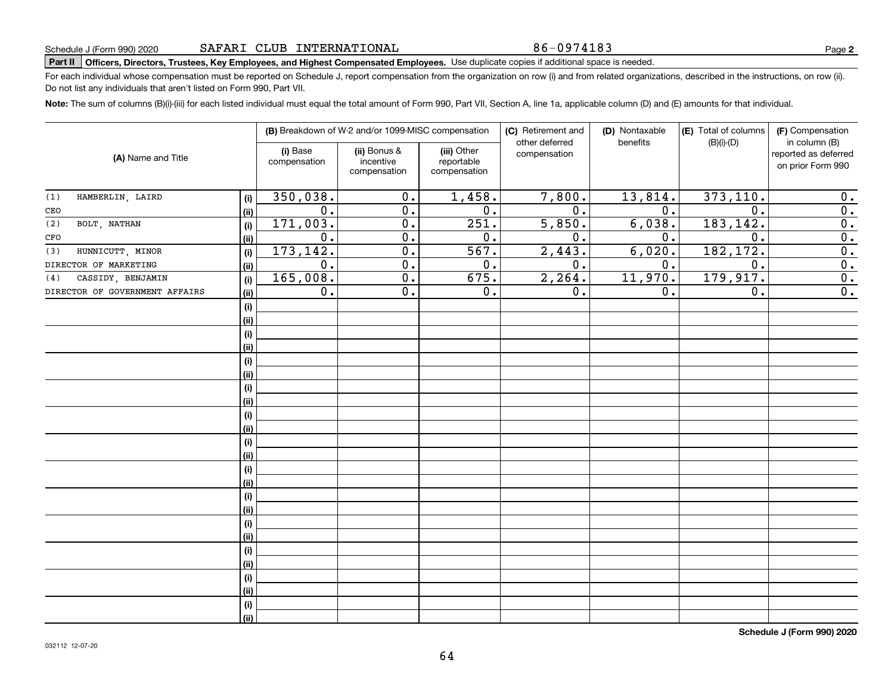Schedule J (Form 990) 2020 SAFARI CLUB INTERNATIONAL 86-0974183

**Part II** **Officers, Directors, Trustees, Key Employees, and Highest Compensated Employees.** Use duplicate copies if additional space is needed.

For each individual whose compensation must be reported on Schedule J, report compensation from the organization on row (i) and from related organizations, described in the instructions, on row (ii). Do not list any individuals that aren't listed on Form 990, Part VII.

**Note:** The sum of columns (B)(i)-(iii) for each listed individual must equal the total amount of Form 990, Part VII, Section A, line 1a, applicable column (D) and (E) amounts for that individual.

| (A) Name and Title | | (B) Breakdown of W-2 and/or 1099-MISC compensation | | | (C) Retirement and other deferred compensation | (D) Nontaxable benefits | (E) Total of columns (B)(i)-(D) | (F) Compensation in column (B) reported as deferred on prior Form 990 |
|---|---|---|---|---|---|---|---|---|
| | | (i) Base compensation | (ii) Bonus & incentive compensation | (iii) Other reportable compensation | | | | |
| (1) HAMBERLIN, LAIRD | (i) | 350,038. | 0. | 1,458. | 7,800. | 13,814. | 373,110. | 0. |
| CEO | (ii) | 0. | 0. | 0. | 0. | 0. | 0. | 0. |
| (2) BOLT, NATHAN | (i) | 171,003. | 0. | 251. | 5,850. | 6,038. | 183,142. | 0. |
| CFO | (ii) | 0. | 0. | 0. | 0. | 0. | 0. | 0. |
| (3) HUNNICUTT, MINOR | (i) | 173,142. | 0. | 567. | 2,443. | 6,020. | 182,172. | 0. |
| DIRECTOR OF MARKETING | (ii) | 0. | 0. | 0. | 0. | 0. | 0. | 0. |
| (4) CASSIDY, BENJAMIN | (i) | 165,008. | 0. | 675. | 2,264. | 11,970. | 179,917. | 0. |
| DIRECTOR OF GOVERNMENT AFFAIRS | (ii) | 0. | 0. | 0. | 0. | 0. | 0. | 0. |
| | (i) | | | | | | | |
| | (ii) | | | | | | | |
| | (i) | | | | | | | |
| | (ii) | | | | | | | |
| | (i) | | | | | | | |
| | (ii) | | | | | | | |
| | (i) | | | | | | | |
| | (ii) | | | | | | | |
| | (i) | | | | | | | |
| | (ii) | | | | | | | |
| | (i) | | | | | | | |
| | (ii) | | | | | | | |
| | (i) | | | | | | | |
| | (ii) | | | | | | | |
| | (i) | | | | | | | |
| | (ii) | | | | | | | |
| | (i) | | | | | | | |
| | (ii) | | | | | | | |
| | (i) | | | | | | | |
| | (ii) | | | | | | | |
| | (i) | | | | | | | |
| | (ii) | | | | | | | |
| | (i) | | | | | | | |
| | (ii) | | | | | | | |

**Schedule J (Form 990) 2020**

032112 12-07-20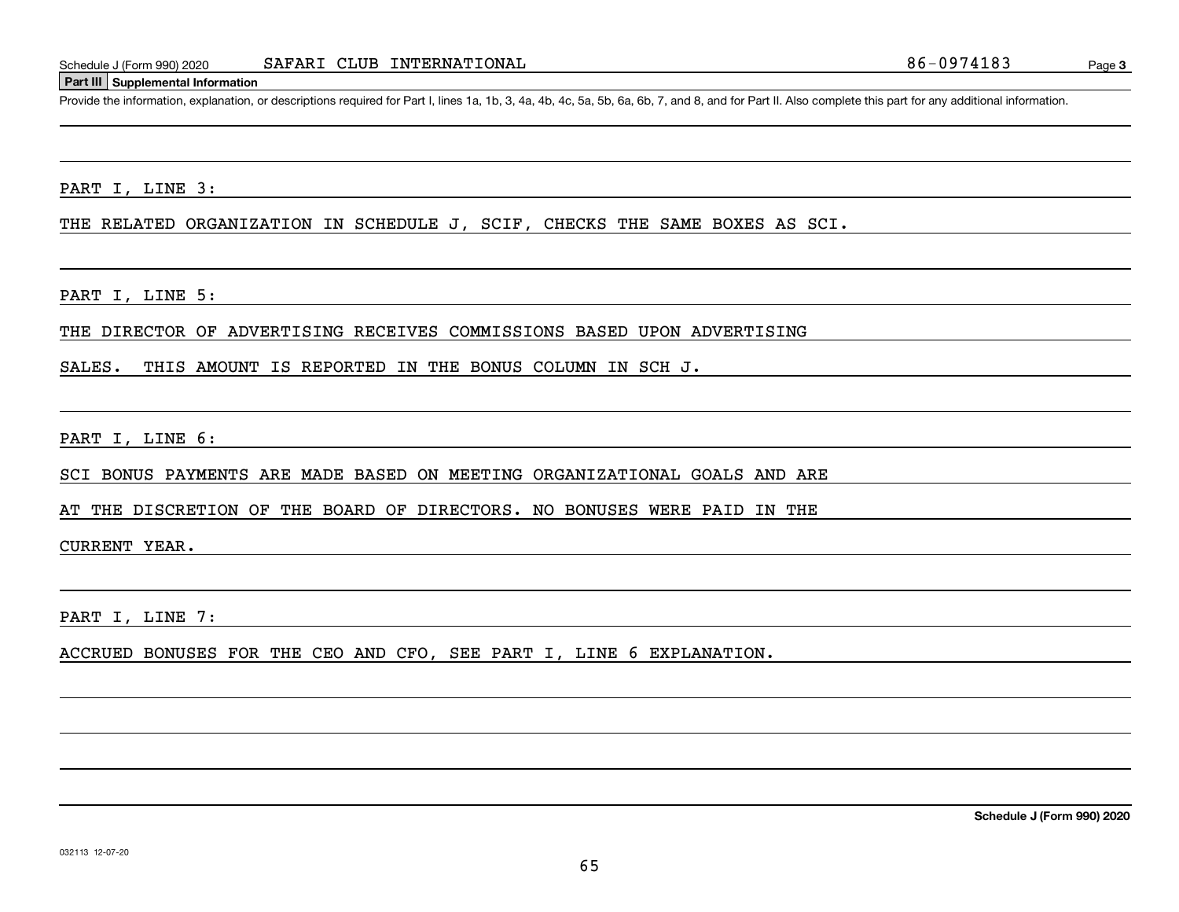## Part III Supplemental Information

Provide the information, explanation, or descriptions required for Part I, lines 1a, 1b, 3, 4a, 4b, 4c, 5a, 5b, 6a, 6b, 7, and 8, and for Part II. Also complete this part for any additional information.

PART I, LINE 3:

THE RELATED ORGANIZATION IN SCHEDULE J, SCIF, CHECKS THE SAME BOXES AS SCI.

PART I, LINE 5:

THE DIRECTOR OF ADVERTISING RECEIVES COMMISSIONS BASED UPON ADVERTISING SALES. THIS AMOUNT IS REPORTED IN THE BONUS COLUMN IN SCH J.

PART I, LINE 6:

SCI BONUS PAYMENTS ARE MADE BASED ON MEETING ORGANIZATIONAL GOALS AND ARE AT THE DISCRETION OF THE BOARD OF DIRECTORS. NO BONUSES WERE PAID IN THE CURRENT YEAR.

PART I, LINE 7:

ACCRUED BONUSES FOR THE CEO AND CFO, SEE PART I, LINE 6 EXPLANATION.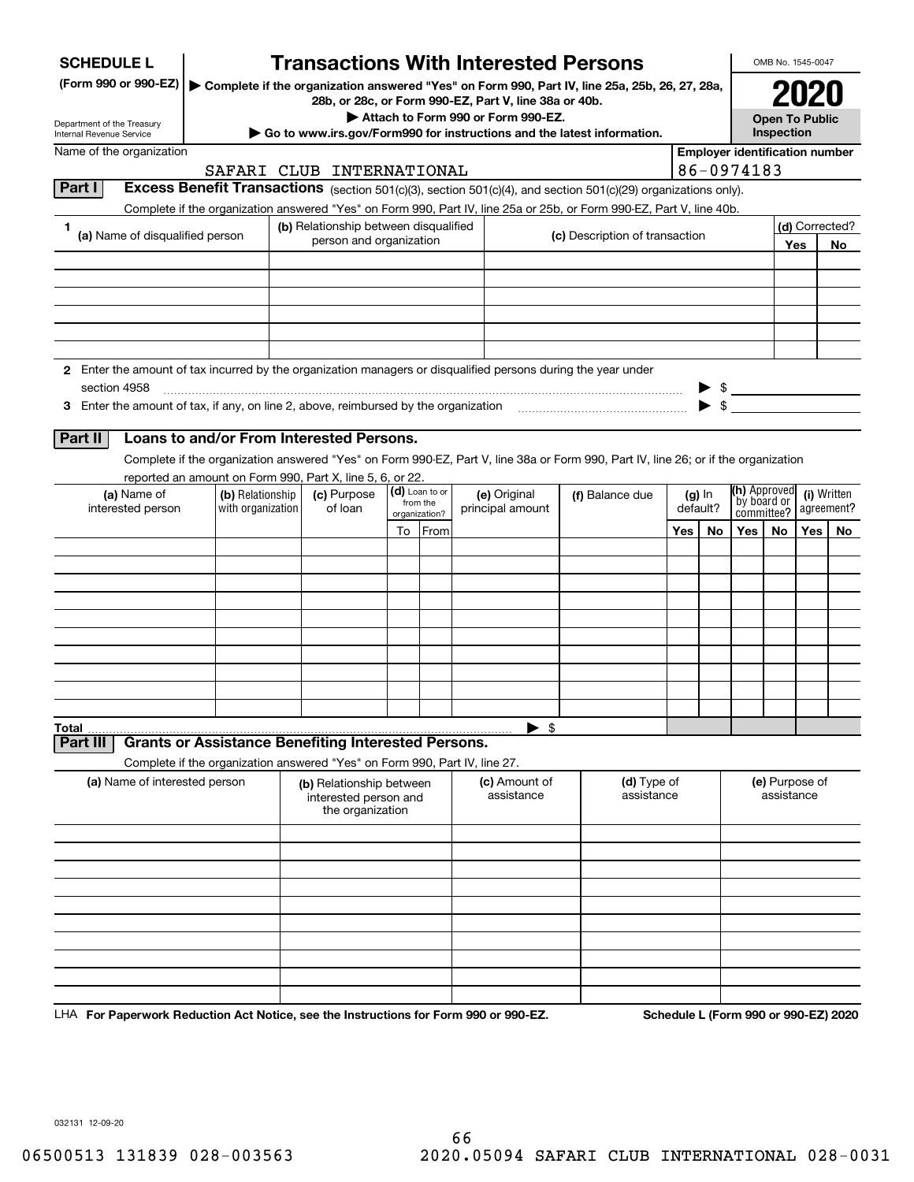**SCHEDULE L**
**(Form 990 or 990-EZ)**

Department of the Treasury
Internal Revenue Service

# Transactions With Interested Persons

▶ **Complete if the organization answered "Yes" on Form 990, Part IV, line 25a, 25b, 26, 27, 28a, 28b, or 28c, or Form 990-EZ, Part V, line 38a or 40b.**
▶ **Attach to Form 990 or Form 990-EZ.**
▶ **Go to www.irs.gov/Form990 for instructions and the latest information.**

OMB No. 1545-0047

**2020**

**Open To Public Inspection**

Name of the organization: SAFARI CLUB INTERNATIONAL

**Employer identification number:** 86-0974183

## Part I Excess Benefit Transactions (section 501(c)(3), section 501(c)(4), and section 501(c)(29) organizations only).

Complete if the organization answered "Yes" on Form 990, Part IV, line 25a or 25b, or Form 990-EZ, Part V, line 40b.

| 1 (a) Name of disqualified person | (b) Relationship between disqualified person and organization | (c) Description of transaction | (d) Corrected? Yes | No |
|---|---|---|---|---|
| | | | | |
| | | | | |
| | | | | |
| | | | | |
| | | | | |
| | | | | |

**2** Enter the amount of tax incurred by the organization managers or disqualified persons during the year under section 4958 ▶ $

**3** Enter the amount of tax, if any, on line 2, above, reimbursed by the organization ▶ $

## Part II Loans to and/or From Interested Persons.

Complete if the organization answered "Yes" on Form 990-EZ, Part V, line 38a or Form 990, Part IV, line 26; or if the organization reported an amount on Form 990, Part X, line 5, 6, or 22.

| (a) Name of interested person | (b) Relationship with organization | (c) Purpose of loan | (d) Loan to or from the organization? To | From | (e) Original principal amount | (f) Balance due | (g) In default? Yes | No | (h) Approved by board or committee? Yes | No | (i) Written agreement? Yes | No |
|---|---|---|---|---|---|---|---|---|---|---|---|---|
| | | | | | | | | | | | | |
| | | | | | | | | | | | | |
| | | | | | | | | | | | | |
| | | | | | | | | | | | | |
| | | | | | | | | | | | | |
| | | | | | | | | | | | | |
| | | | | | | | | | | | | |
| | | | | | | | | | | | | |
| | | | | | | | | | | | | |
| | | | | | | | | | | | | |
| **Total** | | | | | ▶ $ | | | | | | | |

## Part III Grants or Assistance Benefiting Interested Persons.

Complete if the organization answered "Yes" on Form 990, Part IV, line 27.

| (a) Name of interested person | (b) Relationship between interested person and the organization | (c) Amount of assistance | (d) Type of assistance | (e) Purpose of assistance |
|---|---|---|---|---|
| | | | | |
| | | | | |
| | | | | |
| | | | | |
| | | | | |
| | | | | |
| | | | | |
| | | | | |
| | | | | |
| | | | | |

LHA **For Paperwork Reduction Act Notice, see the Instructions for Form 990 or 990-EZ.** **Schedule L (Form 990 or 990-EZ) 2020**

032131 12-09-20

06500513 131839 028-003563 2020.05094 SAFARI CLUB INTERNATIONAL 028-0031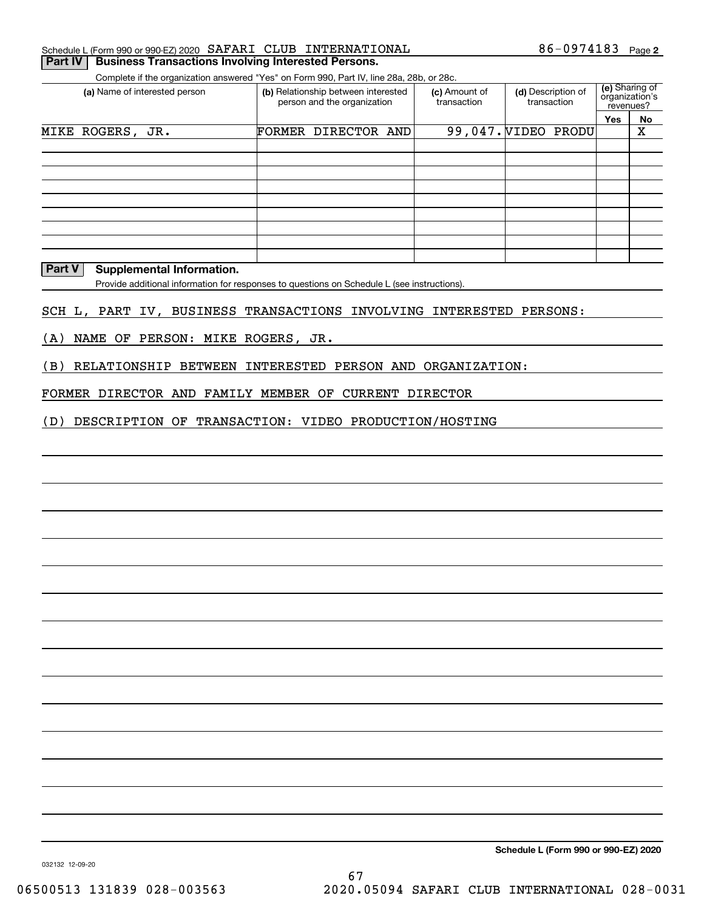Schedule L (Form 990 or 990-EZ) 2020 SAFARI CLUB INTERNATIONAL 86-0974183 Page 2

## Part IV Business Transactions Involving Interested Persons.

Complete if the organization answered "Yes" on Form 990, Part IV, line 28a, 28b, or 28c.

| (a) Name of interested person | (b) Relationship between interested person and the organization | (c) Amount of transaction | (d) Description of transaction | (e) Sharing of organization's revenues? Yes | No |
|---|---|---|---|---|---|
| MIKE ROGERS, JR. | FORMER DIRECTOR AND | 99,047. | VIDEO PRODU | | X |
| | | | | | |
| | | | | | |
| | | | | | |
| | | | | | |
| | | | | | |
| | | | | | |
| | | | | | |
| | | | | | |

## Part V Supplemental Information.

Provide additional information for responses to questions on Schedule L (see instructions).

SCH L, PART IV, BUSINESS TRANSACTIONS INVOLVING INTERESTED PERSONS:

(A) NAME OF PERSON: MIKE ROGERS, JR.

(B) RELATIONSHIP BETWEEN INTERESTED PERSON AND ORGANIZATION:

FORMER DIRECTOR AND FAMILY MEMBER OF CURRENT DIRECTOR

(D) DESCRIPTION OF TRANSACTION: VIDEO PRODUCTION/HOSTING

**Schedule L (Form 990 or 990-EZ) 2020**

032132 12-09-20

06500513 131839 028-003563 2020.05094 SAFARI CLUB INTERNATIONAL 028-0031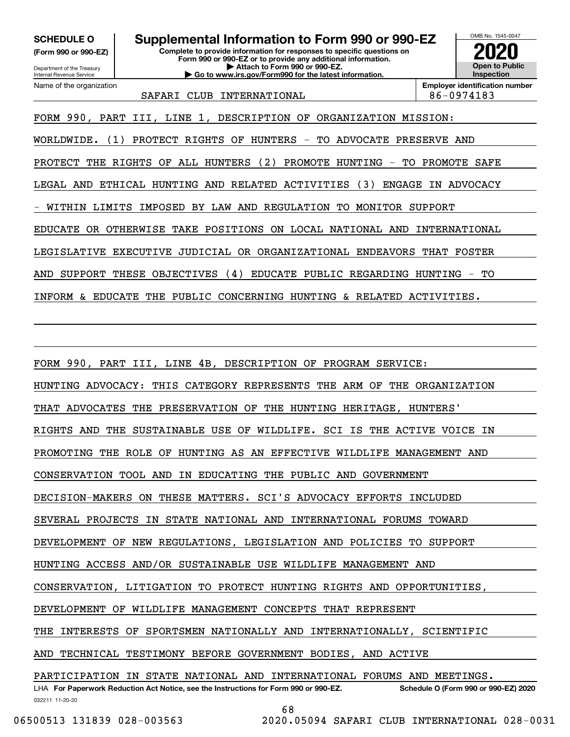**SCHEDULE O**
**(Form 990 or 990-EZ)**

Department of the Treasury
Internal Revenue Service

# Supplemental Information to Form 990 or 990-EZ

**Complete to provide information for responses to specific questions on Form 990 or 990-EZ or to provide any additional information.**
**▶ Attach to Form 990 or 990-EZ.**
**▶ Go to www.irs.gov/Form990 for the latest information.**

OMB No. 1545-0047
**2020**
**Open to Public Inspection**

Name of the organization: SAFARI CLUB INTERNATIONAL
**Employer identification number**: 86-0974183

FORM 990, PART III, LINE 1, DESCRIPTION OF ORGANIZATION MISSION:

WORLDWIDE. (1) PROTECT RIGHTS OF HUNTERS - TO ADVOCATE PRESERVE AND PROTECT THE RIGHTS OF ALL HUNTERS (2) PROMOTE HUNTING - TO PROMOTE SAFE LEGAL AND ETHICAL HUNTING AND RELATED ACTIVITIES (3) ENGAGE IN ADVOCACY - WITHIN LIMITS IMPOSED BY LAW AND REGULATION TO MONITOR SUPPORT EDUCATE OR OTHERWISE TAKE POSITIONS ON LOCAL NATIONAL AND INTERNATIONAL LEGISLATIVE EXECUTIVE JUDICIAL OR ORGANIZATIONAL ENDEAVORS THAT FOSTER AND SUPPORT THESE OBJECTIVES (4) EDUCATE PUBLIC REGARDING HUNTING - TO INFORM & EDUCATE THE PUBLIC CONCERNING HUNTING & RELATED ACTIVITIES.

FORM 990, PART III, LINE 4B, DESCRIPTION OF PROGRAM SERVICE:

HUNTING ADVOCACY: THIS CATEGORY REPRESENTS THE ARM OF THE ORGANIZATION THAT ADVOCATES THE PRESERVATION OF THE HUNTING HERITAGE, HUNTERS' RIGHTS AND THE SUSTAINABLE USE OF WILDLIFE. SCI IS THE ACTIVE VOICE IN PROMOTING THE ROLE OF HUNTING AS AN EFFECTIVE WILDLIFE MANAGEMENT AND CONSERVATION TOOL AND IN EDUCATING THE PUBLIC AND GOVERNMENT DECISION-MAKERS ON THESE MATTERS. SCI'S ADVOCACY EFFORTS INCLUDED SEVERAL PROJECTS IN STATE NATIONAL AND INTERNATIONAL FORUMS TOWARD DEVELOPMENT OF NEW REGULATIONS, LEGISLATION AND POLICIES TO SUPPORT HUNTING ACCESS AND/OR SUSTAINABLE USE WILDLIFE MANAGEMENT AND CONSERVATION, LITIGATION TO PROTECT HUNTING RIGHTS AND OPPORTUNITIES, DEVELOPMENT OF WILDLIFE MANAGEMENT CONCEPTS THAT REPRESENT THE INTERESTS OF SPORTSMEN NATIONALLY AND INTERNATIONALLY, SCIENTIFIC AND TECHNICAL TESTIMONY BEFORE GOVERNMENT BODIES, AND ACTIVE PARTICIPATION IN STATE NATIONAL AND INTERNATIONAL FORUMS AND MEETINGS.

LHA **For Paperwork Reduction Act Notice, see the Instructions for Form 990 or 990-EZ.** **Schedule O (Form 990 or 990-EZ) 2020**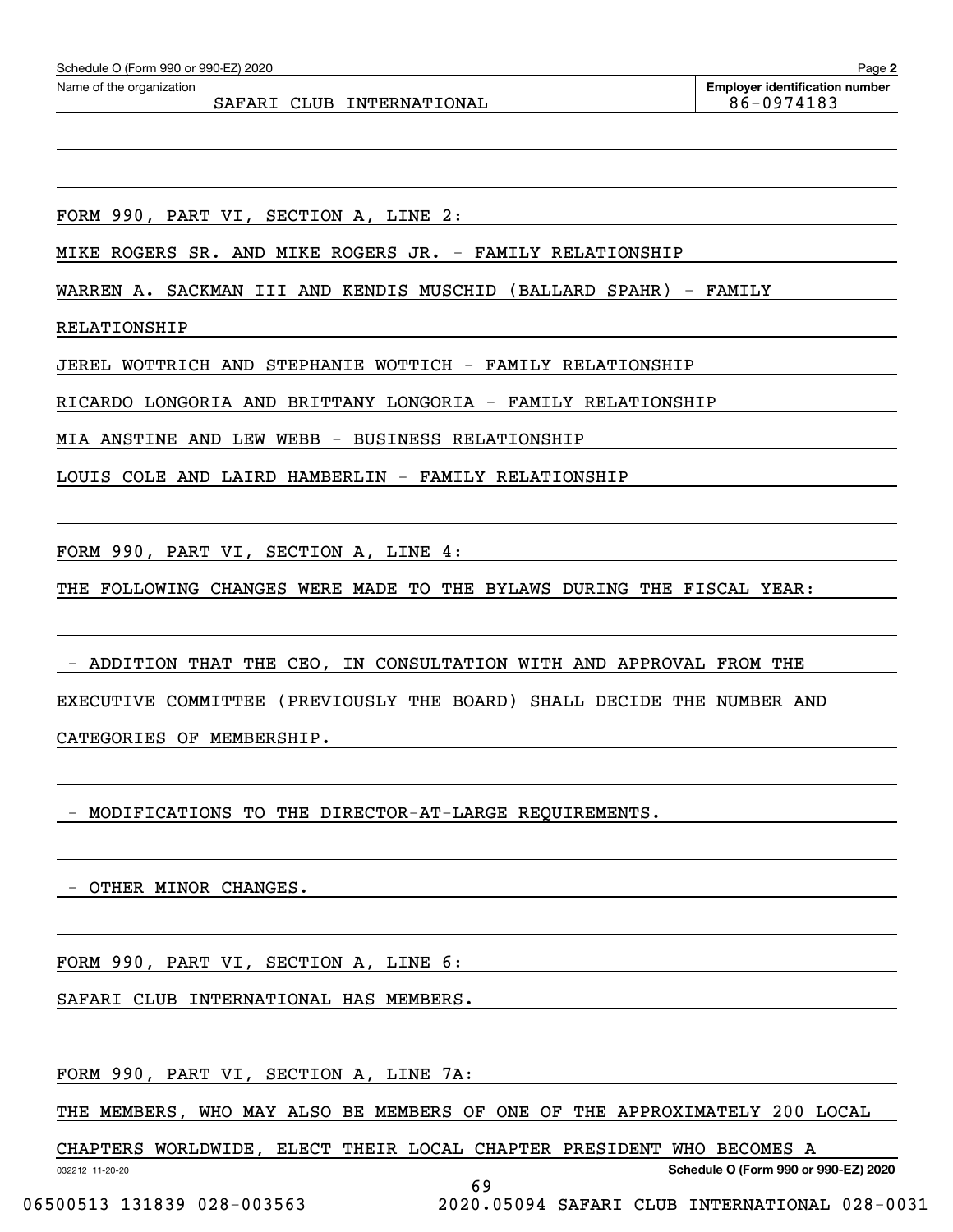Schedule O (Form 990 or 990-EZ) 2020

Name of the organization: SAFARI CLUB INTERNATIONAL

Employer identification number: 86-0974183

FORM 990, PART VI, SECTION A, LINE 2:

MIKE ROGERS SR. AND MIKE ROGERS JR. - FAMILY RELATIONSHIP

WARREN A. SACKMAN III AND KENDIS MUSCHID (BALLARD SPAHR) - FAMILY RELATIONSHIP

JEREL WOTTRICH AND STEPHANIE WOTTICH - FAMILY RELATIONSHIP

RICARDO LONGORIA AND BRITTANY LONGORIA - FAMILY RELATIONSHIP

MIA ANSTINE AND LEW WEBB - BUSINESS RELATIONSHIP

LOUIS COLE AND LAIRD HAMBERLIN - FAMILY RELATIONSHIP

FORM 990, PART VI, SECTION A, LINE 4:

THE FOLLOWING CHANGES WERE MADE TO THE BYLAWS DURING THE FISCAL YEAR:

- ADDITION THAT THE CEO, IN CONSULTATION WITH AND APPROVAL FROM THE EXECUTIVE COMMITTEE (PREVIOUSLY THE BOARD) SHALL DECIDE THE NUMBER AND CATEGORIES OF MEMBERSHIP.

- MODIFICATIONS TO THE DIRECTOR-AT-LARGE REQUIREMENTS.

- OTHER MINOR CHANGES.

FORM 990, PART VI, SECTION A, LINE 6:

SAFARI CLUB INTERNATIONAL HAS MEMBERS.

FORM 990, PART VI, SECTION A, LINE 7A:

THE MEMBERS, WHO MAY ALSO BE MEMBERS OF ONE OF THE APPROXIMATELY 200 LOCAL CHAPTERS WORLDWIDE, ELECT THEIR LOCAL CHAPTER PRESIDENT WHO BECOMES A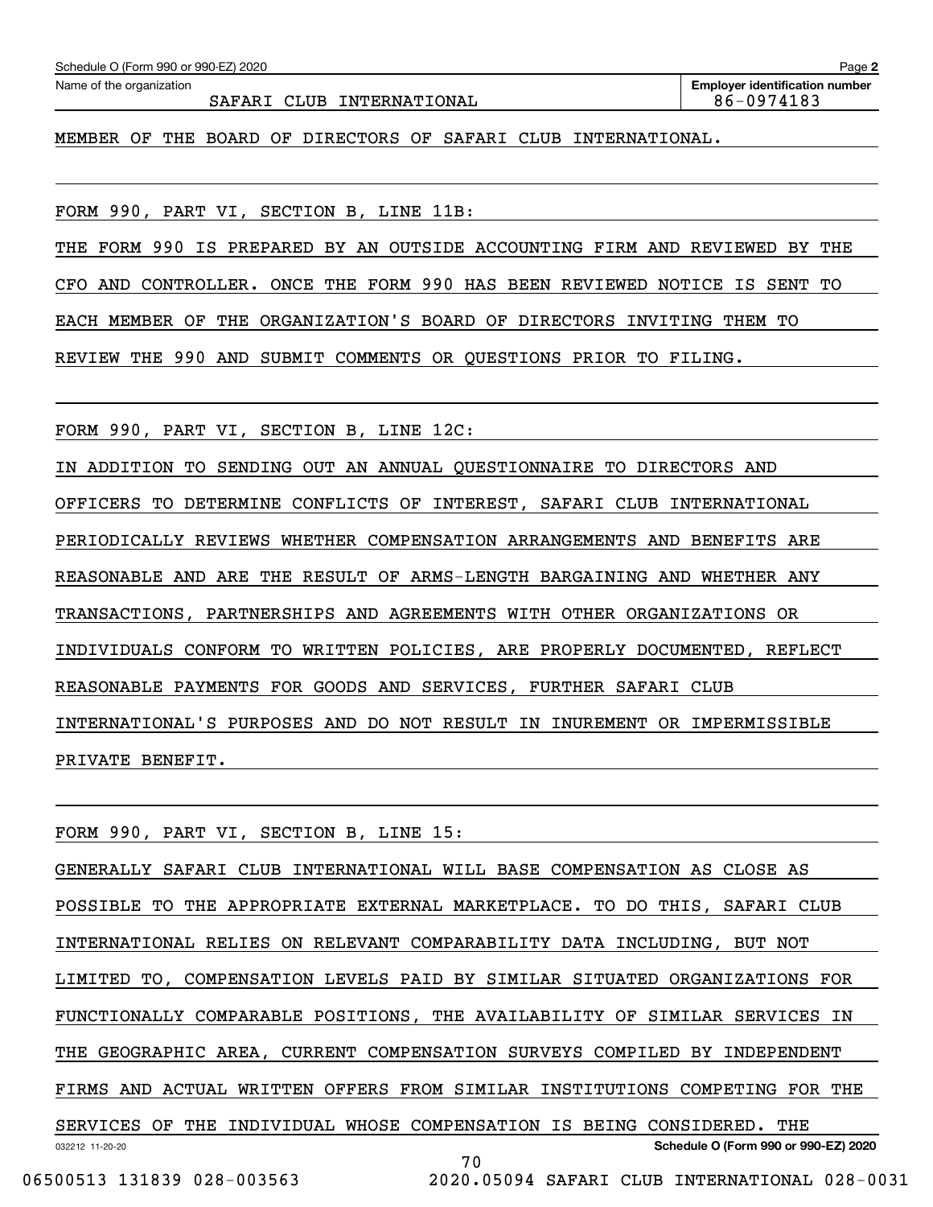Schedule O (Form 990 or 990-EZ) 2020

Name of the organization: SAFARI CLUB INTERNATIONAL

Employer identification number: 86-0974183

MEMBER OF THE BOARD OF DIRECTORS OF SAFARI CLUB INTERNATIONAL.

FORM 990, PART VI, SECTION B, LINE 11B:

THE FORM 990 IS PREPARED BY AN OUTSIDE ACCOUNTING FIRM AND REVIEWED BY THE CFO AND CONTROLLER. ONCE THE FORM 990 HAS BEEN REVIEWED NOTICE IS SENT TO EACH MEMBER OF THE ORGANIZATION'S BOARD OF DIRECTORS INVITING THEM TO REVIEW THE 990 AND SUBMIT COMMENTS OR QUESTIONS PRIOR TO FILING.

FORM 990, PART VI, SECTION B, LINE 12C:

IN ADDITION TO SENDING OUT AN ANNUAL QUESTIONNAIRE TO DIRECTORS AND OFFICERS TO DETERMINE CONFLICTS OF INTEREST, SAFARI CLUB INTERNATIONAL PERIODICALLY REVIEWS WHETHER COMPENSATION ARRANGEMENTS AND BENEFITS ARE REASONABLE AND ARE THE RESULT OF ARMS-LENGTH BARGAINING AND WHETHER ANY TRANSACTIONS, PARTNERSHIPS AND AGREEMENTS WITH OTHER ORGANIZATIONS OR INDIVIDUALS CONFORM TO WRITTEN POLICIES, ARE PROPERLY DOCUMENTED, REFLECT REASONABLE PAYMENTS FOR GOODS AND SERVICES, FURTHER SAFARI CLUB INTERNATIONAL'S PURPOSES AND DO NOT RESULT IN INUREMENT OR IMPERMISSIBLE PRIVATE BENEFIT.

FORM 990, PART VI, SECTION B, LINE 15:

GENERALLY SAFARI CLUB INTERNATIONAL WILL BASE COMPENSATION AS CLOSE AS POSSIBLE TO THE APPROPRIATE EXTERNAL MARKETPLACE. TO DO THIS, SAFARI CLUB INTERNATIONAL RELIES ON RELEVANT COMPARABILITY DATA INCLUDING, BUT NOT LIMITED TO, COMPENSATION LEVELS PAID BY SIMILAR SITUATED ORGANIZATIONS FOR FUNCTIONALLY COMPARABLE POSITIONS, THE AVAILABILITY OF SIMILAR SERVICES IN THE GEOGRAPHIC AREA, CURRENT COMPENSATION SURVEYS COMPILED BY INDEPENDENT FIRMS AND ACTUAL WRITTEN OFFERS FROM SIMILAR INSTITUTIONS COMPETING FOR THE SERVICES OF THE INDIVIDUAL WHOSE COMPENSATION IS BEING CONSIDERED. THE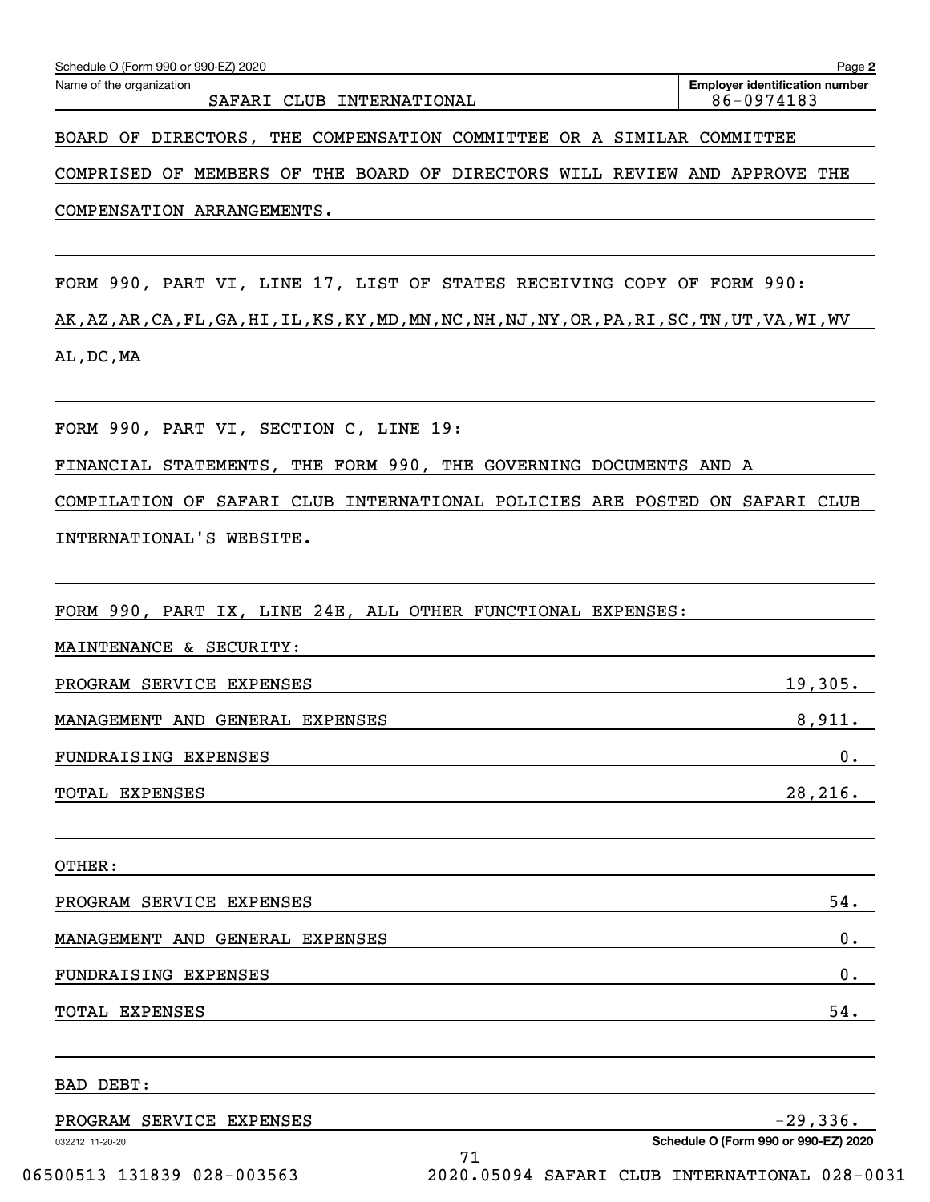Name of the organization: SAFARI CLUB INTERNATIONAL

Employer identification number: 86-0974183

BOARD OF DIRECTORS, THE COMPENSATION COMMITTEE OR A SIMILAR COMMITTEE COMPRISED OF MEMBERS OF THE BOARD OF DIRECTORS WILL REVIEW AND APPROVE THE COMPENSATION ARRANGEMENTS.

FORM 990, PART VI, LINE 17, LIST OF STATES RECEIVING COPY OF FORM 990:

AK,AZ,AR,CA,FL,GA,HI,IL,KS,KY,MD,MN,NC,NH,NJ,NY,OR,PA,RI,SC,TN,UT,VA,WI,WV AL,DC,MA

FORM 990, PART VI, SECTION C, LINE 19:

FINANCIAL STATEMENTS, THE FORM 990, THE GOVERNING DOCUMENTS AND A COMPILATION OF SAFARI CLUB INTERNATIONAL POLICIES ARE POSTED ON SAFARI CLUB INTERNATIONAL'S WEBSITE.

FORM 990, PART IX, LINE 24E, ALL OTHER FUNCTIONAL EXPENSES:

MAINTENANCE & SECURITY:

| | |
|---|---|
| PROGRAM SERVICE EXPENSES | 19,305. |
| MANAGEMENT AND GENERAL EXPENSES | 8,911. |
| FUNDRAISING EXPENSES | 0. |
| TOTAL EXPENSES | 28,216. |

OTHER:

| | |
|---|---|
| PROGRAM SERVICE EXPENSES | 54. |
| MANAGEMENT AND GENERAL EXPENSES | 0. |
| FUNDRAISING EXPENSES | 0. |
| TOTAL EXPENSES | 54. |

BAD DEBT:

| | |
|---|---|
| PROGRAM SERVICE EXPENSES | -29,336. |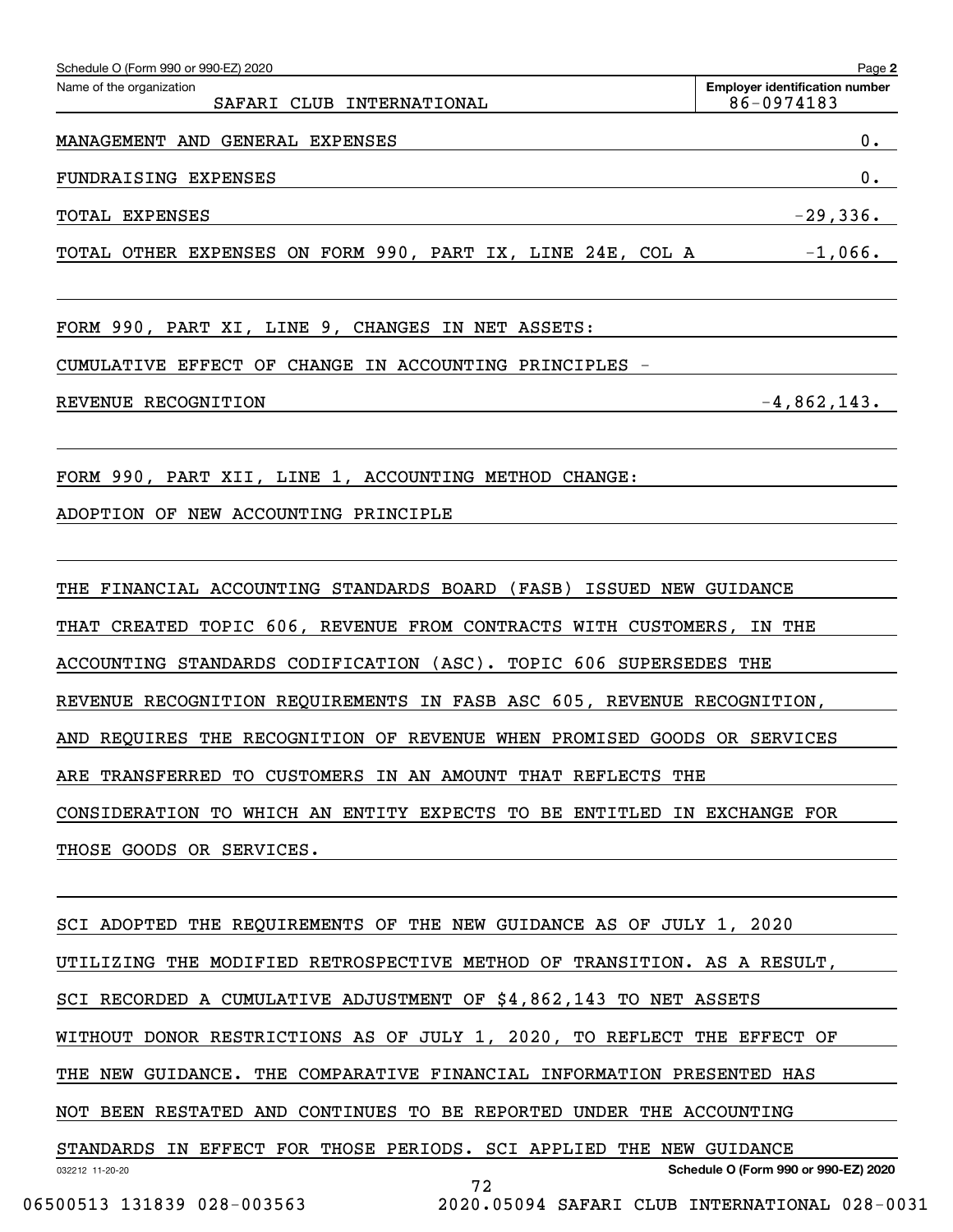Schedule O (Form 990 or 990-EZ) 2020

| Name of the organization | Employer identification number |
|---|---|
| SAFARI CLUB INTERNATIONAL | 86-0974183 |

| | |
|---|---|
| MANAGEMENT AND GENERAL EXPENSES | 0. |
| FUNDRAISING EXPENSES | 0. |
| TOTAL EXPENSES | -29,336. |
| TOTAL OTHER EXPENSES ON FORM 990, PART IX, LINE 24E, COL A | -1,066. |

FORM 990, PART XI, LINE 9, CHANGES IN NET ASSETS:

| | |
|---|---|
| CUMULATIVE EFFECT OF CHANGE IN ACCOUNTING PRINCIPLES - REVENUE RECOGNITION | -4,862,143. |

FORM 990, PART XII, LINE 1, ACCOUNTING METHOD CHANGE:

ADOPTION OF NEW ACCOUNTING PRINCIPLE

THE FINANCIAL ACCOUNTING STANDARDS BOARD (FASB) ISSUED NEW GUIDANCE THAT CREATED TOPIC 606, REVENUE FROM CONTRACTS WITH CUSTOMERS, IN THE ACCOUNTING STANDARDS CODIFICATION (ASC). TOPIC 606 SUPERSEDES THE REVENUE RECOGNITION REQUIREMENTS IN FASB ASC 605, REVENUE RECOGNITION, AND REQUIRES THE RECOGNITION OF REVENUE WHEN PROMISED GOODS OR SERVICES ARE TRANSFERRED TO CUSTOMERS IN AN AMOUNT THAT REFLECTS THE CONSIDERATION TO WHICH AN ENTITY EXPECTS TO BE ENTITLED IN EXCHANGE FOR THOSE GOODS OR SERVICES.

SCI ADOPTED THE REQUIREMENTS OF THE NEW GUIDANCE AS OF JULY 1, 2020 UTILIZING THE MODIFIED RETROSPECTIVE METHOD OF TRANSITION. AS A RESULT, SCI RECORDED A CUMULATIVE ADJUSTMENT OF $4,862,143 TO NET ASSETS WITHOUT DONOR RESTRICTIONS AS OF JULY 1, 2020, TO REFLECT THE EFFECT OF THE NEW GUIDANCE. THE COMPARATIVE FINANCIAL INFORMATION PRESENTED HAS NOT BEEN RESTATED AND CONTINUES TO BE REPORTED UNDER THE ACCOUNTING STANDARDS IN EFFECT FOR THOSE PERIODS. SCI APPLIED THE NEW GUIDANCE

032212 11-20-20

Schedule O (Form 990 or 990-EZ) 2020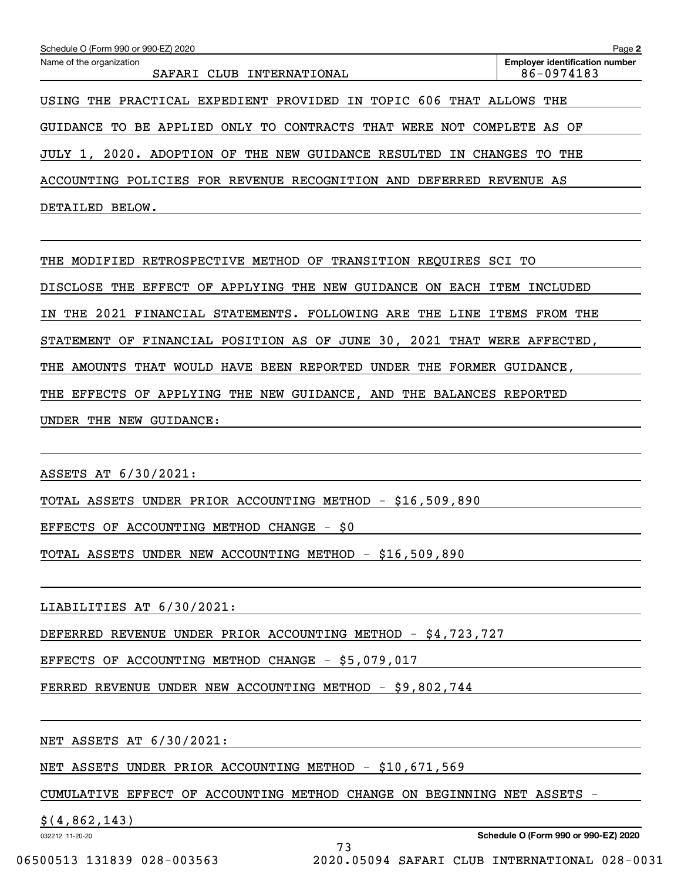USING THE PRACTICAL EXPEDIENT PROVIDED IN TOPIC 606 THAT ALLOWS THE GUIDANCE TO BE APPLIED ONLY TO CONTRACTS THAT WERE NOT COMPLETE AS OF JULY 1, 2020. ADOPTION OF THE NEW GUIDANCE RESULTED IN CHANGES TO THE ACCOUNTING POLICIES FOR REVENUE RECOGNITION AND DEFERRED REVENUE AS DETAILED BELOW.

THE MODIFIED RETROSPECTIVE METHOD OF TRANSITION REQUIRES SCI TO DISCLOSE THE EFFECT OF APPLYING THE NEW GUIDANCE ON EACH ITEM INCLUDED IN THE 2021 FINANCIAL STATEMENTS. FOLLOWING ARE THE LINE ITEMS FROM THE STATEMENT OF FINANCIAL POSITION AS OF JUNE 30, 2021 THAT WERE AFFECTED, THE AMOUNTS THAT WOULD HAVE BEEN REPORTED UNDER THE FORMER GUIDANCE, THE EFFECTS OF APPLYING THE NEW GUIDANCE, AND THE BALANCES REPORTED UNDER THE NEW GUIDANCE:

ASSETS AT 6/30/2021:

TOTAL ASSETS UNDER PRIOR ACCOUNTING METHOD - $16,509,890

EFFECTS OF ACCOUNTING METHOD CHANGE - $0

TOTAL ASSETS UNDER NEW ACCOUNTING METHOD - $16,509,890

LIABILITIES AT 6/30/2021:

DEFERRED REVENUE UNDER PRIOR ACCOUNTING METHOD - $4,723,727

EFFECTS OF ACCOUNTING METHOD CHANGE - $5,079,017

FERRED REVENUE UNDER NEW ACCOUNTING METHOD - $9,802,744

NET ASSETS AT 6/30/2021:

NET ASSETS UNDER PRIOR ACCOUNTING METHOD - $10,671,569

CUMULATIVE EFFECT OF ACCOUNTING METHOD CHANGE ON BEGINNING NET ASSETS - $(4,862,143)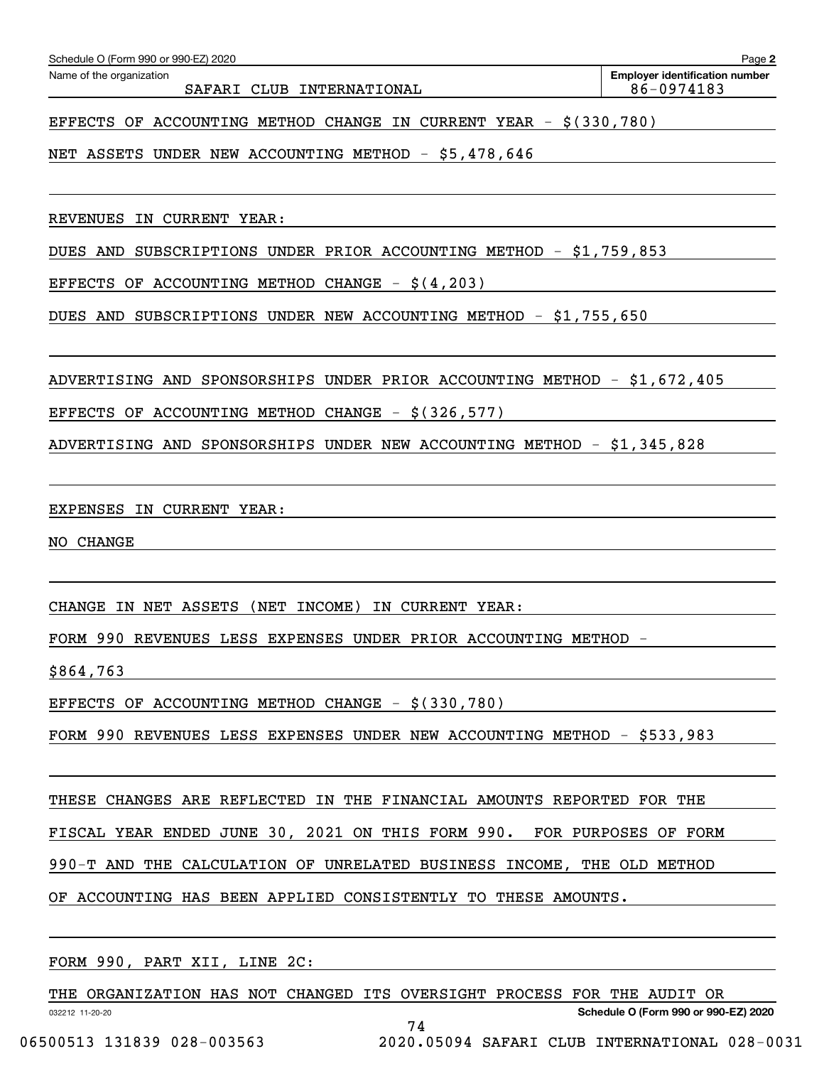Name of the organization: SAFARI CLUB INTERNATIONAL

Employer identification number: 86-0974183

EFFECTS OF ACCOUNTING METHOD CHANGE IN CURRENT YEAR - $(330,780)

NET ASSETS UNDER NEW ACCOUNTING METHOD - $5,478,646

REVENUES IN CURRENT YEAR:

DUES AND SUBSCRIPTIONS UNDER PRIOR ACCOUNTING METHOD - $1,759,853

EFFECTS OF ACCOUNTING METHOD CHANGE - $(4,203)

DUES AND SUBSCRIPTIONS UNDER NEW ACCOUNTING METHOD - $1,755,650

ADVERTISING AND SPONSORSHIPS UNDER PRIOR ACCOUNTING METHOD - $1,672,405

EFFECTS OF ACCOUNTING METHOD CHANGE - $(326,577)

ADVERTISING AND SPONSORSHIPS UNDER NEW ACCOUNTING METHOD - $1,345,828

EXPENSES IN CURRENT YEAR:

NO CHANGE

CHANGE IN NET ASSETS (NET INCOME) IN CURRENT YEAR:

FORM 990 REVENUES LESS EXPENSES UNDER PRIOR ACCOUNTING METHOD - $864,763

EFFECTS OF ACCOUNTING METHOD CHANGE - $(330,780)

FORM 990 REVENUES LESS EXPENSES UNDER NEW ACCOUNTING METHOD - $533,983

THESE CHANGES ARE REFLECTED IN THE FINANCIAL AMOUNTS REPORTED FOR THE FISCAL YEAR ENDED JUNE 30, 2021 ON THIS FORM 990. FOR PURPOSES OF FORM 990-T AND THE CALCULATION OF UNRELATED BUSINESS INCOME, THE OLD METHOD OF ACCOUNTING HAS BEEN APPLIED CONSISTENTLY TO THESE AMOUNTS.

FORM 990, PART XII, LINE 2C:

THE ORGANIZATION HAS NOT CHANGED ITS OVERSIGHT PROCESS FOR THE AUDIT OR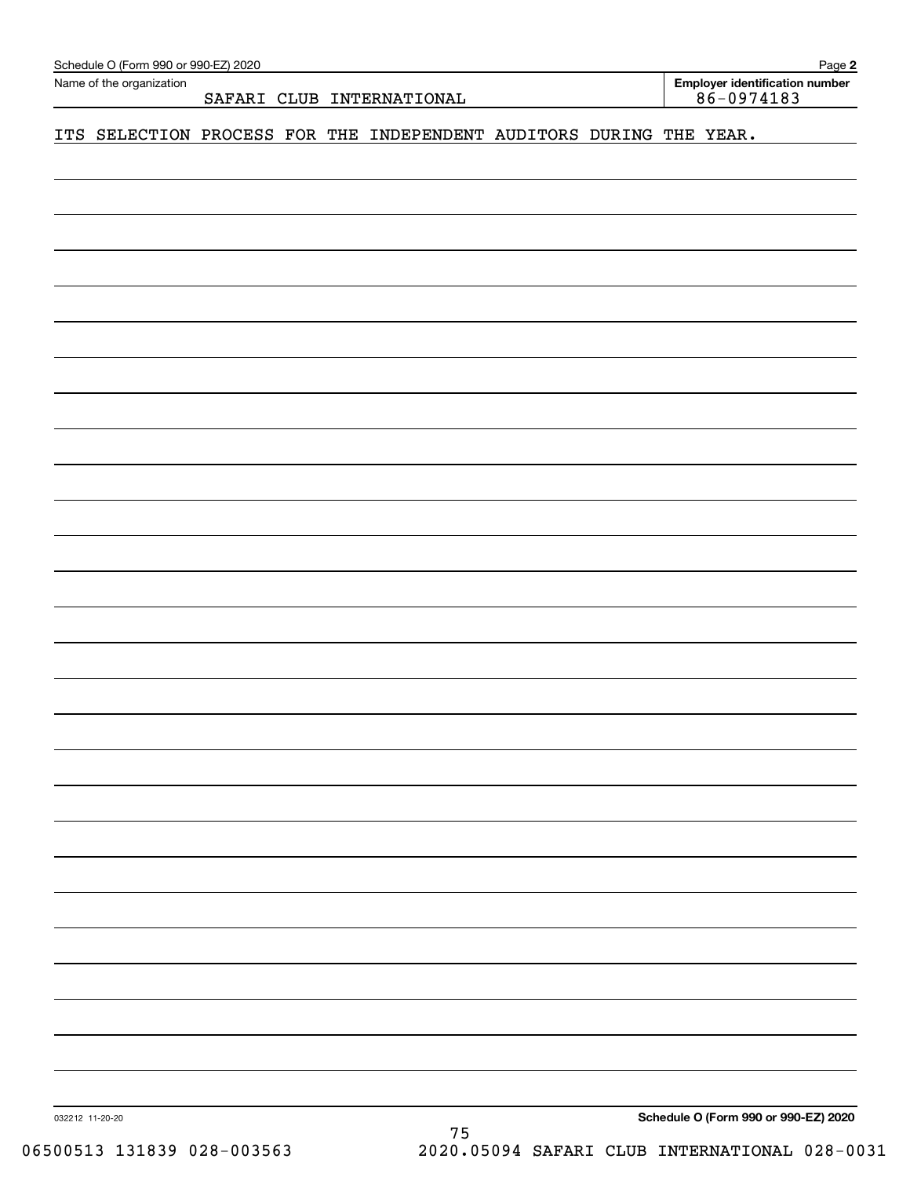Name of the organization: SAFARI CLUB INTERNATIONAL

Employer identification number: 86-0974183

ITS SELECTION PROCESS FOR THE INDEPENDENT AUDITORS DURING THE YEAR.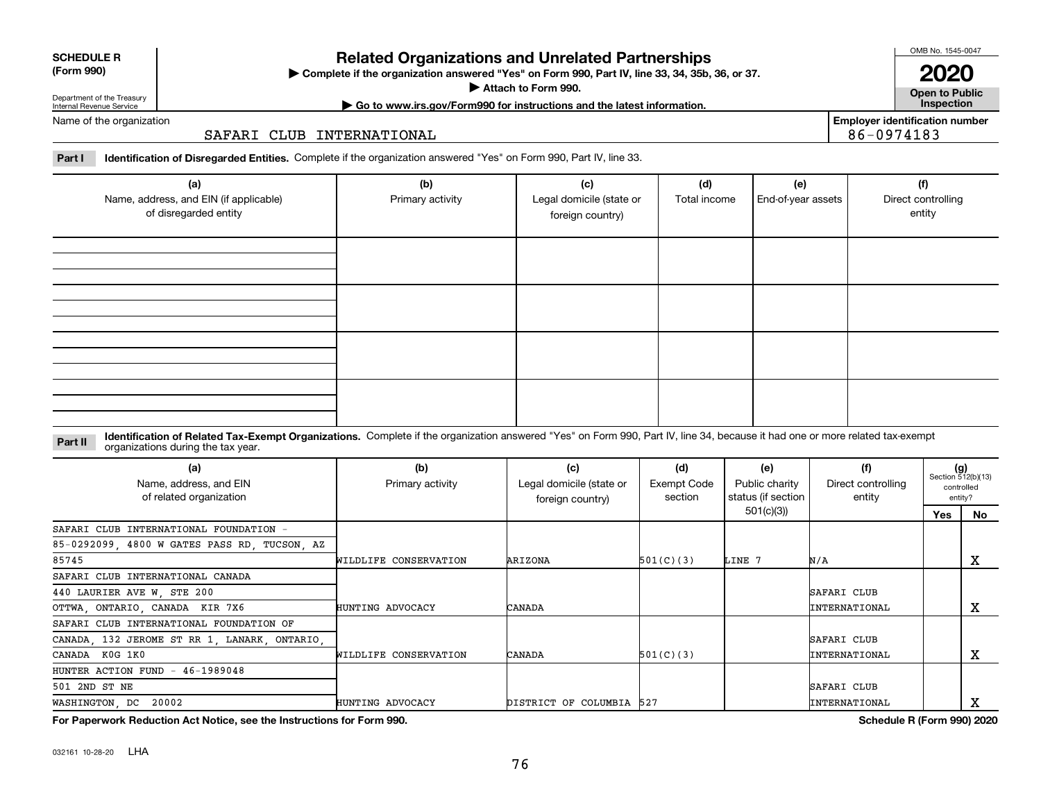**SCHEDULE R (Form 990)**

Department of the Treasury
Internal Revenue Service

# Related Organizations and Unrelated Partnerships

▶ Complete if the organization answered "Yes" on Form 990, Part IV, line 33, 34, 35b, 36, or 37.
▶ Attach to Form 990.
▶ Go to www.irs.gov/Form990 for instructions and the latest information.

OMB No. 1545-0047

**2020**

**Open to Public Inspection**

Name of the organization: SAFARI CLUB INTERNATIONAL

Employer identification number: 86-0974183

**Part I** **Identification of Disregarded Entities.** Complete if the organization answered "Yes" on Form 990, Part IV, line 33.

| (a) Name, address, and EIN (if applicable) of disregarded entity | (b) Primary activity | (c) Legal domicile (state or foreign country) | (d) Total income | (e) End-of-year assets | (f) Direct controlling entity |
|---|---|---|---|---|---|
| | | | | | |
| | | | | | |
| | | | | | |
| | | | | | |

**Part II** **Identification of Related Tax-Exempt Organizations.** Complete if the organization answered "Yes" on Form 990, Part IV, line 34, because it had one or more related tax-exempt organizations during the tax year.

| (a) Name, address, and EIN of related organization | (b) Primary activity | (c) Legal domicile (state or foreign country) | (d) Exempt Code section | (e) Public charity status (if section 501(c)(3)) | (f) Direct controlling entity | (g) Section 512(b)(13) controlled entity? Yes | No |
|---|---|---|---|---|---|---|---|
| SAFARI CLUB INTERNATIONAL FOUNDATION - 85-0292099, 4800 W GATES PASS RD, TUCSON, AZ 85745 | WILDLIFE CONSERVATION | ARIZONA | 501(C)(3) | LINE 7 | N/A | | X |
| SAFARI CLUB INTERNATIONAL CANADA 440 LAURIER AVE W, STE 200 OTTWA, ONTARIO, CANADA KIR 7X6 | HUNTING ADVOCACY | CANADA | | | SAFARI CLUB INTERNATIONAL | | X |
| SAFARI CLUB INTERNATIONAL FOUNDATION OF CANADA, 132 JEROME ST RR 1, LANARK, ONTARIO, CANADA K0G 1K0 | WILDLIFE CONSERVATION | CANADA | 501(C)(3) | | SAFARI CLUB INTERNATIONAL | | X |
| HUNTER ACTION FUND - 46-1989048 501 2ND ST NE WASHINGTON, DC 20002 | HUNTING ADVOCACY | DISTRICT OF COLUMBIA | 527 | | SAFARI CLUB INTERNATIONAL | | X |

**For Paperwork Reduction Act Notice, see the Instructions for Form 990.**

**Schedule R (Form 990) 2020**

032161 10-28-20 LHA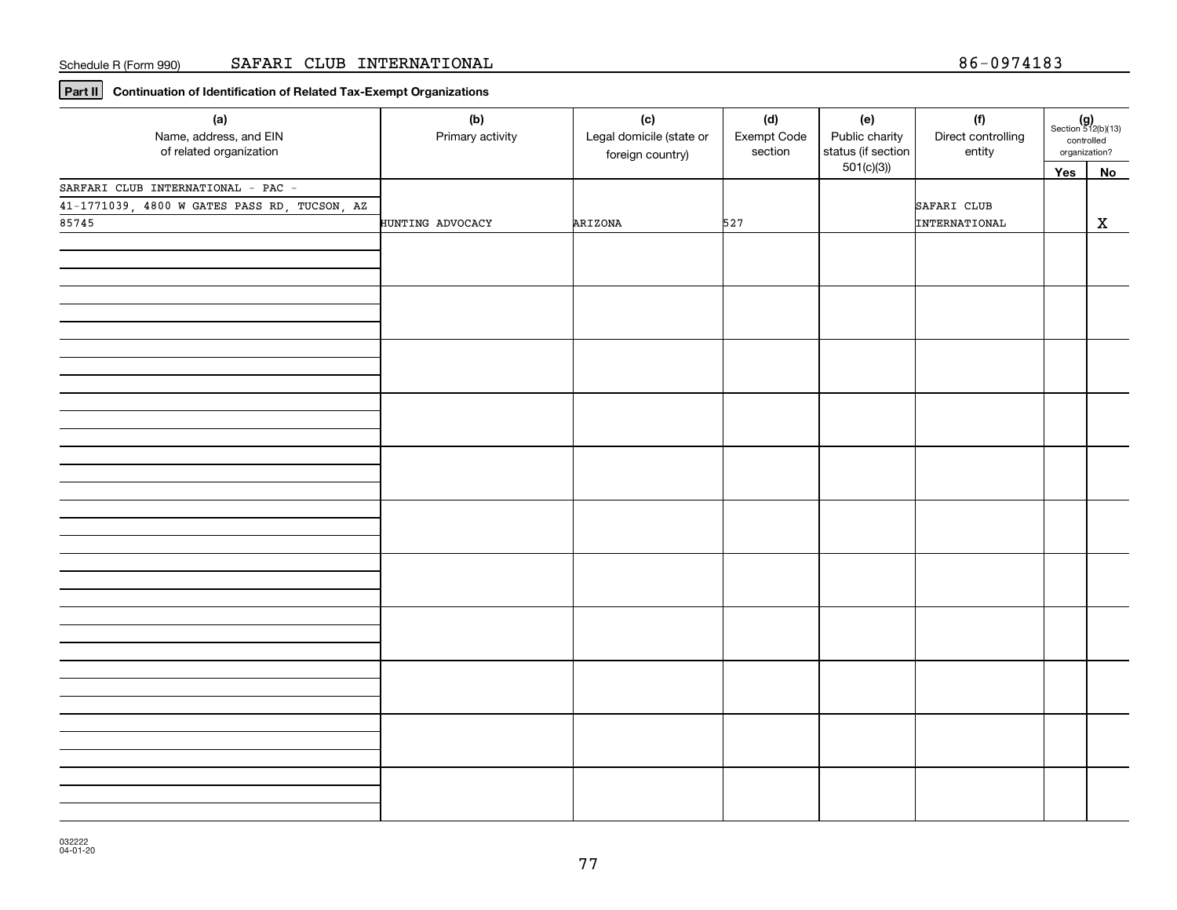Schedule R (Form 990) SAFARI CLUB INTERNATIONAL 86-0974183

**Part II** **Continuation of Identification of Related Tax-Exempt Organizations**

| (a) Name, address, and EIN of related organization | (b) Primary activity | (c) Legal domicile (state or foreign country) | (d) Exempt Code section | (e) Public charity status (if section 501(c)(3)) | (f) Direct controlling entity | (g) Section 512(b)(13) controlled organization? Yes | No |
|---|---|---|---|---|---|---|---|
| SARFARI CLUB INTERNATIONAL - PAC - 41-1771039, 4800 W GATES PASS RD, TUCSON, AZ 85745 | HUNTING ADVOCACY | ARIZONA | 527 | | SAFARI CLUB INTERNATIONAL | | X |
| | | | | | | | |
| | | | | | | | |
| | | | | | | | |
| | | | | | | | |
| | | | | | | | |
| | | | | | | | |
| | | | | | | | |
| | | | | | | | |
| | | | | | | | |
| | | | | | | | |
| | | | | | | | |

032222 04-01-20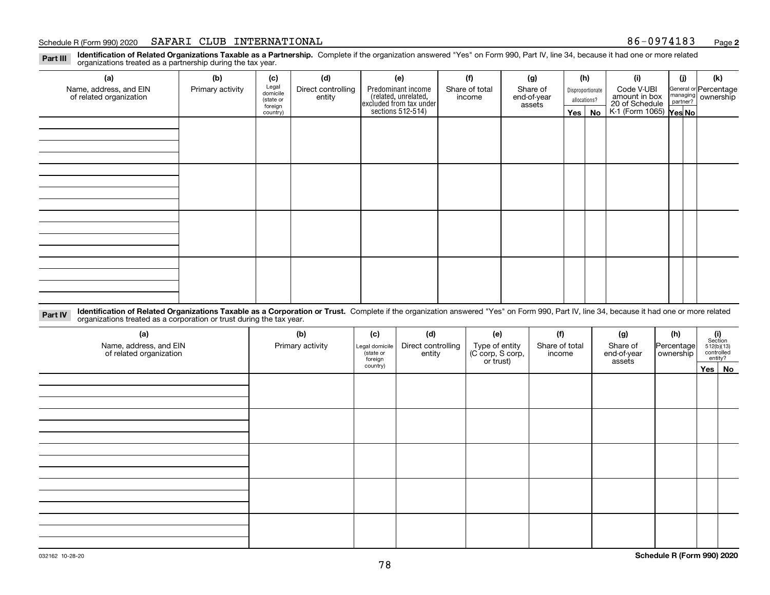Schedule R (Form 990) 2020 SAFARI CLUB INTERNATIONAL 86-0974183 Page **2**

**Part III** **Identification of Related Organizations Taxable as a Partnership.** Complete if the organization answered "Yes" on Form 990, Part IV, line 34, because it had one or more related organizations treated as a partnership during the tax year.

| (a) Name, address, and EIN of related organization | (b) Primary activity | (c) Legal domicile (state or foreign country) | (d) Direct controlling entity | (e) Predominant income (related, unrelated, excluded from tax under sections 512-514) | (f) Share of total income | (g) Share of end-of-year assets | (h) Disproportionate allocations? | | (i) Code V-UBI amount in box 20 of Schedule K-1 (Form 1065) | (j) General or managing partner? | | (k) Percentage ownership |
|---|---|---|---|---|---|---|---|---|---|---|---|---|
| | | | | | | | Yes | No | | Yes | No | |
| | | | | | | | | | | | | |
| | | | | | | | | | | | | |
| | | | | | | | | | | | | |
| | | | | | | | | | | | | |

**Part IV** **Identification of Related Organizations Taxable as a Corporation or Trust.** Complete if the organization answered "Yes" on Form 990, Part IV, line 34, because it had one or more related organizations treated as a corporation or trust during the tax year.

| (a) Name, address, and EIN of related organization | (b) Primary activity | (c) Legal domicile (state or foreign country) | (d) Direct controlling entity | (e) Type of entity (C corp, S corp, or trust) | (f) Share of total income | (g) Share of end-of-year assets | (h) Percentage ownership | (i) Section 512(b)(13) controlled entity? | |
|---|---|---|---|---|---|---|---|---|---|
| | | | | | | | | Yes | No |
| | | | | | | | | | |
| | | | | | | | | | |
| | | | | | | | | | |
| | | | | | | | | | |
| | | | | | | | | | |

032162 10-28-20 **Schedule R (Form 990) 2020**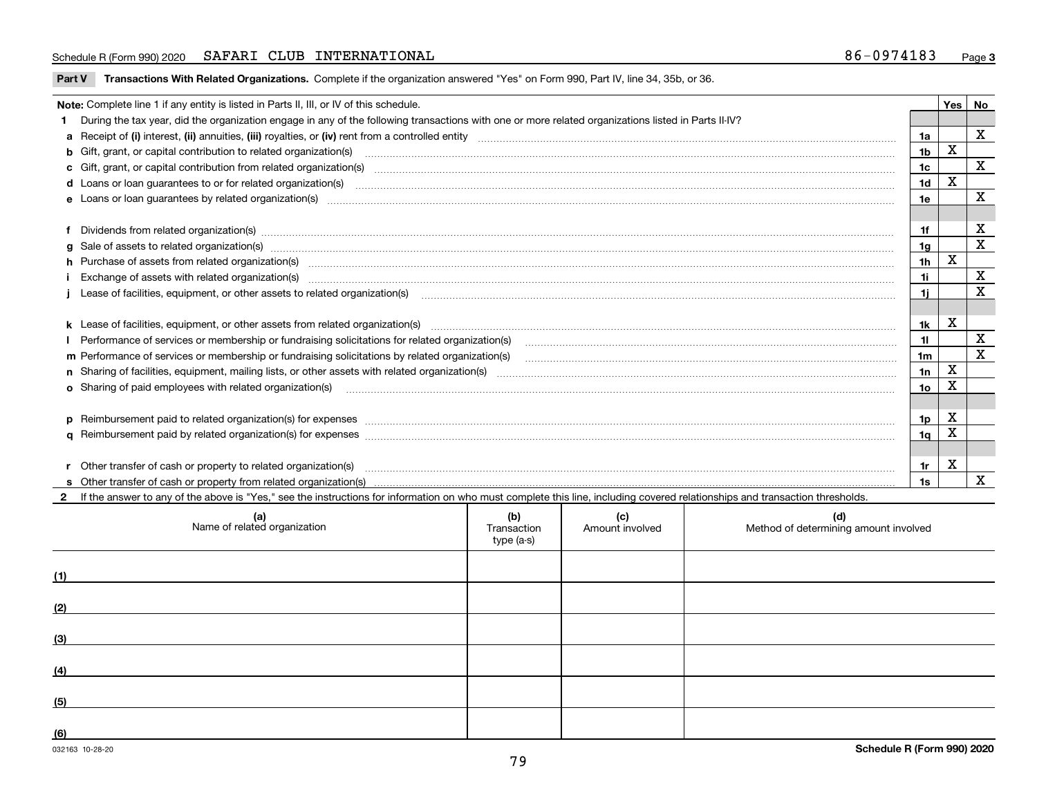Schedule R (Form 990) 2020 SAFARI CLUB INTERNATIONAL 86-0974183 Page 3

**Part V Transactions With Related Organizations.** Complete if the organization answered "Yes" on Form 990, Part IV, line 34, 35b, or 36.

| Note: Complete line 1 if any entity is listed in Parts II, III, or IV of this schedule. | | Yes | No |
|---|---|---|---|
| **1** During the tax year, did the organization engage in any of the following transactions with one or more related organizations listed in Parts II-IV? | | | |
| **a** Receipt of **(i)** interest, **(ii)** annuities, **(iii)** royalties, or **(iv)** rent from a controlled entity | 1a | | X |
| **b** Gift, grant, or capital contribution to related organization(s) | 1b | X | |
| **c** Gift, grant, or capital contribution from related organization(s) | 1c | | X |
| **d** Loans or loan guarantees to or for related organization(s) | 1d | X | |
| **e** Loans or loan guarantees by related organization(s) | 1e | | X |
| **f** Dividends from related organization(s) | 1f | | X |
| **g** Sale of assets to related organization(s) | 1g | | X |
| **h** Purchase of assets from related organization(s) | 1h | X | |
| **i** Exchange of assets with related organization(s) | 1i | | X |
| **j** Lease of facilities, equipment, or other assets to related organization(s) | 1j | | X |
| **k** Lease of facilities, equipment, or other assets from related organization(s) | 1k | X | |
| **l** Performance of services or membership or fundraising solicitations for related organization(s) | 1l | | X |
| **m** Performance of services or membership or fundraising solicitations by related organization(s) | 1m | | X |
| **n** Sharing of facilities, equipment, mailing lists, or other assets with related organization(s) | 1n | X | |
| **o** Sharing of paid employees with related organization(s) | 1o | X | |
| **p** Reimbursement paid to related organization(s) for expenses | 1p | X | |
| **q** Reimbursement paid by related organization(s) for expenses | 1q | X | |
| **r** Other transfer of cash or property to related organization(s) | 1r | X | |
| **s** Other transfer of cash or property from related organization(s) | 1s | | X |

**2** If the answer to any of the above is "Yes," see the instructions for information on who must complete this line, including covered relationships and transaction thresholds.

| (a) Name of related organization | (b) Transaction type (a-s) | (c) Amount involved | (d) Method of determining amount involved |
|---|---|---|---|
| (1) | | | |
| (2) | | | |
| (3) | | | |
| (4) | | | |
| (5) | | | |
| (6) | | | |

032163 10-28-20 **Schedule R (Form 990) 2020**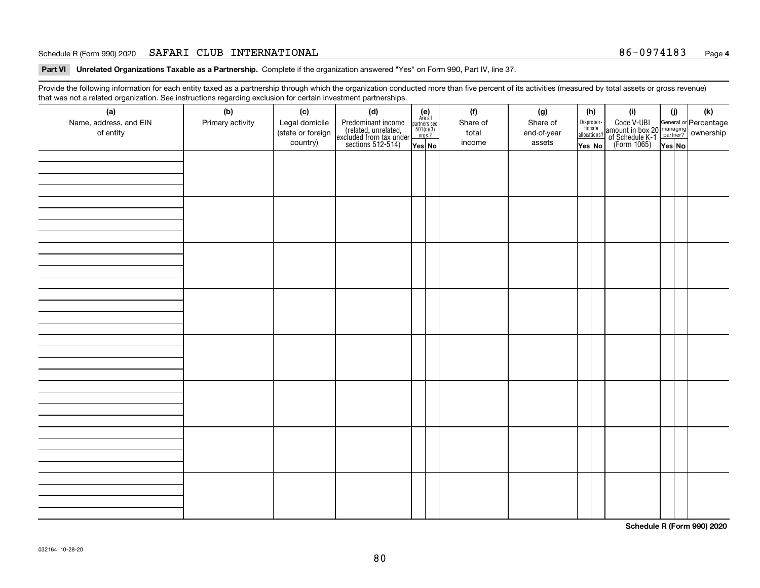Schedule R (Form 990) 2020 SAFARI CLUB INTERNATIONAL 86-0974183

**Part VI Unrelated Organizations Taxable as a Partnership.** Complete if the organization answered "Yes" on Form 990, Part IV, line 37.

Provide the following information for each entity taxed as a partnership through which the organization conducted more than five percent of its activities (measured by total assets or gross revenue) that was not a related organization. See instructions regarding exclusion for certain investment partnerships.

| (a) Name, address, and EIN of entity | (b) Primary activity | (c) Legal domicile (state or foreign country) | (d) Predominant income (related, unrelated, excluded from tax under sections 512-514) | (e) Are all partners sec. 501(c)(3) orgs.? Yes | No | (f) Share of total income | (g) Share of end-of-year assets | (h) Dispropor-tionate allocations? Yes | No | (i) Code V-UBI amount in box 20 of Schedule K-1 (Form 1065) | (j) General or managing partner? Yes | No | (k) Percentage ownership |
|---|---|---|---|---|---|---|---|---|---|---|---|---|---|
| | | | | | | | | | | | | | |
| | | | | | | | | | | | | | |
| | | | | | | | | | | | | | |
| | | | | | | | | | | | | | |
| | | | | | | | | | | | | | |
| | | | | | | | | | | | | | |
| | | | | | | | | | | | | | |
| | | | | | | | | | | | | | |

**Schedule R (Form 990) 2020**

032164 10-28-20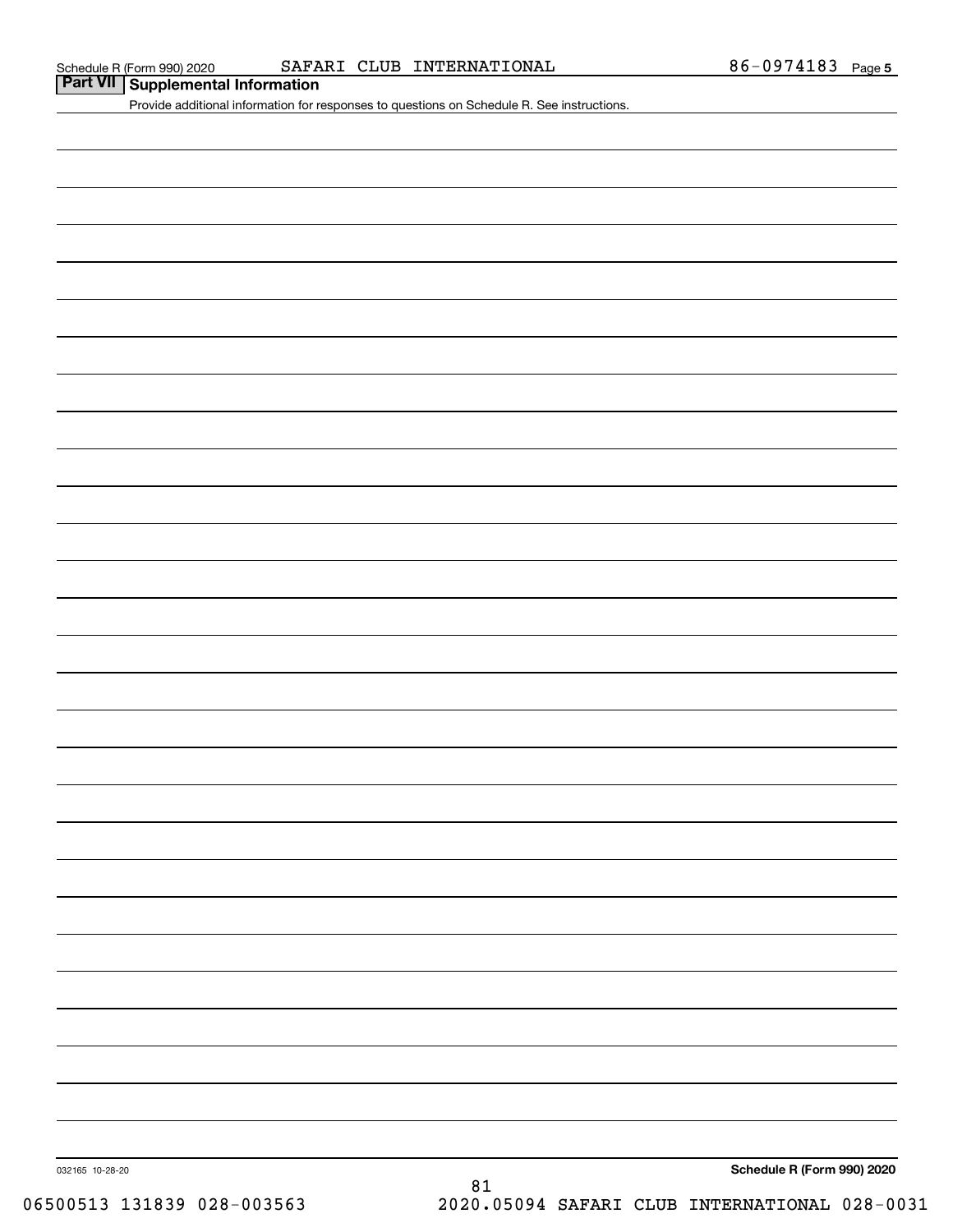## Part VII Supplemental Information

Provide additional information for responses to questions on Schedule R. See instructions.